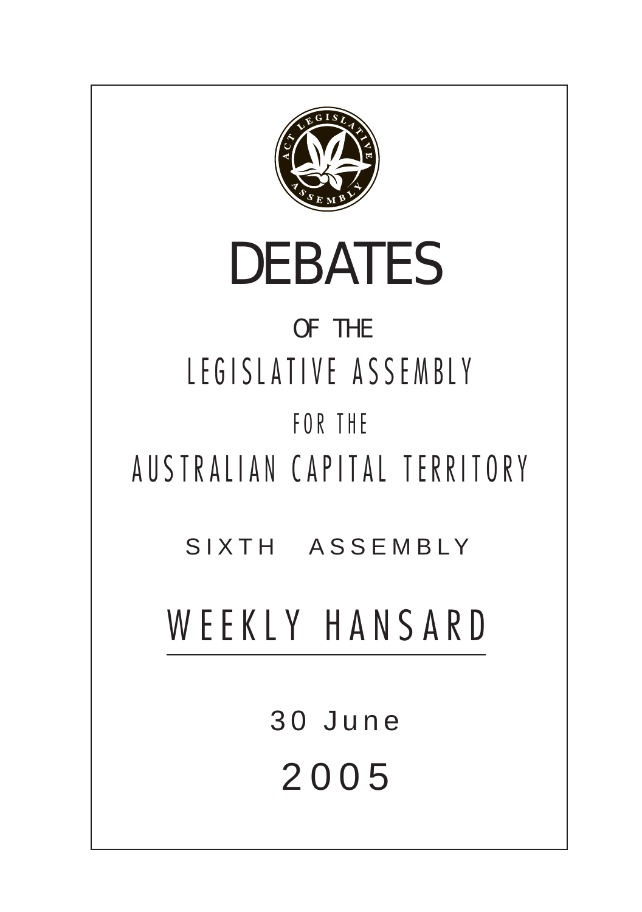# DEBATES

OF THE

LEGISLATIVE ASSEMBLY

FOR THE

AUSTRALIAN CAPITAL TERRITORY

SIXTH ASSEMBLY

## WEEKLY HANSARD

30 June

2005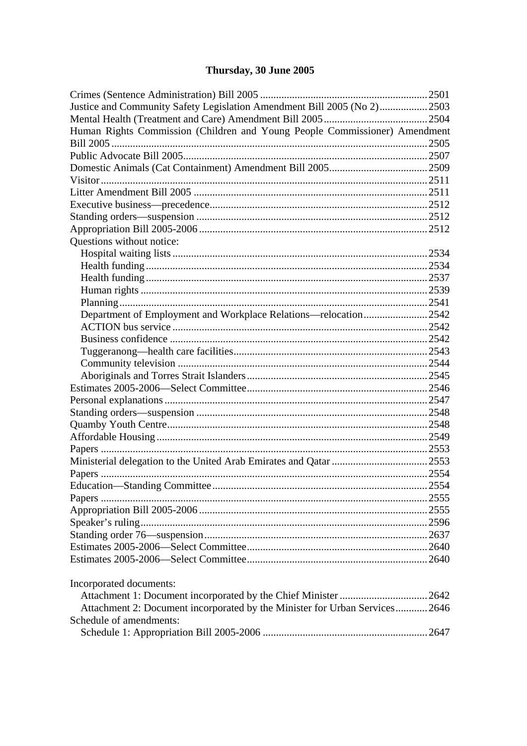**Thursday, 30 June 2005**

Crimes (Sentence Administration) Bill 2005 ........................................................ 2501
Justice and Community Safety Legislation Amendment Bill 2005 (No 2) .................. 2503
Mental Health (Treatment and Care) Amendment Bill 2005 ..................................... 2504
Human Rights Commission (Children and Young People Commissioner) Amendment Bill 2005 ........................................................................................................ 2505
Public Advocate Bill 2005 ........................................................................................ 2507
Domestic Animals (Cat Containment) Amendment Bill 2005 .................................... 2509
Visitor ....................................................................................................................... 2511
Litter Amendment Bill 2005 ...................................................................................... 2511
Executive business—precedence ............................................................................... 2512
Standing orders—suspension .................................................................................... 2512
Appropriation Bill 2005-2006 ................................................................................... 2512
Questions without notice:
- Hospital waiting lists ............................................................................................ 2534
- Health funding ...................................................................................................... 2534
- Health funding ...................................................................................................... 2537
- Human rights ........................................................................................................ 2539
- Planning ................................................................................................................ 2541
- Department of Employment and Workplace Relations—relocation ....................... 2542
- ACTION bus service ............................................................................................. 2542
- Business confidence .............................................................................................. 2542
- Tuggeranong—health care facilities ....................................................................... 2543
- Community television ............................................................................................ 2544
- Aboriginals and Torres Strait Islanders .................................................................. 2545

Estimates 2005-2006—Select Committee ................................................................... 2546
Personal explanations ................................................................................................ 2547
Standing orders—suspension .................................................................................... 2548
Quamby Youth Centre ............................................................................................... 2548
Affordable Housing .................................................................................................... 2549
Papers ........................................................................................................................ 2553
Ministerial delegation to the United Arab Emirates and Qatar .................................. 2553
Papers ........................................................................................................................ 2554
Education—Standing Committee ............................................................................... 2554
Papers ........................................................................................................................ 2555
Appropriation Bill 2005-2006 ................................................................................... 2555
Speaker's ruling ......................................................................................................... 2596
Standing order 76—suspension .................................................................................. 2637
Estimates 2005-2006—Select Committee ................................................................... 2640
Estimates 2005-2006—Select Committee ................................................................... 2640

Incorporated documents:
- Attachment 1: Document incorporated by the Chief Minister ................................ 2642
- Attachment 2: Document incorporated by the Minister for Urban Services ............ 2646

Schedule of amendments:
- Schedule 1: Appropriation Bill 2005-2006 ............................................................. 2647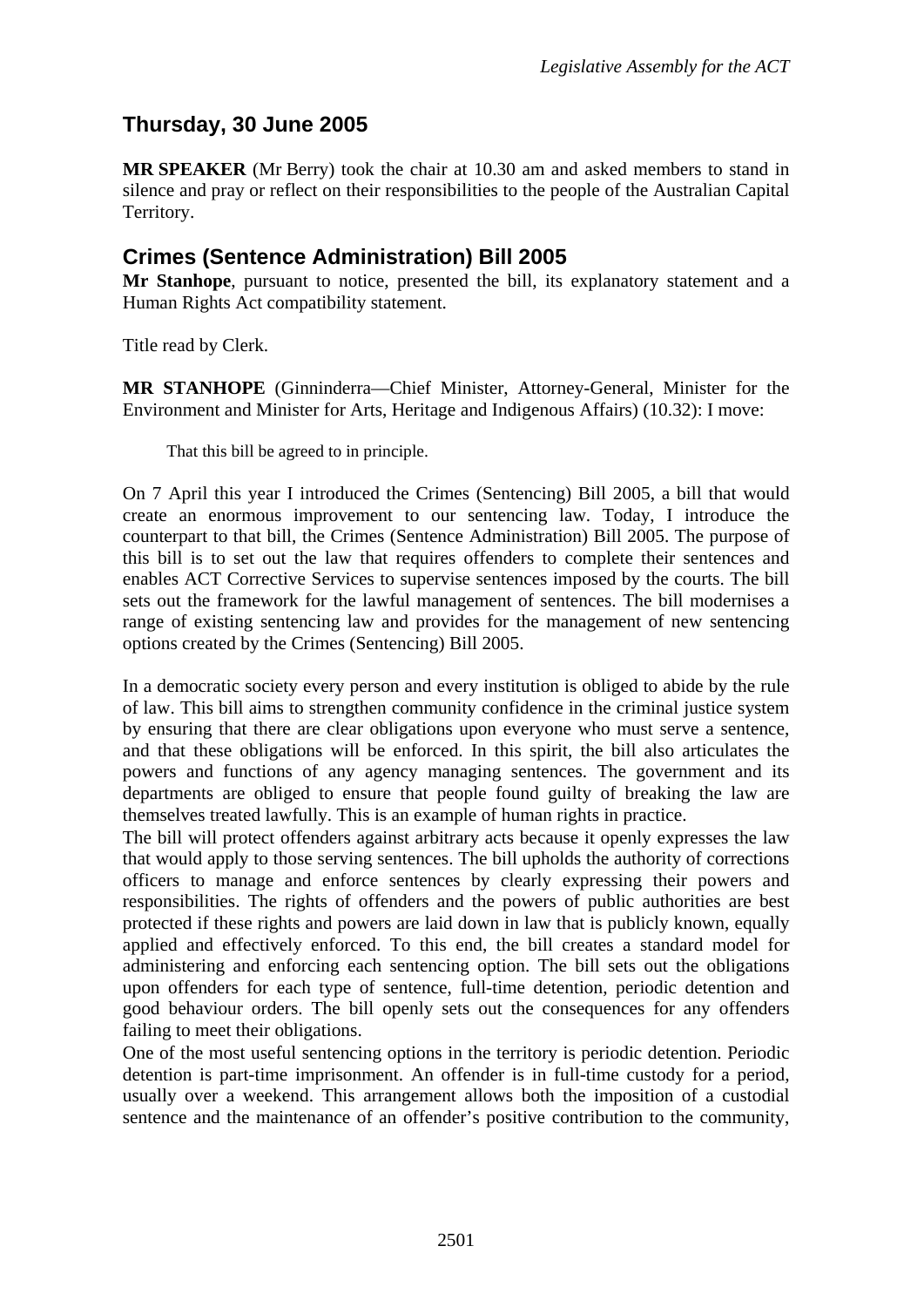## Thursday, 30 June 2005

**MR SPEAKER** (Mr Berry) took the chair at 10.30 am and asked members to stand in silence and pray or reflect on their responsibilities to the people of the Australian Capital Territory.

## Crimes (Sentence Administration) Bill 2005

**Mr Stanhope**, pursuant to notice, presented the bill, its explanatory statement and a Human Rights Act compatibility statement.

Title read by Clerk.

**MR STANHOPE** (Ginninderra—Chief Minister, Attorney-General, Minister for the Environment and Minister for Arts, Heritage and Indigenous Affairs) (10.32): I move:

> That this bill be agreed to in principle.

On 7 April this year I introduced the Crimes (Sentencing) Bill 2005, a bill that would create an enormous improvement to our sentencing law. Today, I introduce the counterpart to that bill, the Crimes (Sentence Administration) Bill 2005. The purpose of this bill is to set out the law that requires offenders to complete their sentences and enables ACT Corrective Services to supervise sentences imposed by the courts. The bill sets out the framework for the lawful management of sentences. The bill modernises a range of existing sentencing law and provides for the management of new sentencing options created by the Crimes (Sentencing) Bill 2005.

In a democratic society every person and every institution is obliged to abide by the rule of law. This bill aims to strengthen community confidence in the criminal justice system by ensuring that there are clear obligations upon everyone who must serve a sentence, and that these obligations will be enforced. In this spirit, the bill also articulates the powers and functions of any agency managing sentences. The government and its departments are obliged to ensure that people found guilty of breaking the law are themselves treated lawfully. This is an example of human rights in practice.

The bill will protect offenders against arbitrary acts because it openly expresses the law that would apply to those serving sentences. The bill upholds the authority of corrections officers to manage and enforce sentences by clearly expressing their powers and responsibilities. The rights of offenders and the powers of public authorities are best protected if these rights and powers are laid down in law that is publicly known, equally applied and effectively enforced. To this end, the bill creates a standard model for administering and enforcing each sentencing option. The bill sets out the obligations upon offenders for each type of sentence, full-time detention, periodic detention and good behaviour orders. The bill openly sets out the consequences for any offenders failing to meet their obligations.

One of the most useful sentencing options in the territory is periodic detention. Periodic detention is part-time imprisonment. An offender is in full-time custody for a period, usually over a weekend. This arrangement allows both the imposition of a custodial sentence and the maintenance of an offender's positive contribution to the community,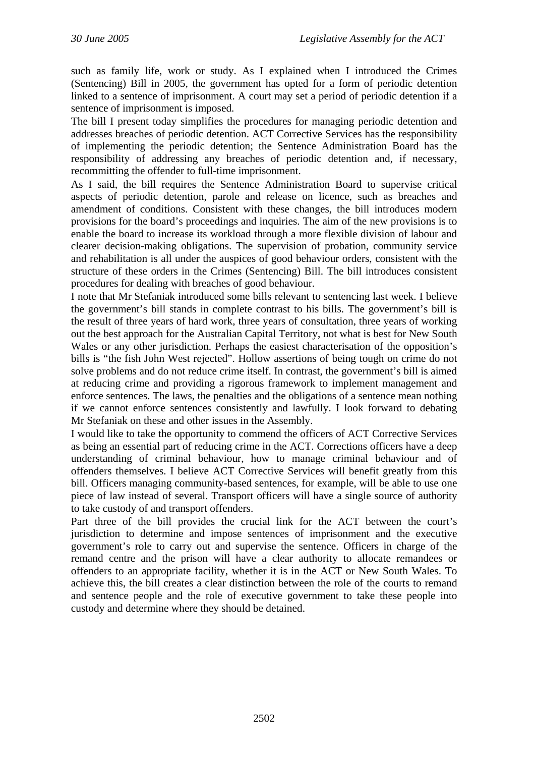such as family life, work or study. As I explained when I introduced the Crimes (Sentencing) Bill in 2005, the government has opted for a form of periodic detention linked to a sentence of imprisonment. A court may set a period of periodic detention if a sentence of imprisonment is imposed.

The bill I present today simplifies the procedures for managing periodic detention and addresses breaches of periodic detention. ACT Corrective Services has the responsibility of implementing the periodic detention; the Sentence Administration Board has the responsibility of addressing any breaches of periodic detention and, if necessary, recommitting the offender to full-time imprisonment.

As I said, the bill requires the Sentence Administration Board to supervise critical aspects of periodic detention, parole and release on licence, such as breaches and amendment of conditions. Consistent with these changes, the bill introduces modern provisions for the board's proceedings and inquiries. The aim of the new provisions is to enable the board to increase its workload through a more flexible division of labour and clearer decision-making obligations. The supervision of probation, community service and rehabilitation is all under the auspices of good behaviour orders, consistent with the structure of these orders in the Crimes (Sentencing) Bill. The bill introduces consistent procedures for dealing with breaches of good behaviour.

I note that Mr Stefaniak introduced some bills relevant to sentencing last week. I believe the government's bill stands in complete contrast to his bills. The government's bill is the result of three years of hard work, three years of consultation, three years of working out the best approach for the Australian Capital Territory, not what is best for New South Wales or any other jurisdiction. Perhaps the easiest characterisation of the opposition's bills is "the fish John West rejected". Hollow assertions of being tough on crime do not solve problems and do not reduce crime itself. In contrast, the government's bill is aimed at reducing crime and providing a rigorous framework to implement management and enforce sentences. The laws, the penalties and the obligations of a sentence mean nothing if we cannot enforce sentences consistently and lawfully. I look forward to debating Mr Stefaniak on these and other issues in the Assembly.

I would like to take the opportunity to commend the officers of ACT Corrective Services as being an essential part of reducing crime in the ACT. Corrections officers have a deep understanding of criminal behaviour, how to manage criminal behaviour and of offenders themselves. I believe ACT Corrective Services will benefit greatly from this bill. Officers managing community-based sentences, for example, will be able to use one piece of law instead of several. Transport officers will have a single source of authority to take custody of and transport offenders.

Part three of the bill provides the crucial link for the ACT between the court's jurisdiction to determine and impose sentences of imprisonment and the executive government's role to carry out and supervise the sentence. Officers in charge of the remand centre and the prison will have a clear authority to allocate remandees or offenders to an appropriate facility, whether it is in the ACT or New South Wales. To achieve this, the bill creates a clear distinction between the role of the courts to remand and sentence people and the role of executive government to take these people into custody and determine where they should be detained.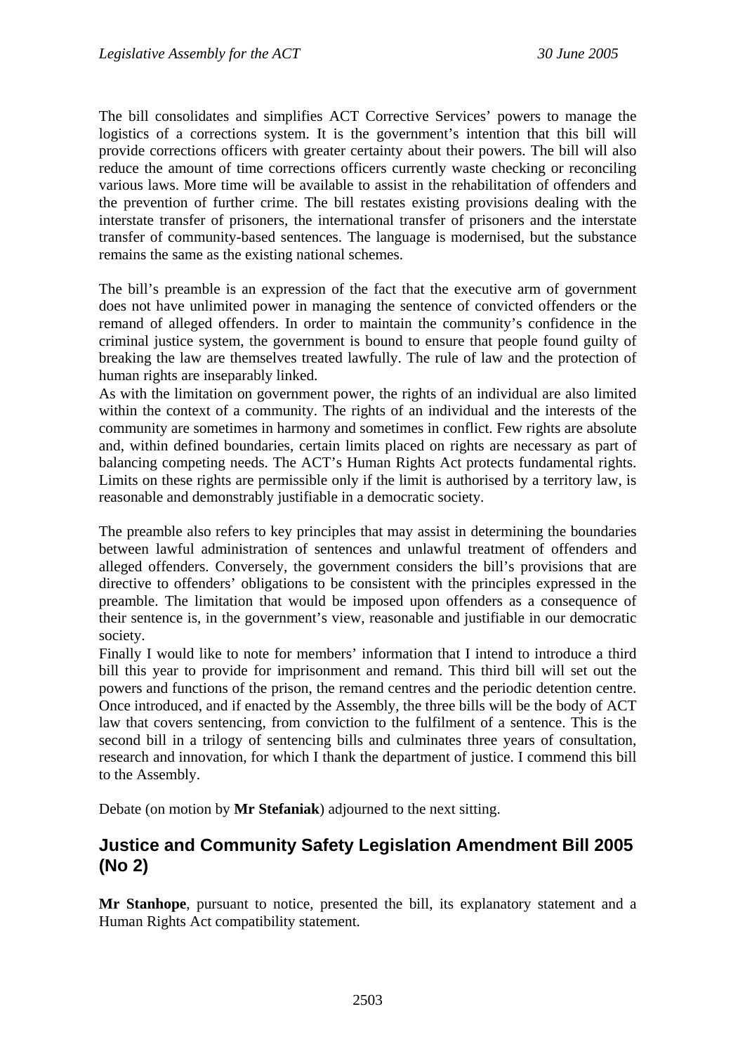The bill consolidates and simplifies ACT Corrective Services' powers to manage the logistics of a corrections system. It is the government's intention that this bill will provide corrections officers with greater certainty about their powers. The bill will also reduce the amount of time corrections officers currently waste checking or reconciling various laws. More time will be available to assist in the rehabilitation of offenders and the prevention of further crime. The bill restates existing provisions dealing with the interstate transfer of prisoners, the international transfer of prisoners and the interstate transfer of community-based sentences. The language is modernised, but the substance remains the same as the existing national schemes.

The bill's preamble is an expression of the fact that the executive arm of government does not have unlimited power in managing the sentence of convicted offenders or the remand of alleged offenders. In order to maintain the community's confidence in the criminal justice system, the government is bound to ensure that people found guilty of breaking the law are themselves treated lawfully. The rule of law and the protection of human rights are inseparably linked.

As with the limitation on government power, the rights of an individual are also limited within the context of a community. The rights of an individual and the interests of the community are sometimes in harmony and sometimes in conflict. Few rights are absolute and, within defined boundaries, certain limits placed on rights are necessary as part of balancing competing needs. The ACT's Human Rights Act protects fundamental rights. Limits on these rights are permissible only if the limit is authorised by a territory law, is reasonable and demonstrably justifiable in a democratic society.

The preamble also refers to key principles that may assist in determining the boundaries between lawful administration of sentences and unlawful treatment of offenders and alleged offenders. Conversely, the government considers the bill's provisions that are directive to offenders' obligations to be consistent with the principles expressed in the preamble. The limitation that would be imposed upon offenders as a consequence of their sentence is, in the government's view, reasonable and justifiable in our democratic society.

Finally I would like to note for members' information that I intend to introduce a third bill this year to provide for imprisonment and remand. This third bill will set out the powers and functions of the prison, the remand centres and the periodic detention centre. Once introduced, and if enacted by the Assembly, the three bills will be the body of ACT law that covers sentencing, from conviction to the fulfilment of a sentence. This is the second bill in a trilogy of sentencing bills and culminates three years of consultation, research and innovation, for which I thank the department of justice. I commend this bill to the Assembly.

Debate (on motion by **Mr Stefaniak**) adjourned to the next sitting.

## Justice and Community Safety Legislation Amendment Bill 2005 (No 2)

**Mr Stanhope**, pursuant to notice, presented the bill, its explanatory statement and a Human Rights Act compatibility statement.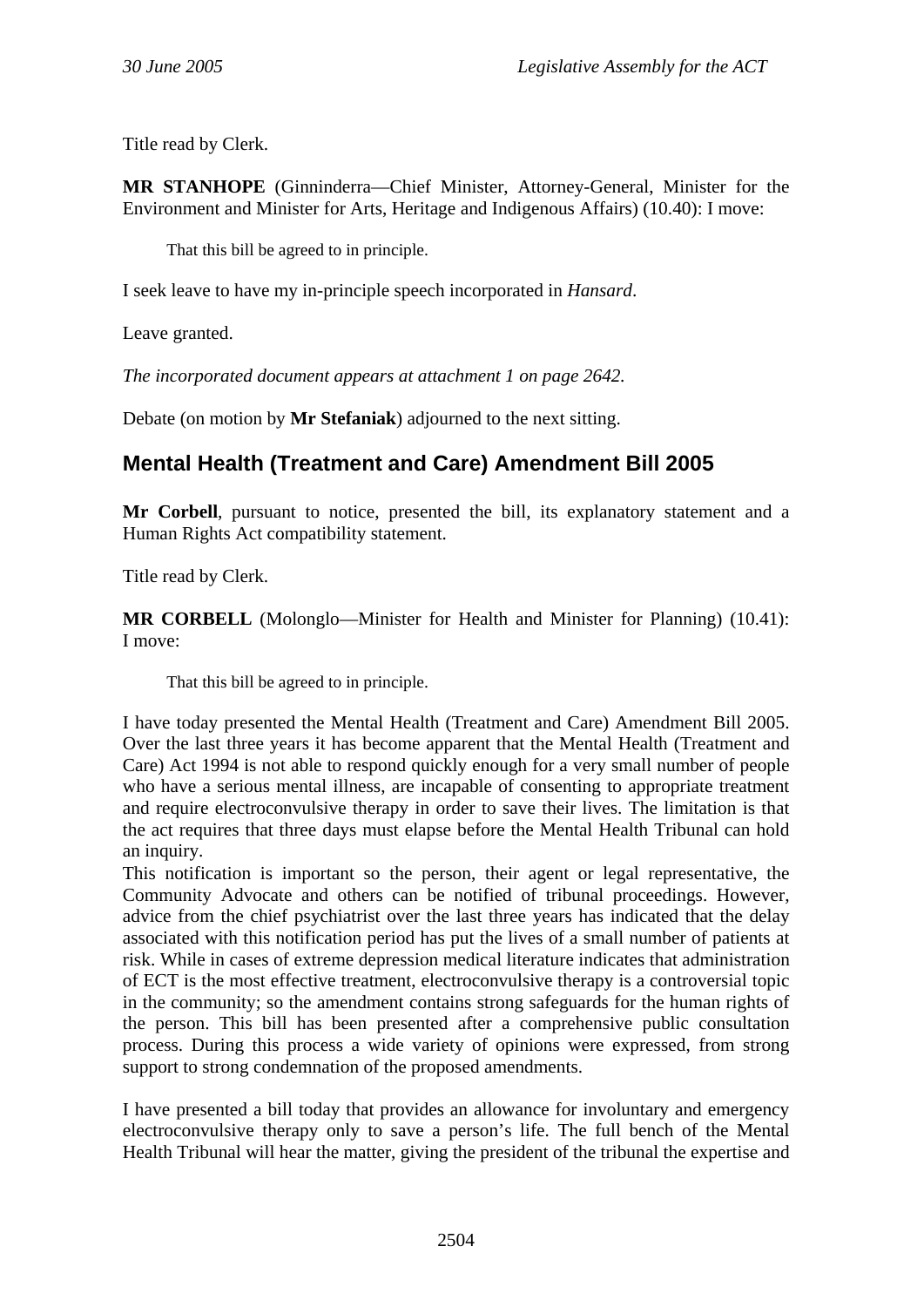Title read by Clerk.

**MR STANHOPE** (Ginninderra—Chief Minister, Attorney-General, Minister for the Environment and Minister for Arts, Heritage and Indigenous Affairs) (10.40): I move:

> That this bill be agreed to in principle.

I seek leave to have my in-principle speech incorporated in *Hansard*.

Leave granted.

*The incorporated document appears at attachment 1 on page 2642.*

Debate (on motion by **Mr Stefaniak**) adjourned to the next sitting.

## Mental Health (Treatment and Care) Amendment Bill 2005

**Mr Corbell**, pursuant to notice, presented the bill, its explanatory statement and a Human Rights Act compatibility statement.

Title read by Clerk.

**MR CORBELL** (Molonglo—Minister for Health and Minister for Planning) (10.41): I move:

> That this bill be agreed to in principle.

I have today presented the Mental Health (Treatment and Care) Amendment Bill 2005. Over the last three years it has become apparent that the Mental Health (Treatment and Care) Act 1994 is not able to respond quickly enough for a very small number of people who have a serious mental illness, are incapable of consenting to appropriate treatment and require electroconvulsive therapy in order to save their lives. The limitation is that the act requires that three days must elapse before the Mental Health Tribunal can hold an inquiry.

This notification is important so the person, their agent or legal representative, the Community Advocate and others can be notified of tribunal proceedings. However, advice from the chief psychiatrist over the last three years has indicated that the delay associated with this notification period has put the lives of a small number of patients at risk. While in cases of extreme depression medical literature indicates that administration of ECT is the most effective treatment, electroconvulsive therapy is a controversial topic in the community; so the amendment contains strong safeguards for the human rights of the person. This bill has been presented after a comprehensive public consultation process. During this process a wide variety of opinions were expressed, from strong support to strong condemnation of the proposed amendments.

I have presented a bill today that provides an allowance for involuntary and emergency electroconvulsive therapy only to save a person's life. The full bench of the Mental Health Tribunal will hear the matter, giving the president of the tribunal the expertise and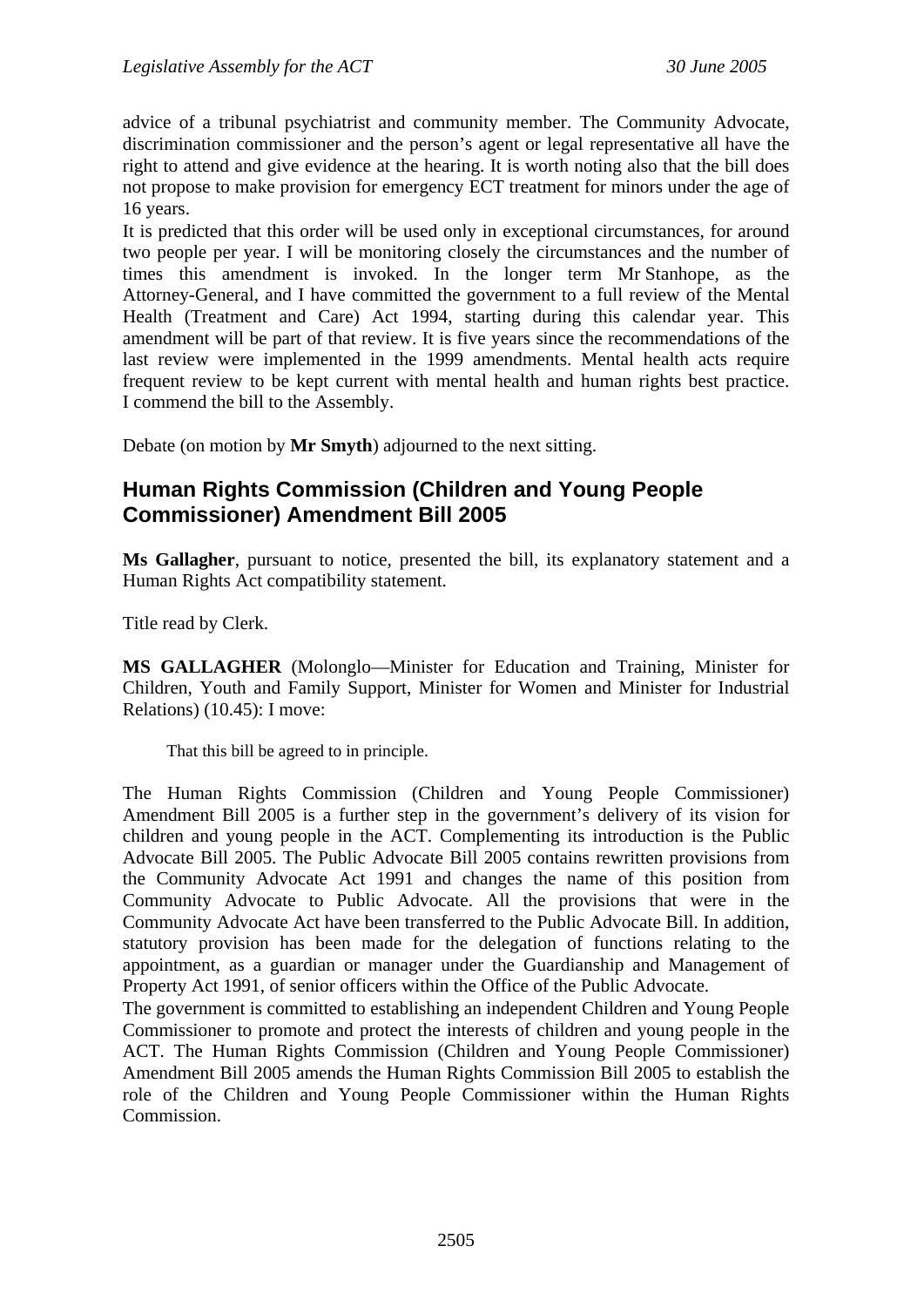advice of a tribunal psychiatrist and community member. The Community Advocate, discrimination commissioner and the person's agent or legal representative all have the right to attend and give evidence at the hearing. It is worth noting also that the bill does not propose to make provision for emergency ECT treatment for minors under the age of 16 years.

It is predicted that this order will be used only in exceptional circumstances, for around two people per year. I will be monitoring closely the circumstances and the number of times this amendment is invoked. In the longer term Mr Stanhope, as the Attorney-General, and I have committed the government to a full review of the Mental Health (Treatment and Care) Act 1994, starting during this calendar year. This amendment will be part of that review. It is five years since the recommendations of the last review were implemented in the 1999 amendments. Mental health acts require frequent review to be kept current with mental health and human rights best practice. I commend the bill to the Assembly.

Debate (on motion by **Mr Smyth**) adjourned to the next sitting.

## Human Rights Commission (Children and Young People Commissioner) Amendment Bill 2005

**Ms Gallagher**, pursuant to notice, presented the bill, its explanatory statement and a Human Rights Act compatibility statement.

Title read by Clerk.

**MS GALLAGHER** (Molonglo—Minister for Education and Training, Minister for Children, Youth and Family Support, Minister for Women and Minister for Industrial Relations) (10.45): I move:

> That this bill be agreed to in principle.

The Human Rights Commission (Children and Young People Commissioner) Amendment Bill 2005 is a further step in the government's delivery of its vision for children and young people in the ACT. Complementing its introduction is the Public Advocate Bill 2005. The Public Advocate Bill 2005 contains rewritten provisions from the Community Advocate Act 1991 and changes the name of this position from Community Advocate to Public Advocate. All the provisions that were in the Community Advocate Act have been transferred to the Public Advocate Bill. In addition, statutory provision has been made for the delegation of functions relating to the appointment, as a guardian or manager under the Guardianship and Management of Property Act 1991, of senior officers within the Office of the Public Advocate.

The government is committed to establishing an independent Children and Young People Commissioner to promote and protect the interests of children and young people in the ACT. The Human Rights Commission (Children and Young People Commissioner) Amendment Bill 2005 amends the Human Rights Commission Bill 2005 to establish the role of the Children and Young People Commissioner within the Human Rights Commission.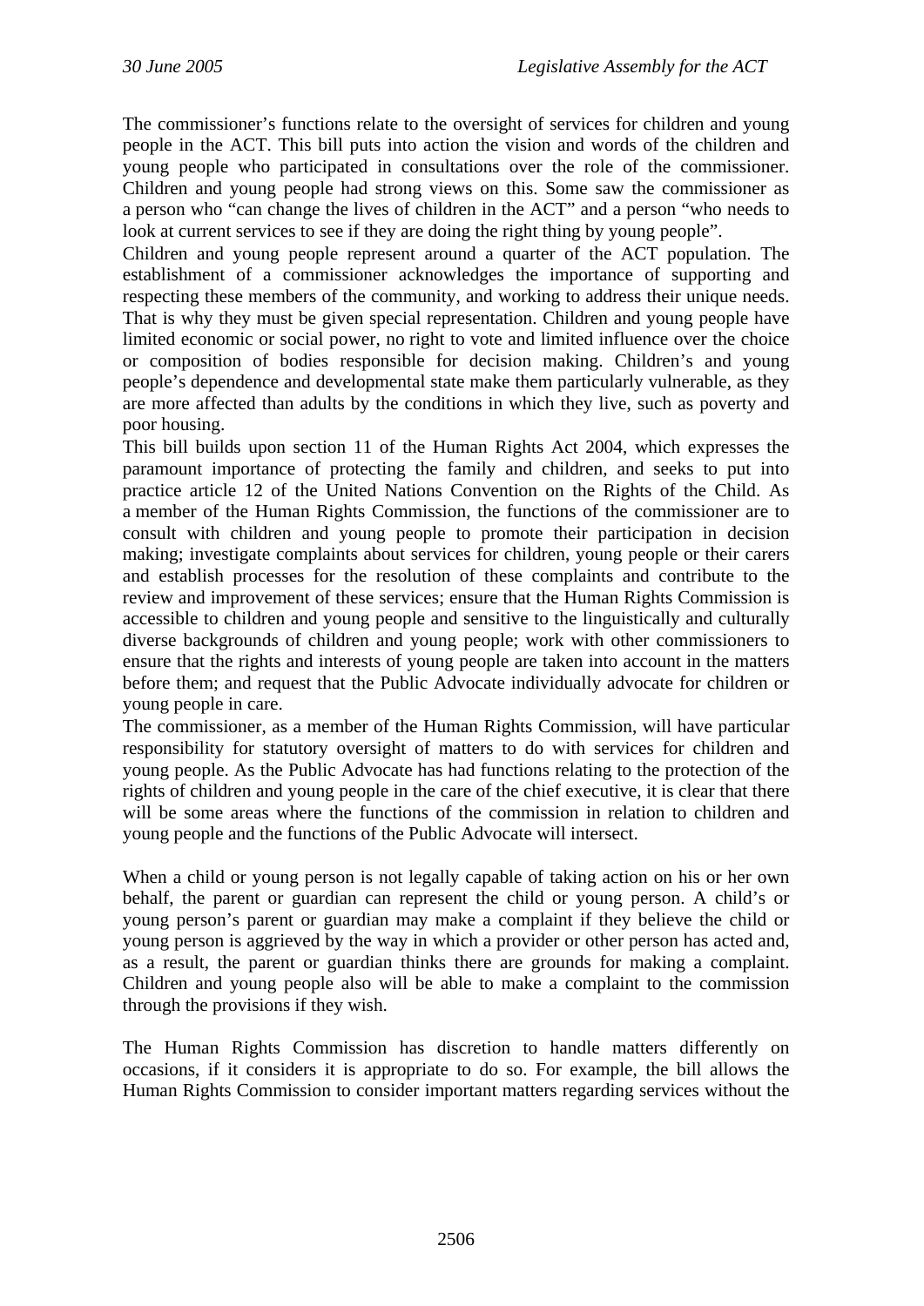The commissioner's functions relate to the oversight of services for children and young people in the ACT. This bill puts into action the vision and words of the children and young people who participated in consultations over the role of the commissioner. Children and young people had strong views on this. Some saw the commissioner as a person who "can change the lives of children in the ACT" and a person "who needs to look at current services to see if they are doing the right thing by young people".

Children and young people represent around a quarter of the ACT population. The establishment of a commissioner acknowledges the importance of supporting and respecting these members of the community, and working to address their unique needs. That is why they must be given special representation. Children and young people have limited economic or social power, no right to vote and limited influence over the choice or composition of bodies responsible for decision making. Children's and young people's dependence and developmental state make them particularly vulnerable, as they are more affected than adults by the conditions in which they live, such as poverty and poor housing.

This bill builds upon section 11 of the Human Rights Act 2004, which expresses the paramount importance of protecting the family and children, and seeks to put into practice article 12 of the United Nations Convention on the Rights of the Child. As a member of the Human Rights Commission, the functions of the commissioner are to consult with children and young people to promote their participation in decision making; investigate complaints about services for children, young people or their carers and establish processes for the resolution of these complaints and contribute to the review and improvement of these services; ensure that the Human Rights Commission is accessible to children and young people and sensitive to the linguistically and culturally diverse backgrounds of children and young people; work with other commissioners to ensure that the rights and interests of young people are taken into account in the matters before them; and request that the Public Advocate individually advocate for children or young people in care.

The commissioner, as a member of the Human Rights Commission, will have particular responsibility for statutory oversight of matters to do with services for children and young people. As the Public Advocate has had functions relating to the protection of the rights of children and young people in the care of the chief executive, it is clear that there will be some areas where the functions of the commission in relation to children and young people and the functions of the Public Advocate will intersect.

When a child or young person is not legally capable of taking action on his or her own behalf, the parent or guardian can represent the child or young person. A child's or young person's parent or guardian may make a complaint if they believe the child or young person is aggrieved by the way in which a provider or other person has acted and, as a result, the parent or guardian thinks there are grounds for making a complaint. Children and young people also will be able to make a complaint to the commission through the provisions if they wish.

The Human Rights Commission has discretion to handle matters differently on occasions, if it considers it is appropriate to do so. For example, the bill allows the Human Rights Commission to consider important matters regarding services without the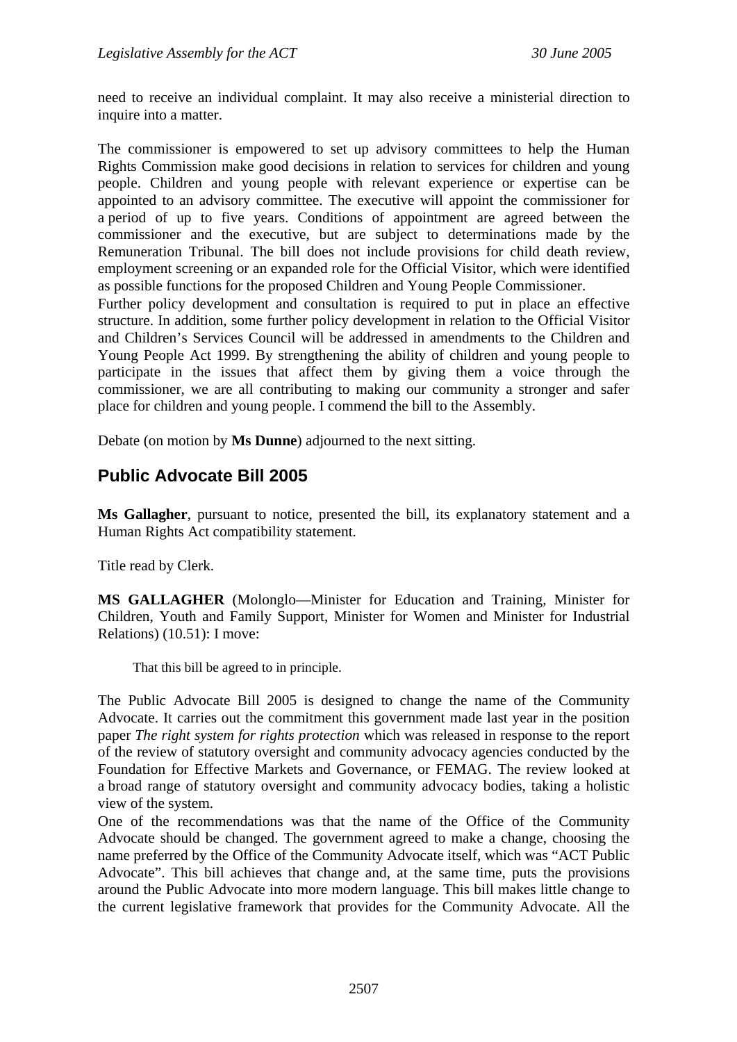need to receive an individual complaint. It may also receive a ministerial direction to inquire into a matter.

The commissioner is empowered to set up advisory committees to help the Human Rights Commission make good decisions in relation to services for children and young people. Children and young people with relevant experience or expertise can be appointed to an advisory committee. The executive will appoint the commissioner for a period of up to five years. Conditions of appointment are agreed between the commissioner and the executive, but are subject to determinations made by the Remuneration Tribunal. The bill does not include provisions for child death review, employment screening or an expanded role for the Official Visitor, which were identified as possible functions for the proposed Children and Young People Commissioner.

Further policy development and consultation is required to put in place an effective structure. In addition, some further policy development in relation to the Official Visitor and Children's Services Council will be addressed in amendments to the Children and Young People Act 1999. By strengthening the ability of children and young people to participate in the issues that affect them by giving them a voice through the commissioner, we are all contributing to making our community a stronger and safer place for children and young people. I commend the bill to the Assembly.

Debate (on motion by **Ms Dunne**) adjourned to the next sitting.

## Public Advocate Bill 2005

**Ms Gallagher**, pursuant to notice, presented the bill, its explanatory statement and a Human Rights Act compatibility statement.

Title read by Clerk.

**MS GALLAGHER** (Molonglo—Minister for Education and Training, Minister for Children, Youth and Family Support, Minister for Women and Minister for Industrial Relations) (10.51): I move:

> That this bill be agreed to in principle.

The Public Advocate Bill 2005 is designed to change the name of the Community Advocate. It carries out the commitment this government made last year in the position paper *The right system for rights protection* which was released in response to the report of the review of statutory oversight and community advocacy agencies conducted by the Foundation for Effective Markets and Governance, or FEMAG. The review looked at a broad range of statutory oversight and community advocacy bodies, taking a holistic view of the system.

One of the recommendations was that the name of the Office of the Community Advocate should be changed. The government agreed to make a change, choosing the name preferred by the Office of the Community Advocate itself, which was "ACT Public Advocate". This bill achieves that change and, at the same time, puts the provisions around the Public Advocate into more modern language. This bill makes little change to the current legislative framework that provides for the Community Advocate. All the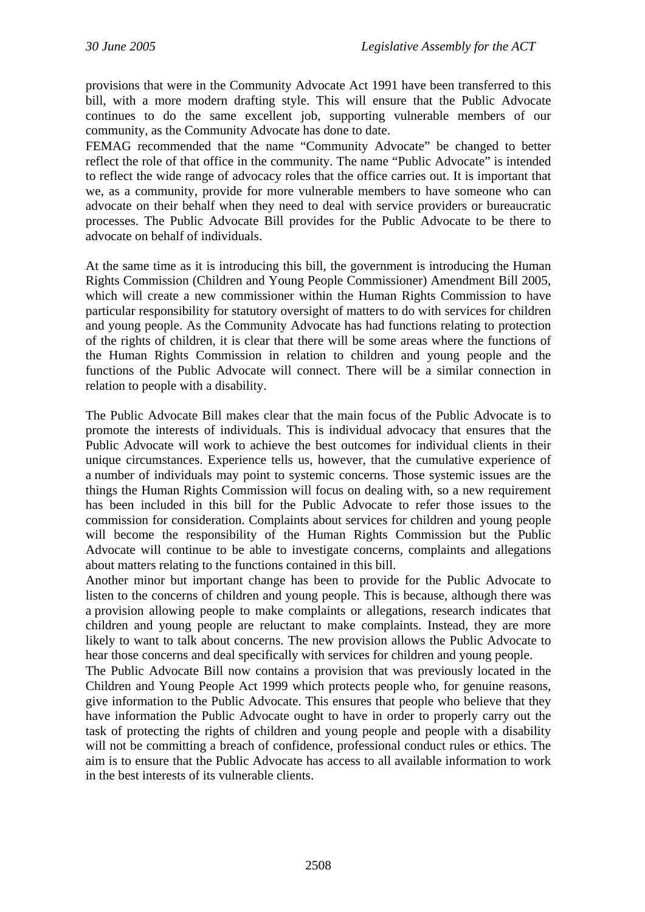provisions that were in the Community Advocate Act 1991 have been transferred to this bill, with a more modern drafting style. This will ensure that the Public Advocate continues to do the same excellent job, supporting vulnerable members of our community, as the Community Advocate has done to date.

FEMAG recommended that the name "Community Advocate" be changed to better reflect the role of that office in the community. The name "Public Advocate" is intended to reflect the wide range of advocacy roles that the office carries out. It is important that we, as a community, provide for more vulnerable members to have someone who can advocate on their behalf when they need to deal with service providers or bureaucratic processes. The Public Advocate Bill provides for the Public Advocate to be there to advocate on behalf of individuals.

At the same time as it is introducing this bill, the government is introducing the Human Rights Commission (Children and Young People Commissioner) Amendment Bill 2005, which will create a new commissioner within the Human Rights Commission to have particular responsibility for statutory oversight of matters to do with services for children and young people. As the Community Advocate has had functions relating to protection of the rights of children, it is clear that there will be some areas where the functions of the Human Rights Commission in relation to children and young people and the functions of the Public Advocate will connect. There will be a similar connection in relation to people with a disability.

The Public Advocate Bill makes clear that the main focus of the Public Advocate is to promote the interests of individuals. This is individual advocacy that ensures that the Public Advocate will work to achieve the best outcomes for individual clients in their unique circumstances. Experience tells us, however, that the cumulative experience of a number of individuals may point to systemic concerns. Those systemic issues are the things the Human Rights Commission will focus on dealing with, so a new requirement has been included in this bill for the Public Advocate to refer those issues to the commission for consideration. Complaints about services for children and young people will become the responsibility of the Human Rights Commission but the Public Advocate will continue to be able to investigate concerns, complaints and allegations about matters relating to the functions contained in this bill.

Another minor but important change has been to provide for the Public Advocate to listen to the concerns of children and young people. This is because, although there was a provision allowing people to make complaints or allegations, research indicates that children and young people are reluctant to make complaints. Instead, they are more likely to want to talk about concerns. The new provision allows the Public Advocate to hear those concerns and deal specifically with services for children and young people.

The Public Advocate Bill now contains a provision that was previously located in the Children and Young People Act 1999 which protects people who, for genuine reasons, give information to the Public Advocate. This ensures that people who believe that they have information the Public Advocate ought to have in order to properly carry out the task of protecting the rights of children and young people and people with a disability will not be committing a breach of confidence, professional conduct rules or ethics. The aim is to ensure that the Public Advocate has access to all available information to work in the best interests of its vulnerable clients.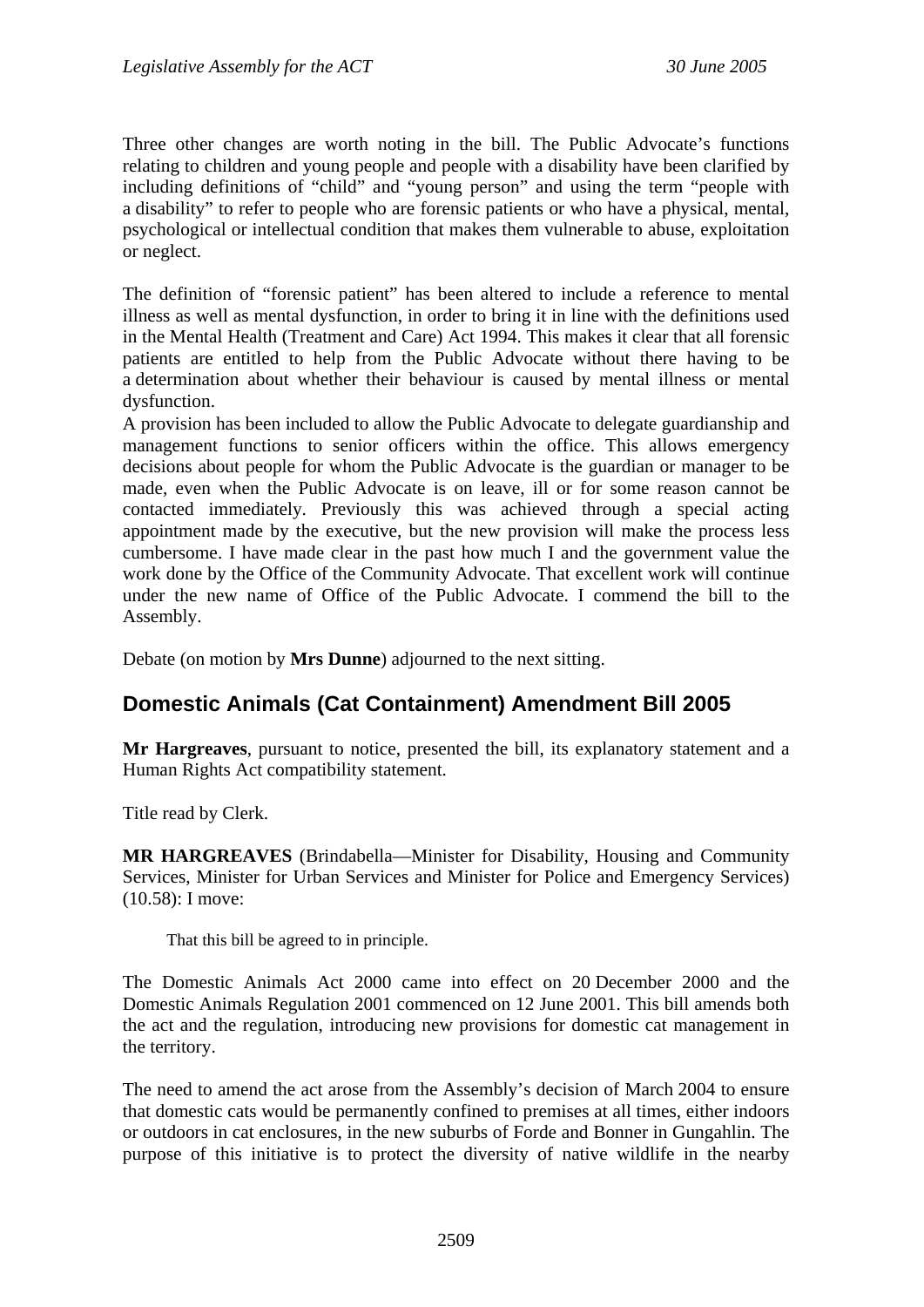Three other changes are worth noting in the bill. The Public Advocate's functions relating to children and young people and people with a disability have been clarified by including definitions of "child" and "young person" and using the term "people with a disability" to refer to people who are forensic patients or who have a physical, mental, psychological or intellectual condition that makes them vulnerable to abuse, exploitation or neglect.

The definition of "forensic patient" has been altered to include a reference to mental illness as well as mental dysfunction, in order to bring it in line with the definitions used in the Mental Health (Treatment and Care) Act 1994. This makes it clear that all forensic patients are entitled to help from the Public Advocate without there having to be a determination about whether their behaviour is caused by mental illness or mental dysfunction.

A provision has been included to allow the Public Advocate to delegate guardianship and management functions to senior officers within the office. This allows emergency decisions about people for whom the Public Advocate is the guardian or manager to be made, even when the Public Advocate is on leave, ill or for some reason cannot be contacted immediately. Previously this was achieved through a special acting appointment made by the executive, but the new provision will make the process less cumbersome. I have made clear in the past how much I and the government value the work done by the Office of the Community Advocate. That excellent work will continue under the new name of Office of the Public Advocate. I commend the bill to the Assembly.

Debate (on motion by **Mrs Dunne**) adjourned to the next sitting.

## Domestic Animals (Cat Containment) Amendment Bill 2005

**Mr Hargreaves**, pursuant to notice, presented the bill, its explanatory statement and a Human Rights Act compatibility statement.

Title read by Clerk.

**MR HARGREAVES** (Brindabella—Minister for Disability, Housing and Community Services, Minister for Urban Services and Minister for Police and Emergency Services) (10.58): I move:

> That this bill be agreed to in principle.

The Domestic Animals Act 2000 came into effect on 20 December 2000 and the Domestic Animals Regulation 2001 commenced on 12 June 2001. This bill amends both the act and the regulation, introducing new provisions for domestic cat management in the territory.

The need to amend the act arose from the Assembly's decision of March 2004 to ensure that domestic cats would be permanently confined to premises at all times, either indoors or outdoors in cat enclosures, in the new suburbs of Forde and Bonner in Gungahlin. The purpose of this initiative is to protect the diversity of native wildlife in the nearby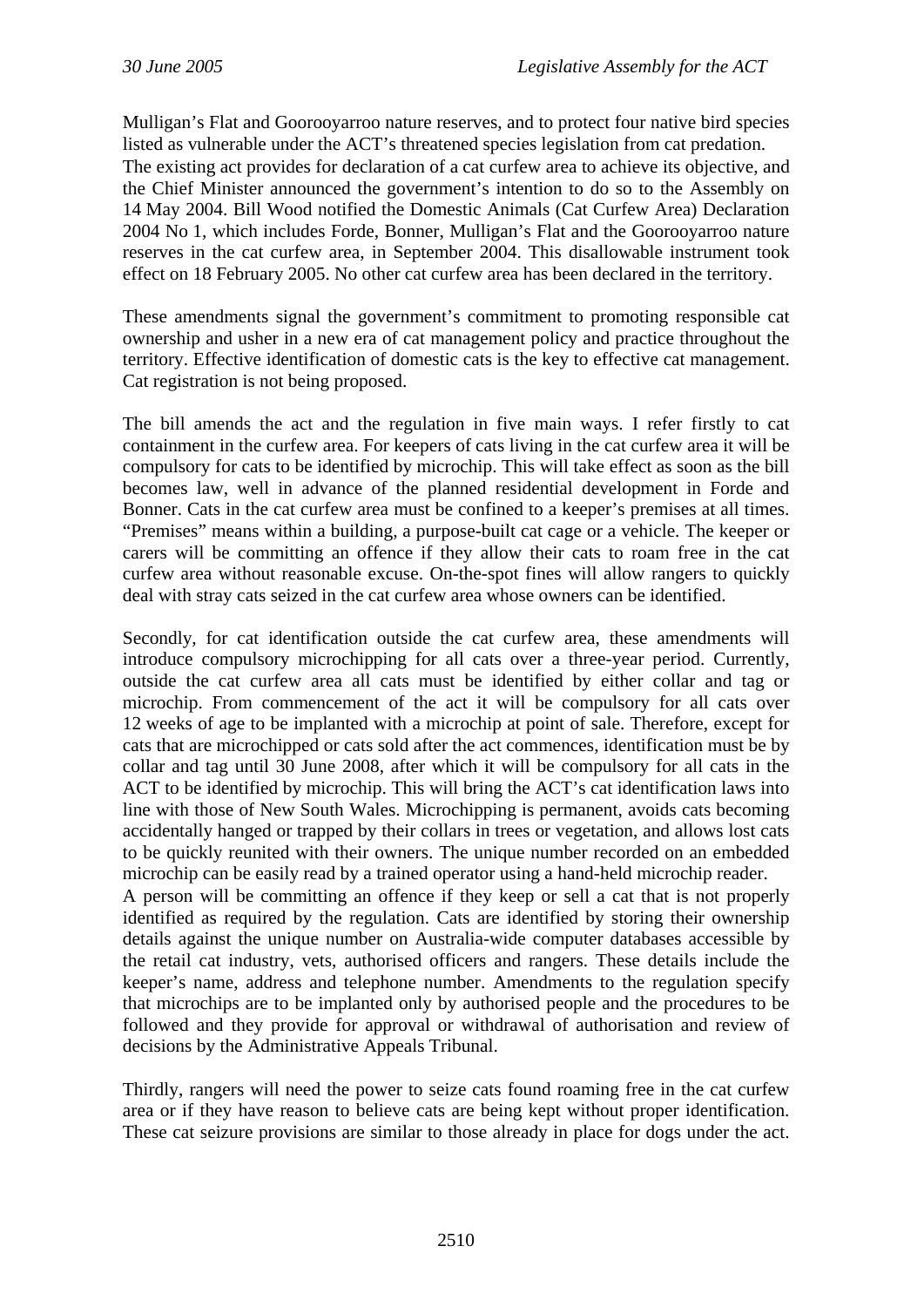Mulligan's Flat and Goorooyarroo nature reserves, and to protect four native bird species listed as vulnerable under the ACT's threatened species legislation from cat predation. The existing act provides for declaration of a cat curfew area to achieve its objective, and the Chief Minister announced the government's intention to do so to the Assembly on 14 May 2004. Bill Wood notified the Domestic Animals (Cat Curfew Area) Declaration 2004 No 1, which includes Forde, Bonner, Mulligan's Flat and the Goorooyarroo nature reserves in the cat curfew area, in September 2004. This disallowable instrument took effect on 18 February 2005. No other cat curfew area has been declared in the territory.

These amendments signal the government's commitment to promoting responsible cat ownership and usher in a new era of cat management policy and practice throughout the territory. Effective identification of domestic cats is the key to effective cat management. Cat registration is not being proposed.

The bill amends the act and the regulation in five main ways. I refer firstly to cat containment in the curfew area. For keepers of cats living in the cat curfew area it will be compulsory for cats to be identified by microchip. This will take effect as soon as the bill becomes law, well in advance of the planned residential development in Forde and Bonner. Cats in the cat curfew area must be confined to a keeper's premises at all times. "Premises" means within a building, a purpose-built cat cage or a vehicle. The keeper or carers will be committing an offence if they allow their cats to roam free in the cat curfew area without reasonable excuse. On-the-spot fines will allow rangers to quickly deal with stray cats seized in the cat curfew area whose owners can be identified.

Secondly, for cat identification outside the cat curfew area, these amendments will introduce compulsory microchipping for all cats over a three-year period. Currently, outside the cat curfew area all cats must be identified by either collar and tag or microchip. From commencement of the act it will be compulsory for all cats over 12 weeks of age to be implanted with a microchip at point of sale. Therefore, except for cats that are microchipped or cats sold after the act commences, identification must be by collar and tag until 30 June 2008, after which it will be compulsory for all cats in the ACT to be identified by microchip. This will bring the ACT's cat identification laws into line with those of New South Wales. Microchipping is permanent, avoids cats becoming accidentally hanged or trapped by their collars in trees or vegetation, and allows lost cats to be quickly reunited with their owners. The unique number recorded on an embedded microchip can be easily read by a trained operator using a hand-held microchip reader. A person will be committing an offence if they keep or sell a cat that is not properly identified as required by the regulation. Cats are identified by storing their ownership details against the unique number on Australia-wide computer databases accessible by the retail cat industry, vets, authorised officers and rangers. These details include the keeper's name, address and telephone number. Amendments to the regulation specify that microchips are to be implanted only by authorised people and the procedures to be followed and they provide for approval or withdrawal of authorisation and review of decisions by the Administrative Appeals Tribunal.

Thirdly, rangers will need the power to seize cats found roaming free in the cat curfew area or if they have reason to believe cats are being kept without proper identification. These cat seizure provisions are similar to those already in place for dogs under the act.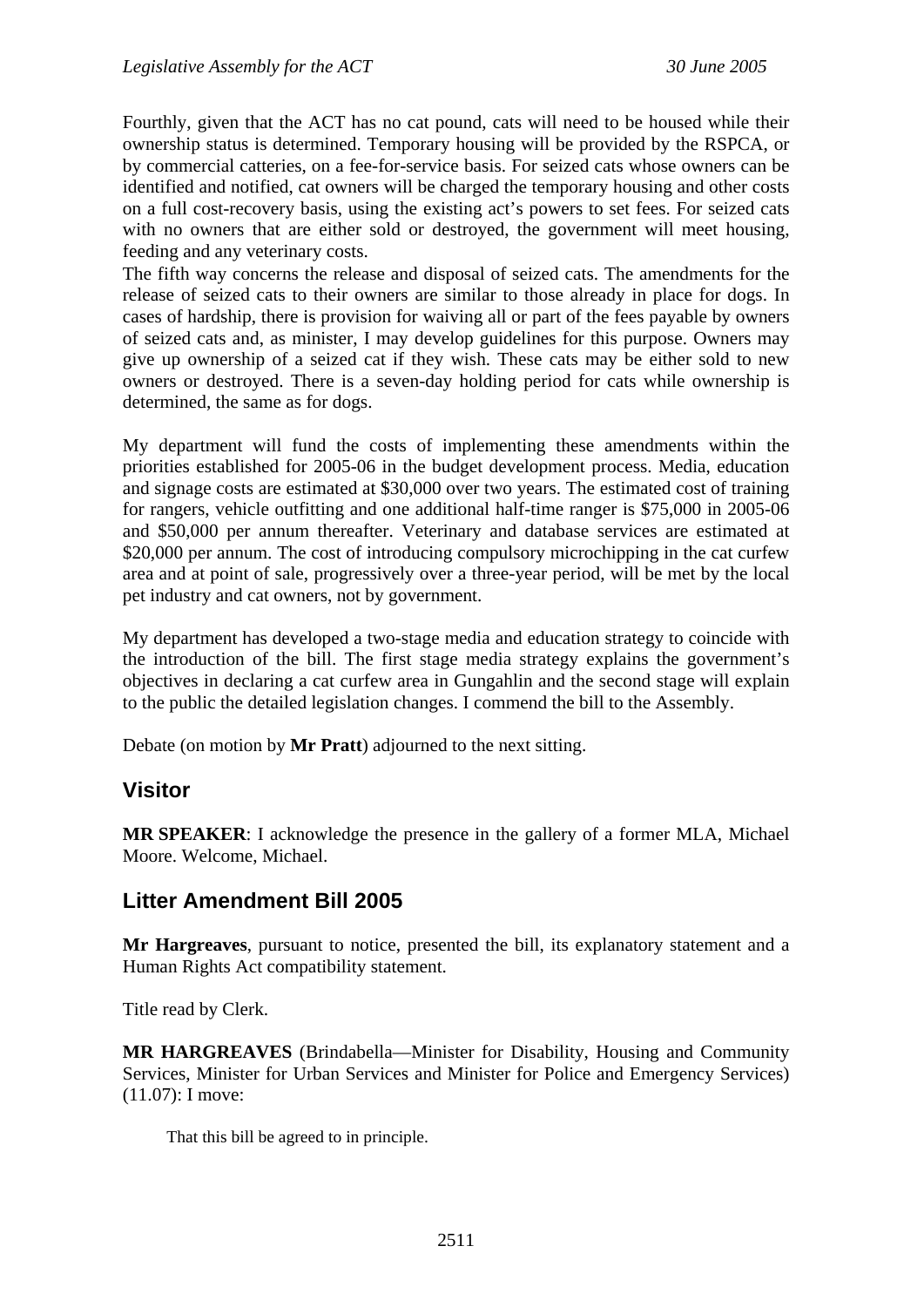Fourthly, given that the ACT has no cat pound, cats will need to be housed while their ownership status is determined. Temporary housing will be provided by the RSPCA, or by commercial catteries, on a fee-for-service basis. For seized cats whose owners can be identified and notified, cat owners will be charged the temporary housing and other costs on a full cost-recovery basis, using the existing act's powers to set fees. For seized cats with no owners that are either sold or destroyed, the government will meet housing, feeding and any veterinary costs.

The fifth way concerns the release and disposal of seized cats. The amendments for the release of seized cats to their owners are similar to those already in place for dogs. In cases of hardship, there is provision for waiving all or part of the fees payable by owners of seized cats and, as minister, I may develop guidelines for this purpose. Owners may give up ownership of a seized cat if they wish. These cats may be either sold to new owners or destroyed. There is a seven-day holding period for cats while ownership is determined, the same as for dogs.

My department will fund the costs of implementing these amendments within the priorities established for 2005-06 in the budget development process. Media, education and signage costs are estimated at $30,000 over two years. The estimated cost of training for rangers, vehicle outfitting and one additional half-time ranger is $75,000 in 2005-06 and $50,000 per annum thereafter. Veterinary and database services are estimated at $20,000 per annum. The cost of introducing compulsory microchipping in the cat curfew area and at point of sale, progressively over a three-year period, will be met by the local pet industry and cat owners, not by government.

My department has developed a two-stage media and education strategy to coincide with the introduction of the bill. The first stage media strategy explains the government's objectives in declaring a cat curfew area in Gungahlin and the second stage will explain to the public the detailed legislation changes. I commend the bill to the Assembly.

Debate (on motion by **Mr Pratt**) adjourned to the next sitting.

## Visitor

**MR SPEAKER**: I acknowledge the presence in the gallery of a former MLA, Michael Moore. Welcome, Michael.

## Litter Amendment Bill 2005

**Mr Hargreaves**, pursuant to notice, presented the bill, its explanatory statement and a Human Rights Act compatibility statement.

Title read by Clerk.

**MR HARGREAVES** (Brindabella—Minister for Disability, Housing and Community Services, Minister for Urban Services and Minister for Police and Emergency Services) (11.07): I move:

> That this bill be agreed to in principle.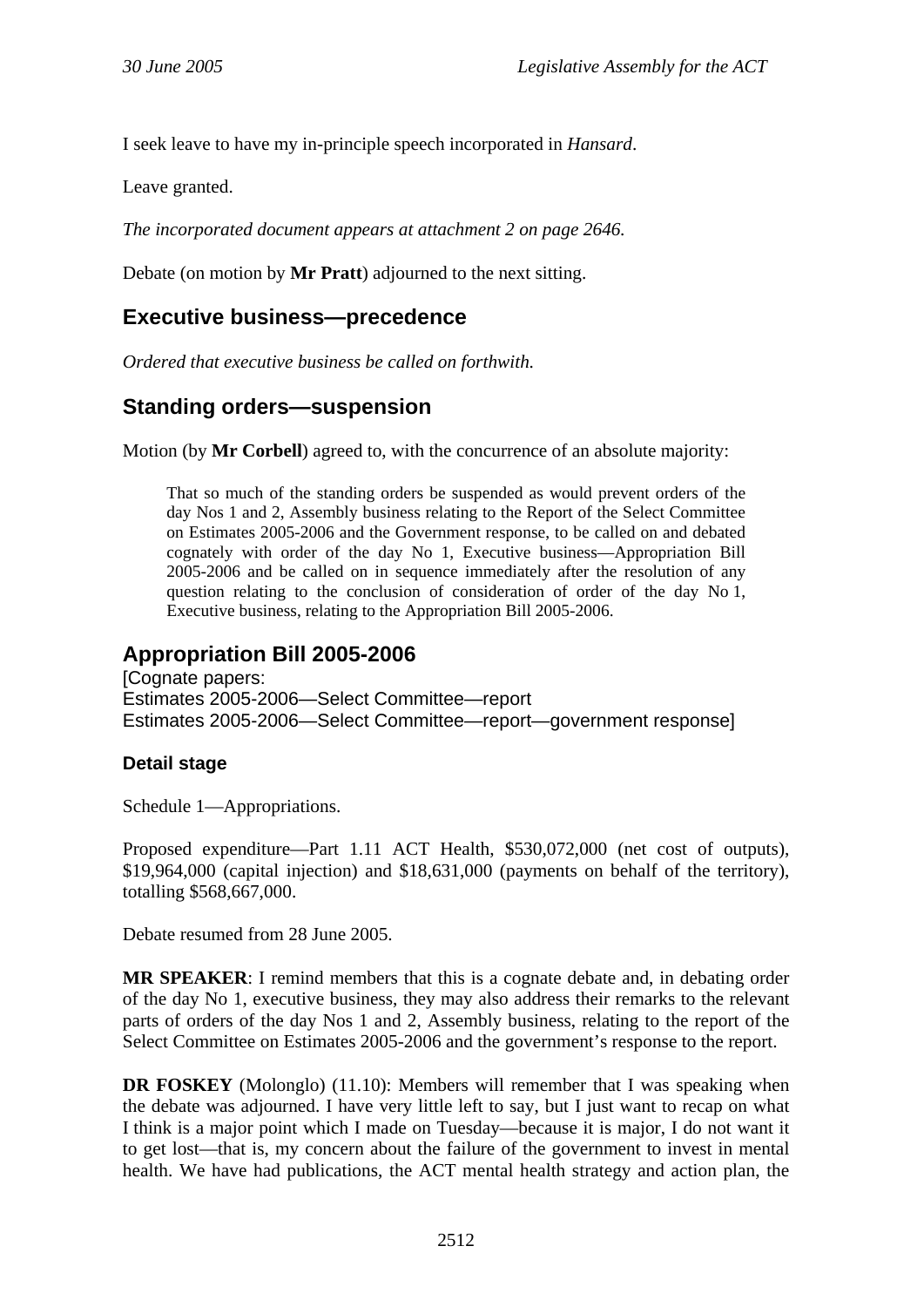I seek leave to have my in-principle speech incorporated in *Hansard*.

Leave granted.

*The incorporated document appears at attachment 2 on page 2646.*

Debate (on motion by **Mr Pratt**) adjourned to the next sitting.

## Executive business—precedence

*Ordered that executive business be called on forthwith.*

## Standing orders—suspension

Motion (by **Mr Corbell**) agreed to, with the concurrence of an absolute majority:

> That so much of the standing orders be suspended as would prevent orders of the day Nos 1 and 2, Assembly business relating to the Report of the Select Committee on Estimates 2005-2006 and the Government response, to be called on and debated cognately with order of the day No 1, Executive business—Appropriation Bill 2005-2006 and be called on in sequence immediately after the resolution of any question relating to the conclusion of consideration of order of the day No 1, Executive business, relating to the Appropriation Bill 2005-2006.

## Appropriation Bill 2005-2006

[Cognate papers:
Estimates 2005-2006—Select Committee—report
Estimates 2005-2006—Select Committee—report—government response]

### Detail stage

Schedule 1—Appropriations.

Proposed expenditure—Part 1.11 ACT Health, $530,072,000 (net cost of outputs), $19,964,000 (capital injection) and $18,631,000 (payments on behalf of the territory), totalling $568,667,000.

Debate resumed from 28 June 2005.

**MR SPEAKER**: I remind members that this is a cognate debate and, in debating order of the day No 1, executive business, they may also address their remarks to the relevant parts of orders of the day Nos 1 and 2, Assembly business, relating to the report of the Select Committee on Estimates 2005-2006 and the government's response to the report.

**DR FOSKEY** (Molonglo) (11.10): Members will remember that I was speaking when the debate was adjourned. I have very little left to say, but I just want to recap on what I think is a major point which I made on Tuesday—because it is major, I do not want it to get lost—that is, my concern about the failure of the government to invest in mental health. We have had publications, the ACT mental health strategy and action plan, the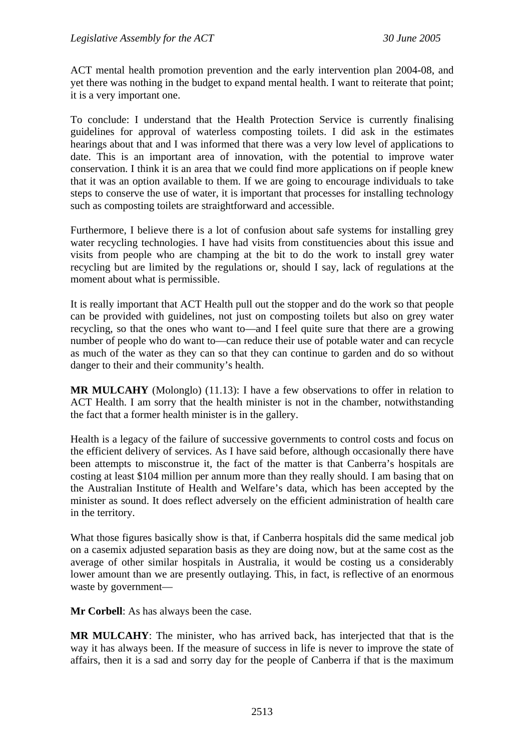ACT mental health promotion prevention and the early intervention plan 2004-08, and yet there was nothing in the budget to expand mental health. I want to reiterate that point; it is a very important one.

To conclude: I understand that the Health Protection Service is currently finalising guidelines for approval of waterless composting toilets. I did ask in the estimates hearings about that and I was informed that there was a very low level of applications to date. This is an important area of innovation, with the potential to improve water conservation. I think it is an area that we could find more applications on if people knew that it was an option available to them. If we are going to encourage individuals to take steps to conserve the use of water, it is important that processes for installing technology such as composting toilets are straightforward and accessible.

Furthermore, I believe there is a lot of confusion about safe systems for installing grey water recycling technologies. I have had visits from constituencies about this issue and visits from people who are champing at the bit to do the work to install grey water recycling but are limited by the regulations or, should I say, lack of regulations at the moment about what is permissible.

It is really important that ACT Health pull out the stopper and do the work so that people can be provided with guidelines, not just on composting toilets but also on grey water recycling, so that the ones who want to—and I feel quite sure that there are a growing number of people who do want to—can reduce their use of potable water and can recycle as much of the water as they can so that they can continue to garden and do so without danger to their and their community's health.

**MR MULCAHY** (Molonglo) (11.13): I have a few observations to offer in relation to ACT Health. I am sorry that the health minister is not in the chamber, notwithstanding the fact that a former health minister is in the gallery.

Health is a legacy of the failure of successive governments to control costs and focus on the efficient delivery of services. As I have said before, although occasionally there have been attempts to misconstrue it, the fact of the matter is that Canberra's hospitals are costing at least $104 million per annum more than they really should. I am basing that on the Australian Institute of Health and Welfare's data, which has been accepted by the minister as sound. It does reflect adversely on the efficient administration of health care in the territory.

What those figures basically show is that, if Canberra hospitals did the same medical job on a casemix adjusted separation basis as they are doing now, but at the same cost as the average of other similar hospitals in Australia, it would be costing us a considerably lower amount than we are presently outlaying. This, in fact, is reflective of an enormous waste by government—

**Mr Corbell**: As has always been the case.

**MR MULCAHY**: The minister, who has arrived back, has interjected that that is the way it has always been. If the measure of success in life is never to improve the state of affairs, then it is a sad and sorry day for the people of Canberra if that is the maximum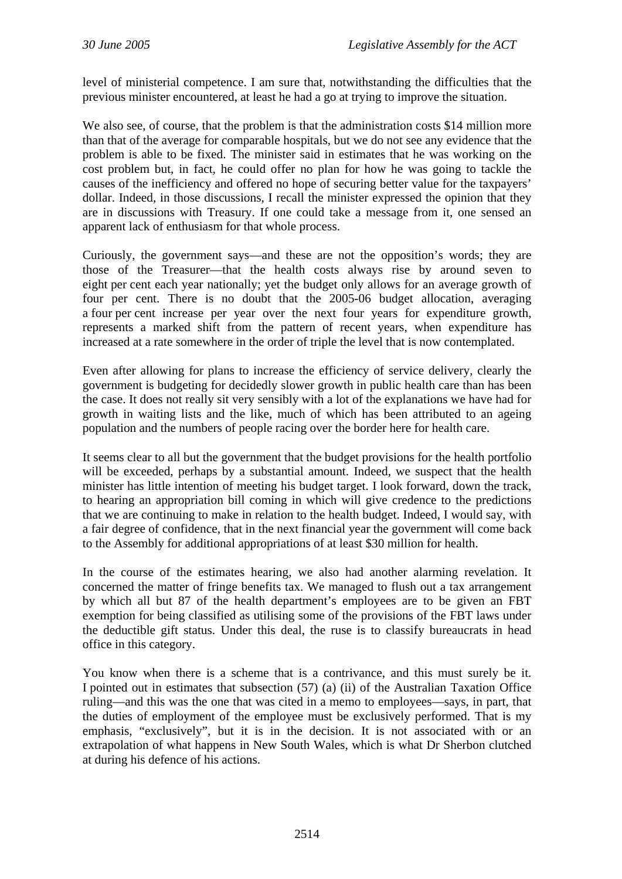level of ministerial competence. I am sure that, notwithstanding the difficulties that the previous minister encountered, at least he had a go at trying to improve the situation.

We also see, of course, that the problem is that the administration costs $14 million more than that of the average for comparable hospitals, but we do not see any evidence that the problem is able to be fixed. The minister said in estimates that he was working on the cost problem but, in fact, he could offer no plan for how he was going to tackle the causes of the inefficiency and offered no hope of securing better value for the taxpayers' dollar. Indeed, in those discussions, I recall the minister expressed the opinion that they are in discussions with Treasury. If one could take a message from it, one sensed an apparent lack of enthusiasm for that whole process.

Curiously, the government says—and these are not the opposition's words; they are those of the Treasurer—that the health costs always rise by around seven to eight per cent each year nationally; yet the budget only allows for an average growth of four per cent. There is no doubt that the 2005-06 budget allocation, averaging a four per cent increase per year over the next four years for expenditure growth, represents a marked shift from the pattern of recent years, when expenditure has increased at a rate somewhere in the order of triple the level that is now contemplated.

Even after allowing for plans to increase the efficiency of service delivery, clearly the government is budgeting for decidedly slower growth in public health care than has been the case. It does not really sit very sensibly with a lot of the explanations we have had for growth in waiting lists and the like, much of which has been attributed to an ageing population and the numbers of people racing over the border here for health care.

It seems clear to all but the government that the budget provisions for the health portfolio will be exceeded, perhaps by a substantial amount. Indeed, we suspect that the health minister has little intention of meeting his budget target. I look forward, down the track, to hearing an appropriation bill coming in which will give credence to the predictions that we are continuing to make in relation to the health budget. Indeed, I would say, with a fair degree of confidence, that in the next financial year the government will come back to the Assembly for additional appropriations of at least $30 million for health.

In the course of the estimates hearing, we also had another alarming revelation. It concerned the matter of fringe benefits tax. We managed to flush out a tax arrangement by which all but 87 of the health department's employees are to be given an FBT exemption for being classified as utilising some of the provisions of the FBT laws under the deductible gift status. Under this deal, the ruse is to classify bureaucrats in head office in this category.

You know when there is a scheme that is a contrivance, and this must surely be it. I pointed out in estimates that subsection (57) (a) (ii) of the Australian Taxation Office ruling—and this was the one that was cited in a memo to employees—says, in part, that the duties of employment of the employee must be exclusively performed. That is my emphasis, "exclusively", but it is in the decision. It is not associated with or an extrapolation of what happens in New South Wales, which is what Dr Sherbon clutched at during his defence of his actions.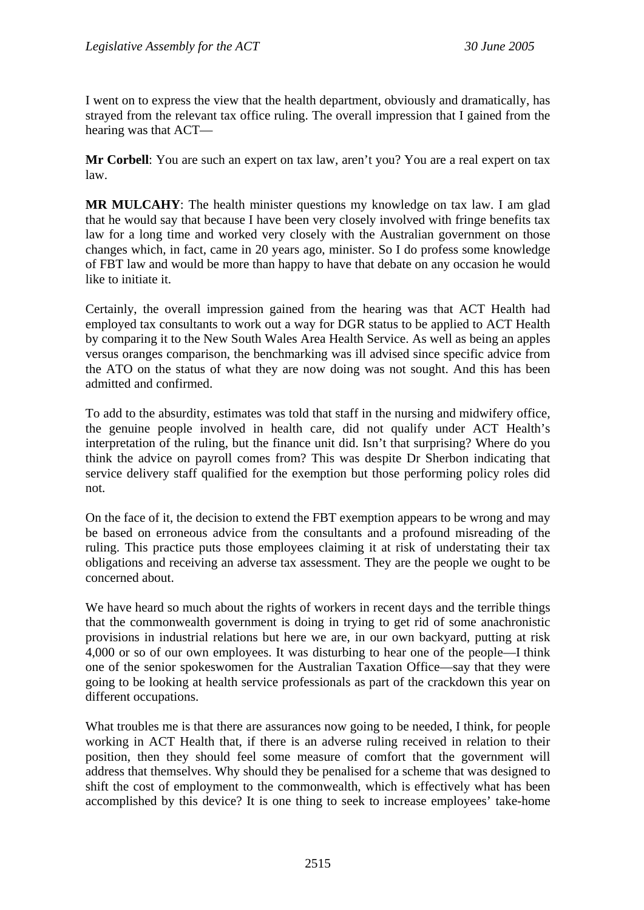I went on to express the view that the health department, obviously and dramatically, has strayed from the relevant tax office ruling. The overall impression that I gained from the hearing was that ACT—

**Mr Corbell**: You are such an expert on tax law, aren't you? You are a real expert on tax law.

**MR MULCAHY**: The health minister questions my knowledge on tax law. I am glad that he would say that because I have been very closely involved with fringe benefits tax law for a long time and worked very closely with the Australian government on those changes which, in fact, came in 20 years ago, minister. So I do profess some knowledge of FBT law and would be more than happy to have that debate on any occasion he would like to initiate it.

Certainly, the overall impression gained from the hearing was that ACT Health had employed tax consultants to work out a way for DGR status to be applied to ACT Health by comparing it to the New South Wales Area Health Service. As well as being an apples versus oranges comparison, the benchmarking was ill advised since specific advice from the ATO on the status of what they are now doing was not sought. And this has been admitted and confirmed.

To add to the absurdity, estimates was told that staff in the nursing and midwifery office, the genuine people involved in health care, did not qualify under ACT Health's interpretation of the ruling, but the finance unit did. Isn't that surprising? Where do you think the advice on payroll comes from? This was despite Dr Sherbon indicating that service delivery staff qualified for the exemption but those performing policy roles did not.

On the face of it, the decision to extend the FBT exemption appears to be wrong and may be based on erroneous advice from the consultants and a profound misreading of the ruling. This practice puts those employees claiming it at risk of understating their tax obligations and receiving an adverse tax assessment. They are the people we ought to be concerned about.

We have heard so much about the rights of workers in recent days and the terrible things that the commonwealth government is doing in trying to get rid of some anachronistic provisions in industrial relations but here we are, in our own backyard, putting at risk 4,000 or so of our own employees. It was disturbing to hear one of the people—I think one of the senior spokeswomen for the Australian Taxation Office—say that they were going to be looking at health service professionals as part of the crackdown this year on different occupations.

What troubles me is that there are assurances now going to be needed, I think, for people working in ACT Health that, if there is an adverse ruling received in relation to their position, then they should feel some measure of comfort that the government will address that themselves. Why should they be penalised for a scheme that was designed to shift the cost of employment to the commonwealth, which is effectively what has been accomplished by this device? It is one thing to seek to increase employees' take-home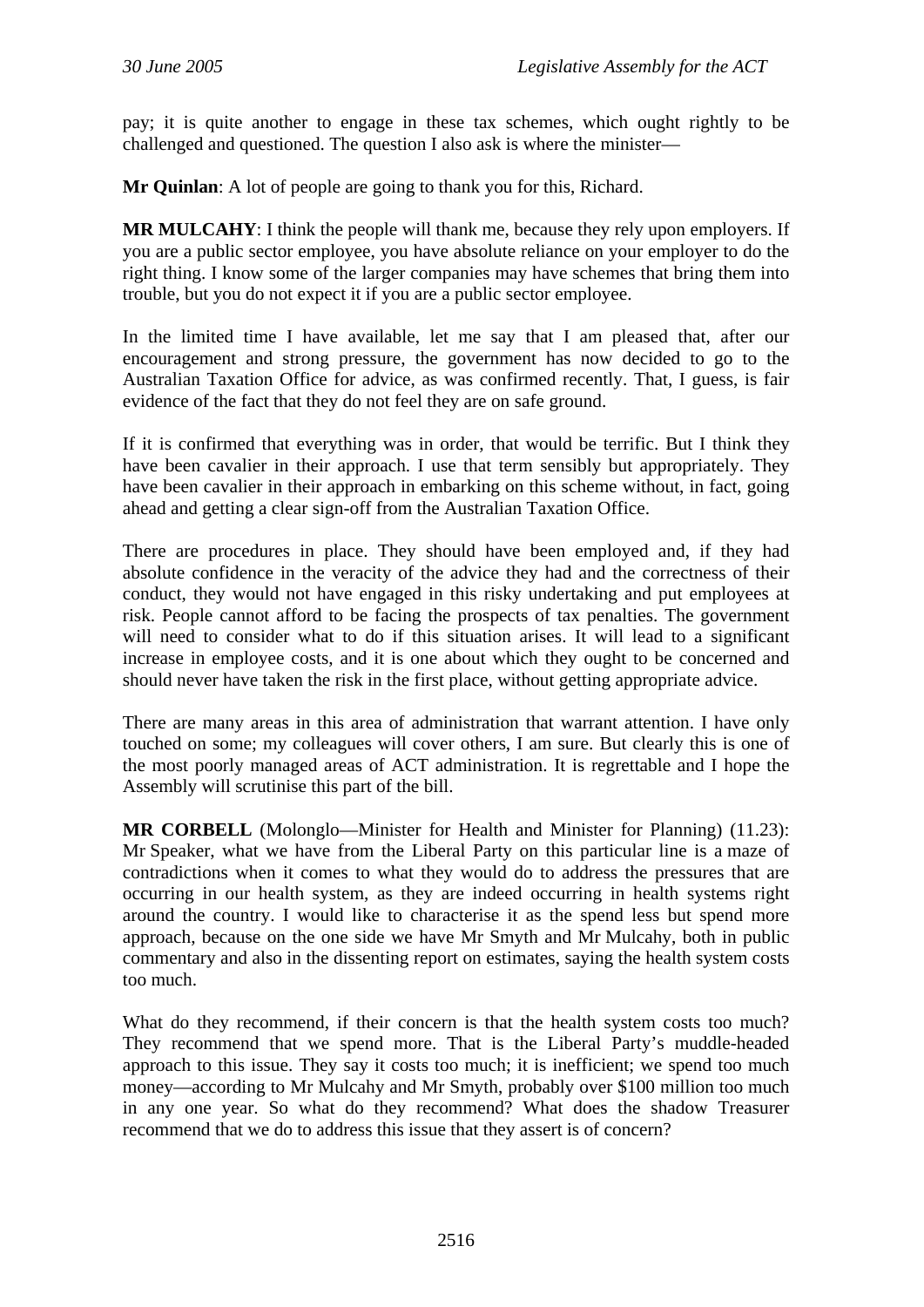pay; it is quite another to engage in these tax schemes, which ought rightly to be challenged and questioned. The question I also ask is where the minister—

**Mr Quinlan**: A lot of people are going to thank you for this, Richard.

**MR MULCAHY**: I think the people will thank me, because they rely upon employers. If you are a public sector employee, you have absolute reliance on your employer to do the right thing. I know some of the larger companies may have schemes that bring them into trouble, but you do not expect it if you are a public sector employee.

In the limited time I have available, let me say that I am pleased that, after our encouragement and strong pressure, the government has now decided to go to the Australian Taxation Office for advice, as was confirmed recently. That, I guess, is fair evidence of the fact that they do not feel they are on safe ground.

If it is confirmed that everything was in order, that would be terrific. But I think they have been cavalier in their approach. I use that term sensibly but appropriately. They have been cavalier in their approach in embarking on this scheme without, in fact, going ahead and getting a clear sign-off from the Australian Taxation Office.

There are procedures in place. They should have been employed and, if they had absolute confidence in the veracity of the advice they had and the correctness of their conduct, they would not have engaged in this risky undertaking and put employees at risk. People cannot afford to be facing the prospects of tax penalties. The government will need to consider what to do if this situation arises. It will lead to a significant increase in employee costs, and it is one about which they ought to be concerned and should never have taken the risk in the first place, without getting appropriate advice.

There are many areas in this area of administration that warrant attention. I have only touched on some; my colleagues will cover others, I am sure. But clearly this is one of the most poorly managed areas of ACT administration. It is regrettable and I hope the Assembly will scrutinise this part of the bill.

**MR CORBELL** (Molonglo—Minister for Health and Minister for Planning) (11.23): Mr Speaker, what we have from the Liberal Party on this particular line is a maze of contradictions when it comes to what they would do to address the pressures that are occurring in our health system, as they are indeed occurring in health systems right around the country. I would like to characterise it as the spend less but spend more approach, because on the one side we have Mr Smyth and Mr Mulcahy, both in public commentary and also in the dissenting report on estimates, saying the health system costs too much.

What do they recommend, if their concern is that the health system costs too much? They recommend that we spend more. That is the Liberal Party's muddle-headed approach to this issue. They say it costs too much; it is inefficient; we spend too much money—according to Mr Mulcahy and Mr Smyth, probably over $100 million too much in any one year. So what do they recommend? What does the shadow Treasurer recommend that we do to address this issue that they assert is of concern?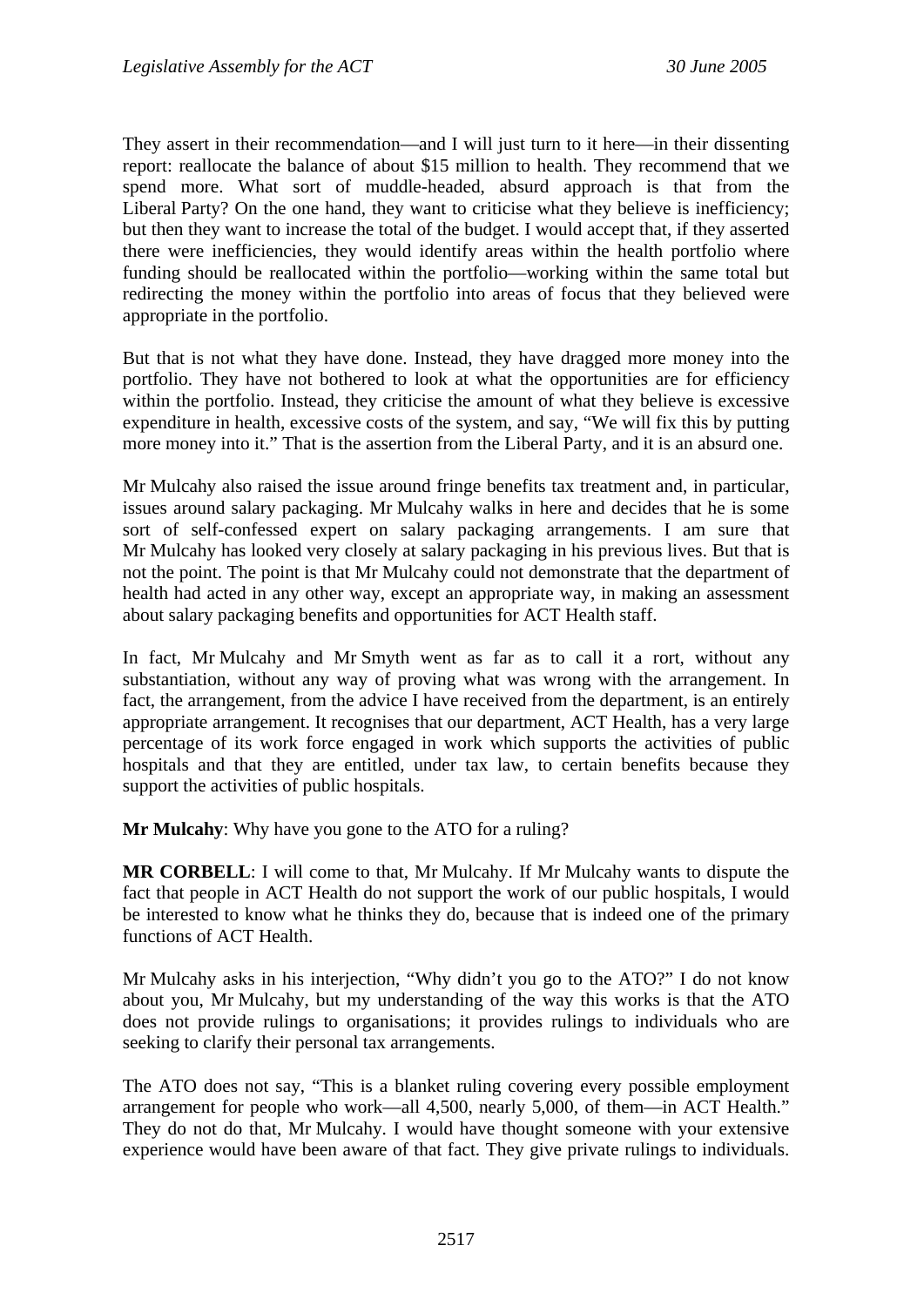They assert in their recommendation—and I will just turn to it here—in their dissenting report: reallocate the balance of about $15 million to health. They recommend that we spend more. What sort of muddle-headed, absurd approach is that from the Liberal Party? On the one hand, they want to criticise what they believe is inefficiency; but then they want to increase the total of the budget. I would accept that, if they asserted there were inefficiencies, they would identify areas within the health portfolio where funding should be reallocated within the portfolio—working within the same total but redirecting the money within the portfolio into areas of focus that they believed were appropriate in the portfolio.

But that is not what they have done. Instead, they have dragged more money into the portfolio. They have not bothered to look at what the opportunities are for efficiency within the portfolio. Instead, they criticise the amount of what they believe is excessive expenditure in health, excessive costs of the system, and say, "We will fix this by putting more money into it." That is the assertion from the Liberal Party, and it is an absurd one.

Mr Mulcahy also raised the issue around fringe benefits tax treatment and, in particular, issues around salary packaging. Mr Mulcahy walks in here and decides that he is some sort of self-confessed expert on salary packaging arrangements. I am sure that Mr Mulcahy has looked very closely at salary packaging in his previous lives. But that is not the point. The point is that Mr Mulcahy could not demonstrate that the department of health had acted in any other way, except an appropriate way, in making an assessment about salary packaging benefits and opportunities for ACT Health staff.

In fact, Mr Mulcahy and Mr Smyth went as far as to call it a rort, without any substantiation, without any way of proving what was wrong with the arrangement. In fact, the arrangement, from the advice I have received from the department, is an entirely appropriate arrangement. It recognises that our department, ACT Health, has a very large percentage of its work force engaged in work which supports the activities of public hospitals and that they are entitled, under tax law, to certain benefits because they support the activities of public hospitals.

**Mr Mulcahy**: Why have you gone to the ATO for a ruling?

**MR CORBELL**: I will come to that, Mr Mulcahy. If Mr Mulcahy wants to dispute the fact that people in ACT Health do not support the work of our public hospitals, I would be interested to know what he thinks they do, because that is indeed one of the primary functions of ACT Health.

Mr Mulcahy asks in his interjection, "Why didn't you go to the ATO?" I do not know about you, Mr Mulcahy, but my understanding of the way this works is that the ATO does not provide rulings to organisations; it provides rulings to individuals who are seeking to clarify their personal tax arrangements.

The ATO does not say, "This is a blanket ruling covering every possible employment arrangement for people who work—all 4,500, nearly 5,000, of them—in ACT Health." They do not do that, Mr Mulcahy. I would have thought someone with your extensive experience would have been aware of that fact. They give private rulings to individuals.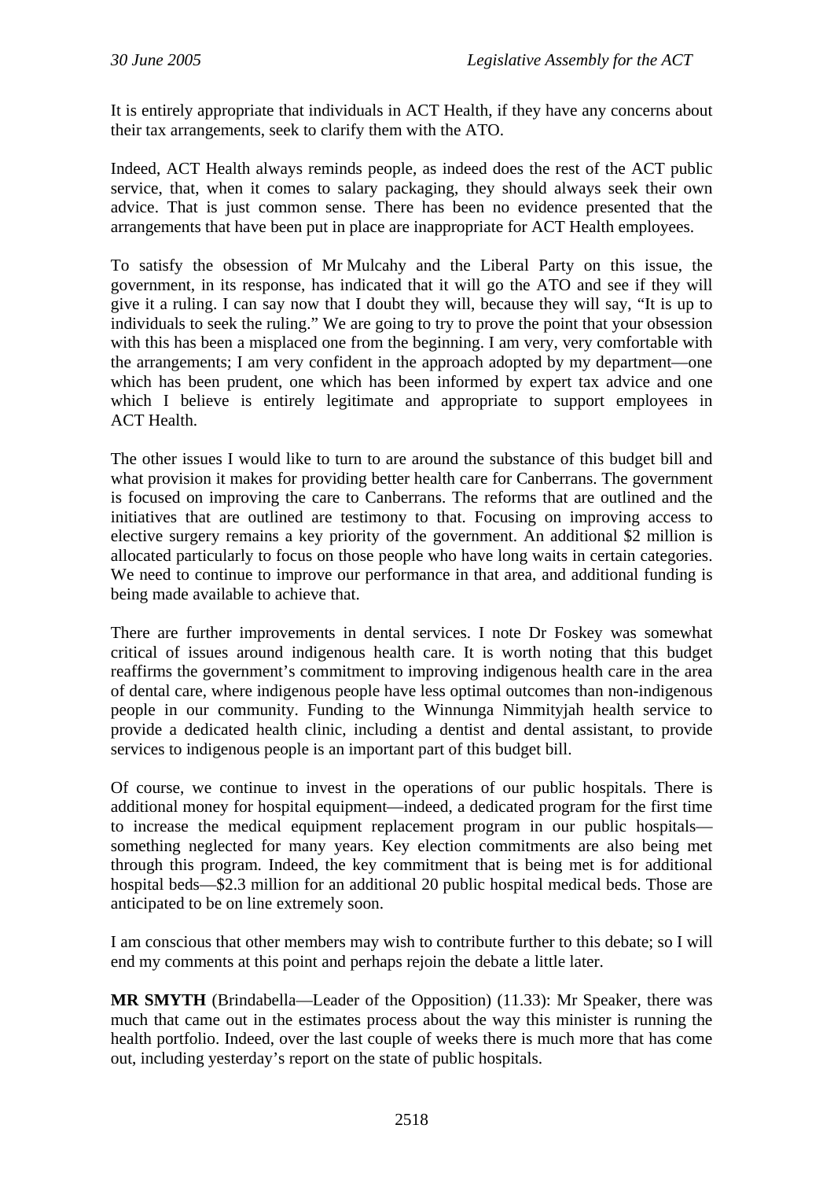It is entirely appropriate that individuals in ACT Health, if they have any concerns about their tax arrangements, seek to clarify them with the ATO.

Indeed, ACT Health always reminds people, as indeed does the rest of the ACT public service, that, when it comes to salary packaging, they should always seek their own advice. That is just common sense. There has been no evidence presented that the arrangements that have been put in place are inappropriate for ACT Health employees.

To satisfy the obsession of Mr Mulcahy and the Liberal Party on this issue, the government, in its response, has indicated that it will go the ATO and see if they will give it a ruling. I can say now that I doubt they will, because they will say, "It is up to individuals to seek the ruling." We are going to try to prove the point that your obsession with this has been a misplaced one from the beginning. I am very, very comfortable with the arrangements; I am very confident in the approach adopted by my department—one which has been prudent, one which has been informed by expert tax advice and one which I believe is entirely legitimate and appropriate to support employees in ACT Health.

The other issues I would like to turn to are around the substance of this budget bill and what provision it makes for providing better health care for Canberrans. The government is focused on improving the care to Canberrans. The reforms that are outlined and the initiatives that are outlined are testimony to that. Focusing on improving access to elective surgery remains a key priority of the government. An additional $2 million is allocated particularly to focus on those people who have long waits in certain categories. We need to continue to improve our performance in that area, and additional funding is being made available to achieve that.

There are further improvements in dental services. I note Dr Foskey was somewhat critical of issues around indigenous health care. It is worth noting that this budget reaffirms the government's commitment to improving indigenous health care in the area of dental care, where indigenous people have less optimal outcomes than non-indigenous people in our community. Funding to the Winnunga Nimmityjah health service to provide a dedicated health clinic, including a dentist and dental assistant, to provide services to indigenous people is an important part of this budget bill.

Of course, we continue to invest in the operations of our public hospitals. There is additional money for hospital equipment—indeed, a dedicated program for the first time to increase the medical equipment replacement program in our public hospitals—something neglected for many years. Key election commitments are also being met through this program. Indeed, the key commitment that is being met is for additional hospital beds—$2.3 million for an additional 20 public hospital medical beds. Those are anticipated to be on line extremely soon.

I am conscious that other members may wish to contribute further to this debate; so I will end my comments at this point and perhaps rejoin the debate a little later.

**MR SMYTH** (Brindabella—Leader of the Opposition) (11.33): Mr Speaker, there was much that came out in the estimates process about the way this minister is running the health portfolio. Indeed, over the last couple of weeks there is much more that has come out, including yesterday's report on the state of public hospitals.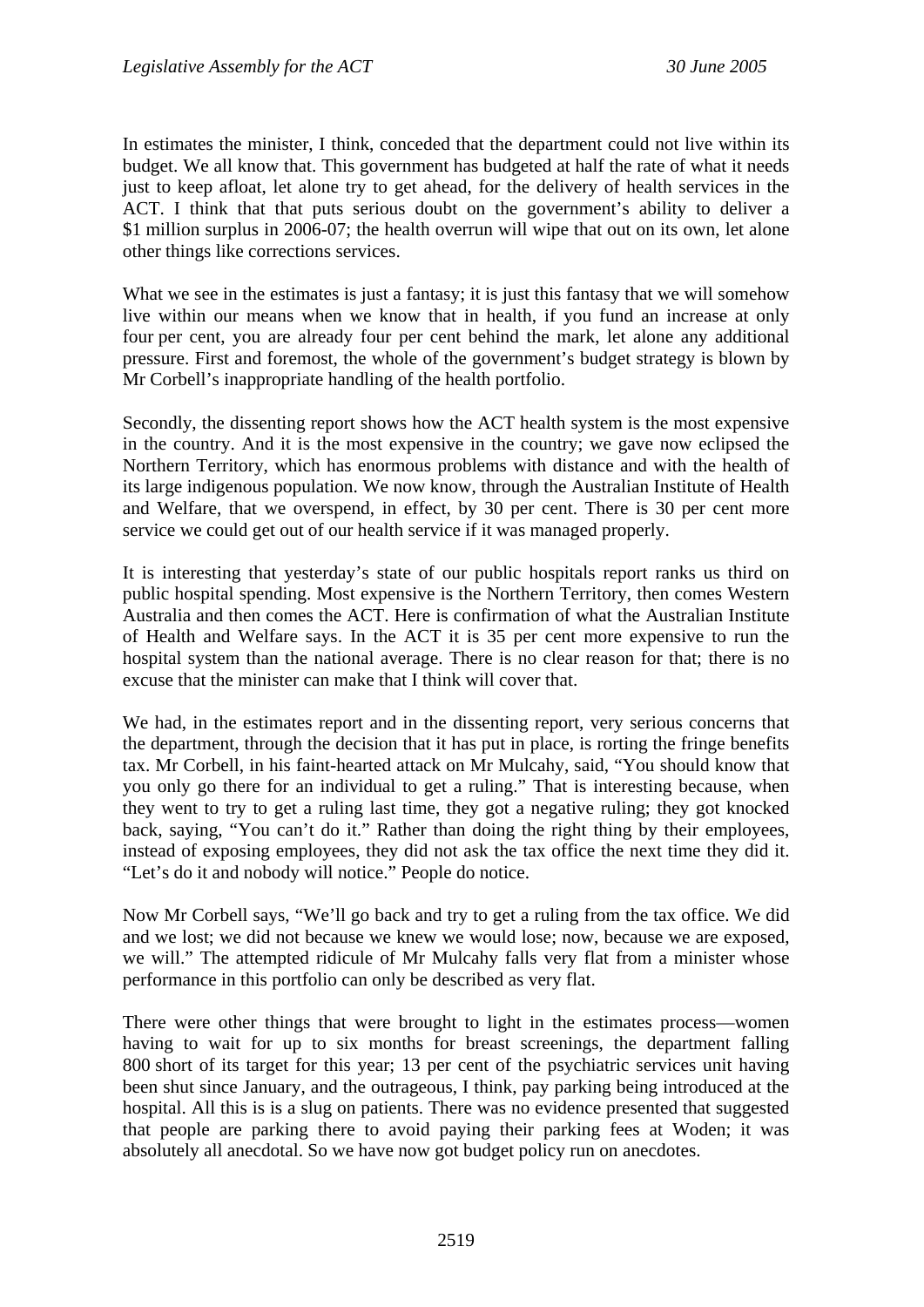In estimates the minister, I think, conceded that the department could not live within its budget. We all know that. This government has budgeted at half the rate of what it needs just to keep afloat, let alone try to get ahead, for the delivery of health services in the ACT. I think that that puts serious doubt on the government's ability to deliver a $1 million surplus in 2006-07; the health overrun will wipe that out on its own, let alone other things like corrections services.

What we see in the estimates is just a fantasy; it is just this fantasy that we will somehow live within our means when we know that in health, if you fund an increase at only four per cent, you are already four per cent behind the mark, let alone any additional pressure. First and foremost, the whole of the government's budget strategy is blown by Mr Corbell's inappropriate handling of the health portfolio.

Secondly, the dissenting report shows how the ACT health system is the most expensive in the country. And it is the most expensive in the country; we gave now eclipsed the Northern Territory, which has enormous problems with distance and with the health of its large indigenous population. We now know, through the Australian Institute of Health and Welfare, that we overspend, in effect, by 30 per cent. There is 30 per cent more service we could get out of our health service if it was managed properly.

It is interesting that yesterday's state of our public hospitals report ranks us third on public hospital spending. Most expensive is the Northern Territory, then comes Western Australia and then comes the ACT. Here is confirmation of what the Australian Institute of Health and Welfare says. In the ACT it is 35 per cent more expensive to run the hospital system than the national average. There is no clear reason for that; there is no excuse that the minister can make that I think will cover that.

We had, in the estimates report and in the dissenting report, very serious concerns that the department, through the decision that it has put in place, is rorting the fringe benefits tax. Mr Corbell, in his faint-hearted attack on Mr Mulcahy, said, "You should know that you only go there for an individual to get a ruling." That is interesting because, when they went to try to get a ruling last time, they got a negative ruling; they got knocked back, saying, "You can't do it." Rather than doing the right thing by their employees, instead of exposing employees, they did not ask the tax office the next time they did it. "Let's do it and nobody will notice." People do notice.

Now Mr Corbell says, "We'll go back and try to get a ruling from the tax office. We did and we lost; we did not because we knew we would lose; now, because we are exposed, we will." The attempted ridicule of Mr Mulcahy falls very flat from a minister whose performance in this portfolio can only be described as very flat.

There were other things that were brought to light in the estimates process—women having to wait for up to six months for breast screenings, the department falling 800 short of its target for this year; 13 per cent of the psychiatric services unit having been shut since January, and the outrageous, I think, pay parking being introduced at the hospital. All this is is a slug on patients. There was no evidence presented that suggested that people are parking there to avoid paying their parking fees at Woden; it was absolutely all anecdotal. So we have now got budget policy run on anecdotes.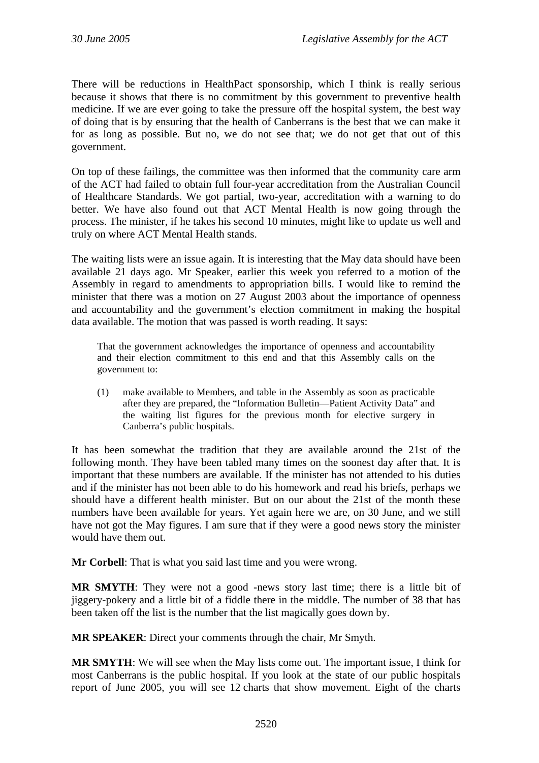There will be reductions in HealthPact sponsorship, which I think is really serious because it shows that there is no commitment by this government to preventive health medicine. If we are ever going to take the pressure off the hospital system, the best way of doing that is by ensuring that the health of Canberrans is the best that we can make it for as long as possible. But no, we do not see that; we do not get that out of this government.

On top of these failings, the committee was then informed that the community care arm of the ACT had failed to obtain full four-year accreditation from the Australian Council of Healthcare Standards. We got partial, two-year, accreditation with a warning to do better. We have also found out that ACT Mental Health is now going through the process. The minister, if he takes his second 10 minutes, might like to update us well and truly on where ACT Mental Health stands.

The waiting lists were an issue again. It is interesting that the May data should have been available 21 days ago. Mr Speaker, earlier this week you referred to a motion of the Assembly in regard to amendments to appropriation bills. I would like to remind the minister that there was a motion on 27 August 2003 about the importance of openness and accountability and the government's election commitment in making the hospital data available. The motion that was passed is worth reading. It says:

> That the government acknowledges the importance of openness and accountability and their election commitment to this end and that this Assembly calls on the government to:
>
> (1) make available to Members, and table in the Assembly as soon as practicable after they are prepared, the "Information Bulletin—Patient Activity Data" and the waiting list figures for the previous month for elective surgery in Canberra's public hospitals.

It has been somewhat the tradition that they are available around the 21st of the following month. They have been tabled many times on the soonest day after that. It is important that these numbers are available. If the minister has not attended to his duties and if the minister has not been able to do his homework and read his briefs, perhaps we should have a different health minister. But on our about the 21st of the month these numbers have been available for years. Yet again here we are, on 30 June, and we still have not got the May figures. I am sure that if they were a good news story the minister would have them out.

**Mr Corbell**: That is what you said last time and you were wrong.

**MR SMYTH**: They were not a good -news story last time; there is a little bit of jiggery-pokery and a little bit of a fiddle there in the middle. The number of 38 that has been taken off the list is the number that the list magically goes down by.

**MR SPEAKER**: Direct your comments through the chair, Mr Smyth.

**MR SMYTH**: We will see when the May lists come out. The important issue, I think for most Canberrans is the public hospital. If you look at the state of our public hospitals report of June 2005, you will see 12 charts that show movement. Eight of the charts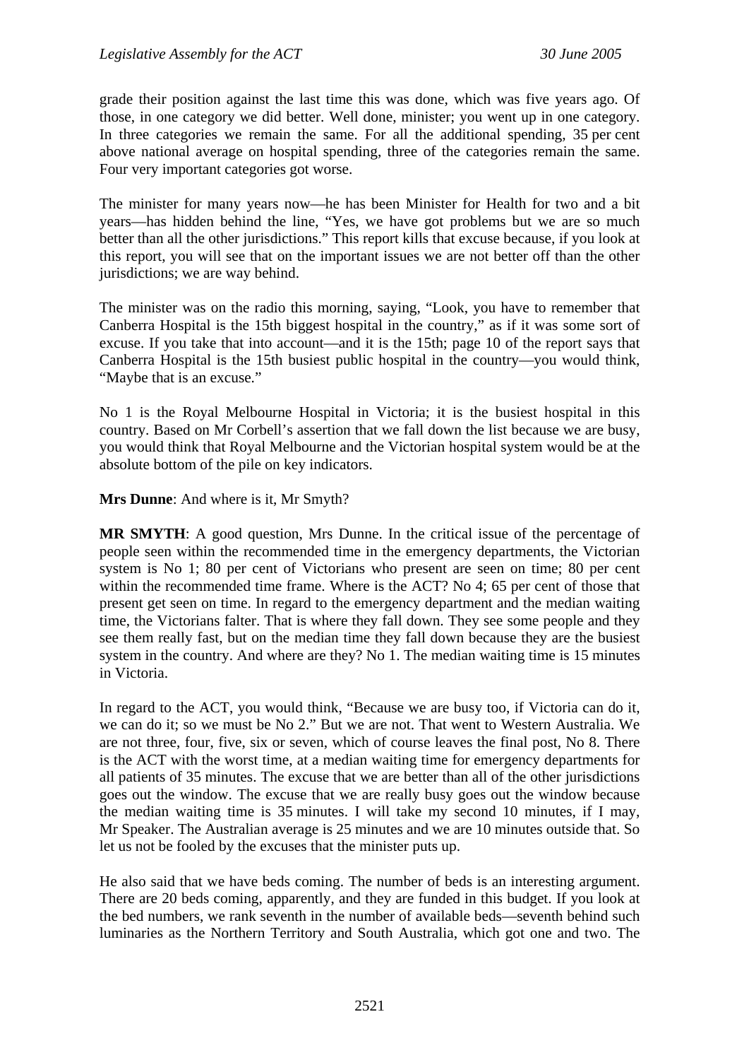grade their position against the last time this was done, which was five years ago. Of those, in one category we did better. Well done, minister; you went up in one category. In three categories we remain the same. For all the additional spending, 35 per cent above national average on hospital spending, three of the categories remain the same. Four very important categories got worse.

The minister for many years now—he has been Minister for Health for two and a bit years—has hidden behind the line, "Yes, we have got problems but we are so much better than all the other jurisdictions." This report kills that excuse because, if you look at this report, you will see that on the important issues we are not better off than the other jurisdictions; we are way behind.

The minister was on the radio this morning, saying, "Look, you have to remember that Canberra Hospital is the 15th biggest hospital in the country," as if it was some sort of excuse. If you take that into account—and it is the 15th; page 10 of the report says that Canberra Hospital is the 15th busiest public hospital in the country—you would think, "Maybe that is an excuse."

No 1 is the Royal Melbourne Hospital in Victoria; it is the busiest hospital in this country. Based on Mr Corbell's assertion that we fall down the list because we are busy, you would think that Royal Melbourne and the Victorian hospital system would be at the absolute bottom of the pile on key indicators.

**Mrs Dunne**: And where is it, Mr Smyth?

**MR SMYTH**: A good question, Mrs Dunne. In the critical issue of the percentage of people seen within the recommended time in the emergency departments, the Victorian system is No 1; 80 per cent of Victorians who present are seen on time; 80 per cent within the recommended time frame. Where is the ACT? No 4; 65 per cent of those that present get seen on time. In regard to the emergency department and the median waiting time, the Victorians falter. That is where they fall down. They see some people and they see them really fast, but on the median time they fall down because they are the busiest system in the country. And where are they? No 1. The median waiting time is 15 minutes in Victoria.

In regard to the ACT, you would think, "Because we are busy too, if Victoria can do it, we can do it; so we must be No 2." But we are not. That went to Western Australia. We are not three, four, five, six or seven, which of course leaves the final post, No 8. There is the ACT with the worst time, at a median waiting time for emergency departments for all patients of 35 minutes. The excuse that we are better than all of the other jurisdictions goes out the window. The excuse that we are really busy goes out the window because the median waiting time is 35 minutes. I will take my second 10 minutes, if I may, Mr Speaker. The Australian average is 25 minutes and we are 10 minutes outside that. So let us not be fooled by the excuses that the minister puts up.

He also said that we have beds coming. The number of beds is an interesting argument. There are 20 beds coming, apparently, and they are funded in this budget. If you look at the bed numbers, we rank seventh in the number of available beds—seventh behind such luminaries as the Northern Territory and South Australia, which got one and two. The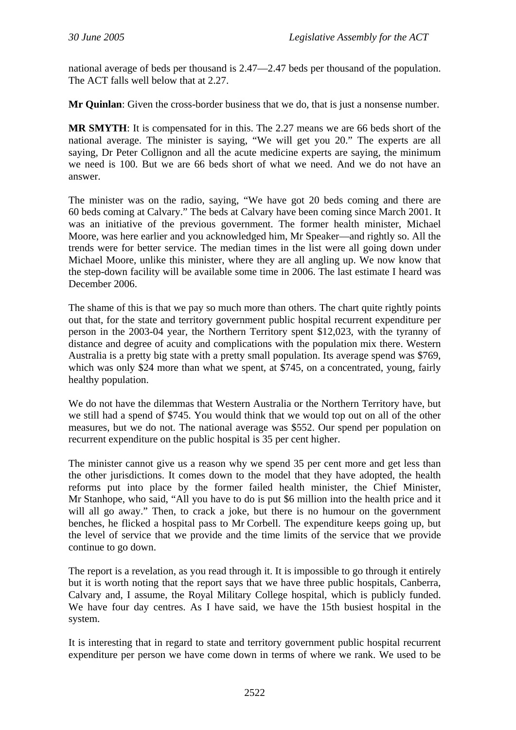national average of beds per thousand is 2.47—2.47 beds per thousand of the population. The ACT falls well below that at 2.27.

**Mr Quinlan**: Given the cross-border business that we do, that is just a nonsense number.

**MR SMYTH**: It is compensated for in this. The 2.27 means we are 66 beds short of the national average. The minister is saying, "We will get you 20." The experts are all saying, Dr Peter Collignon and all the acute medicine experts are saying, the minimum we need is 100. But we are 66 beds short of what we need. And we do not have an answer.

The minister was on the radio, saying, "We have got 20 beds coming and there are 60 beds coming at Calvary." The beds at Calvary have been coming since March 2001. It was an initiative of the previous government. The former health minister, Michael Moore, was here earlier and you acknowledged him, Mr Speaker—and rightly so. All the trends were for better service. The median times in the list were all going down under Michael Moore, unlike this minister, where they are all angling up. We now know that the step-down facility will be available some time in 2006. The last estimate I heard was December 2006.

The shame of this is that we pay so much more than others. The chart quite rightly points out that, for the state and territory government public hospital recurrent expenditure per person in the 2003-04 year, the Northern Territory spent $12,023, with the tyranny of distance and degree of acuity and complications with the population mix there. Western Australia is a pretty big state with a pretty small population. Its average spend was $769, which was only $24 more than what we spent, at $745, on a concentrated, young, fairly healthy population.

We do not have the dilemmas that Western Australia or the Northern Territory have, but we still had a spend of $745. You would think that we would top out on all of the other measures, but we do not. The national average was $552. Our spend per population on recurrent expenditure on the public hospital is 35 per cent higher.

The minister cannot give us a reason why we spend 35 per cent more and get less than the other jurisdictions. It comes down to the model that they have adopted, the health reforms put into place by the former failed health minister, the Chief Minister, Mr Stanhope, who said, "All you have to do is put $6 million into the health price and it will all go away." Then, to crack a joke, but there is no humour on the government benches, he flicked a hospital pass to Mr Corbell. The expenditure keeps going up, but the level of service that we provide and the time limits of the service that we provide continue to go down.

The report is a revelation, as you read through it. It is impossible to go through it entirely but it is worth noting that the report says that we have three public hospitals, Canberra, Calvary and, I assume, the Royal Military College hospital, which is publicly funded. We have four day centres. As I have said, we have the 15th busiest hospital in the system.

It is interesting that in regard to state and territory government public hospital recurrent expenditure per person we have come down in terms of where we rank. We used to be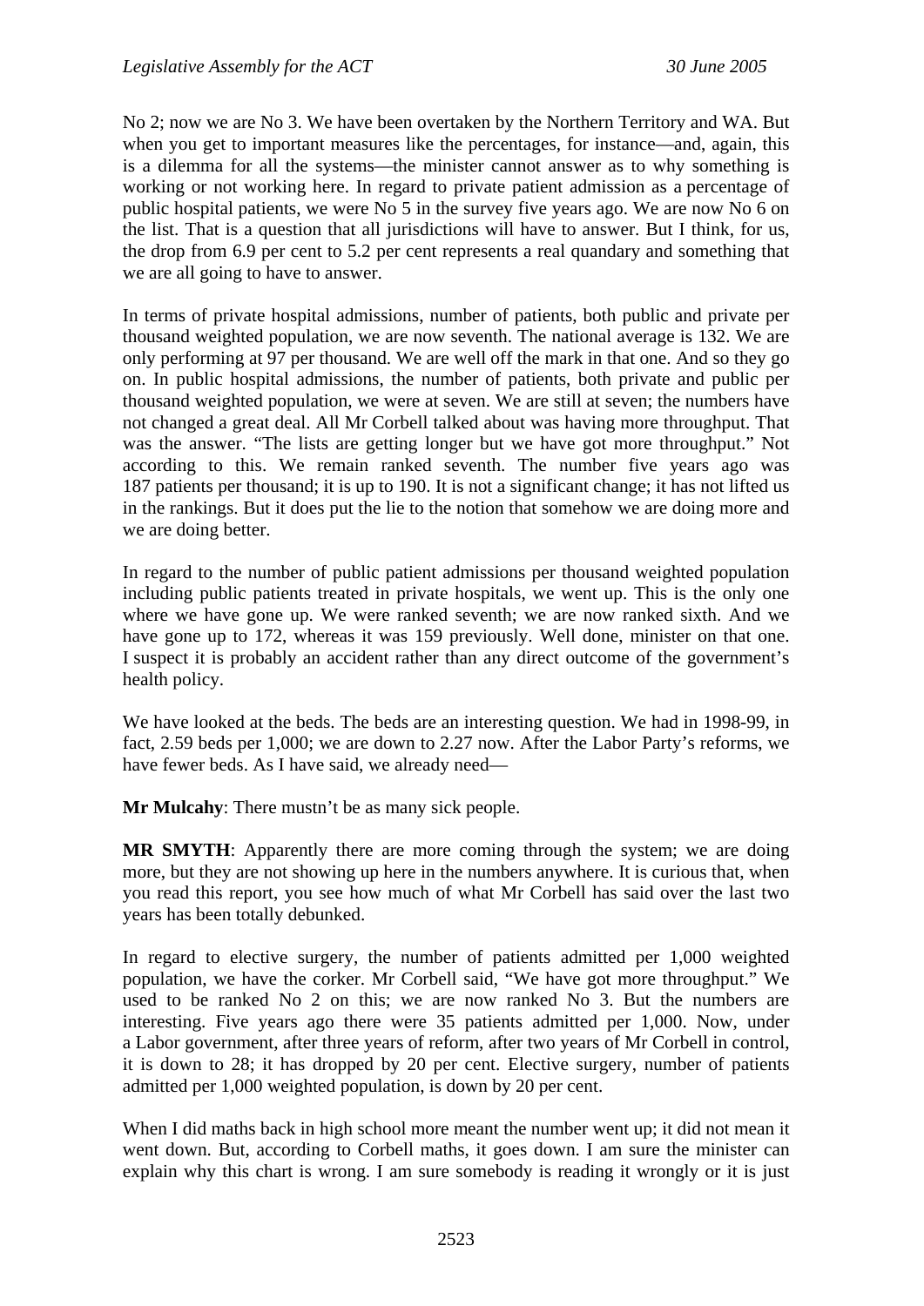No 2; now we are No 3. We have been overtaken by the Northern Territory and WA. But when you get to important measures like the percentages, for instance—and, again, this is a dilemma for all the systems—the minister cannot answer as to why something is working or not working here. In regard to private patient admission as a percentage of public hospital patients, we were No 5 in the survey five years ago. We are now No 6 on the list. That is a question that all jurisdictions will have to answer. But I think, for us, the drop from 6.9 per cent to 5.2 per cent represents a real quandary and something that we are all going to have to answer.

In terms of private hospital admissions, number of patients, both public and private per thousand weighted population, we are now seventh. The national average is 132. We are only performing at 97 per thousand. We are well off the mark in that one. And so they go on. In public hospital admissions, the number of patients, both private and public per thousand weighted population, we were at seven. We are still at seven; the numbers have not changed a great deal. All Mr Corbell talked about was having more throughput. That was the answer. "The lists are getting longer but we have got more throughput." Not according to this. We remain ranked seventh. The number five years ago was 187 patients per thousand; it is up to 190. It is not a significant change; it has not lifted us in the rankings. But it does put the lie to the notion that somehow we are doing more and we are doing better.

In regard to the number of public patient admissions per thousand weighted population including public patients treated in private hospitals, we went up. This is the only one where we have gone up. We were ranked seventh; we are now ranked sixth. And we have gone up to 172, whereas it was 159 previously. Well done, minister on that one. I suspect it is probably an accident rather than any direct outcome of the government's health policy.

We have looked at the beds. The beds are an interesting question. We had in 1998-99, in fact, 2.59 beds per 1,000; we are down to 2.27 now. After the Labor Party's reforms, we have fewer beds. As I have said, we already need—

**Mr Mulcahy**: There mustn't be as many sick people.

**MR SMYTH**: Apparently there are more coming through the system; we are doing more, but they are not showing up here in the numbers anywhere. It is curious that, when you read this report, you see how much of what Mr Corbell has said over the last two years has been totally debunked.

In regard to elective surgery, the number of patients admitted per 1,000 weighted population, we have the corker. Mr Corbell said, "We have got more throughput." We used to be ranked No 2 on this; we are now ranked No 3. But the numbers are interesting. Five years ago there were 35 patients admitted per 1,000. Now, under a Labor government, after three years of reform, after two years of Mr Corbell in control, it is down to 28; it has dropped by 20 per cent. Elective surgery, number of patients admitted per 1,000 weighted population, is down by 20 per cent.

When I did maths back in high school more meant the number went up; it did not mean it went down. But, according to Corbell maths, it goes down. I am sure the minister can explain why this chart is wrong. I am sure somebody is reading it wrongly or it is just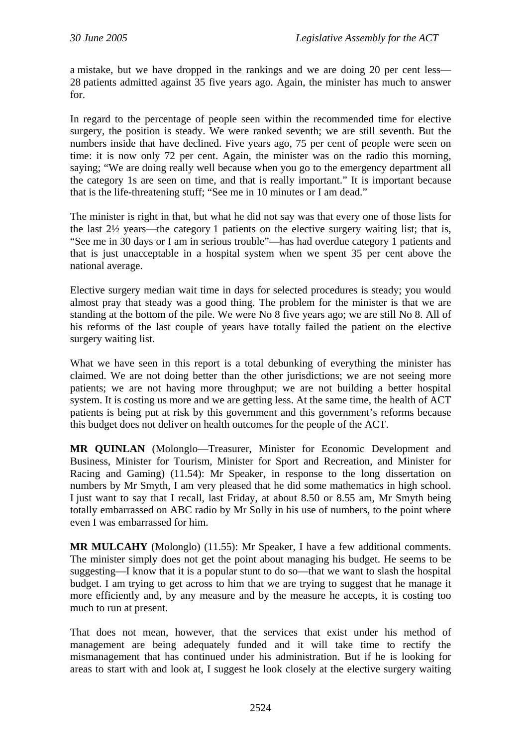a mistake, but we have dropped in the rankings and we are doing 20 per cent less—28 patients admitted against 35 five years ago. Again, the minister has much to answer for.

In regard to the percentage of people seen within the recommended time for elective surgery, the position is steady. We were ranked seventh; we are still seventh. But the numbers inside that have declined. Five years ago, 75 per cent of people were seen on time: it is now only 72 per cent. Again, the minister was on the radio this morning, saying; "We are doing really well because when you go to the emergency department all the category 1s are seen on time, and that is really important." It is important because that is the life-threatening stuff; "See me in 10 minutes or I am dead."

The minister is right in that, but what he did not say was that every one of those lists for the last 2½ years—the category 1 patients on the elective surgery waiting list; that is, "See me in 30 days or I am in serious trouble"—has had overdue category 1 patients and that is just unacceptable in a hospital system when we spent 35 per cent above the national average.

Elective surgery median wait time in days for selected procedures is steady; you would almost pray that steady was a good thing. The problem for the minister is that we are standing at the bottom of the pile. We were No 8 five years ago; we are still No 8. All of his reforms of the last couple of years have totally failed the patient on the elective surgery waiting list.

What we have seen in this report is a total debunking of everything the minister has claimed. We are not doing better than the other jurisdictions; we are not seeing more patients; we are not having more throughput; we are not building a better hospital system. It is costing us more and we are getting less. At the same time, the health of ACT patients is being put at risk by this government and this government's reforms because this budget does not deliver on health outcomes for the people of the ACT.

**MR QUINLAN** (Molonglo—Treasurer, Minister for Economic Development and Business, Minister for Tourism, Minister for Sport and Recreation, and Minister for Racing and Gaming) (11.54): Mr Speaker, in response to the long dissertation on numbers by Mr Smyth, I am very pleased that he did some mathematics in high school. I just want to say that I recall, last Friday, at about 8.50 or 8.55 am, Mr Smyth being totally embarrassed on ABC radio by Mr Solly in his use of numbers, to the point where even I was embarrassed for him.

**MR MULCAHY** (Molonglo) (11.55): Mr Speaker, I have a few additional comments. The minister simply does not get the point about managing his budget. He seems to be suggesting—I know that it is a popular stunt to do so—that we want to slash the hospital budget. I am trying to get across to him that we are trying to suggest that he manage it more efficiently and, by any measure and by the measure he accepts, it is costing too much to run at present.

That does not mean, however, that the services that exist under his method of management are being adequately funded and it will take time to rectify the mismanagement that has continued under his administration. But if he is looking for areas to start with and look at, I suggest he look closely at the elective surgery waiting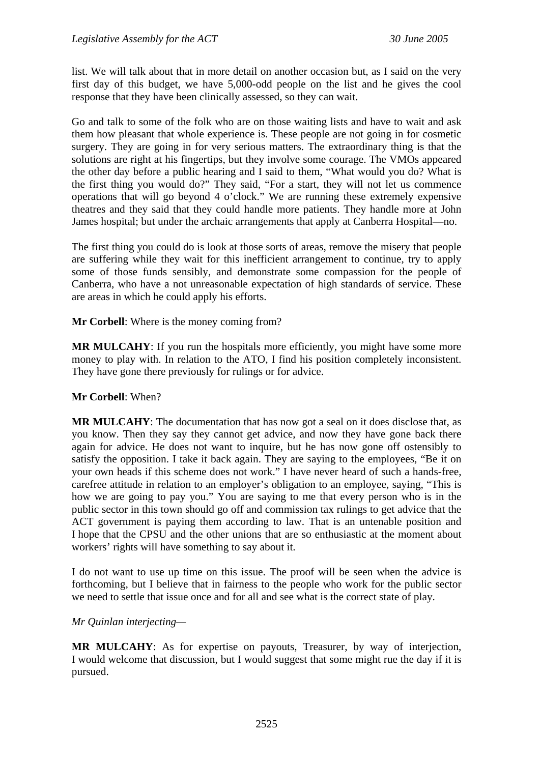list. We will talk about that in more detail on another occasion but, as I said on the very first day of this budget, we have 5,000-odd people on the list and he gives the cool response that they have been clinically assessed, so they can wait.

Go and talk to some of the folk who are on those waiting lists and have to wait and ask them how pleasant that whole experience is. These people are not going in for cosmetic surgery. They are going in for very serious matters. The extraordinary thing is that the solutions are right at his fingertips, but they involve some courage. The VMOs appeared the other day before a public hearing and I said to them, "What would you do? What is the first thing you would do?" They said, "For a start, they will not let us commence operations that will go beyond 4 o'clock." We are running these extremely expensive theatres and they said that they could handle more patients. They handle more at John James hospital; but under the archaic arrangements that apply at Canberra Hospital—no.

The first thing you could do is look at those sorts of areas, remove the misery that people are suffering while they wait for this inefficient arrangement to continue, try to apply some of those funds sensibly, and demonstrate some compassion for the people of Canberra, who have a not unreasonable expectation of high standards of service. These are areas in which he could apply his efforts.

**Mr Corbell**: Where is the money coming from?

**MR MULCAHY**: If you run the hospitals more efficiently, you might have some more money to play with. In relation to the ATO, I find his position completely inconsistent. They have gone there previously for rulings or for advice.

**Mr Corbell**: When?

**MR MULCAHY**: The documentation that has now got a seal on it does disclose that, as you know. Then they say they cannot get advice, and now they have gone back there again for advice. He does not want to inquire, but he has now gone off ostensibly to satisfy the opposition. I take it back again. They are saying to the employees, "Be it on your own heads if this scheme does not work." I have never heard of such a hands-free, carefree attitude in relation to an employer's obligation to an employee, saying, "This is how we are going to pay you." You are saying to me that every person who is in the public sector in this town should go off and commission tax rulings to get advice that the ACT government is paying them according to law. That is an untenable position and I hope that the CPSU and the other unions that are so enthusiastic at the moment about workers' rights will have something to say about it.

I do not want to use up time on this issue. The proof will be seen when the advice is forthcoming, but I believe that in fairness to the people who work for the public sector we need to settle that issue once and for all and see what is the correct state of play.

*Mr Quinlan interjecting—*

**MR MULCAHY**: As for expertise on payouts, Treasurer, by way of interjection, I would welcome that discussion, but I would suggest that some might rue the day if it is pursued.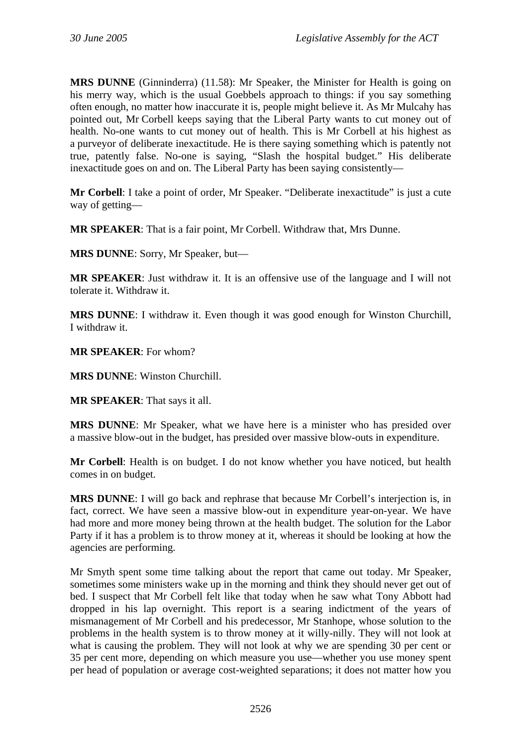**MRS DUNNE** (Ginninderra) (11.58): Mr Speaker, the Minister for Health is going on his merry way, which is the usual Goebbels approach to things: if you say something often enough, no matter how inaccurate it is, people might believe it. As Mr Mulcahy has pointed out, Mr Corbell keeps saying that the Liberal Party wants to cut money out of health. No-one wants to cut money out of health. This is Mr Corbell at his highest as a purveyor of deliberate inexactitude. He is there saying something which is patently not true, patently false. No-one is saying, "Slash the hospital budget." His deliberate inexactitude goes on and on. The Liberal Party has been saying consistently—

**Mr Corbell**: I take a point of order, Mr Speaker. "Deliberate inexactitude" is just a cute way of getting—

**MR SPEAKER**: That is a fair point, Mr Corbell. Withdraw that, Mrs Dunne.

**MRS DUNNE**: Sorry, Mr Speaker, but—

**MR SPEAKER**: Just withdraw it. It is an offensive use of the language and I will not tolerate it. Withdraw it.

**MRS DUNNE**: I withdraw it. Even though it was good enough for Winston Churchill, I withdraw it.

**MR SPEAKER**: For whom?

**MRS DUNNE**: Winston Churchill.

**MR SPEAKER**: That says it all.

**MRS DUNNE**: Mr Speaker, what we have here is a minister who has presided over a massive blow-out in the budget, has presided over massive blow-outs in expenditure.

**Mr Corbell**: Health is on budget. I do not know whether you have noticed, but health comes in on budget.

**MRS DUNNE**: I will go back and rephrase that because Mr Corbell's interjection is, in fact, correct. We have seen a massive blow-out in expenditure year-on-year. We have had more and more money being thrown at the health budget. The solution for the Labor Party if it has a problem is to throw money at it, whereas it should be looking at how the agencies are performing.

Mr Smyth spent some time talking about the report that came out today. Mr Speaker, sometimes some ministers wake up in the morning and think they should never get out of bed. I suspect that Mr Corbell felt like that today when he saw what Tony Abbott had dropped in his lap overnight. This report is a searing indictment of the years of mismanagement of Mr Corbell and his predecessor, Mr Stanhope, whose solution to the problems in the health system is to throw money at it willy-nilly. They will not look at what is causing the problem. They will not look at why we are spending 30 per cent or 35 per cent more, depending on which measure you use—whether you use money spent per head of population or average cost-weighted separations; it does not matter how you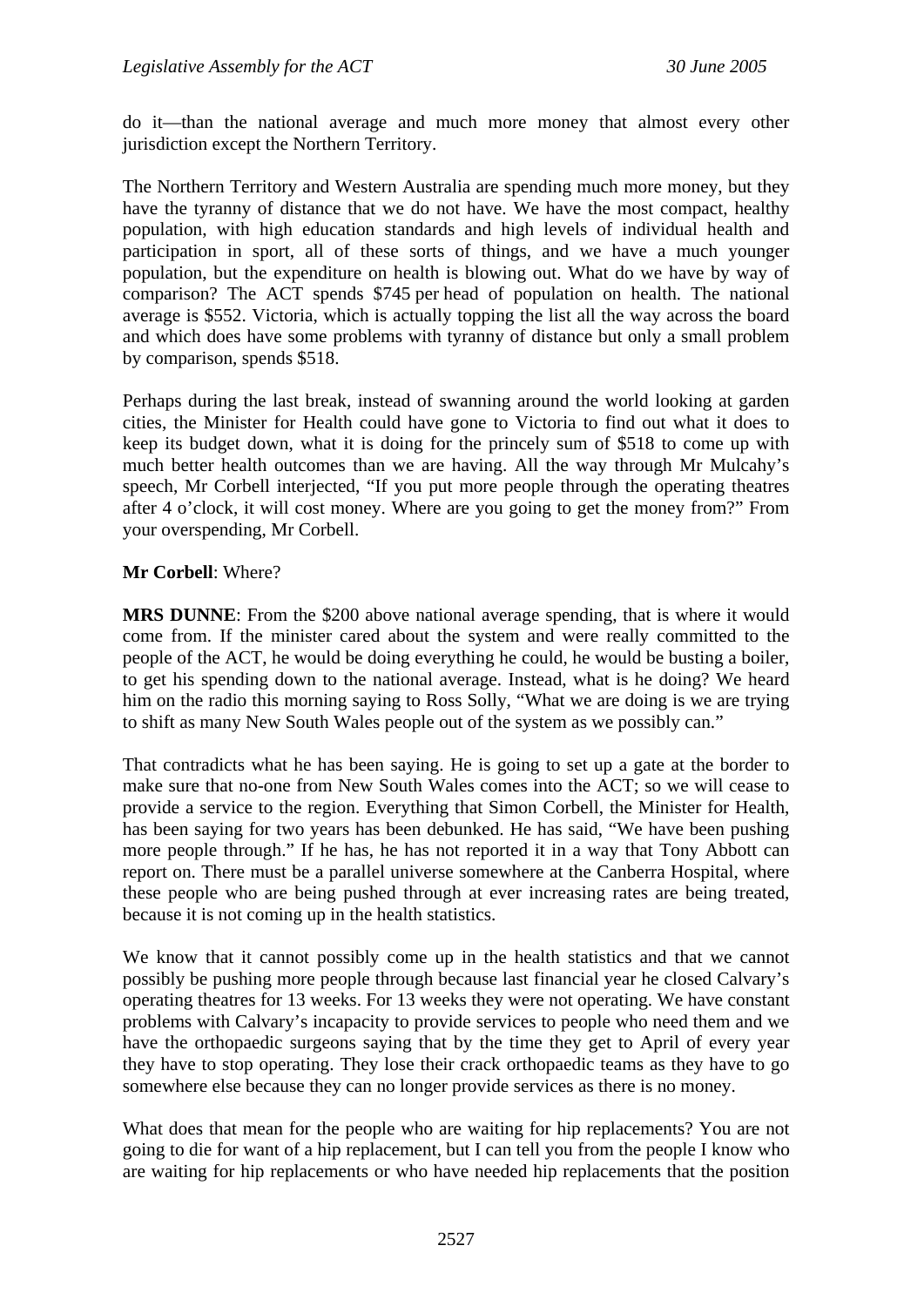do it—than the national average and much more money that almost every other jurisdiction except the Northern Territory.

The Northern Territory and Western Australia are spending much more money, but they have the tyranny of distance that we do not have. We have the most compact, healthy population, with high education standards and high levels of individual health and participation in sport, all of these sorts of things, and we have a much younger population, but the expenditure on health is blowing out. What do we have by way of comparison? The ACT spends $745 per head of population on health. The national average is $552. Victoria, which is actually topping the list all the way across the board and which does have some problems with tyranny of distance but only a small problem by comparison, spends $518.

Perhaps during the last break, instead of swanning around the world looking at garden cities, the Minister for Health could have gone to Victoria to find out what it does to keep its budget down, what it is doing for the princely sum of $518 to come up with much better health outcomes than we are having. All the way through Mr Mulcahy's speech, Mr Corbell interjected, "If you put more people through the operating theatres after 4 o'clock, it will cost money. Where are you going to get the money from?" From your overspending, Mr Corbell.

**Mr Corbell**: Where?

**MRS DUNNE**: From the $200 above national average spending, that is where it would come from. If the minister cared about the system and were really committed to the people of the ACT, he would be doing everything he could, he would be busting a boiler, to get his spending down to the national average. Instead, what is he doing? We heard him on the radio this morning saying to Ross Solly, "What we are doing is we are trying to shift as many New South Wales people out of the system as we possibly can."

That contradicts what he has been saying. He is going to set up a gate at the border to make sure that no-one from New South Wales comes into the ACT; so we will cease to provide a service to the region. Everything that Simon Corbell, the Minister for Health, has been saying for two years has been debunked. He has said, "We have been pushing more people through." If he has, he has not reported it in a way that Tony Abbott can report on. There must be a parallel universe somewhere at the Canberra Hospital, where these people who are being pushed through at ever increasing rates are being treated, because it is not coming up in the health statistics.

We know that it cannot possibly come up in the health statistics and that we cannot possibly be pushing more people through because last financial year he closed Calvary's operating theatres for 13 weeks. For 13 weeks they were not operating. We have constant problems with Calvary's incapacity to provide services to people who need them and we have the orthopaedic surgeons saying that by the time they get to April of every year they have to stop operating. They lose their crack orthopaedic teams as they have to go somewhere else because they can no longer provide services as there is no money.

What does that mean for the people who are waiting for hip replacements? You are not going to die for want of a hip replacement, but I can tell you from the people I know who are waiting for hip replacements or who have needed hip replacements that the position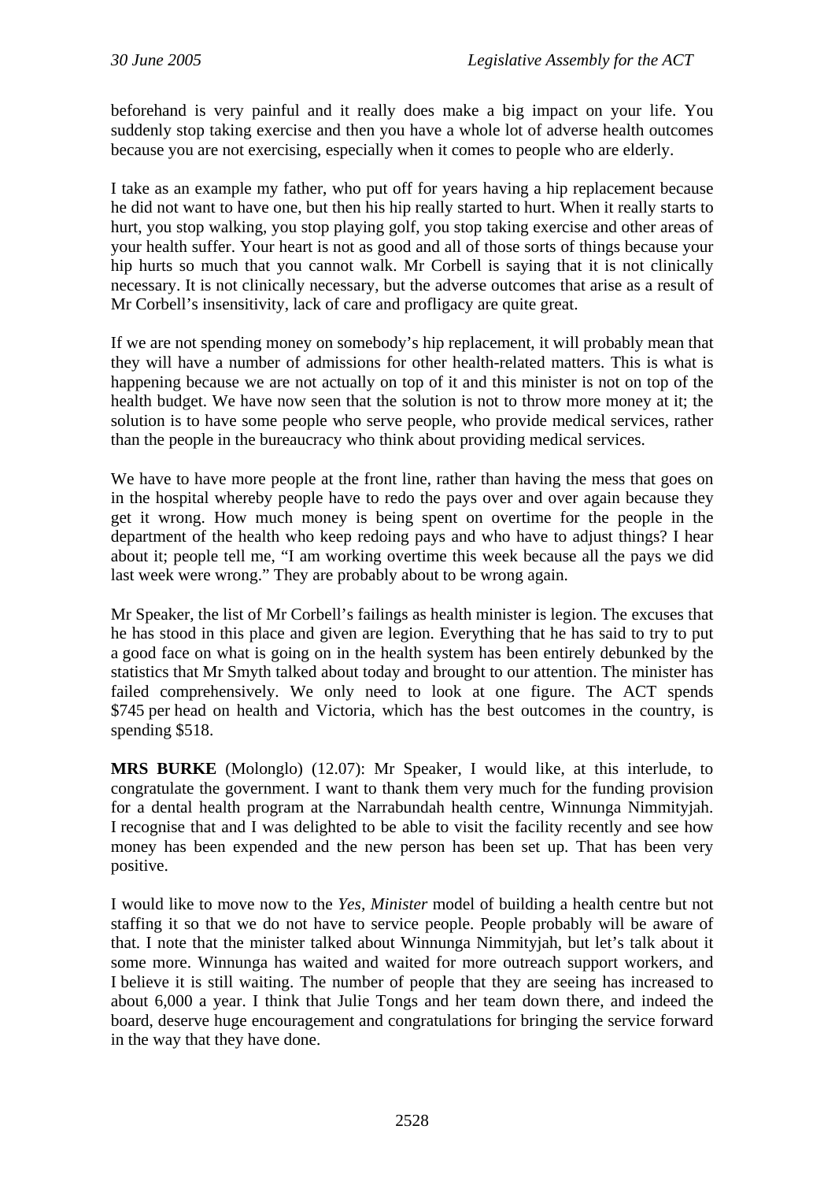beforehand is very painful and it really does make a big impact on your life. You suddenly stop taking exercise and then you have a whole lot of adverse health outcomes because you are not exercising, especially when it comes to people who are elderly.

I take as an example my father, who put off for years having a hip replacement because he did not want to have one, but then his hip really started to hurt. When it really starts to hurt, you stop walking, you stop playing golf, you stop taking exercise and other areas of your health suffer. Your heart is not as good and all of those sorts of things because your hip hurts so much that you cannot walk. Mr Corbell is saying that it is not clinically necessary. It is not clinically necessary, but the adverse outcomes that arise as a result of Mr Corbell's insensitivity, lack of care and profligacy are quite great.

If we are not spending money on somebody's hip replacement, it will probably mean that they will have a number of admissions for other health-related matters. This is what is happening because we are not actually on top of it and this minister is not on top of the health budget. We have now seen that the solution is not to throw more money at it; the solution is to have some people who serve people, who provide medical services, rather than the people in the bureaucracy who think about providing medical services.

We have to have more people at the front line, rather than having the mess that goes on in the hospital whereby people have to redo the pays over and over again because they get it wrong. How much money is being spent on overtime for the people in the department of the health who keep redoing pays and who have to adjust things? I hear about it; people tell me, "I am working overtime this week because all the pays we did last week were wrong." They are probably about to be wrong again.

Mr Speaker, the list of Mr Corbell's failings as health minister is legion. The excuses that he has stood in this place and given are legion. Everything that he has said to try to put a good face on what is going on in the health system has been entirely debunked by the statistics that Mr Smyth talked about today and brought to our attention. The minister has failed comprehensively. We only need to look at one figure. The ACT spends $745 per head on health and Victoria, which has the best outcomes in the country, is spending $518.

**MRS BURKE** (Molonglo) (12.07): Mr Speaker, I would like, at this interlude, to congratulate the government. I want to thank them very much for the funding provision for a dental health program at the Narrabundah health centre, Winnunga Nimmityjah. I recognise that and I was delighted to be able to visit the facility recently and see how money has been expended and the new person has been set up. That has been very positive.

I would like to move now to the *Yes, Minister* model of building a health centre but not staffing it so that we do not have to service people. People probably will be aware of that. I note that the minister talked about Winnunga Nimmityjah, but let's talk about it some more. Winnunga has waited and waited for more outreach support workers, and I believe it is still waiting. The number of people that they are seeing has increased to about 6,000 a year. I think that Julie Tongs and her team down there, and indeed the board, deserve huge encouragement and congratulations for bringing the service forward in the way that they have done.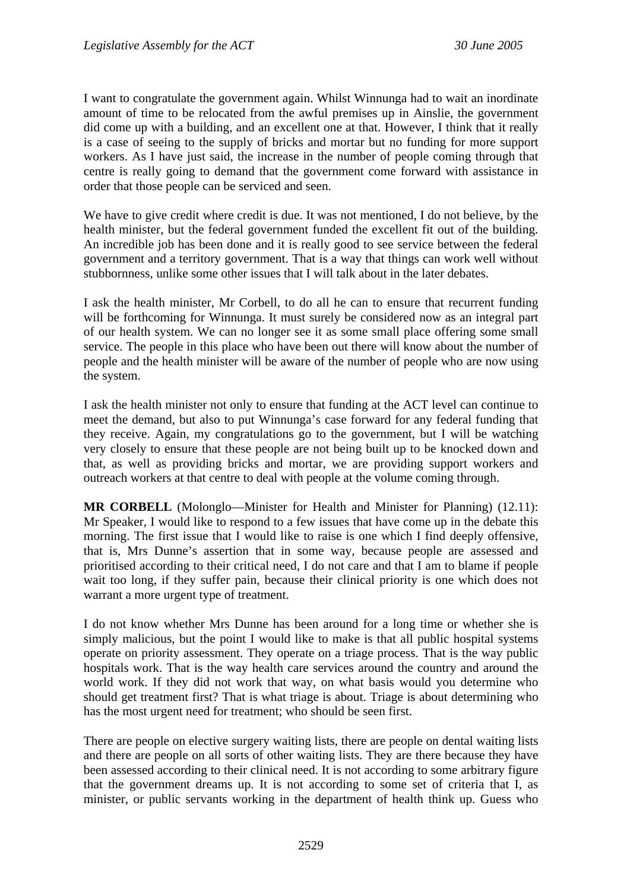I want to congratulate the government again. Whilst Winnunga had to wait an inordinate amount of time to be relocated from the awful premises up in Ainslie, the government did come up with a building, and an excellent one at that. However, I think that it really is a case of seeing to the supply of bricks and mortar but no funding for more support workers. As I have just said, the increase in the number of people coming through that centre is really going to demand that the government come forward with assistance in order that those people can be serviced and seen.

We have to give credit where credit is due. It was not mentioned, I do not believe, by the health minister, but the federal government funded the excellent fit out of the building. An incredible job has been done and it is really good to see service between the federal government and a territory government. That is a way that things can work well without stubbornness, unlike some other issues that I will talk about in the later debates.

I ask the health minister, Mr Corbell, to do all he can to ensure that recurrent funding will be forthcoming for Winnunga. It must surely be considered now as an integral part of our health system. We can no longer see it as some small place offering some small service. The people in this place who have been out there will know about the number of people and the health minister will be aware of the number of people who are now using the system.

I ask the health minister not only to ensure that funding at the ACT level can continue to meet the demand, but also to put Winnunga's case forward for any federal funding that they receive. Again, my congratulations go to the government, but I will be watching very closely to ensure that these people are not being built up to be knocked down and that, as well as providing bricks and mortar, we are providing support workers and outreach workers at that centre to deal with people at the volume coming through.

**MR CORBELL** (Molonglo—Minister for Health and Minister for Planning) (12.11): Mr Speaker, I would like to respond to a few issues that have come up in the debate this morning. The first issue that I would like to raise is one which I find deeply offensive, that is, Mrs Dunne's assertion that in some way, because people are assessed and prioritised according to their critical need, I do not care and that I am to blame if people wait too long, if they suffer pain, because their clinical priority is one which does not warrant a more urgent type of treatment.

I do not know whether Mrs Dunne has been around for a long time or whether she is simply malicious, but the point I would like to make is that all public hospital systems operate on priority assessment. They operate on a triage process. That is the way public hospitals work. That is the way health care services around the country and around the world work. If they did not work that way, on what basis would you determine who should get treatment first? That is what triage is about. Triage is about determining who has the most urgent need for treatment; who should be seen first.

There are people on elective surgery waiting lists, there are people on dental waiting lists and there are people on all sorts of other waiting lists. They are there because they have been assessed according to their clinical need. It is not according to some arbitrary figure that the government dreams up. It is not according to some set of criteria that I, as minister, or public servants working in the department of health think up. Guess who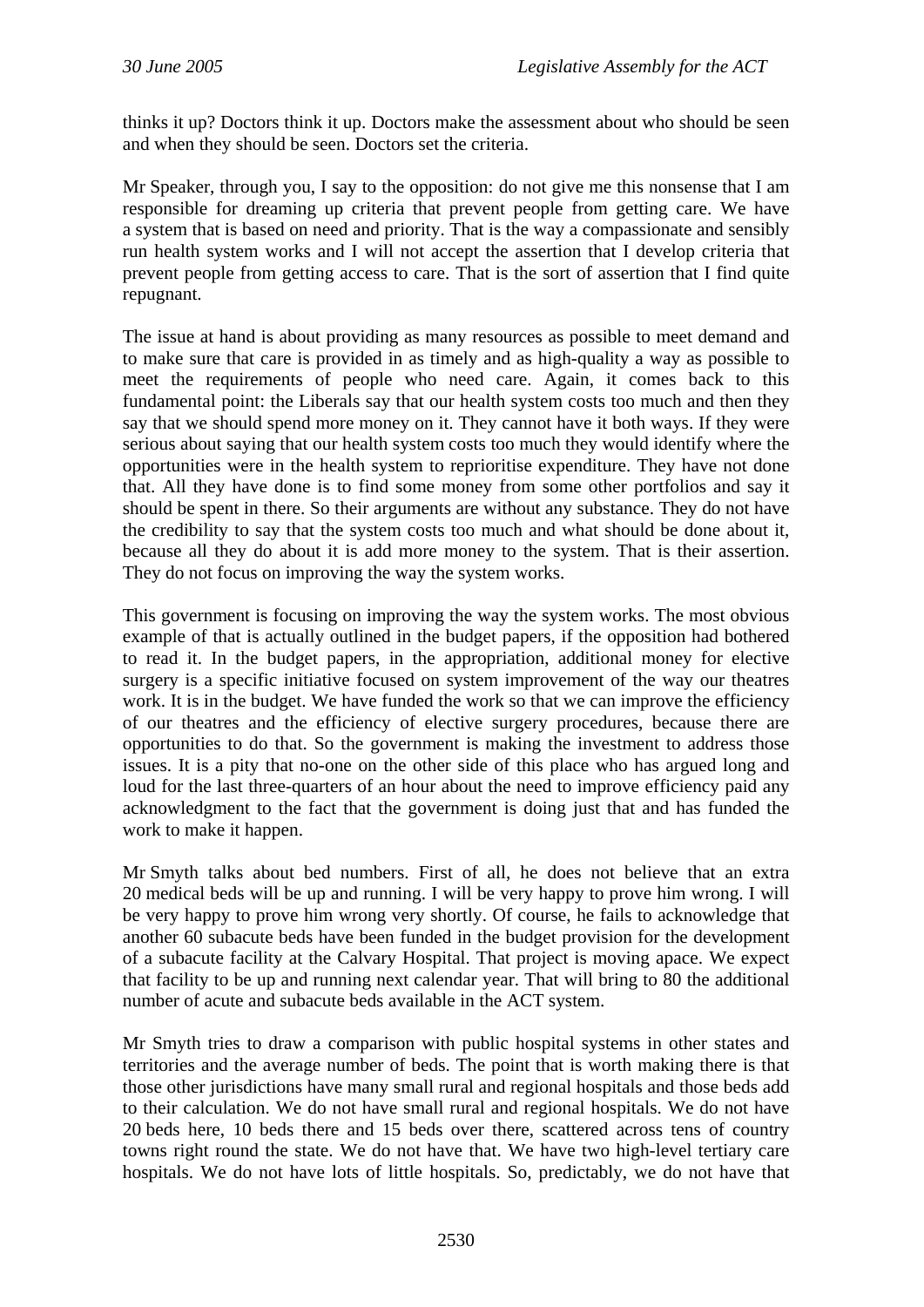thinks it up? Doctors think it up. Doctors make the assessment about who should be seen and when they should be seen. Doctors set the criteria.

Mr Speaker, through you, I say to the opposition: do not give me this nonsense that I am responsible for dreaming up criteria that prevent people from getting care. We have a system that is based on need and priority. That is the way a compassionate and sensibly run health system works and I will not accept the assertion that I develop criteria that prevent people from getting access to care. That is the sort of assertion that I find quite repugnant.

The issue at hand is about providing as many resources as possible to meet demand and to make sure that care is provided in as timely and as high-quality a way as possible to meet the requirements of people who need care. Again, it comes back to this fundamental point: the Liberals say that our health system costs too much and then they say that we should spend more money on it. They cannot have it both ways. If they were serious about saying that our health system costs too much they would identify where the opportunities were in the health system to reprioritise expenditure. They have not done that. All they have done is to find some money from some other portfolios and say it should be spent in there. So their arguments are without any substance. They do not have the credibility to say that the system costs too much and what should be done about it, because all they do about it is add more money to the system. That is their assertion. They do not focus on improving the way the system works.

This government is focusing on improving the way the system works. The most obvious example of that is actually outlined in the budget papers, if the opposition had bothered to read it. In the budget papers, in the appropriation, additional money for elective surgery is a specific initiative focused on system improvement of the way our theatres work. It is in the budget. We have funded the work so that we can improve the efficiency of our theatres and the efficiency of elective surgery procedures, because there are opportunities to do that. So the government is making the investment to address those issues. It is a pity that no-one on the other side of this place who has argued long and loud for the last three-quarters of an hour about the need to improve efficiency paid any acknowledgment to the fact that the government is doing just that and has funded the work to make it happen.

Mr Smyth talks about bed numbers. First of all, he does not believe that an extra 20 medical beds will be up and running. I will be very happy to prove him wrong. I will be very happy to prove him wrong very shortly. Of course, he fails to acknowledge that another 60 subacute beds have been funded in the budget provision for the development of a subacute facility at the Calvary Hospital. That project is moving apace. We expect that facility to be up and running next calendar year. That will bring to 80 the additional number of acute and subacute beds available in the ACT system.

Mr Smyth tries to draw a comparison with public hospital systems in other states and territories and the average number of beds. The point that is worth making there is that those other jurisdictions have many small rural and regional hospitals and those beds add to their calculation. We do not have small rural and regional hospitals. We do not have 20 beds here, 10 beds there and 15 beds over there, scattered across tens of country towns right round the state. We do not have that. We have two high-level tertiary care hospitals. We do not have lots of little hospitals. So, predictably, we do not have that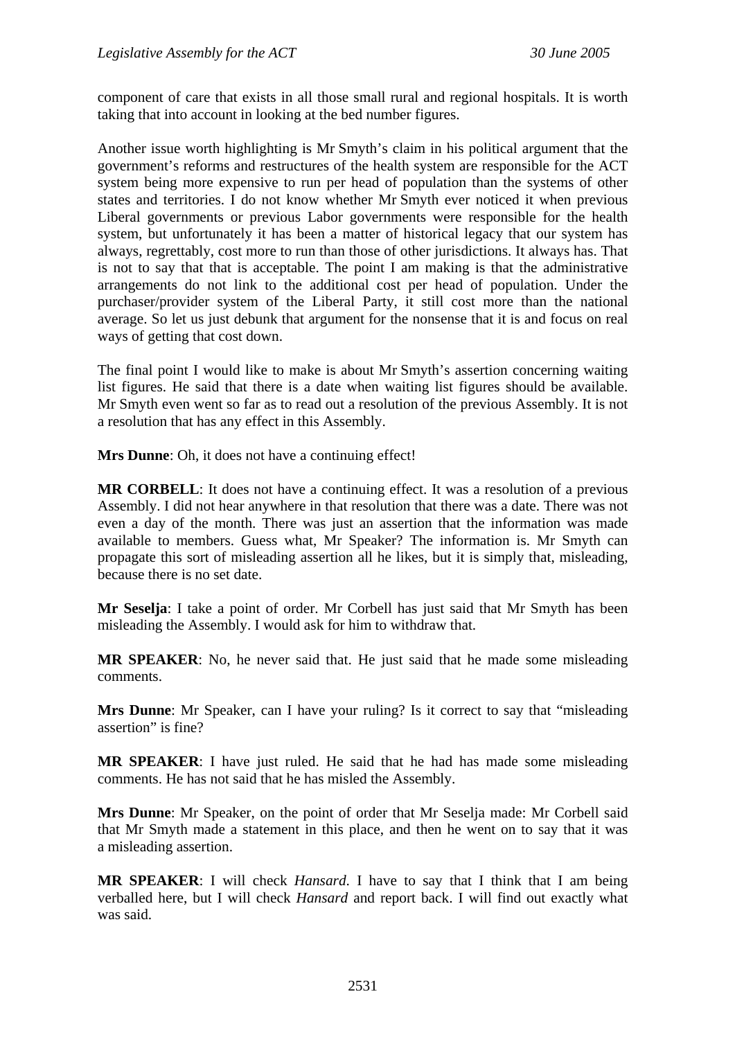component of care that exists in all those small rural and regional hospitals. It is worth taking that into account in looking at the bed number figures.

Another issue worth highlighting is Mr Smyth's claim in his political argument that the government's reforms and restructures of the health system are responsible for the ACT system being more expensive to run per head of population than the systems of other states and territories. I do not know whether Mr Smyth ever noticed it when previous Liberal governments or previous Labor governments were responsible for the health system, but unfortunately it has been a matter of historical legacy that our system has always, regrettably, cost more to run than those of other jurisdictions. It always has. That is not to say that that is acceptable. The point I am making is that the administrative arrangements do not link to the additional cost per head of population. Under the purchaser/provider system of the Liberal Party, it still cost more than the national average. So let us just debunk that argument for the nonsense that it is and focus on real ways of getting that cost down.

The final point I would like to make is about Mr Smyth's assertion concerning waiting list figures. He said that there is a date when waiting list figures should be available. Mr Smyth even went so far as to read out a resolution of the previous Assembly. It is not a resolution that has any effect in this Assembly.

**Mrs Dunne**: Oh, it does not have a continuing effect!

**MR CORBELL**: It does not have a continuing effect. It was a resolution of a previous Assembly. I did not hear anywhere in that resolution that there was a date. There was not even a day of the month. There was just an assertion that the information was made available to members. Guess what, Mr Speaker? The information is. Mr Smyth can propagate this sort of misleading assertion all he likes, but it is simply that, misleading, because there is no set date.

**Mr Seselja**: I take a point of order. Mr Corbell has just said that Mr Smyth has been misleading the Assembly. I would ask for him to withdraw that.

**MR SPEAKER**: No, he never said that. He just said that he made some misleading comments.

**Mrs Dunne**: Mr Speaker, can I have your ruling? Is it correct to say that "misleading assertion" is fine?

**MR SPEAKER**: I have just ruled. He said that he had has made some misleading comments. He has not said that he has misled the Assembly.

**Mrs Dunne**: Mr Speaker, on the point of order that Mr Seselja made: Mr Corbell said that Mr Smyth made a statement in this place, and then he went on to say that it was a misleading assertion.

**MR SPEAKER**: I will check *Hansard*. I have to say that I think that I am being verballed here, but I will check *Hansard* and report back. I will find out exactly what was said.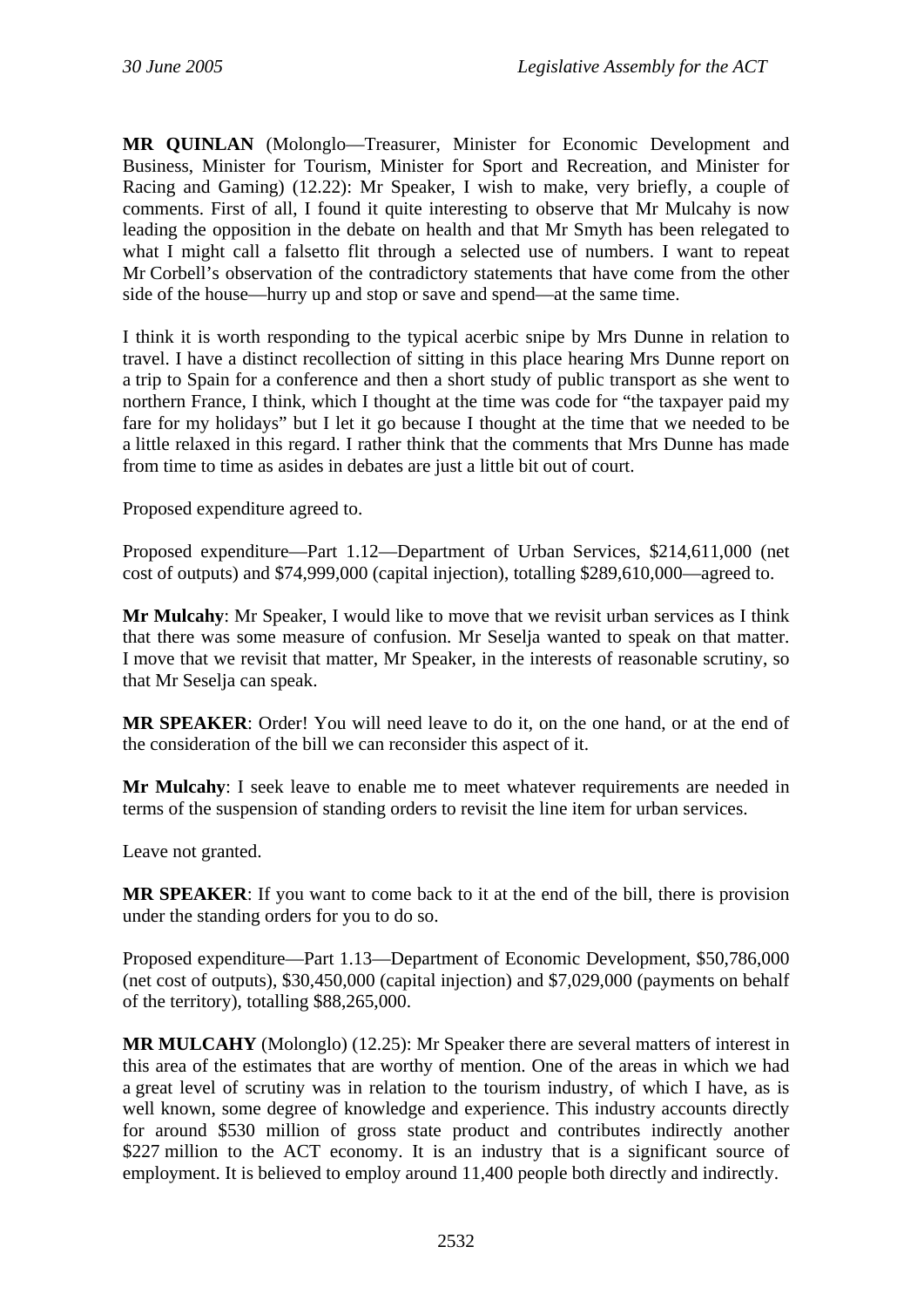**MR QUINLAN** (Molonglo—Treasurer, Minister for Economic Development and Business, Minister for Tourism, Minister for Sport and Recreation, and Minister for Racing and Gaming) (12.22): Mr Speaker, I wish to make, very briefly, a couple of comments. First of all, I found it quite interesting to observe that Mr Mulcahy is now leading the opposition in the debate on health and that Mr Smyth has been relegated to what I might call a falsetto flit through a selected use of numbers. I want to repeat Mr Corbell's observation of the contradictory statements that have come from the other side of the house—hurry up and stop or save and spend—at the same time.

I think it is worth responding to the typical acerbic snipe by Mrs Dunne in relation to travel. I have a distinct recollection of sitting in this place hearing Mrs Dunne report on a trip to Spain for a conference and then a short study of public transport as she went to northern France, I think, which I thought at the time was code for "the taxpayer paid my fare for my holidays" but I let it go because I thought at the time that we needed to be a little relaxed in this regard. I rather think that the comments that Mrs Dunne has made from time to time as asides in debates are just a little bit out of court.

Proposed expenditure agreed to.

Proposed expenditure—Part 1.12—Department of Urban Services, $214,611,000 (net cost of outputs) and $74,999,000 (capital injection), totalling $289,610,000—agreed to.

**Mr Mulcahy**: Mr Speaker, I would like to move that we revisit urban services as I think that there was some measure of confusion. Mr Seselja wanted to speak on that matter. I move that we revisit that matter, Mr Speaker, in the interests of reasonable scrutiny, so that Mr Seselja can speak.

**MR SPEAKER**: Order! You will need leave to do it, on the one hand, or at the end of the consideration of the bill we can reconsider this aspect of it.

**Mr Mulcahy**: I seek leave to enable me to meet whatever requirements are needed in terms of the suspension of standing orders to revisit the line item for urban services.

Leave not granted.

**MR SPEAKER**: If you want to come back to it at the end of the bill, there is provision under the standing orders for you to do so.

Proposed expenditure—Part 1.13—Department of Economic Development, $50,786,000 (net cost of outputs), $30,450,000 (capital injection) and $7,029,000 (payments on behalf of the territory), totalling $88,265,000.

**MR MULCAHY** (Molonglo) (12.25): Mr Speaker there are several matters of interest in this area of the estimates that are worthy of mention. One of the areas in which we had a great level of scrutiny was in relation to the tourism industry, of which I have, as is well known, some degree of knowledge and experience. This industry accounts directly for around $530 million of gross state product and contributes indirectly another $227 million to the ACT economy. It is an industry that is a significant source of employment. It is believed to employ around 11,400 people both directly and indirectly.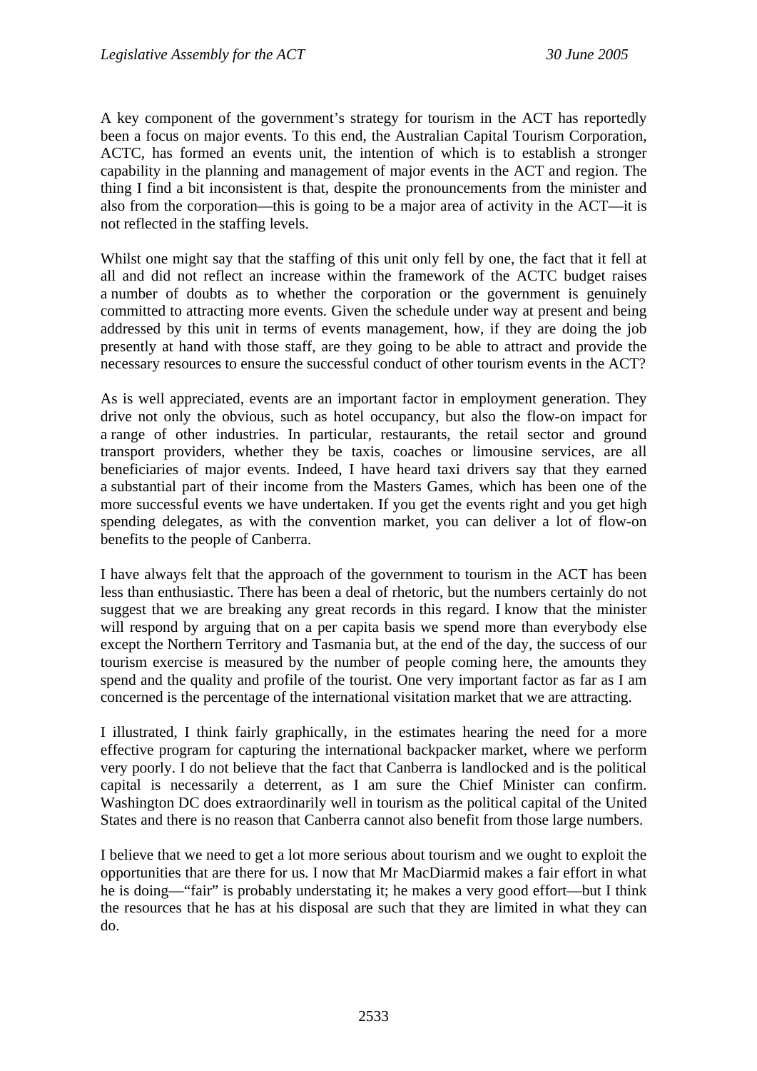A key component of the government's strategy for tourism in the ACT has reportedly been a focus on major events. To this end, the Australian Capital Tourism Corporation, ACTC, has formed an events unit, the intention of which is to establish a stronger capability in the planning and management of major events in the ACT and region. The thing I find a bit inconsistent is that, despite the pronouncements from the minister and also from the corporation—this is going to be a major area of activity in the ACT—it is not reflected in the staffing levels.

Whilst one might say that the staffing of this unit only fell by one, the fact that it fell at all and did not reflect an increase within the framework of the ACTC budget raises a number of doubts as to whether the corporation or the government is genuinely committed to attracting more events. Given the schedule under way at present and being addressed by this unit in terms of events management, how, if they are doing the job presently at hand with those staff, are they going to be able to attract and provide the necessary resources to ensure the successful conduct of other tourism events in the ACT?

As is well appreciated, events are an important factor in employment generation. They drive not only the obvious, such as hotel occupancy, but also the flow-on impact for a range of other industries. In particular, restaurants, the retail sector and ground transport providers, whether they be taxis, coaches or limousine services, are all beneficiaries of major events. Indeed, I have heard taxi drivers say that they earned a substantial part of their income from the Masters Games, which has been one of the more successful events we have undertaken. If you get the events right and you get high spending delegates, as with the convention market, you can deliver a lot of flow-on benefits to the people of Canberra.

I have always felt that the approach of the government to tourism in the ACT has been less than enthusiastic. There has been a deal of rhetoric, but the numbers certainly do not suggest that we are breaking any great records in this regard. I know that the minister will respond by arguing that on a per capita basis we spend more than everybody else except the Northern Territory and Tasmania but, at the end of the day, the success of our tourism exercise is measured by the number of people coming here, the amounts they spend and the quality and profile of the tourist. One very important factor as far as I am concerned is the percentage of the international visitation market that we are attracting.

I illustrated, I think fairly graphically, in the estimates hearing the need for a more effective program for capturing the international backpacker market, where we perform very poorly. I do not believe that the fact that Canberra is landlocked and is the political capital is necessarily a deterrent, as I am sure the Chief Minister can confirm. Washington DC does extraordinarily well in tourism as the political capital of the United States and there is no reason that Canberra cannot also benefit from those large numbers.

I believe that we need to get a lot more serious about tourism and we ought to exploit the opportunities that are there for us. I now that Mr MacDiarmid makes a fair effort in what he is doing—"fair" is probably understating it; he makes a very good effort—but I think the resources that he has at his disposal are such that they are limited in what they can do.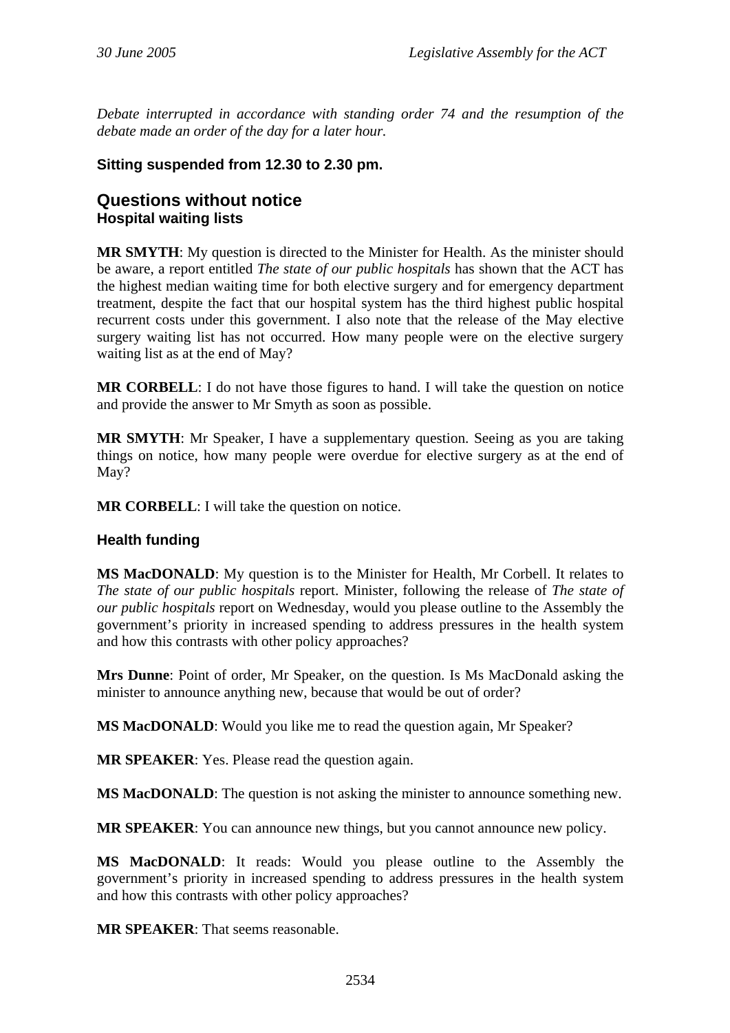*Debate interrupted in accordance with standing order 74 and the resumption of the debate made an order of the day for a later hour.*

**Sitting suspended from 12.30 to 2.30 pm.**

## Questions without notice

### Hospital waiting lists

**MR SMYTH**: My question is directed to the Minister for Health. As the minister should be aware, a report entitled *The state of our public hospitals* has shown that the ACT has the highest median waiting time for both elective surgery and for emergency department treatment, despite the fact that our hospital system has the third highest public hospital recurrent costs under this government. I also note that the release of the May elective surgery waiting list has not occurred. How many people were on the elective surgery waiting list as at the end of May?

**MR CORBELL**: I do not have those figures to hand. I will take the question on notice and provide the answer to Mr Smyth as soon as possible.

**MR SMYTH**: Mr Speaker, I have a supplementary question. Seeing as you are taking things on notice, how many people were overdue for elective surgery as at the end of May?

**MR CORBELL**: I will take the question on notice.

### Health funding

**MS MacDONALD**: My question is to the Minister for Health, Mr Corbell. It relates to *The state of our public hospitals* report. Minister, following the release of *The state of our public hospitals* report on Wednesday, would you please outline to the Assembly the government's priority in increased spending to address pressures in the health system and how this contrasts with other policy approaches?

**Mrs Dunne**: Point of order, Mr Speaker, on the question. Is Ms MacDonald asking the minister to announce anything new, because that would be out of order?

**MS MacDONALD**: Would you like me to read the question again, Mr Speaker?

**MR SPEAKER**: Yes. Please read the question again.

**MS MacDONALD**: The question is not asking the minister to announce something new.

**MR SPEAKER**: You can announce new things, but you cannot announce new policy.

**MS MacDONALD**: It reads: Would you please outline to the Assembly the government's priority in increased spending to address pressures in the health system and how this contrasts with other policy approaches?

**MR SPEAKER**: That seems reasonable.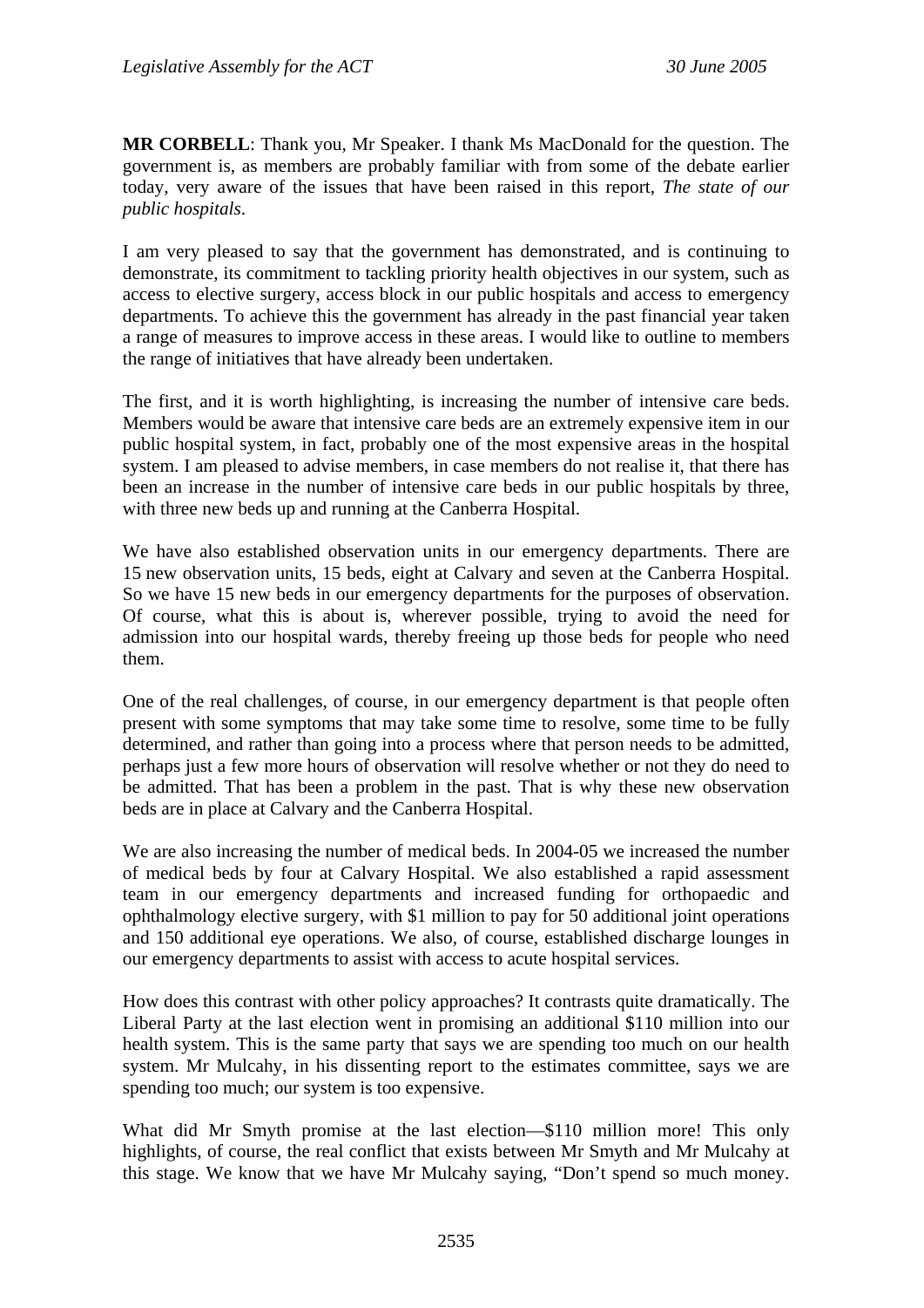**MR CORBELL**: Thank you, Mr Speaker. I thank Ms MacDonald for the question. The government is, as members are probably familiar with from some of the debate earlier today, very aware of the issues that have been raised in this report, *The state of our public hospitals*.

I am very pleased to say that the government has demonstrated, and is continuing to demonstrate, its commitment to tackling priority health objectives in our system, such as access to elective surgery, access block in our public hospitals and access to emergency departments. To achieve this the government has already in the past financial year taken a range of measures to improve access in these areas. I would like to outline to members the range of initiatives that have already been undertaken.

The first, and it is worth highlighting, is increasing the number of intensive care beds. Members would be aware that intensive care beds are an extremely expensive item in our public hospital system, in fact, probably one of the most expensive areas in the hospital system. I am pleased to advise members, in case members do not realise it, that there has been an increase in the number of intensive care beds in our public hospitals by three, with three new beds up and running at the Canberra Hospital.

We have also established observation units in our emergency departments. There are 15 new observation units, 15 beds, eight at Calvary and seven at the Canberra Hospital. So we have 15 new beds in our emergency departments for the purposes of observation. Of course, what this is about is, wherever possible, trying to avoid the need for admission into our hospital wards, thereby freeing up those beds for people who need them.

One of the real challenges, of course, in our emergency department is that people often present with some symptoms that may take some time to resolve, some time to be fully determined, and rather than going into a process where that person needs to be admitted, perhaps just a few more hours of observation will resolve whether or not they do need to be admitted. That has been a problem in the past. That is why these new observation beds are in place at Calvary and the Canberra Hospital.

We are also increasing the number of medical beds. In 2004-05 we increased the number of medical beds by four at Calvary Hospital. We also established a rapid assessment team in our emergency departments and increased funding for orthopaedic and ophthalmology elective surgery, with $1 million to pay for 50 additional joint operations and 150 additional eye operations. We also, of course, established discharge lounges in our emergency departments to assist with access to acute hospital services.

How does this contrast with other policy approaches? It contrasts quite dramatically. The Liberal Party at the last election went in promising an additional $110 million into our health system. This is the same party that says we are spending too much on our health system. Mr Mulcahy, in his dissenting report to the estimates committee, says we are spending too much; our system is too expensive.

What did Mr Smyth promise at the last election—$110 million more! This only highlights, of course, the real conflict that exists between Mr Smyth and Mr Mulcahy at this stage. We know that we have Mr Mulcahy saying, "Don't spend so much money.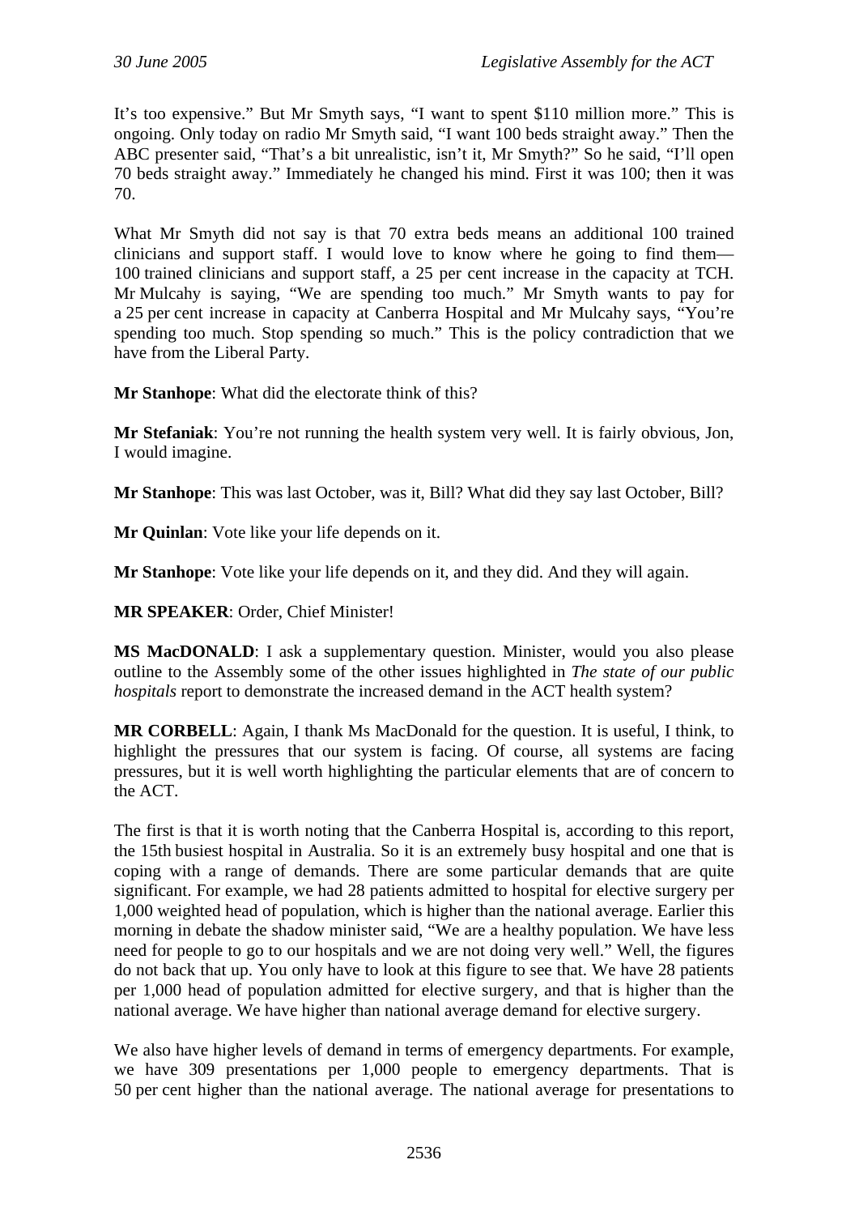It's too expensive." But Mr Smyth says, "I want to spent $110 million more." This is ongoing. Only today on radio Mr Smyth said, "I want 100 beds straight away." Then the ABC presenter said, "That's a bit unrealistic, isn't it, Mr Smyth?" So he said, "I'll open 70 beds straight away." Immediately he changed his mind. First it was 100; then it was 70.

What Mr Smyth did not say is that 70 extra beds means an additional 100 trained clinicians and support staff. I would love to know where he going to find them—100 trained clinicians and support staff, a 25 per cent increase in the capacity at TCH. Mr Mulcahy is saying, "We are spending too much." Mr Smyth wants to pay for a 25 per cent increase in capacity at Canberra Hospital and Mr Mulcahy says, "You're spending too much. Stop spending so much." This is the policy contradiction that we have from the Liberal Party.

**Mr Stanhope**: What did the electorate think of this?

**Mr Stefaniak**: You're not running the health system very well. It is fairly obvious, Jon, I would imagine.

**Mr Stanhope**: This was last October, was it, Bill? What did they say last October, Bill?

**Mr Quinlan**: Vote like your life depends on it.

**Mr Stanhope**: Vote like your life depends on it, and they did. And they will again.

**MR SPEAKER**: Order, Chief Minister!

**MS MacDONALD**: I ask a supplementary question. Minister, would you also please outline to the Assembly some of the other issues highlighted in *The state of our public hospitals* report to demonstrate the increased demand in the ACT health system?

**MR CORBELL**: Again, I thank Ms MacDonald for the question. It is useful, I think, to highlight the pressures that our system is facing. Of course, all systems are facing pressures, but it is well worth highlighting the particular elements that are of concern to the ACT.

The first is that it is worth noting that the Canberra Hospital is, according to this report, the 15th busiest hospital in Australia. So it is an extremely busy hospital and one that is coping with a range of demands. There are some particular demands that are quite significant. For example, we had 28 patients admitted to hospital for elective surgery per 1,000 weighted head of population, which is higher than the national average. Earlier this morning in debate the shadow minister said, "We are a healthy population. We have less need for people to go to our hospitals and we are not doing very well." Well, the figures do not back that up. You only have to look at this figure to see that. We have 28 patients per 1,000 head of population admitted for elective surgery, and that is higher than the national average. We have higher than national average demand for elective surgery.

We also have higher levels of demand in terms of emergency departments. For example, we have 309 presentations per 1,000 people to emergency departments. That is 50 per cent higher than the national average. The national average for presentations to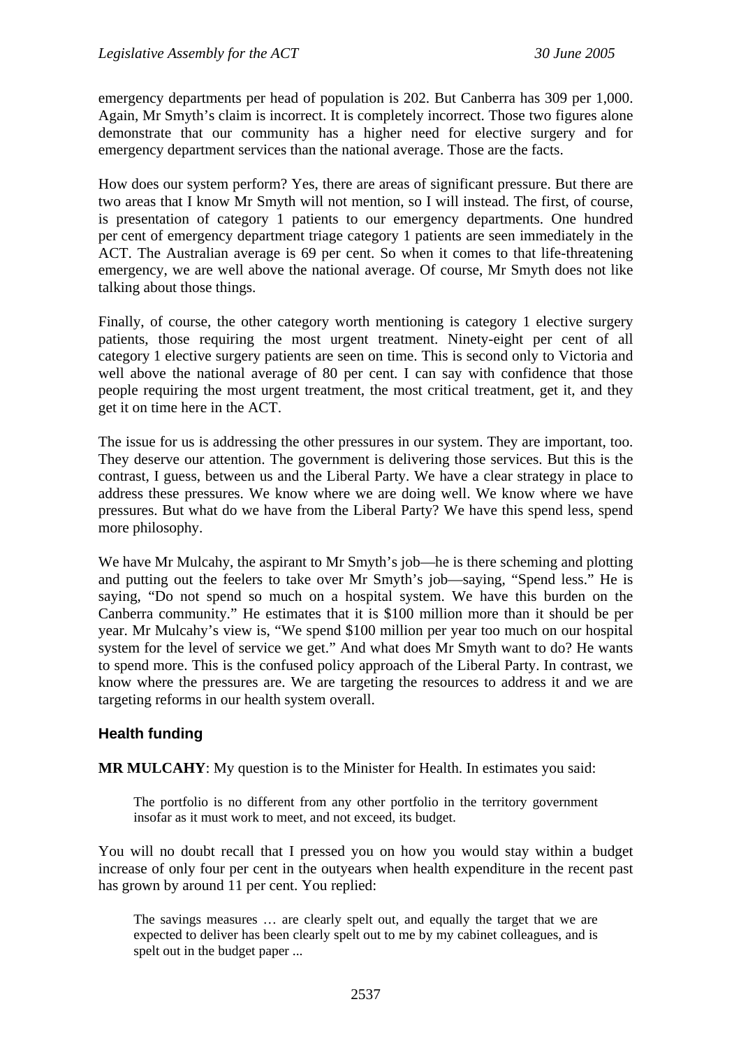emergency departments per head of population is 202. But Canberra has 309 per 1,000. Again, Mr Smyth's claim is incorrect. It is completely incorrect. Those two figures alone demonstrate that our community has a higher need for elective surgery and for emergency department services than the national average. Those are the facts.

How does our system perform? Yes, there are areas of significant pressure. But there are two areas that I know Mr Smyth will not mention, so I will instead. The first, of course, is presentation of category 1 patients to our emergency departments. One hundred per cent of emergency department triage category 1 patients are seen immediately in the ACT. The Australian average is 69 per cent. So when it comes to that life-threatening emergency, we are well above the national average. Of course, Mr Smyth does not like talking about those things.

Finally, of course, the other category worth mentioning is category 1 elective surgery patients, those requiring the most urgent treatment. Ninety-eight per cent of all category 1 elective surgery patients are seen on time. This is second only to Victoria and well above the national average of 80 per cent. I can say with confidence that those people requiring the most urgent treatment, the most critical treatment, get it, and they get it on time here in the ACT.

The issue for us is addressing the other pressures in our system. They are important, too. They deserve our attention. The government is delivering those services. But this is the contrast, I guess, between us and the Liberal Party. We have a clear strategy in place to address these pressures. We know where we are doing well. We know where we have pressures. But what do we have from the Liberal Party? We have this spend less, spend more philosophy.

We have Mr Mulcahy, the aspirant to Mr Smyth's job—he is there scheming and plotting and putting out the feelers to take over Mr Smyth's job—saying, "Spend less." He is saying, "Do not spend so much on a hospital system. We have this burden on the Canberra community." He estimates that it is $100 million more than it should be per year. Mr Mulcahy's view is, "We spend $100 million per year too much on our hospital system for the level of service we get." And what does Mr Smyth want to do? He wants to spend more. This is the confused policy approach of the Liberal Party. In contrast, we know where the pressures are. We are targeting the resources to address it and we are targeting reforms in our health system overall.

## Health funding

**MR MULCAHY**: My question is to the Minister for Health. In estimates you said:

> The portfolio is no different from any other portfolio in the territory government insofar as it must work to meet, and not exceed, its budget.

You will no doubt recall that I pressed you on how you would stay within a budget increase of only four per cent in the outyears when health expenditure in the recent past has grown by around 11 per cent. You replied:

> The savings measures … are clearly spelt out, and equally the target that we are expected to deliver has been clearly spelt out to me by my cabinet colleagues, and is spelt out in the budget paper ...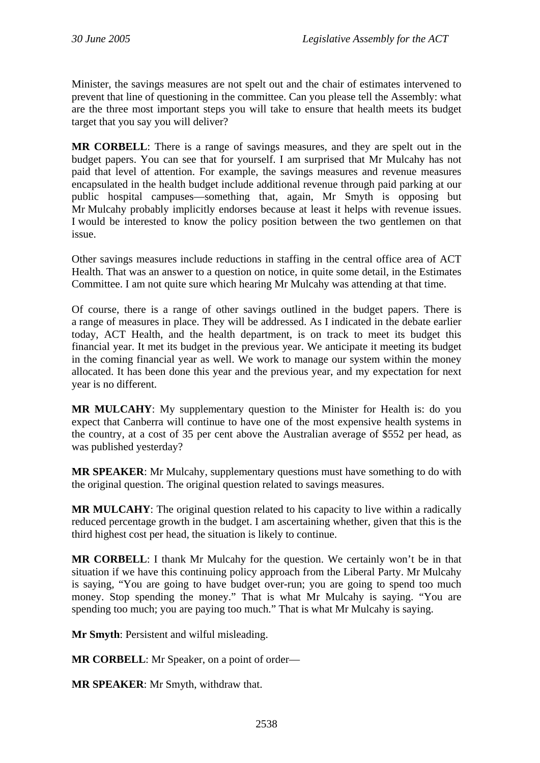Minister, the savings measures are not spelt out and the chair of estimates intervened to prevent that line of questioning in the committee. Can you please tell the Assembly: what are the three most important steps you will take to ensure that health meets its budget target that you say you will deliver?

**MR CORBELL**: There is a range of savings measures, and they are spelt out in the budget papers. You can see that for yourself. I am surprised that Mr Mulcahy has not paid that level of attention. For example, the savings measures and revenue measures encapsulated in the health budget include additional revenue through paid parking at our public hospital campuses—something that, again, Mr Smyth is opposing but Mr Mulcahy probably implicitly endorses because at least it helps with revenue issues. I would be interested to know the policy position between the two gentlemen on that issue.

Other savings measures include reductions in staffing in the central office area of ACT Health. That was an answer to a question on notice, in quite some detail, in the Estimates Committee. I am not quite sure which hearing Mr Mulcahy was attending at that time.

Of course, there is a range of other savings outlined in the budget papers. There is a range of measures in place. They will be addressed. As I indicated in the debate earlier today, ACT Health, and the health department, is on track to meet its budget this financial year. It met its budget in the previous year. We anticipate it meeting its budget in the coming financial year as well. We work to manage our system within the money allocated. It has been done this year and the previous year, and my expectation for next year is no different.

**MR MULCAHY**: My supplementary question to the Minister for Health is: do you expect that Canberra will continue to have one of the most expensive health systems in the country, at a cost of 35 per cent above the Australian average of $552 per head, as was published yesterday?

**MR SPEAKER**: Mr Mulcahy, supplementary questions must have something to do with the original question. The original question related to savings measures.

**MR MULCAHY**: The original question related to his capacity to live within a radically reduced percentage growth in the budget. I am ascertaining whether, given that this is the third highest cost per head, the situation is likely to continue.

**MR CORBELL**: I thank Mr Mulcahy for the question. We certainly won't be in that situation if we have this continuing policy approach from the Liberal Party. Mr Mulcahy is saying, "You are going to have budget over-run; you are going to spend too much money. Stop spending the money." That is what Mr Mulcahy is saying. "You are spending too much; you are paying too much." That is what Mr Mulcahy is saying.

**Mr Smyth**: Persistent and wilful misleading.

**MR CORBELL**: Mr Speaker, on a point of order—

**MR SPEAKER**: Mr Smyth, withdraw that.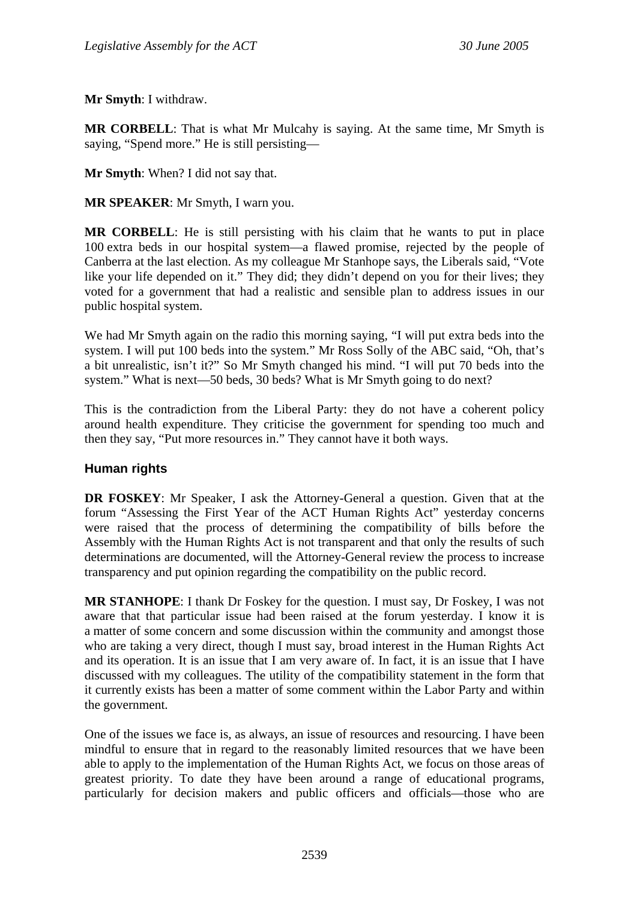**Mr Smyth**: I withdraw.

**MR CORBELL**: That is what Mr Mulcahy is saying. At the same time, Mr Smyth is saying, "Spend more." He is still persisting—

**Mr Smyth**: When? I did not say that.

**MR SPEAKER**: Mr Smyth, I warn you.

**MR CORBELL**: He is still persisting with his claim that he wants to put in place 100 extra beds in our hospital system—a flawed promise, rejected by the people of Canberra at the last election. As my colleague Mr Stanhope says, the Liberals said, "Vote like your life depended on it." They did; they didn't depend on you for their lives; they voted for a government that had a realistic and sensible plan to address issues in our public hospital system.

We had Mr Smyth again on the radio this morning saying, "I will put extra beds into the system. I will put 100 beds into the system." Mr Ross Solly of the ABC said, "Oh, that's a bit unrealistic, isn't it?" So Mr Smyth changed his mind. "I will put 70 beds into the system." What is next—50 beds, 30 beds? What is Mr Smyth going to do next?

This is the contradiction from the Liberal Party: they do not have a coherent policy around health expenditure. They criticise the government for spending too much and then they say, "Put more resources in." They cannot have it both ways.

## Human rights

**DR FOSKEY**: Mr Speaker, I ask the Attorney-General a question. Given that at the forum "Assessing the First Year of the ACT Human Rights Act" yesterday concerns were raised that the process of determining the compatibility of bills before the Assembly with the Human Rights Act is not transparent and that only the results of such determinations are documented, will the Attorney-General review the process to increase transparency and put opinion regarding the compatibility on the public record.

**MR STANHOPE**: I thank Dr Foskey for the question. I must say, Dr Foskey, I was not aware that that particular issue had been raised at the forum yesterday. I know it is a matter of some concern and some discussion within the community and amongst those who are taking a very direct, though I must say, broad interest in the Human Rights Act and its operation. It is an issue that I am very aware of. In fact, it is an issue that I have discussed with my colleagues. The utility of the compatibility statement in the form that it currently exists has been a matter of some comment within the Labor Party and within the government.

One of the issues we face is, as always, an issue of resources and resourcing. I have been mindful to ensure that in regard to the reasonably limited resources that we have been able to apply to the implementation of the Human Rights Act, we focus on those areas of greatest priority. To date they have been around a range of educational programs, particularly for decision makers and public officers and officials—those who are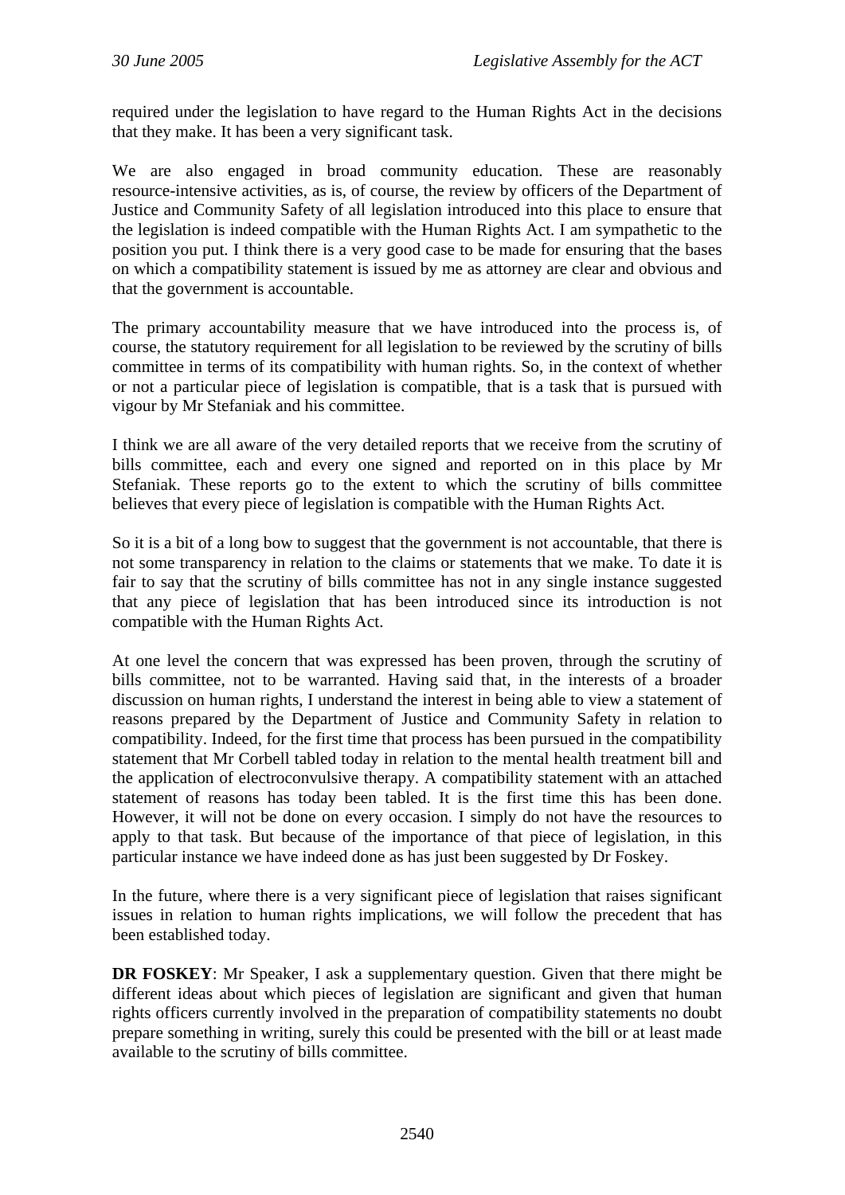required under the legislation to have regard to the Human Rights Act in the decisions that they make. It has been a very significant task.

We are also engaged in broad community education. These are reasonably resource-intensive activities, as is, of course, the review by officers of the Department of Justice and Community Safety of all legislation introduced into this place to ensure that the legislation is indeed compatible with the Human Rights Act. I am sympathetic to the position you put. I think there is a very good case to be made for ensuring that the bases on which a compatibility statement is issued by me as attorney are clear and obvious and that the government is accountable.

The primary accountability measure that we have introduced into the process is, of course, the statutory requirement for all legislation to be reviewed by the scrutiny of bills committee in terms of its compatibility with human rights. So, in the context of whether or not a particular piece of legislation is compatible, that is a task that is pursued with vigour by Mr Stefaniak and his committee.

I think we are all aware of the very detailed reports that we receive from the scrutiny of bills committee, each and every one signed and reported on in this place by Mr Stefaniak. These reports go to the extent to which the scrutiny of bills committee believes that every piece of legislation is compatible with the Human Rights Act.

So it is a bit of a long bow to suggest that the government is not accountable, that there is not some transparency in relation to the claims or statements that we make. To date it is fair to say that the scrutiny of bills committee has not in any single instance suggested that any piece of legislation that has been introduced since its introduction is not compatible with the Human Rights Act.

At one level the concern that was expressed has been proven, through the scrutiny of bills committee, not to be warranted. Having said that, in the interests of a broader discussion on human rights, I understand the interest in being able to view a statement of reasons prepared by the Department of Justice and Community Safety in relation to compatibility. Indeed, for the first time that process has been pursued in the compatibility statement that Mr Corbell tabled today in relation to the mental health treatment bill and the application of electroconvulsive therapy. A compatibility statement with an attached statement of reasons has today been tabled. It is the first time this has been done. However, it will not be done on every occasion. I simply do not have the resources to apply to that task. But because of the importance of that piece of legislation, in this particular instance we have indeed done as has just been suggested by Dr Foskey.

In the future, where there is a very significant piece of legislation that raises significant issues in relation to human rights implications, we will follow the precedent that has been established today.

**DR FOSKEY**: Mr Speaker, I ask a supplementary question. Given that there might be different ideas about which pieces of legislation are significant and given that human rights officers currently involved in the preparation of compatibility statements no doubt prepare something in writing, surely this could be presented with the bill or at least made available to the scrutiny of bills committee.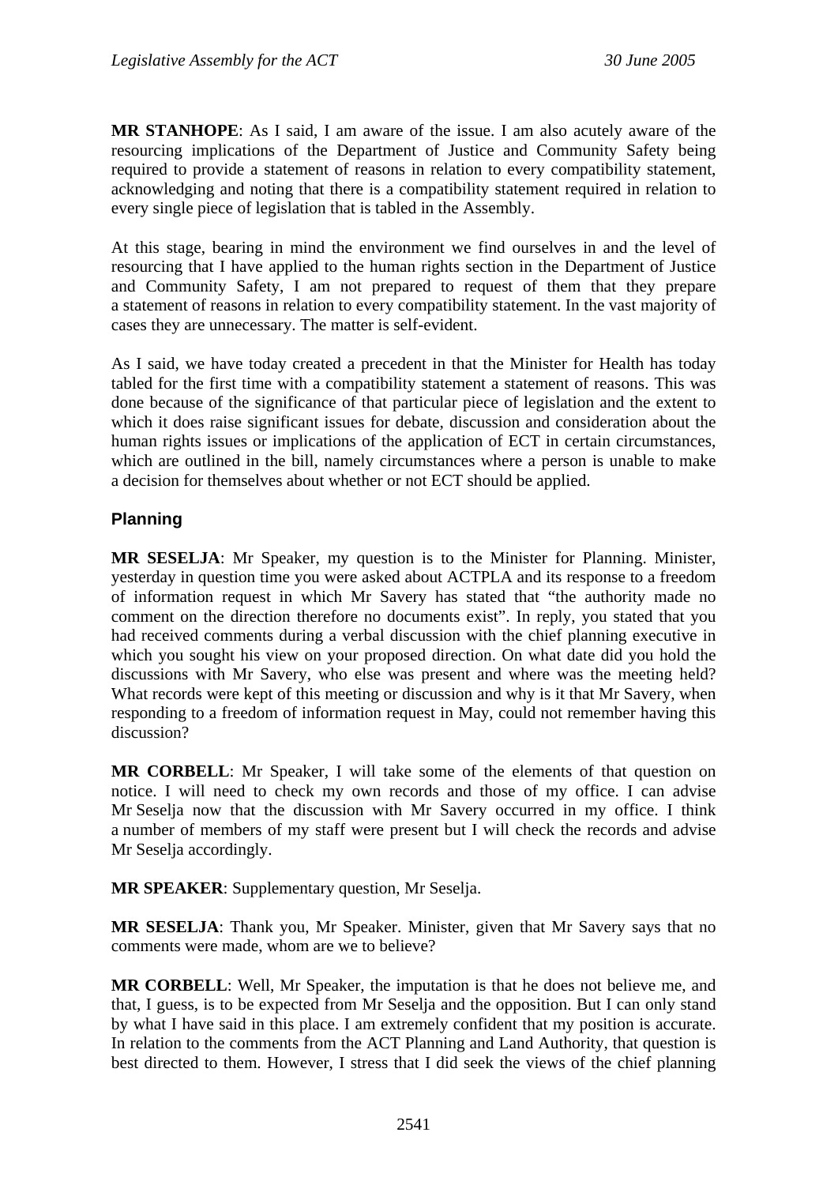**MR STANHOPE**: As I said, I am aware of the issue. I am also acutely aware of the resourcing implications of the Department of Justice and Community Safety being required to provide a statement of reasons in relation to every compatibility statement, acknowledging and noting that there is a compatibility statement required in relation to every single piece of legislation that is tabled in the Assembly.

At this stage, bearing in mind the environment we find ourselves in and the level of resourcing that I have applied to the human rights section in the Department of Justice and Community Safety, I am not prepared to request of them that they prepare a statement of reasons in relation to every compatibility statement. In the vast majority of cases they are unnecessary. The matter is self-evident.

As I said, we have today created a precedent in that the Minister for Health has today tabled for the first time with a compatibility statement a statement of reasons. This was done because of the significance of that particular piece of legislation and the extent to which it does raise significant issues for debate, discussion and consideration about the human rights issues or implications of the application of ECT in certain circumstances, which are outlined in the bill, namely circumstances where a person is unable to make a decision for themselves about whether or not ECT should be applied.

### Planning

**MR SESELJA**: Mr Speaker, my question is to the Minister for Planning. Minister, yesterday in question time you were asked about ACTPLA and its response to a freedom of information request in which Mr Savery has stated that "the authority made no comment on the direction therefore no documents exist". In reply, you stated that you had received comments during a verbal discussion with the chief planning executive in which you sought his view on your proposed direction. On what date did you hold the discussions with Mr Savery, who else was present and where was the meeting held? What records were kept of this meeting or discussion and why is it that Mr Savery, when responding to a freedom of information request in May, could not remember having this discussion?

**MR CORBELL**: Mr Speaker, I will take some of the elements of that question on notice. I will need to check my own records and those of my office. I can advise Mr Seselja now that the discussion with Mr Savery occurred in my office. I think a number of members of my staff were present but I will check the records and advise Mr Seselja accordingly.

**MR SPEAKER**: Supplementary question, Mr Seselja.

**MR SESELJA**: Thank you, Mr Speaker. Minister, given that Mr Savery says that no comments were made, whom are we to believe?

**MR CORBELL**: Well, Mr Speaker, the imputation is that he does not believe me, and that, I guess, is to be expected from Mr Seselja and the opposition. But I can only stand by what I have said in this place. I am extremely confident that my position is accurate. In relation to the comments from the ACT Planning and Land Authority, that question is best directed to them. However, I stress that I did seek the views of the chief planning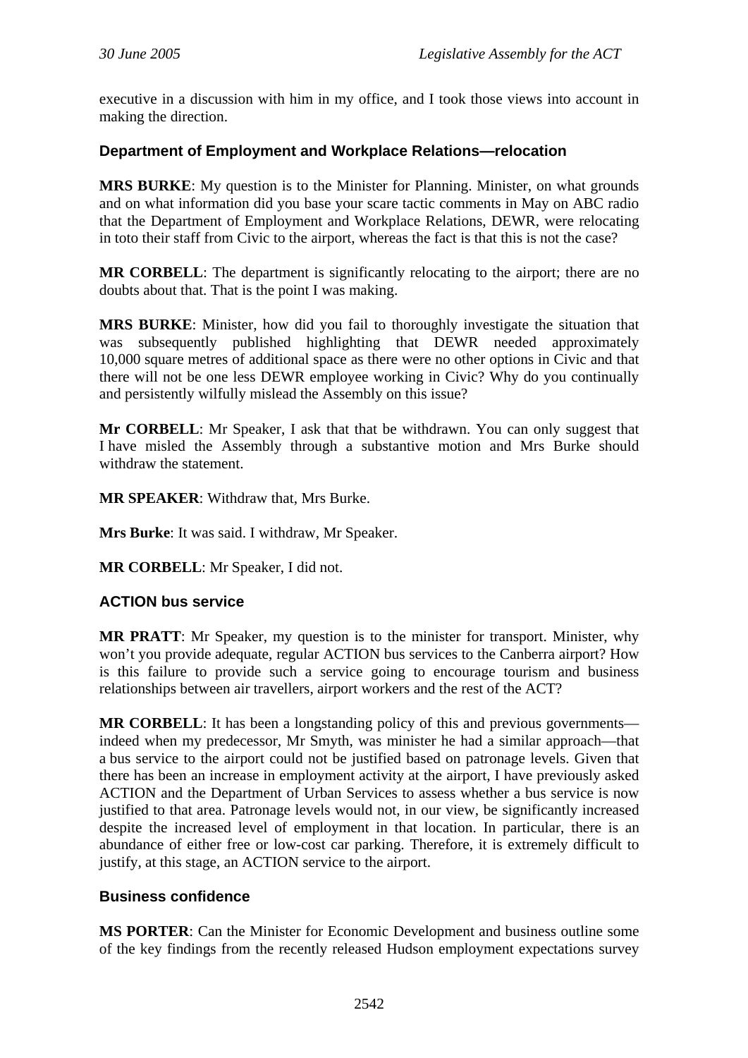executive in a discussion with him in my office, and I took those views into account in making the direction.

### Department of Employment and Workplace Relations—relocation

**MRS BURKE**: My question is to the Minister for Planning. Minister, on what grounds and on what information did you base your scare tactic comments in May on ABC radio that the Department of Employment and Workplace Relations, DEWR, were relocating in toto their staff from Civic to the airport, whereas the fact is that this is not the case?

**MR CORBELL**: The department is significantly relocating to the airport; there are no doubts about that. That is the point I was making.

**MRS BURKE**: Minister, how did you fail to thoroughly investigate the situation that was subsequently published highlighting that DEWR needed approximately 10,000 square metres of additional space as there were no other options in Civic and that there will not be one less DEWR employee working in Civic? Why do you continually and persistently wilfully mislead the Assembly on this issue?

**Mr CORBELL**: Mr Speaker, I ask that that be withdrawn. You can only suggest that I have misled the Assembly through a substantive motion and Mrs Burke should withdraw the statement.

**MR SPEAKER**: Withdraw that, Mrs Burke.

**Mrs Burke**: It was said. I withdraw, Mr Speaker.

**MR CORBELL**: Mr Speaker, I did not.

### ACTION bus service

**MR PRATT**: Mr Speaker, my question is to the minister for transport. Minister, why won't you provide adequate, regular ACTION bus services to the Canberra airport? How is this failure to provide such a service going to encourage tourism and business relationships between air travellers, airport workers and the rest of the ACT?

**MR CORBELL**: It has been a longstanding policy of this and previous governments—indeed when my predecessor, Mr Smyth, was minister he had a similar approach—that a bus service to the airport could not be justified based on patronage levels. Given that there has been an increase in employment activity at the airport, I have previously asked ACTION and the Department of Urban Services to assess whether a bus service is now justified to that area. Patronage levels would not, in our view, be significantly increased despite the increased level of employment in that location. In particular, there is an abundance of either free or low-cost car parking. Therefore, it is extremely difficult to justify, at this stage, an ACTION service to the airport.

### Business confidence

**MS PORTER**: Can the Minister for Economic Development and business outline some of the key findings from the recently released Hudson employment expectations survey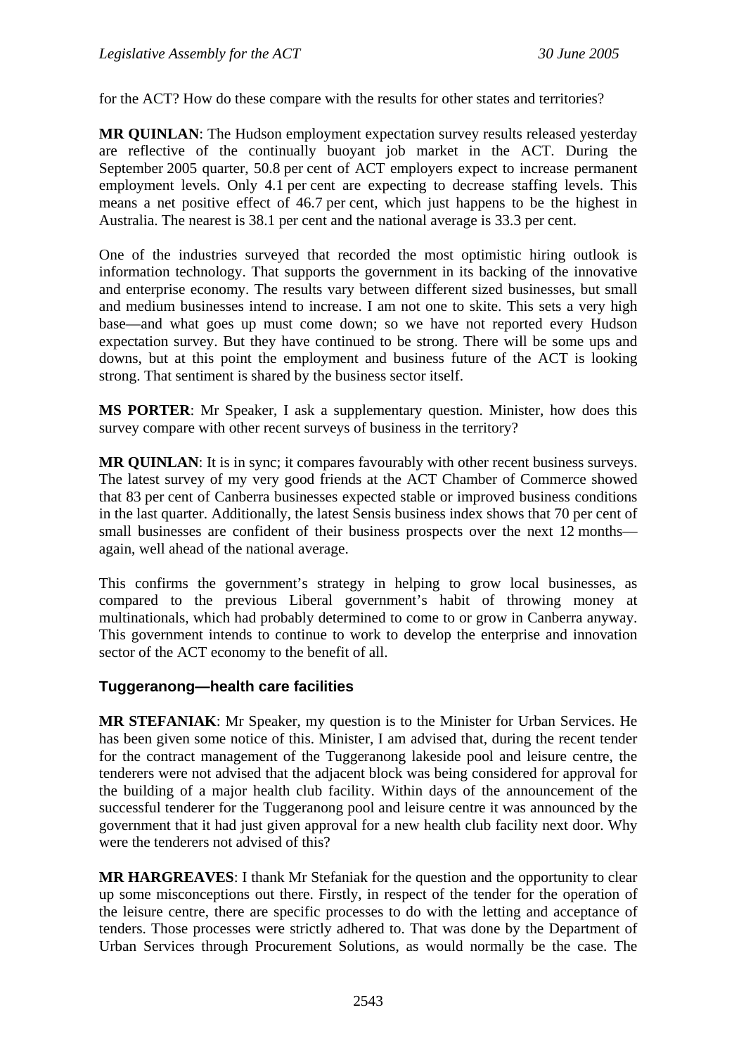for the ACT? How do these compare with the results for other states and territories?

**MR QUINLAN**: The Hudson employment expectation survey results released yesterday are reflective of the continually buoyant job market in the ACT. During the September 2005 quarter, 50.8 per cent of ACT employers expect to increase permanent employment levels. Only 4.1 per cent are expecting to decrease staffing levels. This means a net positive effect of 46.7 per cent, which just happens to be the highest in Australia. The nearest is 38.1 per cent and the national average is 33.3 per cent.

One of the industries surveyed that recorded the most optimistic hiring outlook is information technology. That supports the government in its backing of the innovative and enterprise economy. The results vary between different sized businesses, but small and medium businesses intend to increase. I am not one to skite. This sets a very high base—and what goes up must come down; so we have not reported every Hudson expectation survey. But they have continued to be strong. There will be some ups and downs, but at this point the employment and business future of the ACT is looking strong. That sentiment is shared by the business sector itself.

**MS PORTER**: Mr Speaker, I ask a supplementary question. Minister, how does this survey compare with other recent surveys of business in the territory?

**MR QUINLAN**: It is in sync; it compares favourably with other recent business surveys. The latest survey of my very good friends at the ACT Chamber of Commerce showed that 83 per cent of Canberra businesses expected stable or improved business conditions in the last quarter. Additionally, the latest Sensis business index shows that 70 per cent of small businesses are confident of their business prospects over the next 12 months—again, well ahead of the national average.

This confirms the government's strategy in helping to grow local businesses, as compared to the previous Liberal government's habit of throwing money at multinationals, which had probably determined to come to or grow in Canberra anyway. This government intends to continue to work to develop the enterprise and innovation sector of the ACT economy to the benefit of all.

### Tuggeranong—health care facilities

**MR STEFANIAK**: Mr Speaker, my question is to the Minister for Urban Services. He has been given some notice of this. Minister, I am advised that, during the recent tender for the contract management of the Tuggeranong lakeside pool and leisure centre, the tenderers were not advised that the adjacent block was being considered for approval for the building of a major health club facility. Within days of the announcement of the successful tenderer for the Tuggeranong pool and leisure centre it was announced by the government that it had just given approval for a new health club facility next door. Why were the tenderers not advised of this?

**MR HARGREAVES**: I thank Mr Stefaniak for the question and the opportunity to clear up some misconceptions out there. Firstly, in respect of the tender for the operation of the leisure centre, there are specific processes to do with the letting and acceptance of tenders. Those processes were strictly adhered to. That was done by the Department of Urban Services through Procurement Solutions, as would normally be the case. The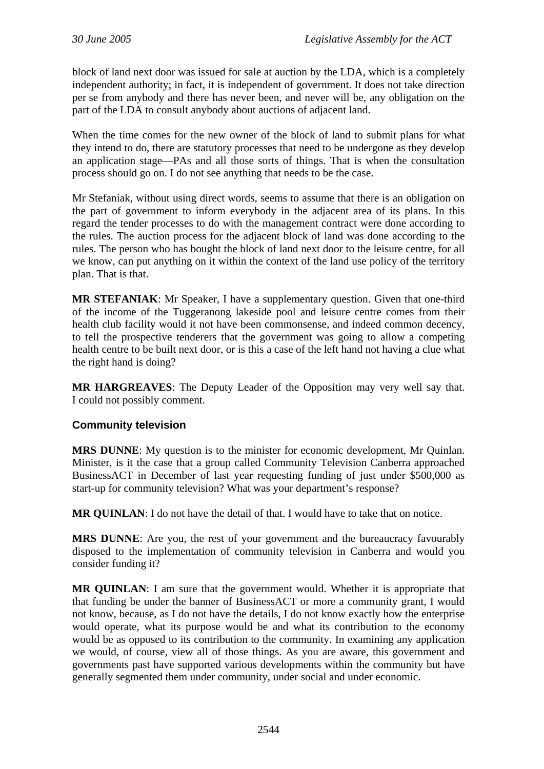block of land next door was issued for sale at auction by the LDA, which is a completely independent authority; in fact, it is independent of government. It does not take direction per se from anybody and there has never been, and never will be, any obligation on the part of the LDA to consult anybody about auctions of adjacent land.

When the time comes for the new owner of the block of land to submit plans for what they intend to do, there are statutory processes that need to be undergone as they develop an application stage—PAs and all those sorts of things. That is when the consultation process should go on. I do not see anything that needs to be the case.

Mr Stefaniak, without using direct words, seems to assume that there is an obligation on the part of government to inform everybody in the adjacent area of its plans. In this regard the tender processes to do with the management contract were done according to the rules. The auction process for the adjacent block of land was done according to the rules. The person who has bought the block of land next door to the leisure centre, for all we know, can put anything on it within the context of the land use policy of the territory plan. That is that.

**MR STEFANIAK**: Mr Speaker, I have a supplementary question. Given that one-third of the income of the Tuggeranong lakeside pool and leisure centre comes from their health club facility would it not have been commonsense, and indeed common decency, to tell the prospective tenderers that the government was going to allow a competing health centre to be built next door, or is this a case of the left hand not having a clue what the right hand is doing?

**MR HARGREAVES**: The Deputy Leader of the Opposition may very well say that. I could not possibly comment.

### Community television

**MRS DUNNE**: My question is to the minister for economic development, Mr Quinlan. Minister, is it the case that a group called Community Television Canberra approached BusinessACT in December of last year requesting funding of just under $500,000 as start-up for community television? What was your department's response?

**MR QUINLAN**: I do not have the detail of that. I would have to take that on notice.

**MRS DUNNE**: Are you, the rest of your government and the bureaucracy favourably disposed to the implementation of community television in Canberra and would you consider funding it?

**MR QUINLAN**: I am sure that the government would. Whether it is appropriate that that funding be under the banner of BusinessACT or more a community grant, I would not know, because, as I do not have the details, I do not know exactly how the enterprise would operate, what its purpose would be and what its contribution to the economy would be as opposed to its contribution to the community. In examining any application we would, of course, view all of those things. As you are aware, this government and governments past have supported various developments within the community but have generally segmented them under community, under social and under economic.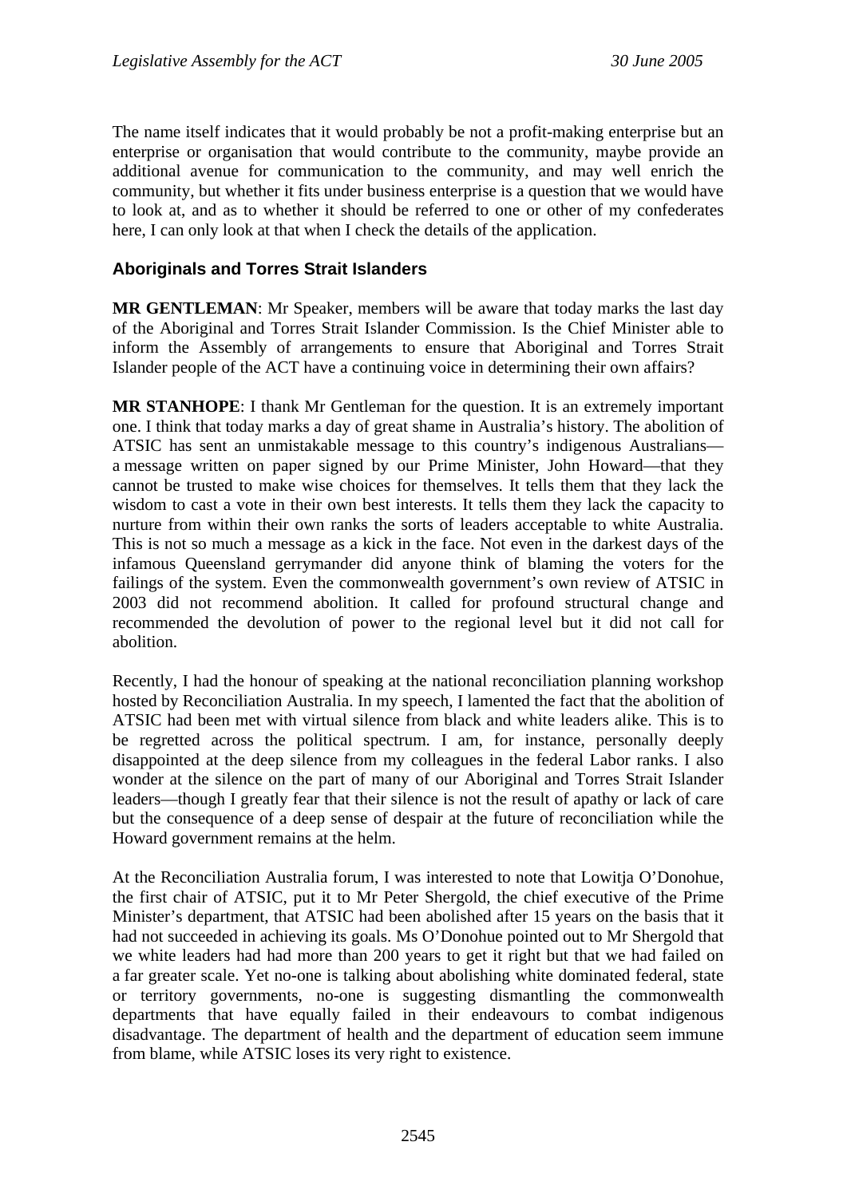The name itself indicates that it would probably be not a profit-making enterprise but an enterprise or organisation that would contribute to the community, maybe provide an additional avenue for communication to the community, and may well enrich the community, but whether it fits under business enterprise is a question that we would have to look at, and as to whether it should be referred to one or other of my confederates here, I can only look at that when I check the details of the application.

### Aboriginals and Torres Strait Islanders

**MR GENTLEMAN**: Mr Speaker, members will be aware that today marks the last day of the Aboriginal and Torres Strait Islander Commission. Is the Chief Minister able to inform the Assembly of arrangements to ensure that Aboriginal and Torres Strait Islander people of the ACT have a continuing voice in determining their own affairs?

**MR STANHOPE**: I thank Mr Gentleman for the question. It is an extremely important one. I think that today marks a day of great shame in Australia's history. The abolition of ATSIC has sent an unmistakable message to this country's indigenous Australians—a message written on paper signed by our Prime Minister, John Howard—that they cannot be trusted to make wise choices for themselves. It tells them that they lack the wisdom to cast a vote in their own best interests. It tells them they lack the capacity to nurture from within their own ranks the sorts of leaders acceptable to white Australia. This is not so much a message as a kick in the face. Not even in the darkest days of the infamous Queensland gerrymander did anyone think of blaming the voters for the failings of the system. Even the commonwealth government's own review of ATSIC in 2003 did not recommend abolition. It called for profound structural change and recommended the devolution of power to the regional level but it did not call for abolition.

Recently, I had the honour of speaking at the national reconciliation planning workshop hosted by Reconciliation Australia. In my speech, I lamented the fact that the abolition of ATSIC had been met with virtual silence from black and white leaders alike. This is to be regretted across the political spectrum. I am, for instance, personally deeply disappointed at the deep silence from my colleagues in the federal Labor ranks. I also wonder at the silence on the part of many of our Aboriginal and Torres Strait Islander leaders—though I greatly fear that their silence is not the result of apathy or lack of care but the consequence of a deep sense of despair at the future of reconciliation while the Howard government remains at the helm.

At the Reconciliation Australia forum, I was interested to note that Lowitja O'Donohue, the first chair of ATSIC, put it to Mr Peter Shergold, the chief executive of the Prime Minister's department, that ATSIC had been abolished after 15 years on the basis that it had not succeeded in achieving its goals. Ms O'Donohue pointed out to Mr Shergold that we white leaders had had more than 200 years to get it right but that we had failed on a far greater scale. Yet no-one is talking about abolishing white dominated federal, state or territory governments, no-one is suggesting dismantling the commonwealth departments that have equally failed in their endeavours to combat indigenous disadvantage. The department of health and the department of education seem immune from blame, while ATSIC loses its very right to existence.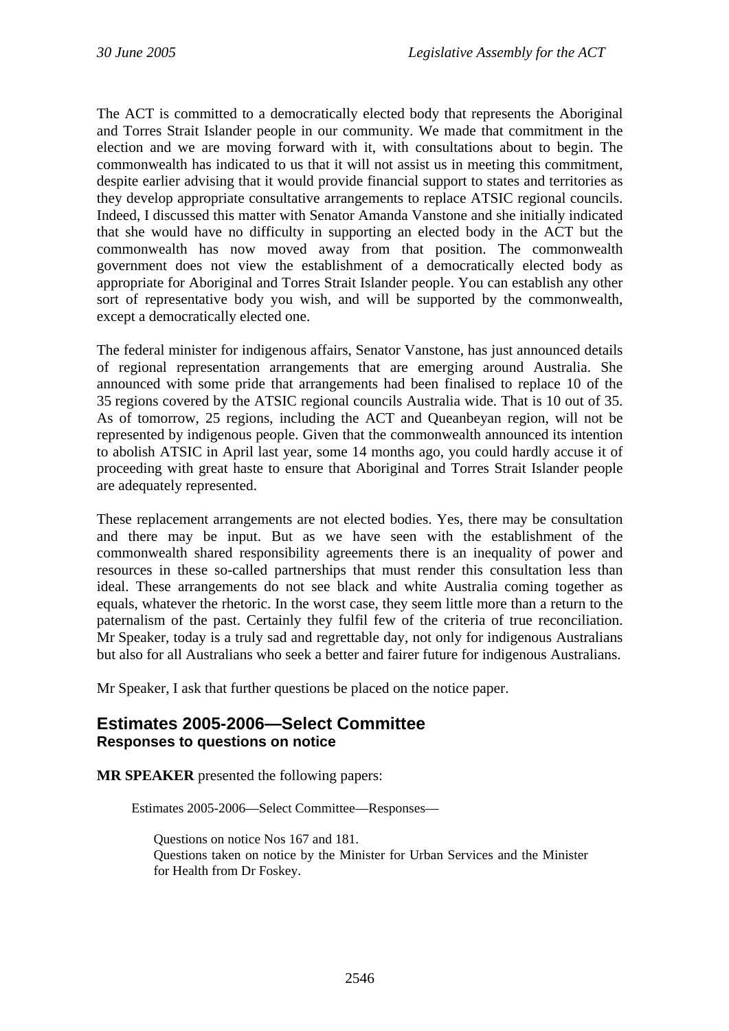The ACT is committed to a democratically elected body that represents the Aboriginal and Torres Strait Islander people in our community. We made that commitment in the election and we are moving forward with it, with consultations about to begin. The commonwealth has indicated to us that it will not assist us in meeting this commitment, despite earlier advising that it would provide financial support to states and territories as they develop appropriate consultative arrangements to replace ATSIC regional councils. Indeed, I discussed this matter with Senator Amanda Vanstone and she initially indicated that she would have no difficulty in supporting an elected body in the ACT but the commonwealth has now moved away from that position. The commonwealth government does not view the establishment of a democratically elected body as appropriate for Aboriginal and Torres Strait Islander people. You can establish any other sort of representative body you wish, and will be supported by the commonwealth, except a democratically elected one.

The federal minister for indigenous affairs, Senator Vanstone, has just announced details of regional representation arrangements that are emerging around Australia. She announced with some pride that arrangements had been finalised to replace 10 of the 35 regions covered by the ATSIC regional councils Australia wide. That is 10 out of 35. As of tomorrow, 25 regions, including the ACT and Queanbeyan region, will not be represented by indigenous people. Given that the commonwealth announced its intention to abolish ATSIC in April last year, some 14 months ago, you could hardly accuse it of proceeding with great haste to ensure that Aboriginal and Torres Strait Islander people are adequately represented.

These replacement arrangements are not elected bodies. Yes, there may be consultation and there may be input. But as we have seen with the establishment of the commonwealth shared responsibility agreements there is an inequality of power and resources in these so-called partnerships that must render this consultation less than ideal. These arrangements do not see black and white Australia coming together as equals, whatever the rhetoric. In the worst case, they seem little more than a return to the paternalism of the past. Certainly they fulfil few of the criteria of true reconciliation. Mr Speaker, today is a truly sad and regrettable day, not only for indigenous Australians but also for all Australians who seek a better and fairer future for indigenous Australians.

Mr Speaker, I ask that further questions be placed on the notice paper.

## Estimates 2005-2006—Select Committee
### Responses to questions on notice

**MR SPEAKER** presented the following papers:

Estimates 2005-2006—Select Committee—Responses—

Questions on notice Nos 167 and 181.
Questions taken on notice by the Minister for Urban Services and the Minister for Health from Dr Foskey.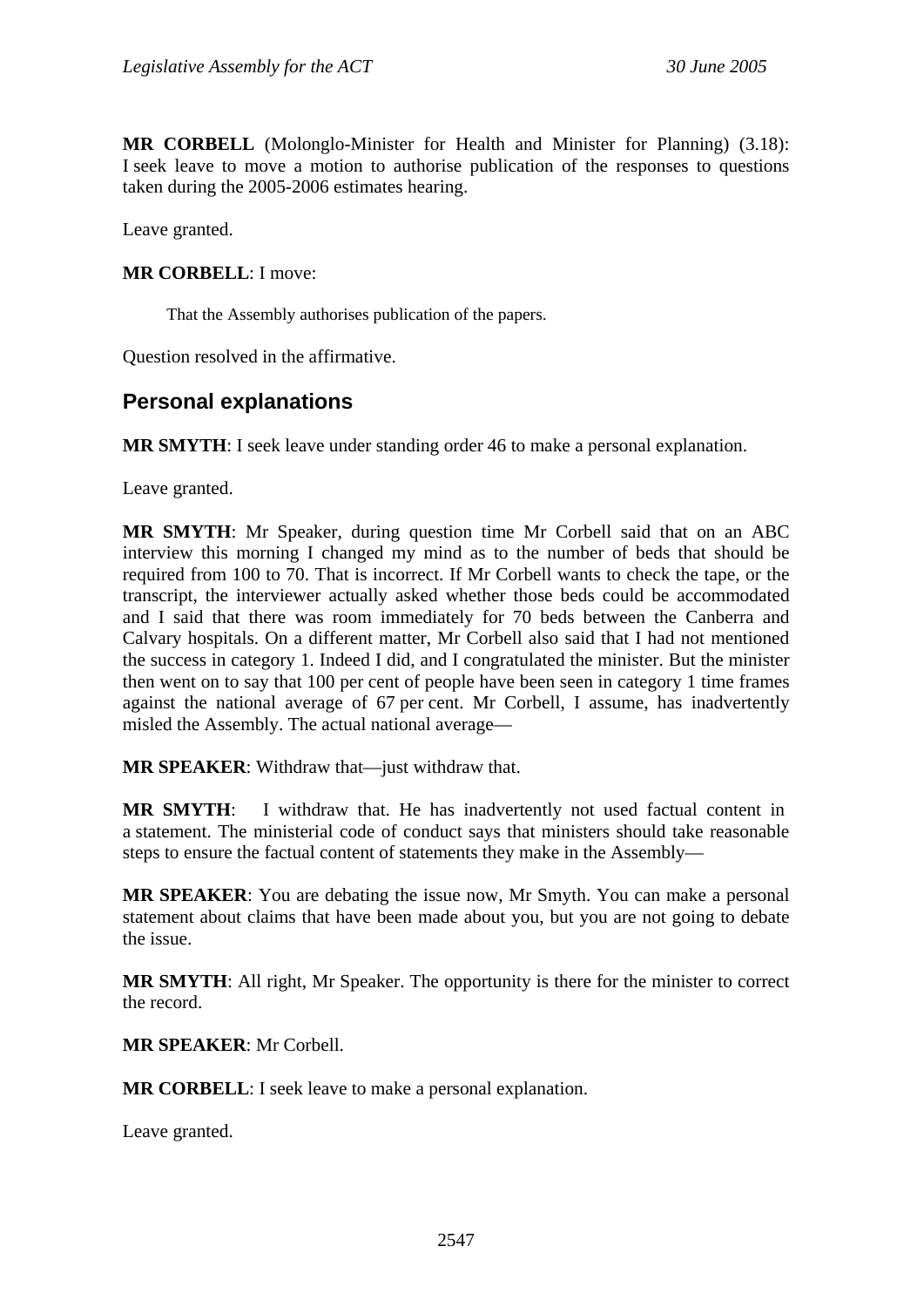**MR CORBELL** (Molonglo-Minister for Health and Minister for Planning) (3.18): I seek leave to move a motion to authorise publication of the responses to questions taken during the 2005-2006 estimates hearing.

Leave granted.

**MR CORBELL**: I move:

> That the Assembly authorises publication of the papers.

Question resolved in the affirmative.

## Personal explanations

**MR SMYTH**: I seek leave under standing order 46 to make a personal explanation.

Leave granted.

**MR SMYTH**: Mr Speaker, during question time Mr Corbell said that on an ABC interview this morning I changed my mind as to the number of beds that should be required from 100 to 70. That is incorrect. If Mr Corbell wants to check the tape, or the transcript, the interviewer actually asked whether those beds could be accommodated and I said that there was room immediately for 70 beds between the Canberra and Calvary hospitals. On a different matter, Mr Corbell also said that I had not mentioned the success in category 1. Indeed I did, and I congratulated the minister. But the minister then went on to say that 100 per cent of people have been seen in category 1 time frames against the national average of 67 per cent. Mr Corbell, I assume, has inadvertently misled the Assembly. The actual national average—

**MR SPEAKER**: Withdraw that—just withdraw that.

**MR SMYTH**: I withdraw that. He has inadvertently not used factual content in a statement. The ministerial code of conduct says that ministers should take reasonable steps to ensure the factual content of statements they make in the Assembly—

**MR SPEAKER**: You are debating the issue now, Mr Smyth. You can make a personal statement about claims that have been made about you, but you are not going to debate the issue.

**MR SMYTH**: All right, Mr Speaker. The opportunity is there for the minister to correct the record.

**MR SPEAKER**: Mr Corbell.

**MR CORBELL**: I seek leave to make a personal explanation.

Leave granted.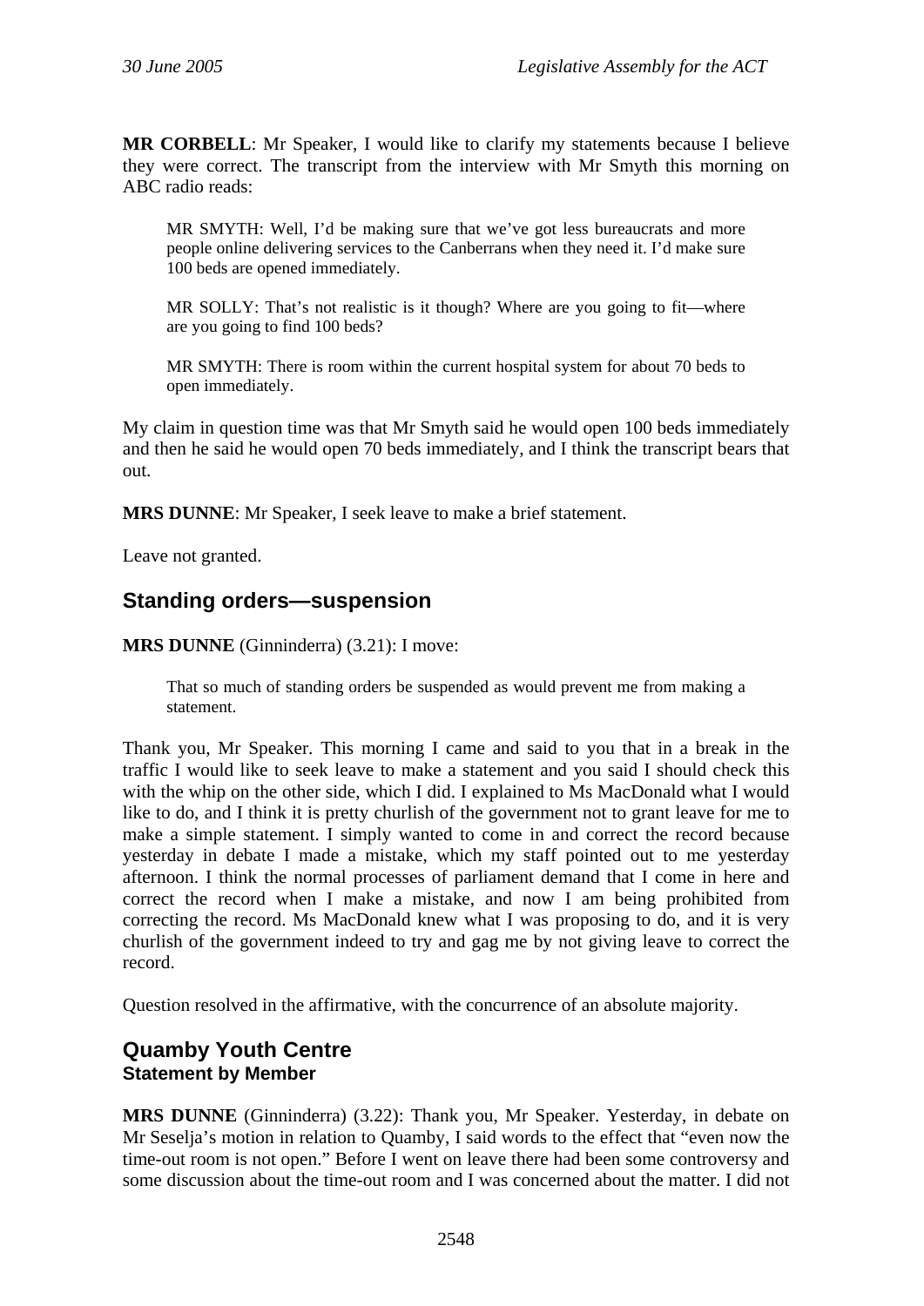**MR CORBELL**: Mr Speaker, I would like to clarify my statements because I believe they were correct. The transcript from the interview with Mr Smyth this morning on ABC radio reads:

> MR SMYTH: Well, I'd be making sure that we've got less bureaucrats and more people online delivering services to the Canberrans when they need it. I'd make sure 100 beds are opened immediately.
>
> MR SOLLY: That's not realistic is it though? Where are you going to fit—where are you going to find 100 beds?
>
> MR SMYTH: There is room within the current hospital system for about 70 beds to open immediately.

My claim in question time was that Mr Smyth said he would open 100 beds immediately and then he said he would open 70 beds immediately, and I think the transcript bears that out.

**MRS DUNNE**: Mr Speaker, I seek leave to make a brief statement.

Leave not granted.

## Standing orders—suspension

**MRS DUNNE** (Ginninderra) (3.21): I move:

> That so much of standing orders be suspended as would prevent me from making a statement.

Thank you, Mr Speaker. This morning I came and said to you that in a break in the traffic I would like to seek leave to make a statement and you said I should check this with the whip on the other side, which I did. I explained to Ms MacDonald what I would like to do, and I think it is pretty churlish of the government not to grant leave for me to make a simple statement. I simply wanted to come in and correct the record because yesterday in debate I made a mistake, which my staff pointed out to me yesterday afternoon. I think the normal processes of parliament demand that I come in here and correct the record when I make a mistake, and now I am being prohibited from correcting the record. Ms MacDonald knew what I was proposing to do, and it is very churlish of the government indeed to try and gag me by not giving leave to correct the record.

Question resolved in the affirmative, with the concurrence of an absolute majority.

## Quamby Youth Centre
### Statement by Member

**MRS DUNNE** (Ginninderra) (3.22): Thank you, Mr Speaker. Yesterday, in debate on Mr Seselja's motion in relation to Quamby, I said words to the effect that "even now the time-out room is not open." Before I went on leave there had been some controversy and some discussion about the time-out room and I was concerned about the matter. I did not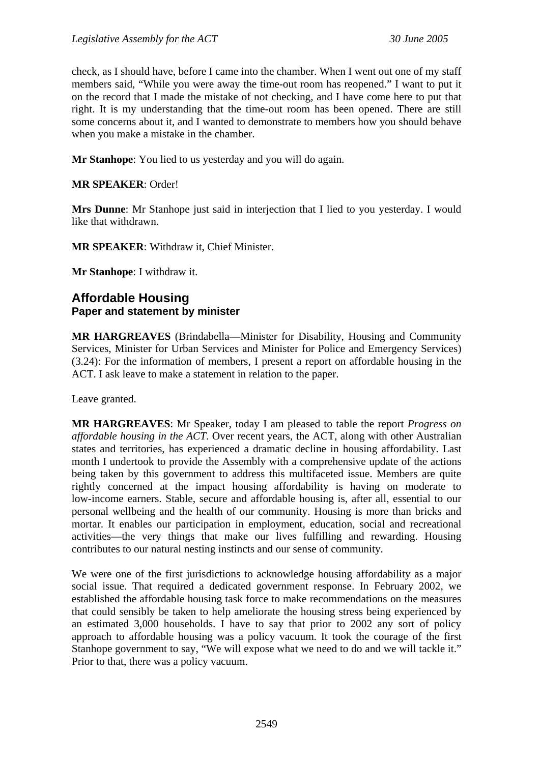check, as I should have, before I came into the chamber. When I went out one of my staff members said, "While you were away the time-out room has reopened." I want to put it on the record that I made the mistake of not checking, and I have come here to put that right. It is my understanding that the time-out room has been opened. There are still some concerns about it, and I wanted to demonstrate to members how you should behave when you make a mistake in the chamber.

**Mr Stanhope**: You lied to us yesterday and you will do again.

**MR SPEAKER**: Order!

**Mrs Dunne**: Mr Stanhope just said in interjection that I lied to you yesterday. I would like that withdrawn.

**MR SPEAKER**: Withdraw it, Chief Minister.

**Mr Stanhope**: I withdraw it.

## Affordable Housing
### Paper and statement by minister

**MR HARGREAVES** (Brindabella—Minister for Disability, Housing and Community Services, Minister for Urban Services and Minister for Police and Emergency Services) (3.24): For the information of members, I present a report on affordable housing in the ACT. I ask leave to make a statement in relation to the paper.

Leave granted.

**MR HARGREAVES**: Mr Speaker, today I am pleased to table the report *Progress on affordable housing in the ACT*. Over recent years, the ACT, along with other Australian states and territories, has experienced a dramatic decline in housing affordability. Last month I undertook to provide the Assembly with a comprehensive update of the actions being taken by this government to address this multifaceted issue. Members are quite rightly concerned at the impact housing affordability is having on moderate to low-income earners. Stable, secure and affordable housing is, after all, essential to our personal wellbeing and the health of our community. Housing is more than bricks and mortar. It enables our participation in employment, education, social and recreational activities—the very things that make our lives fulfilling and rewarding. Housing contributes to our natural nesting instincts and our sense of community.

We were one of the first jurisdictions to acknowledge housing affordability as a major social issue. That required a dedicated government response. In February 2002, we established the affordable housing task force to make recommendations on the measures that could sensibly be taken to help ameliorate the housing stress being experienced by an estimated 3,000 households. I have to say that prior to 2002 any sort of policy approach to affordable housing was a policy vacuum. It took the courage of the first Stanhope government to say, "We will expose what we need to do and we will tackle it." Prior to that, there was a policy vacuum.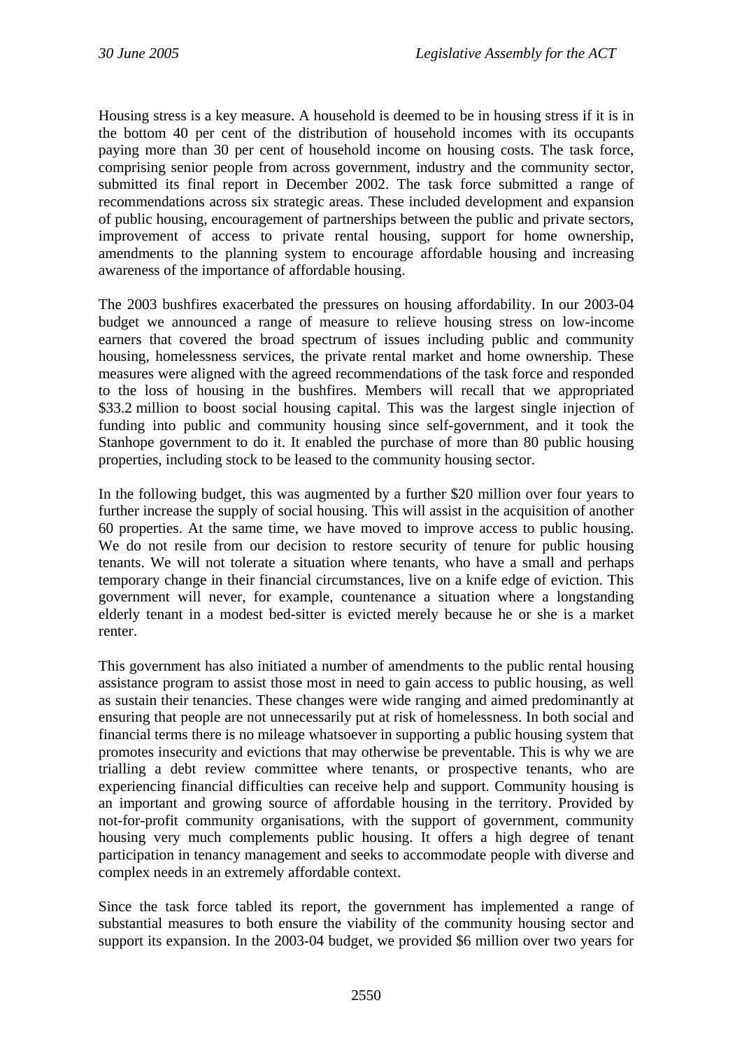Housing stress is a key measure. A household is deemed to be in housing stress if it is in the bottom 40 per cent of the distribution of household incomes with its occupants paying more than 30 per cent of household income on housing costs. The task force, comprising senior people from across government, industry and the community sector, submitted its final report in December 2002. The task force submitted a range of recommendations across six strategic areas. These included development and expansion of public housing, encouragement of partnerships between the public and private sectors, improvement of access to private rental housing, support for home ownership, amendments to the planning system to encourage affordable housing and increasing awareness of the importance of affordable housing.

The 2003 bushfires exacerbated the pressures on housing affordability. In our 2003-04 budget we announced a range of measure to relieve housing stress on low-income earners that covered the broad spectrum of issues including public and community housing, homelessness services, the private rental market and home ownership. These measures were aligned with the agreed recommendations of the task force and responded to the loss of housing in the bushfires. Members will recall that we appropriated \$33.2 million to boost social housing capital. This was the largest single injection of funding into public and community housing since self-government, and it took the Stanhope government to do it. It enabled the purchase of more than 80 public housing properties, including stock to be leased to the community housing sector.

In the following budget, this was augmented by a further \$20 million over four years to further increase the supply of social housing. This will assist in the acquisition of another 60 properties. At the same time, we have moved to improve access to public housing. We do not resile from our decision to restore security of tenure for public housing tenants. We will not tolerate a situation where tenants, who have a small and perhaps temporary change in their financial circumstances, live on a knife edge of eviction. This government will never, for example, countenance a situation where a longstanding elderly tenant in a modest bed-sitter is evicted merely because he or she is a market renter.

This government has also initiated a number of amendments to the public rental housing assistance program to assist those most in need to gain access to public housing, as well as sustain their tenancies. These changes were wide ranging and aimed predominantly at ensuring that people are not unnecessarily put at risk of homelessness. In both social and financial terms there is no mileage whatsoever in supporting a public housing system that promotes insecurity and evictions that may otherwise be preventable. This is why we are trialling a debt review committee where tenants, or prospective tenants, who are experiencing financial difficulties can receive help and support. Community housing is an important and growing source of affordable housing in the territory. Provided by not-for-profit community organisations, with the support of government, community housing very much complements public housing. It offers a high degree of tenant participation in tenancy management and seeks to accommodate people with diverse and complex needs in an extremely affordable context.

Since the task force tabled its report, the government has implemented a range of substantial measures to both ensure the viability of the community housing sector and support its expansion. In the 2003-04 budget, we provided \$6 million over two years for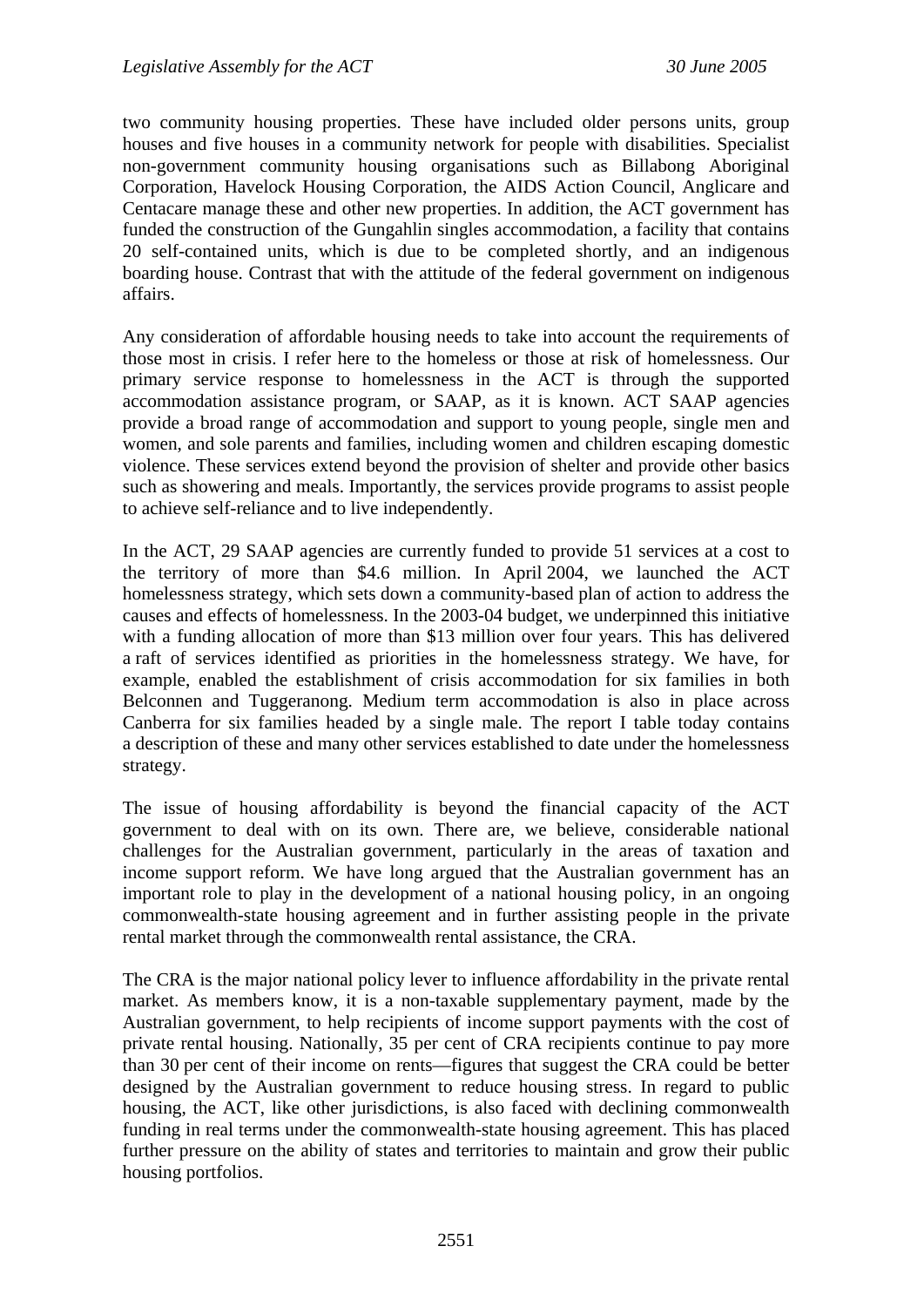two community housing properties. These have included older persons units, group houses and five houses in a community network for people with disabilities. Specialist non-government community housing organisations such as Billabong Aboriginal Corporation, Havelock Housing Corporation, the AIDS Action Council, Anglicare and Centacare manage these and other new properties. In addition, the ACT government has funded the construction of the Gungahlin singles accommodation, a facility that contains 20 self-contained units, which is due to be completed shortly, and an indigenous boarding house. Contrast that with the attitude of the federal government on indigenous affairs.

Any consideration of affordable housing needs to take into account the requirements of those most in crisis. I refer here to the homeless or those at risk of homelessness. Our primary service response to homelessness in the ACT is through the supported accommodation assistance program, or SAAP, as it is known. ACT SAAP agencies provide a broad range of accommodation and support to young people, single men and women, and sole parents and families, including women and children escaping domestic violence. These services extend beyond the provision of shelter and provide other basics such as showering and meals. Importantly, the services provide programs to assist people to achieve self-reliance and to live independently.

In the ACT, 29 SAAP agencies are currently funded to provide 51 services at a cost to the territory of more than $4.6 million. In April 2004, we launched the ACT homelessness strategy, which sets down a community-based plan of action to address the causes and effects of homelessness. In the 2003-04 budget, we underpinned this initiative with a funding allocation of more than $13 million over four years. This has delivered a raft of services identified as priorities in the homelessness strategy. We have, for example, enabled the establishment of crisis accommodation for six families in both Belconnen and Tuggeranong. Medium term accommodation is also in place across Canberra for six families headed by a single male. The report I table today contains a description of these and many other services established to date under the homelessness strategy.

The issue of housing affordability is beyond the financial capacity of the ACT government to deal with on its own. There are, we believe, considerable national challenges for the Australian government, particularly in the areas of taxation and income support reform. We have long argued that the Australian government has an important role to play in the development of a national housing policy, in an ongoing commonwealth-state housing agreement and in further assisting people in the private rental market through the commonwealth rental assistance, the CRA.

The CRA is the major national policy lever to influence affordability in the private rental market. As members know, it is a non-taxable supplementary payment, made by the Australian government, to help recipients of income support payments with the cost of private rental housing. Nationally, 35 per cent of CRA recipients continue to pay more than 30 per cent of their income on rents—figures that suggest the CRA could be better designed by the Australian government to reduce housing stress. In regard to public housing, the ACT, like other jurisdictions, is also faced with declining commonwealth funding in real terms under the commonwealth-state housing agreement. This has placed further pressure on the ability of states and territories to maintain and grow their public housing portfolios.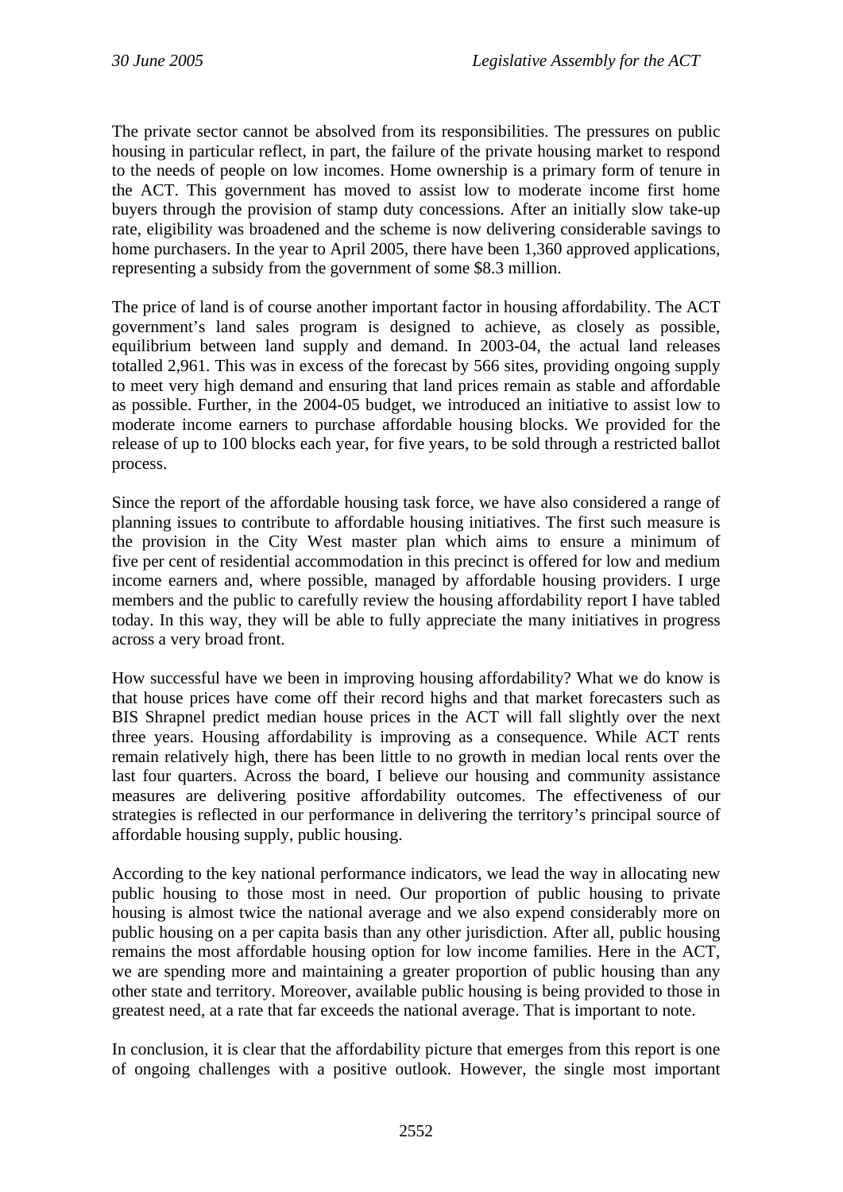The private sector cannot be absolved from its responsibilities. The pressures on public housing in particular reflect, in part, the failure of the private housing market to respond to the needs of people on low incomes. Home ownership is a primary form of tenure in the ACT. This government has moved to assist low to moderate income first home buyers through the provision of stamp duty concessions. After an initially slow take-up rate, eligibility was broadened and the scheme is now delivering considerable savings to home purchasers. In the year to April 2005, there have been 1,360 approved applications, representing a subsidy from the government of some $8.3 million.

The price of land is of course another important factor in housing affordability. The ACT government's land sales program is designed to achieve, as closely as possible, equilibrium between land supply and demand. In 2003-04, the actual land releases totalled 2,961. This was in excess of the forecast by 566 sites, providing ongoing supply to meet very high demand and ensuring that land prices remain as stable and affordable as possible. Further, in the 2004-05 budget, we introduced an initiative to assist low to moderate income earners to purchase affordable housing blocks. We provided for the release of up to 100 blocks each year, for five years, to be sold through a restricted ballot process.

Since the report of the affordable housing task force, we have also considered a range of planning issues to contribute to affordable housing initiatives. The first such measure is the provision in the City West master plan which aims to ensure a minimum of five per cent of residential accommodation in this precinct is offered for low and medium income earners and, where possible, managed by affordable housing providers. I urge members and the public to carefully review the housing affordability report I have tabled today. In this way, they will be able to fully appreciate the many initiatives in progress across a very broad front.

How successful have we been in improving housing affordability? What we do know is that house prices have come off their record highs and that market forecasters such as BIS Shrapnel predict median house prices in the ACT will fall slightly over the next three years. Housing affordability is improving as a consequence. While ACT rents remain relatively high, there has been little to no growth in median local rents over the last four quarters. Across the board, I believe our housing and community assistance measures are delivering positive affordability outcomes. The effectiveness of our strategies is reflected in our performance in delivering the territory's principal source of affordable housing supply, public housing.

According to the key national performance indicators, we lead the way in allocating new public housing to those most in need. Our proportion of public housing to private housing is almost twice the national average and we also expend considerably more on public housing on a per capita basis than any other jurisdiction. After all, public housing remains the most affordable housing option for low income families. Here in the ACT, we are spending more and maintaining a greater proportion of public housing than any other state and territory. Moreover, available public housing is being provided to those in greatest need, at a rate that far exceeds the national average. That is important to note.

In conclusion, it is clear that the affordability picture that emerges from this report is one of ongoing challenges with a positive outlook. However, the single most important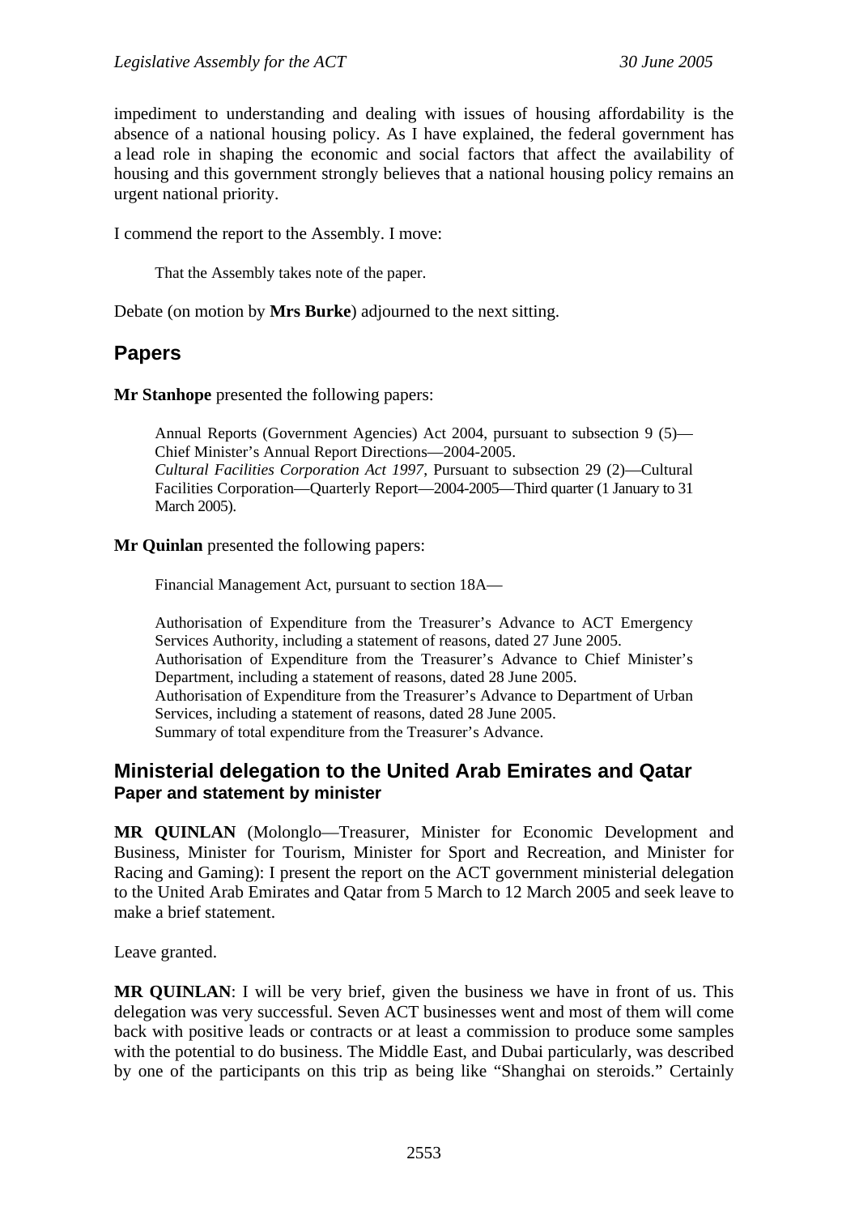impediment to understanding and dealing with issues of housing affordability is the absence of a national housing policy. As I have explained, the federal government has a lead role in shaping the economic and social factors that affect the availability of housing and this government strongly believes that a national housing policy remains an urgent national priority.

I commend the report to the Assembly. I move:

> That the Assembly takes note of the paper.

Debate (on motion by **Mrs Burke**) adjourned to the next sitting.

## Papers

**Mr Stanhope** presented the following papers:

> Annual Reports (Government Agencies) Act 2004, pursuant to subsection 9 (5)—Chief Minister's Annual Report Directions—2004-2005.
> *Cultural Facilities Corporation Act 1997*, Pursuant to subsection 29 (2)—Cultural Facilities Corporation—Quarterly Report—2004-2005—Third quarter (1 January to 31 March 2005).

**Mr Quinlan** presented the following papers:

> Financial Management Act, pursuant to section 18A—
>
> Authorisation of Expenditure from the Treasurer's Advance to ACT Emergency Services Authority, including a statement of reasons, dated 27 June 2005.
> Authorisation of Expenditure from the Treasurer's Advance to Chief Minister's Department, including a statement of reasons, dated 28 June 2005.
> Authorisation of Expenditure from the Treasurer's Advance to Department of Urban Services, including a statement of reasons, dated 28 June 2005.
> Summary of total expenditure from the Treasurer's Advance.

## Ministerial delegation to the United Arab Emirates and Qatar
### Paper and statement by minister

**MR QUINLAN** (Molonglo—Treasurer, Minister for Economic Development and Business, Minister for Tourism, Minister for Sport and Recreation, and Minister for Racing and Gaming): I present the report on the ACT government ministerial delegation to the United Arab Emirates and Qatar from 5 March to 12 March 2005 and seek leave to make a brief statement.

Leave granted.

**MR QUINLAN**: I will be very brief, given the business we have in front of us. This delegation was very successful. Seven ACT businesses went and most of them will come back with positive leads or contracts or at least a commission to produce some samples with the potential to do business. The Middle East, and Dubai particularly, was described by one of the participants on this trip as being like "Shanghai on steroids." Certainly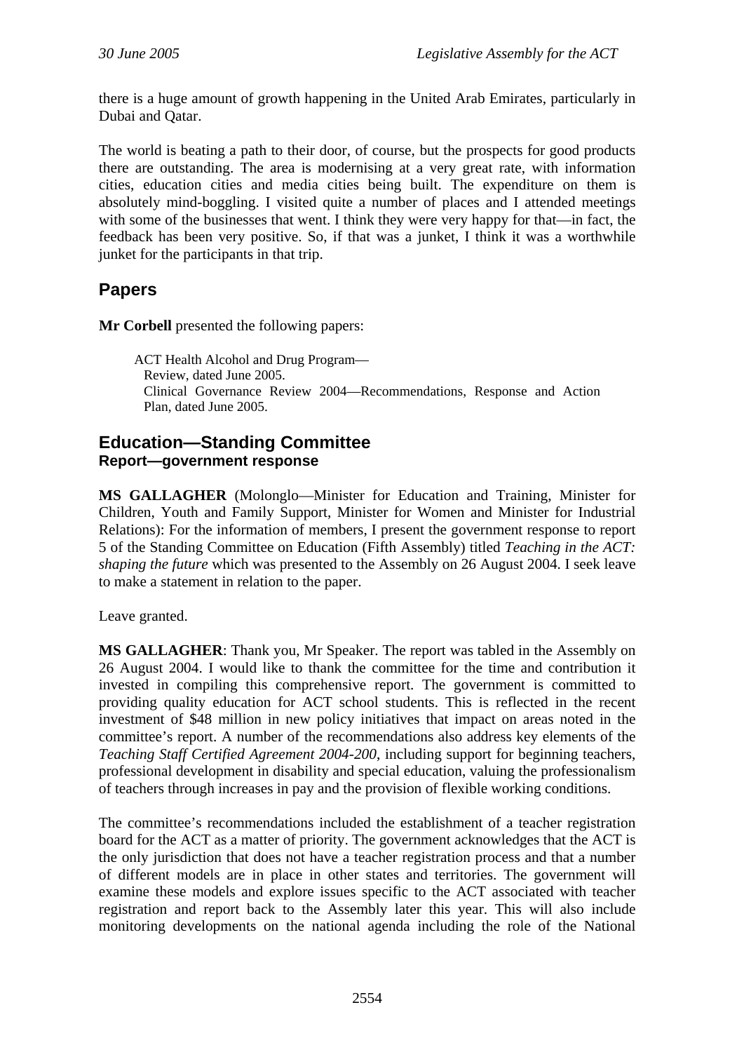there is a huge amount of growth happening in the United Arab Emirates, particularly in Dubai and Qatar.

The world is beating a path to their door, of course, but the prospects for good products there are outstanding. The area is modernising at a very great rate, with information cities, education cities and media cities being built. The expenditure on them is absolutely mind-boggling. I visited quite a number of places and I attended meetings with some of the businesses that went. I think they were very happy for that—in fact, the feedback has been very positive. So, if that was a junket, I think it was a worthwhile junket for the participants in that trip.

## Papers

**Mr Corbell** presented the following papers:

> ACT Health Alcohol and Drug Program—
> Review, dated June 2005.
> Clinical Governance Review 2004—Recommendations, Response and Action Plan, dated June 2005.

## Education—Standing Committee
### Report—government response

**MS GALLAGHER** (Molonglo—Minister for Education and Training, Minister for Children, Youth and Family Support, Minister for Women and Minister for Industrial Relations): For the information of members, I present the government response to report 5 of the Standing Committee on Education (Fifth Assembly) titled *Teaching in the ACT: shaping the future* which was presented to the Assembly on 26 August 2004. I seek leave to make a statement in relation to the paper.

Leave granted.

**MS GALLAGHER**: Thank you, Mr Speaker. The report was tabled in the Assembly on 26 August 2004. I would like to thank the committee for the time and contribution it invested in compiling this comprehensive report. The government is committed to providing quality education for ACT school students. This is reflected in the recent investment of $48 million in new policy initiatives that impact on areas noted in the committee's report. A number of the recommendations also address key elements of the *Teaching Staff Certified Agreement 2004-200*, including support for beginning teachers, professional development in disability and special education, valuing the professionalism of teachers through increases in pay and the provision of flexible working conditions.

The committee's recommendations included the establishment of a teacher registration board for the ACT as a matter of priority. The government acknowledges that the ACT is the only jurisdiction that does not have a teacher registration process and that a number of different models are in place in other states and territories. The government will examine these models and explore issues specific to the ACT associated with teacher registration and report back to the Assembly later this year. This will also include monitoring developments on the national agenda including the role of the National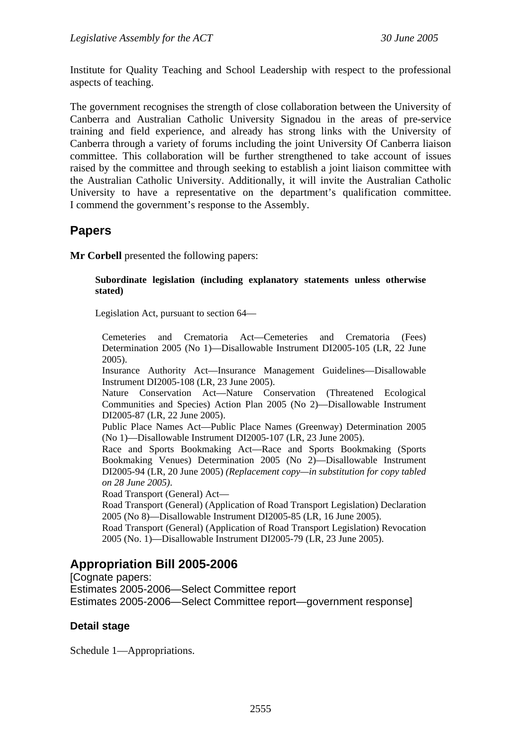Institute for Quality Teaching and School Leadership with respect to the professional aspects of teaching.

The government recognises the strength of close collaboration between the University of Canberra and Australian Catholic University Signadou in the areas of pre-service training and field experience, and already has strong links with the University of Canberra through a variety of forums including the joint University Of Canberra liaison committee. This collaboration will be further strengthened to take account of issues raised by the committee and through seeking to establish a joint liaison committee with the Australian Catholic University. Additionally, it will invite the Australian Catholic University to have a representative on the department's qualification committee. I commend the government's response to the Assembly.

## Papers

**Mr Corbell** presented the following papers:

> **Subordinate legislation (including explanatory statements unless otherwise stated)**
>
> Legislation Act, pursuant to section 64—
>
> Cemeteries and Crematoria Act—Cemeteries and Crematoria (Fees) Determination 2005 (No 1)—Disallowable Instrument DI2005-105 (LR, 22 June 2005).
>
> Insurance Authority Act—Insurance Management Guidelines—Disallowable Instrument DI2005-108 (LR, 23 June 2005).
>
> Nature Conservation Act—Nature Conservation (Threatened Ecological Communities and Species) Action Plan 2005 (No 2)—Disallowable Instrument DI2005-87 (LR, 22 June 2005).
>
> Public Place Names Act—Public Place Names (Greenway) Determination 2005 (No 1)—Disallowable Instrument DI2005-107 (LR, 23 June 2005).
>
> Race and Sports Bookmaking Act—Race and Sports Bookmaking (Sports Bookmaking Venues) Determination 2005 (No 2)—Disallowable Instrument DI2005-94 (LR, 20 June 2005) *(Replacement copy—in substitution for copy tabled on 28 June 2005)*.
>
> Road Transport (General) Act—
>
> Road Transport (General) (Application of Road Transport Legislation) Declaration 2005 (No 8)—Disallowable Instrument DI2005-85 (LR, 16 June 2005).
>
> Road Transport (General) (Application of Road Transport Legislation) Revocation 2005 (No. 1)—Disallowable Instrument DI2005-79 (LR, 23 June 2005).

## Appropriation Bill 2005-2006

[Cognate papers:
Estimates 2005-2006—Select Committee report
Estimates 2005-2006—Select Committee report—government response]

### Detail stage

Schedule 1—Appropriations.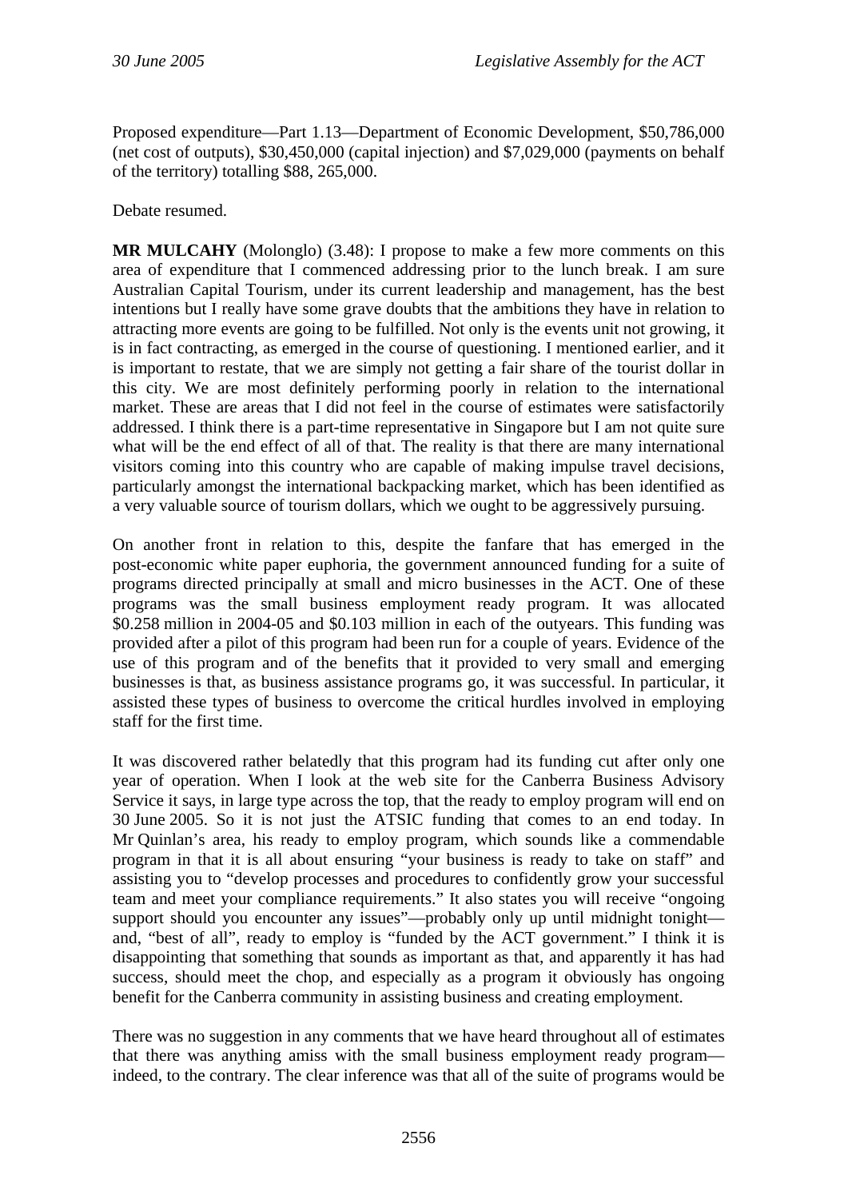Proposed expenditure—Part 1.13—Department of Economic Development, $50,786,000 (net cost of outputs), $30,450,000 (capital injection) and $7,029,000 (payments on behalf of the territory) totalling $88, 265,000.

Debate resumed.

**MR MULCAHY** (Molonglo) (3.48): I propose to make a few more comments on this area of expenditure that I commenced addressing prior to the lunch break. I am sure Australian Capital Tourism, under its current leadership and management, has the best intentions but I really have some grave doubts that the ambitions they have in relation to attracting more events are going to be fulfilled. Not only is the events unit not growing, it is in fact contracting, as emerged in the course of questioning. I mentioned earlier, and it is important to restate, that we are simply not getting a fair share of the tourist dollar in this city. We are most definitely performing poorly in relation to the international market. These are areas that I did not feel in the course of estimates were satisfactorily addressed. I think there is a part-time representative in Singapore but I am not quite sure what will be the end effect of all of that. The reality is that there are many international visitors coming into this country who are capable of making impulse travel decisions, particularly amongst the international backpacking market, which has been identified as a very valuable source of tourism dollars, which we ought to be aggressively pursuing.

On another front in relation to this, despite the fanfare that has emerged in the post-economic white paper euphoria, the government announced funding for a suite of programs directed principally at small and micro businesses in the ACT. One of these programs was the small business employment ready program. It was allocated $0.258 million in 2004-05 and $0.103 million in each of the outyears. This funding was provided after a pilot of this program had been run for a couple of years. Evidence of the use of this program and of the benefits that it provided to very small and emerging businesses is that, as business assistance programs go, it was successful. In particular, it assisted these types of business to overcome the critical hurdles involved in employing staff for the first time.

It was discovered rather belatedly that this program had its funding cut after only one year of operation. When I look at the web site for the Canberra Business Advisory Service it says, in large type across the top, that the ready to employ program will end on 30 June 2005. So it is not just the ATSIC funding that comes to an end today. In Mr Quinlan's area, his ready to employ program, which sounds like a commendable program in that it is all about ensuring "your business is ready to take on staff" and assisting you to "develop processes and procedures to confidently grow your successful team and meet your compliance requirements." It also states you will receive "ongoing support should you encounter any issues"—probably only up until midnight tonight—and, "best of all", ready to employ is "funded by the ACT government." I think it is disappointing that something that sounds as important as that, and apparently it has had success, should meet the chop, and especially as a program it obviously has ongoing benefit for the Canberra community in assisting business and creating employment.

There was no suggestion in any comments that we have heard throughout all of estimates that there was anything amiss with the small business employment ready program—indeed, to the contrary. The clear inference was that all of the suite of programs would be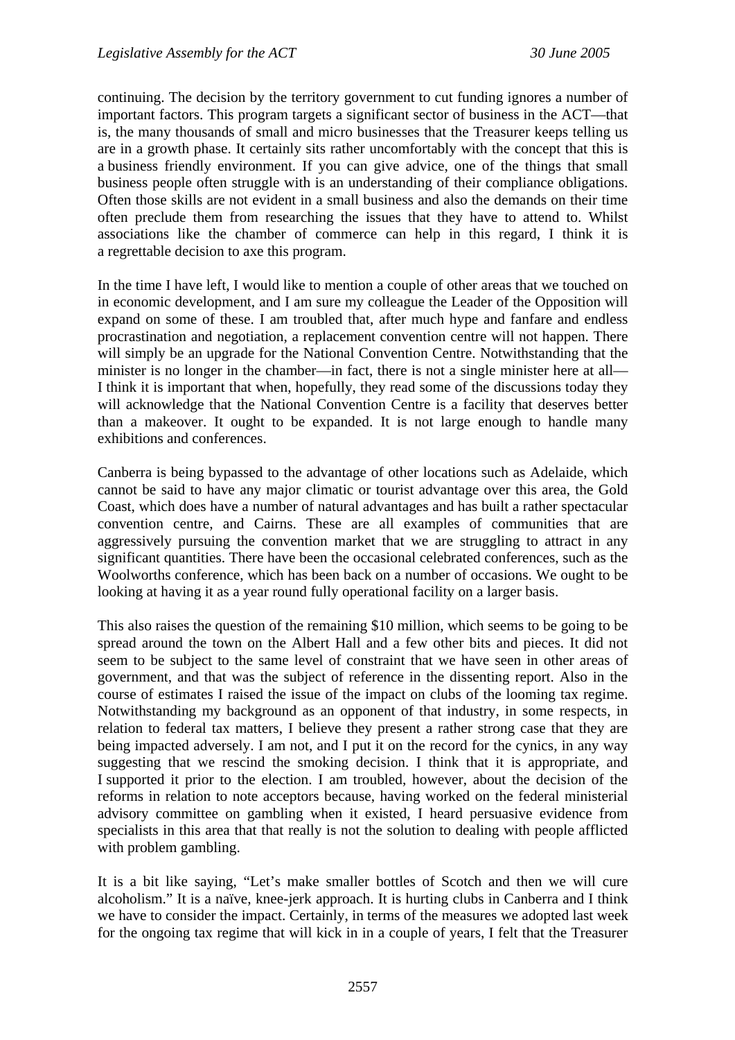continuing. The decision by the territory government to cut funding ignores a number of important factors. This program targets a significant sector of business in the ACT—that is, the many thousands of small and micro businesses that the Treasurer keeps telling us are in a growth phase. It certainly sits rather uncomfortably with the concept that this is a business friendly environment. If you can give advice, one of the things that small business people often struggle with is an understanding of their compliance obligations. Often those skills are not evident in a small business and also the demands on their time often preclude them from researching the issues that they have to attend to. Whilst associations like the chamber of commerce can help in this regard, I think it is a regrettable decision to axe this program.

In the time I have left, I would like to mention a couple of other areas that we touched on in economic development, and I am sure my colleague the Leader of the Opposition will expand on some of these. I am troubled that, after much hype and fanfare and endless procrastination and negotiation, a replacement convention centre will not happen. There will simply be an upgrade for the National Convention Centre. Notwithstanding that the minister is no longer in the chamber—in fact, there is not a single minister here at all—I think it is important that when, hopefully, they read some of the discussions today they will acknowledge that the National Convention Centre is a facility that deserves better than a makeover. It ought to be expanded. It is not large enough to handle many exhibitions and conferences.

Canberra is being bypassed to the advantage of other locations such as Adelaide, which cannot be said to have any major climatic or tourist advantage over this area, the Gold Coast, which does have a number of natural advantages and has built a rather spectacular convention centre, and Cairns. These are all examples of communities that are aggressively pursuing the convention market that we are struggling to attract in any significant quantities. There have been the occasional celebrated conferences, such as the Woolworths conference, which has been back on a number of occasions. We ought to be looking at having it as a year round fully operational facility on a larger basis.

This also raises the question of the remaining $10 million, which seems to be going to be spread around the town on the Albert Hall and a few other bits and pieces. It did not seem to be subject to the same level of constraint that we have seen in other areas of government, and that was the subject of reference in the dissenting report. Also in the course of estimates I raised the issue of the impact on clubs of the looming tax regime. Notwithstanding my background as an opponent of that industry, in some respects, in relation to federal tax matters, I believe they present a rather strong case that they are being impacted adversely. I am not, and I put it on the record for the cynics, in any way suggesting that we rescind the smoking decision. I think that it is appropriate, and I supported it prior to the election. I am troubled, however, about the decision of the reforms in relation to note acceptors because, having worked on the federal ministerial advisory committee on gambling when it existed, I heard persuasive evidence from specialists in this area that that really is not the solution to dealing with people afflicted with problem gambling.

It is a bit like saying, "Let's make smaller bottles of Scotch and then we will cure alcoholism." It is a naïve, knee-jerk approach. It is hurting clubs in Canberra and I think we have to consider the impact. Certainly, in terms of the measures we adopted last week for the ongoing tax regime that will kick in in a couple of years, I felt that the Treasurer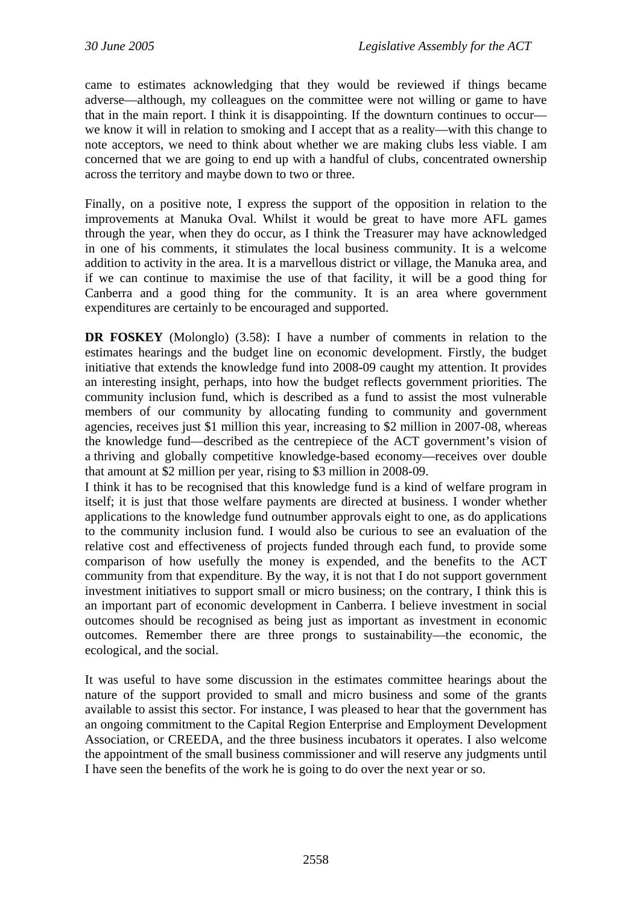came to estimates acknowledging that they would be reviewed if things became adverse—although, my colleagues on the committee were not willing or game to have that in the main report. I think it is disappointing. If the downturn continues to occur—we know it will in relation to smoking and I accept that as a reality—with this change to note acceptors, we need to think about whether we are making clubs less viable. I am concerned that we are going to end up with a handful of clubs, concentrated ownership across the territory and maybe down to two or three.

Finally, on a positive note, I express the support of the opposition in relation to the improvements at Manuka Oval. Whilst it would be great to have more AFL games through the year, when they do occur, as I think the Treasurer may have acknowledged in one of his comments, it stimulates the local business community. It is a welcome addition to activity in the area. It is a marvellous district or village, the Manuka area, and if we can continue to maximise the use of that facility, it will be a good thing for Canberra and a good thing for the community. It is an area where government expenditures are certainly to be encouraged and supported.

**DR FOSKEY** (Molonglo) (3.58): I have a number of comments in relation to the estimates hearings and the budget line on economic development. Firstly, the budget initiative that extends the knowledge fund into 2008-09 caught my attention. It provides an interesting insight, perhaps, into how the budget reflects government priorities. The community inclusion fund, which is described as a fund to assist the most vulnerable members of our community by allocating funding to community and government agencies, receives just $1 million this year, increasing to $2 million in 2007-08, whereas the knowledge fund—described as the centrepiece of the ACT government's vision of a thriving and globally competitive knowledge-based economy—receives over double that amount at $2 million per year, rising to $3 million in 2008-09.

I think it has to be recognised that this knowledge fund is a kind of welfare program in itself; it is just that those welfare payments are directed at business. I wonder whether applications to the knowledge fund outnumber approvals eight to one, as do applications to the community inclusion fund. I would also be curious to see an evaluation of the relative cost and effectiveness of projects funded through each fund, to provide some comparison of how usefully the money is expended, and the benefits to the ACT community from that expenditure. By the way, it is not that I do not support government investment initiatives to support small or micro business; on the contrary, I think this is an important part of economic development in Canberra. I believe investment in social outcomes should be recognised as being just as important as investment in economic outcomes. Remember there are three prongs to sustainability—the economic, the ecological, and the social.

It was useful to have some discussion in the estimates committee hearings about the nature of the support provided to small and micro business and some of the grants available to assist this sector. For instance, I was pleased to hear that the government has an ongoing commitment to the Capital Region Enterprise and Employment Development Association, or CREEDA, and the three business incubators it operates. I also welcome the appointment of the small business commissioner and will reserve any judgments until I have seen the benefits of the work he is going to do over the next year or so.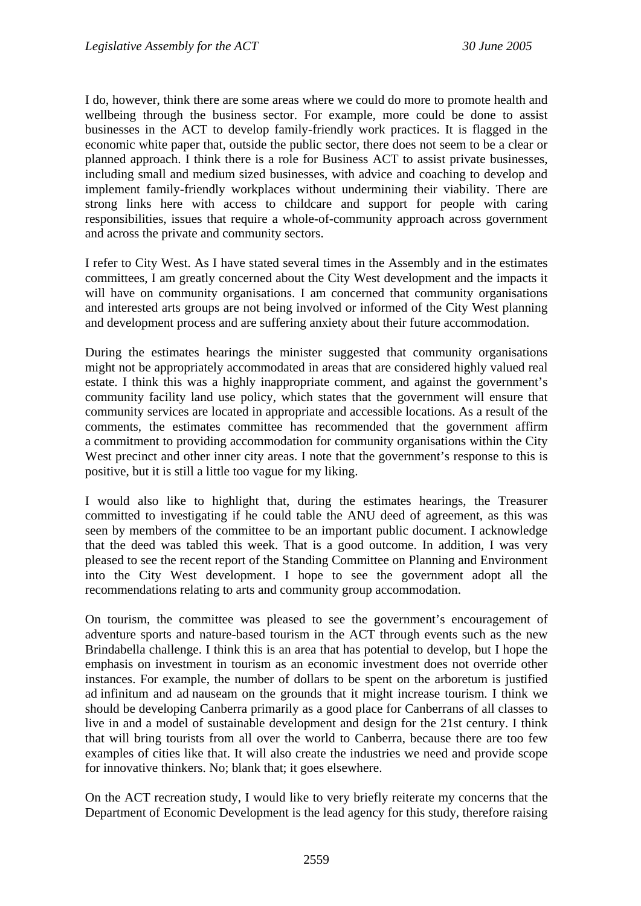I do, however, think there are some areas where we could do more to promote health and wellbeing through the business sector. For example, more could be done to assist businesses in the ACT to develop family-friendly work practices. It is flagged in the economic white paper that, outside the public sector, there does not seem to be a clear or planned approach. I think there is a role for Business ACT to assist private businesses, including small and medium sized businesses, with advice and coaching to develop and implement family-friendly workplaces without undermining their viability. There are strong links here with access to childcare and support for people with caring responsibilities, issues that require a whole-of-community approach across government and across the private and community sectors.

I refer to City West. As I have stated several times in the Assembly and in the estimates committees, I am greatly concerned about the City West development and the impacts it will have on community organisations. I am concerned that community organisations and interested arts groups are not being involved or informed of the City West planning and development process and are suffering anxiety about their future accommodation.

During the estimates hearings the minister suggested that community organisations might not be appropriately accommodated in areas that are considered highly valued real estate. I think this was a highly inappropriate comment, and against the government's community facility land use policy, which states that the government will ensure that community services are located in appropriate and accessible locations. As a result of the comments, the estimates committee has recommended that the government affirm a commitment to providing accommodation for community organisations within the City West precinct and other inner city areas. I note that the government's response to this is positive, but it is still a little too vague for my liking.

I would also like to highlight that, during the estimates hearings, the Treasurer committed to investigating if he could table the ANU deed of agreement, as this was seen by members of the committee to be an important public document. I acknowledge that the deed was tabled this week. That is a good outcome. In addition, I was very pleased to see the recent report of the Standing Committee on Planning and Environment into the City West development. I hope to see the government adopt all the recommendations relating to arts and community group accommodation.

On tourism, the committee was pleased to see the government's encouragement of adventure sports and nature-based tourism in the ACT through events such as the new Brindabella challenge. I think this is an area that has potential to develop, but I hope the emphasis on investment in tourism as an economic investment does not override other instances. For example, the number of dollars to be spent on the arboretum is justified ad infinitum and ad nauseam on the grounds that it might increase tourism. I think we should be developing Canberra primarily as a good place for Canberrans of all classes to live in and a model of sustainable development and design for the 21st century. I think that will bring tourists from all over the world to Canberra, because there are too few examples of cities like that. It will also create the industries we need and provide scope for innovative thinkers. No; blank that; it goes elsewhere.

On the ACT recreation study, I would like to very briefly reiterate my concerns that the Department of Economic Development is the lead agency for this study, therefore raising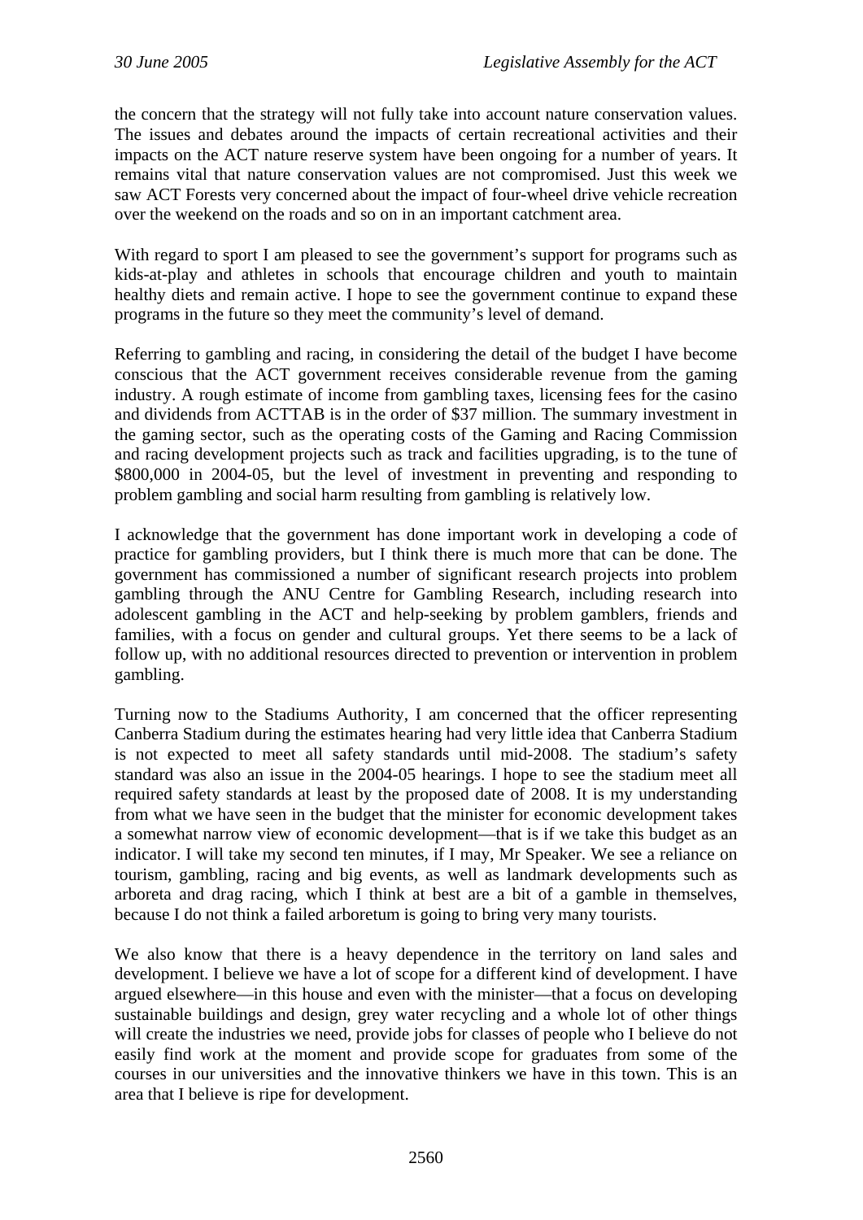the concern that the strategy will not fully take into account nature conservation values. The issues and debates around the impacts of certain recreational activities and their impacts on the ACT nature reserve system have been ongoing for a number of years. It remains vital that nature conservation values are not compromised. Just this week we saw ACT Forests very concerned about the impact of four-wheel drive vehicle recreation over the weekend on the roads and so on in an important catchment area.

With regard to sport I am pleased to see the government's support for programs such as kids-at-play and athletes in schools that encourage children and youth to maintain healthy diets and remain active. I hope to see the government continue to expand these programs in the future so they meet the community's level of demand.

Referring to gambling and racing, in considering the detail of the budget I have become conscious that the ACT government receives considerable revenue from the gaming industry. A rough estimate of income from gambling taxes, licensing fees for the casino and dividends from ACTTAB is in the order of $37 million. The summary investment in the gaming sector, such as the operating costs of the Gaming and Racing Commission and racing development projects such as track and facilities upgrading, is to the tune of $800,000 in 2004-05, but the level of investment in preventing and responding to problem gambling and social harm resulting from gambling is relatively low.

I acknowledge that the government has done important work in developing a code of practice for gambling providers, but I think there is much more that can be done. The government has commissioned a number of significant research projects into problem gambling through the ANU Centre for Gambling Research, including research into adolescent gambling in the ACT and help-seeking by problem gamblers, friends and families, with a focus on gender and cultural groups. Yet there seems to be a lack of follow up, with no additional resources directed to prevention or intervention in problem gambling.

Turning now to the Stadiums Authority, I am concerned that the officer representing Canberra Stadium during the estimates hearing had very little idea that Canberra Stadium is not expected to meet all safety standards until mid-2008. The stadium's safety standard was also an issue in the 2004-05 hearings. I hope to see the stadium meet all required safety standards at least by the proposed date of 2008. It is my understanding from what we have seen in the budget that the minister for economic development takes a somewhat narrow view of economic development—that is if we take this budget as an indicator. I will take my second ten minutes, if I may, Mr Speaker. We see a reliance on tourism, gambling, racing and big events, as well as landmark developments such as arboreta and drag racing, which I think at best are a bit of a gamble in themselves, because I do not think a failed arboretum is going to bring very many tourists.

We also know that there is a heavy dependence in the territory on land sales and development. I believe we have a lot of scope for a different kind of development. I have argued elsewhere—in this house and even with the minister—that a focus on developing sustainable buildings and design, grey water recycling and a whole lot of other things will create the industries we need, provide jobs for classes of people who I believe do not easily find work at the moment and provide scope for graduates from some of the courses in our universities and the innovative thinkers we have in this town. This is an area that I believe is ripe for development.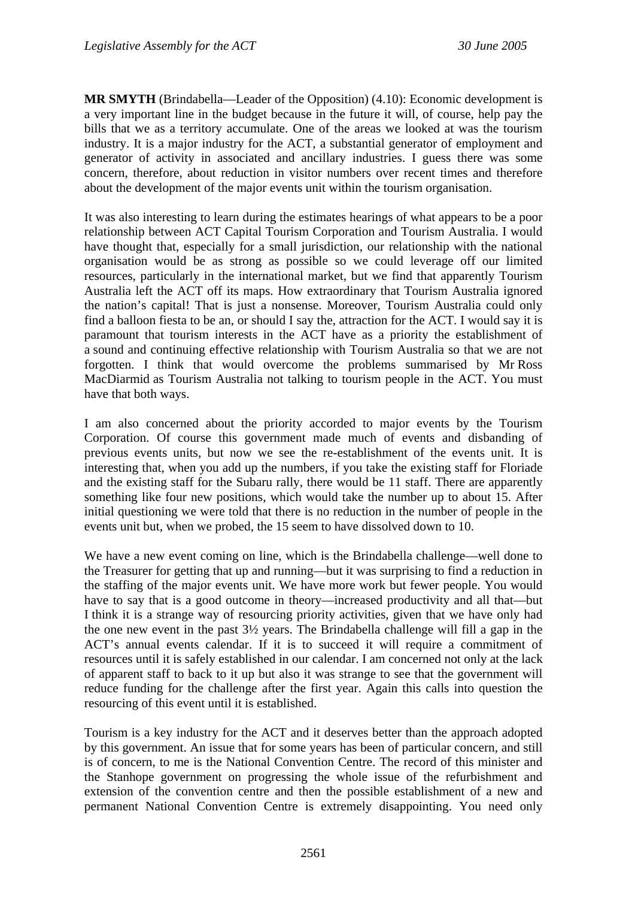**MR SMYTH** (Brindabella—Leader of the Opposition) (4.10): Economic development is a very important line in the budget because in the future it will, of course, help pay the bills that we as a territory accumulate. One of the areas we looked at was the tourism industry. It is a major industry for the ACT, a substantial generator of employment and generator of activity in associated and ancillary industries. I guess there was some concern, therefore, about reduction in visitor numbers over recent times and therefore about the development of the major events unit within the tourism organisation.

It was also interesting to learn during the estimates hearings of what appears to be a poor relationship between ACT Capital Tourism Corporation and Tourism Australia. I would have thought that, especially for a small jurisdiction, our relationship with the national organisation would be as strong as possible so we could leverage off our limited resources, particularly in the international market, but we find that apparently Tourism Australia left the ACT off its maps. How extraordinary that Tourism Australia ignored the nation's capital! That is just a nonsense. Moreover, Tourism Australia could only find a balloon fiesta to be an, or should I say the, attraction for the ACT. I would say it is paramount that tourism interests in the ACT have as a priority the establishment of a sound and continuing effective relationship with Tourism Australia so that we are not forgotten. I think that would overcome the problems summarised by Mr Ross MacDiarmid as Tourism Australia not talking to tourism people in the ACT. You must have that both ways.

I am also concerned about the priority accorded to major events by the Tourism Corporation. Of course this government made much of events and disbanding of previous events units, but now we see the re-establishment of the events unit. It is interesting that, when you add up the numbers, if you take the existing staff for Floriade and the existing staff for the Subaru rally, there would be 11 staff. There are apparently something like four new positions, which would take the number up to about 15. After initial questioning we were told that there is no reduction in the number of people in the events unit but, when we probed, the 15 seem to have dissolved down to 10.

We have a new event coming on line, which is the Brindabella challenge—well done to the Treasurer for getting that up and running—but it was surprising to find a reduction in the staffing of the major events unit. We have more work but fewer people. You would have to say that is a good outcome in theory—increased productivity and all that—but I think it is a strange way of resourcing priority activities, given that we have only had the one new event in the past 3½ years. The Brindabella challenge will fill a gap in the ACT's annual events calendar. If it is to succeed it will require a commitment of resources until it is safely established in our calendar. I am concerned not only at the lack of apparent staff to back to it up but also it was strange to see that the government will reduce funding for the challenge after the first year. Again this calls into question the resourcing of this event until it is established.

Tourism is a key industry for the ACT and it deserves better than the approach adopted by this government. An issue that for some years has been of particular concern, and still is of concern, to me is the National Convention Centre. The record of this minister and the Stanhope government on progressing the whole issue of the refurbishment and extension of the convention centre and then the possible establishment of a new and permanent National Convention Centre is extremely disappointing. You need only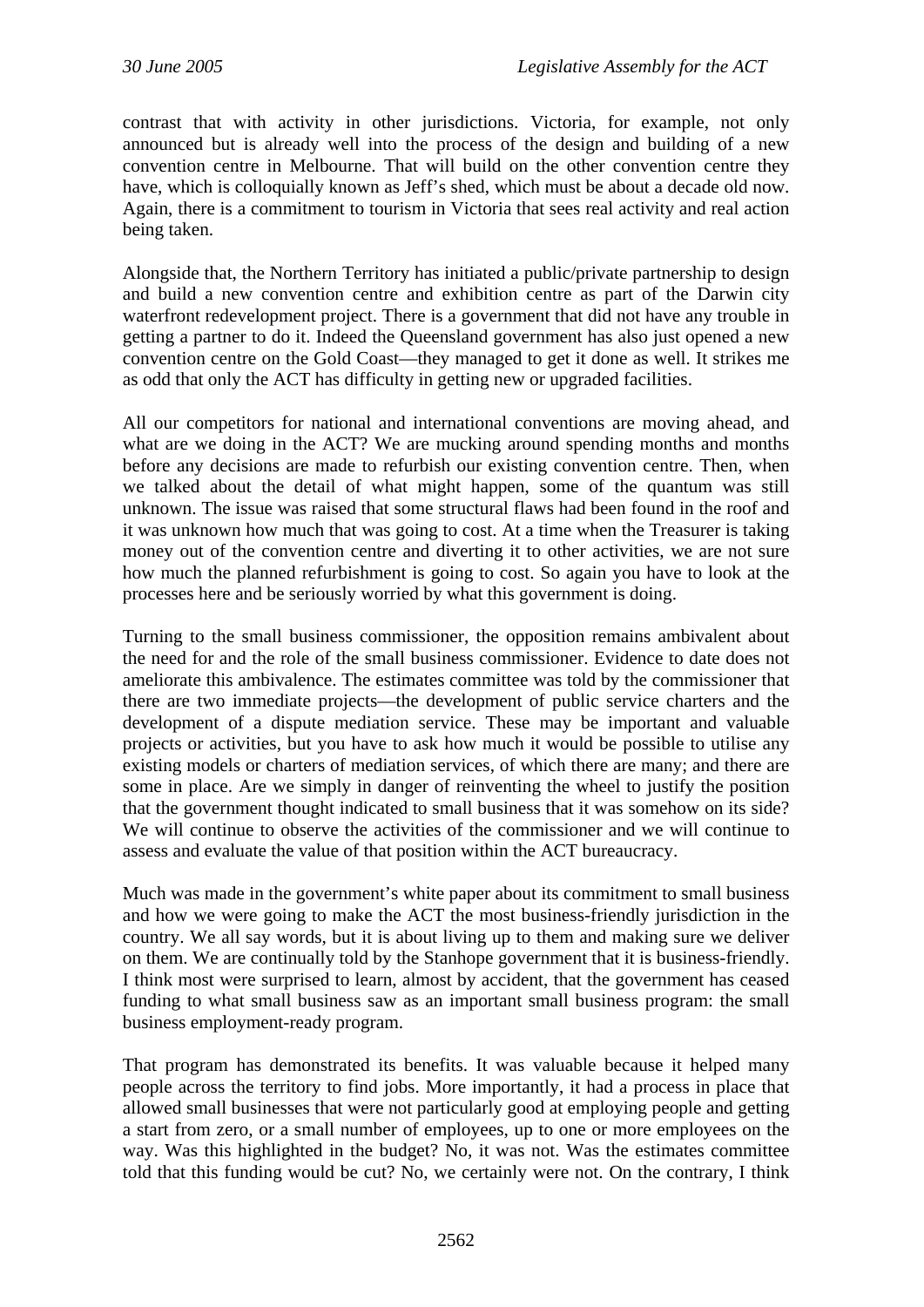contrast that with activity in other jurisdictions. Victoria, for example, not only announced but is already well into the process of the design and building of a new convention centre in Melbourne. That will build on the other convention centre they have, which is colloquially known as Jeff's shed, which must be about a decade old now. Again, there is a commitment to tourism in Victoria that sees real activity and real action being taken.

Alongside that, the Northern Territory has initiated a public/private partnership to design and build a new convention centre and exhibition centre as part of the Darwin city waterfront redevelopment project. There is a government that did not have any trouble in getting a partner to do it. Indeed the Queensland government has also just opened a new convention centre on the Gold Coast—they managed to get it done as well. It strikes me as odd that only the ACT has difficulty in getting new or upgraded facilities.

All our competitors for national and international conventions are moving ahead, and what are we doing in the ACT? We are mucking around spending months and months before any decisions are made to refurbish our existing convention centre. Then, when we talked about the detail of what might happen, some of the quantum was still unknown. The issue was raised that some structural flaws had been found in the roof and it was unknown how much that was going to cost. At a time when the Treasurer is taking money out of the convention centre and diverting it to other activities, we are not sure how much the planned refurbishment is going to cost. So again you have to look at the processes here and be seriously worried by what this government is doing.

Turning to the small business commissioner, the opposition remains ambivalent about the need for and the role of the small business commissioner. Evidence to date does not ameliorate this ambivalence. The estimates committee was told by the commissioner that there are two immediate projects—the development of public service charters and the development of a dispute mediation service. These may be important and valuable projects or activities, but you have to ask how much it would be possible to utilise any existing models or charters of mediation services, of which there are many; and there are some in place. Are we simply in danger of reinventing the wheel to justify the position that the government thought indicated to small business that it was somehow on its side? We will continue to observe the activities of the commissioner and we will continue to assess and evaluate the value of that position within the ACT bureaucracy.

Much was made in the government's white paper about its commitment to small business and how we were going to make the ACT the most business-friendly jurisdiction in the country. We all say words, but it is about living up to them and making sure we deliver on them. We are continually told by the Stanhope government that it is business-friendly. I think most were surprised to learn, almost by accident, that the government has ceased funding to what small business saw as an important small business program: the small business employment-ready program.

That program has demonstrated its benefits. It was valuable because it helped many people across the territory to find jobs. More importantly, it had a process in place that allowed small businesses that were not particularly good at employing people and getting a start from zero, or a small number of employees, up to one or more employees on the way. Was this highlighted in the budget? No, it was not. Was the estimates committee told that this funding would be cut? No, we certainly were not. On the contrary, I think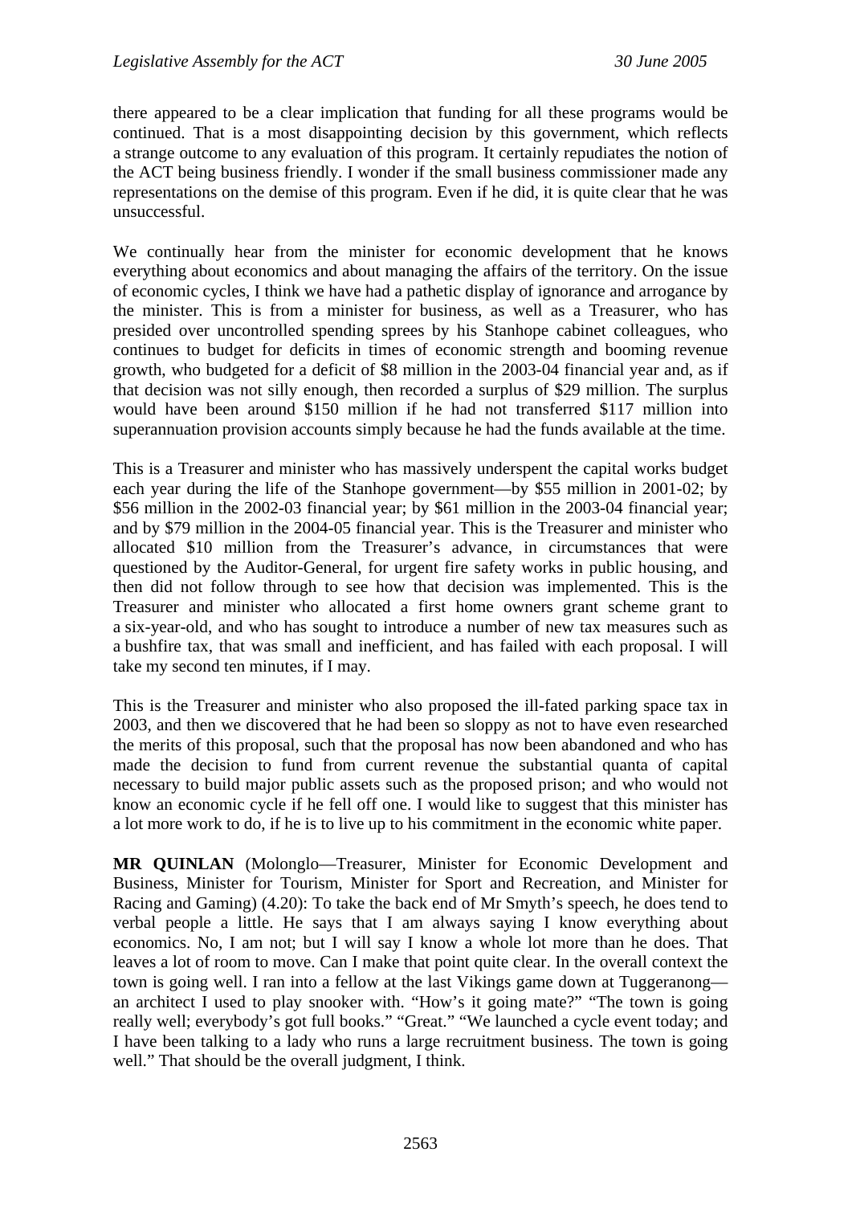there appeared to be a clear implication that funding for all these programs would be continued. That is a most disappointing decision by this government, which reflects a strange outcome to any evaluation of this program. It certainly repudiates the notion of the ACT being business friendly. I wonder if the small business commissioner made any representations on the demise of this program. Even if he did, it is quite clear that he was unsuccessful.

We continually hear from the minister for economic development that he knows everything about economics and about managing the affairs of the territory. On the issue of economic cycles, I think we have had a pathetic display of ignorance and arrogance by the minister. This is from a minister for business, as well as a Treasurer, who has presided over uncontrolled spending sprees by his Stanhope cabinet colleagues, who continues to budget for deficits in times of economic strength and booming revenue growth, who budgeted for a deficit of $8 million in the 2003-04 financial year and, as if that decision was not silly enough, then recorded a surplus of $29 million. The surplus would have been around $150 million if he had not transferred $117 million into superannuation provision accounts simply because he had the funds available at the time.

This is a Treasurer and minister who has massively underspent the capital works budget each year during the life of the Stanhope government—by $55 million in 2001-02; by $56 million in the 2002-03 financial year; by $61 million in the 2003-04 financial year; and by $79 million in the 2004-05 financial year. This is the Treasurer and minister who allocated $10 million from the Treasurer's advance, in circumstances that were questioned by the Auditor-General, for urgent fire safety works in public housing, and then did not follow through to see how that decision was implemented. This is the Treasurer and minister who allocated a first home owners grant scheme grant to a six-year-old, and who has sought to introduce a number of new tax measures such as a bushfire tax, that was small and inefficient, and has failed with each proposal. I will take my second ten minutes, if I may.

This is the Treasurer and minister who also proposed the ill-fated parking space tax in 2003, and then we discovered that he had been so sloppy as not to have even researched the merits of this proposal, such that the proposal has now been abandoned and who has made the decision to fund from current revenue the substantial quanta of capital necessary to build major public assets such as the proposed prison; and who would not know an economic cycle if he fell off one. I would like to suggest that this minister has a lot more work to do, if he is to live up to his commitment in the economic white paper.

**MR QUINLAN** (Molonglo—Treasurer, Minister for Economic Development and Business, Minister for Tourism, Minister for Sport and Recreation, and Minister for Racing and Gaming) (4.20): To take the back end of Mr Smyth's speech, he does tend to verbal people a little. He says that I am always saying I know everything about economics. No, I am not; but I will say I know a whole lot more than he does. That leaves a lot of room to move. Can I make that point quite clear. In the overall context the town is going well. I ran into a fellow at the last Vikings game down at Tuggeranong—an architect I used to play snooker with. "How's it going mate?" "The town is going really well; everybody's got full books." "Great." "We launched a cycle event today; and I have been talking to a lady who runs a large recruitment business. The town is going well." That should be the overall judgment, I think.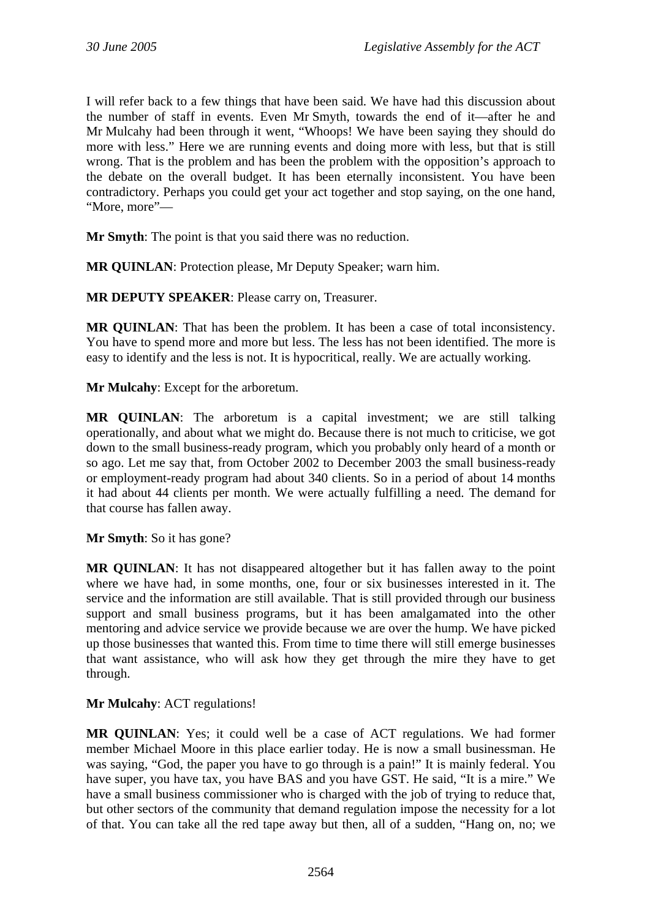I will refer back to a few things that have been said. We have had this discussion about the number of staff in events. Even Mr Smyth, towards the end of it—after he and Mr Mulcahy had been through it went, "Whoops! We have been saying they should do more with less." Here we are running events and doing more with less, but that is still wrong. That is the problem and has been the problem with the opposition's approach to the debate on the overall budget. It has been eternally inconsistent. You have been contradictory. Perhaps you could get your act together and stop saying, on the one hand, "More, more"—

**Mr Smyth**: The point is that you said there was no reduction.

**MR QUINLAN**: Protection please, Mr Deputy Speaker; warn him.

**MR DEPUTY SPEAKER**: Please carry on, Treasurer.

**MR QUINLAN**: That has been the problem. It has been a case of total inconsistency. You have to spend more and more but less. The less has not been identified. The more is easy to identify and the less is not. It is hypocritical, really. We are actually working.

**Mr Mulcahy**: Except for the arboretum.

**MR QUINLAN**: The arboretum is a capital investment; we are still talking operationally, and about what we might do. Because there is not much to criticise, we got down to the small business-ready program, which you probably only heard of a month or so ago. Let me say that, from October 2002 to December 2003 the small business-ready or employment-ready program had about 340 clients. So in a period of about 14 months it had about 44 clients per month. We were actually fulfilling a need. The demand for that course has fallen away.

**Mr Smyth**: So it has gone?

**MR QUINLAN**: It has not disappeared altogether but it has fallen away to the point where we have had, in some months, one, four or six businesses interested in it. The service and the information are still available. That is still provided through our business support and small business programs, but it has been amalgamated into the other mentoring and advice service we provide because we are over the hump. We have picked up those businesses that wanted this. From time to time there will still emerge businesses that want assistance, who will ask how they get through the mire they have to get through.

**Mr Mulcahy**: ACT regulations!

**MR QUINLAN**: Yes; it could well be a case of ACT regulations. We had former member Michael Moore in this place earlier today. He is now a small businessman. He was saying, "God, the paper you have to go through is a pain!" It is mainly federal. You have super, you have tax, you have BAS and you have GST. He said, "It is a mire." We have a small business commissioner who is charged with the job of trying to reduce that, but other sectors of the community that demand regulation impose the necessity for a lot of that. You can take all the red tape away but then, all of a sudden, "Hang on, no; we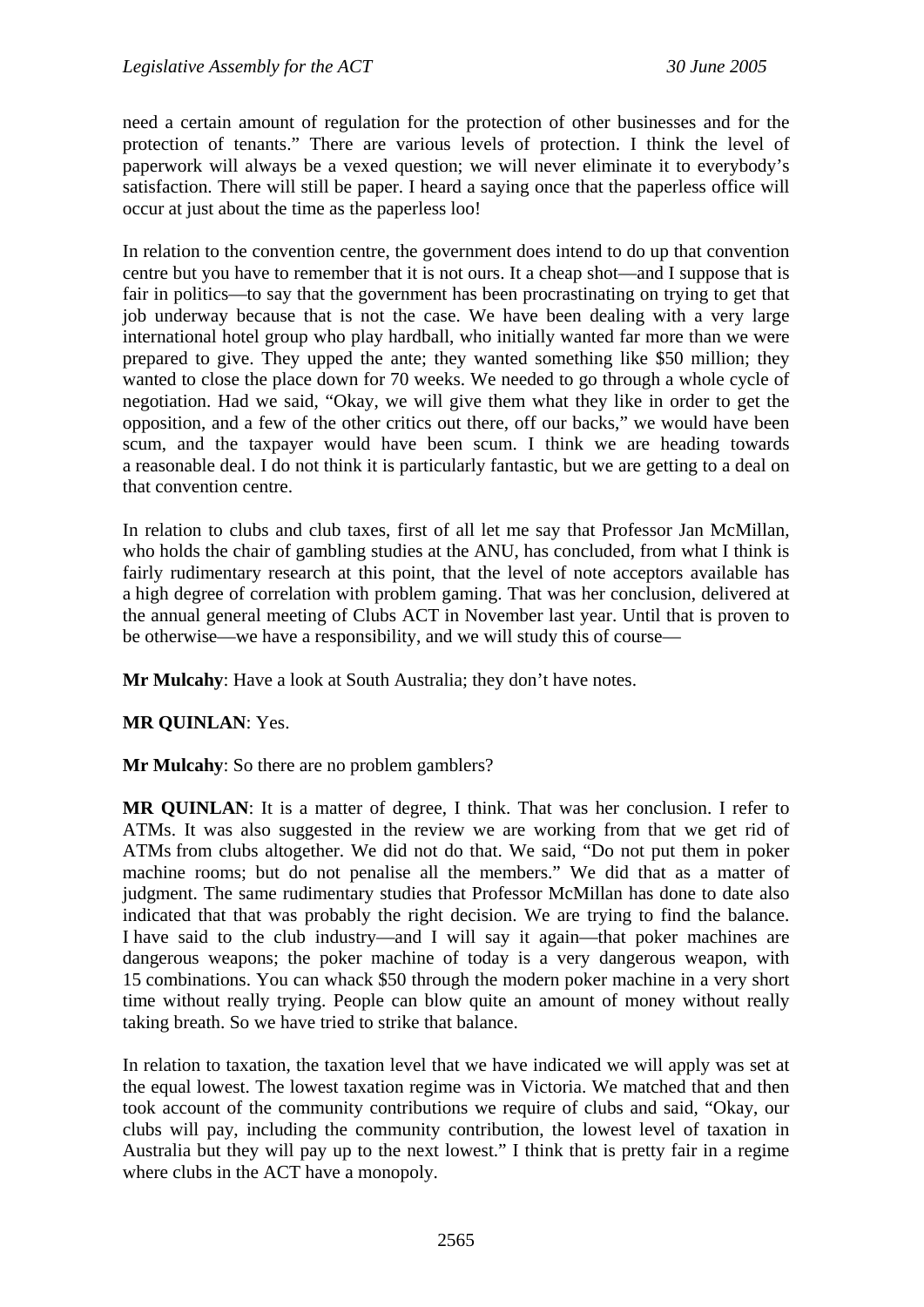need a certain amount of regulation for the protection of other businesses and for the protection of tenants." There are various levels of protection. I think the level of paperwork will always be a vexed question; we will never eliminate it to everybody's satisfaction. There will still be paper. I heard a saying once that the paperless office will occur at just about the time as the paperless loo!

In relation to the convention centre, the government does intend to do up that convention centre but you have to remember that it is not ours. It a cheap shot—and I suppose that is fair in politics—to say that the government has been procrastinating on trying to get that job underway because that is not the case. We have been dealing with a very large international hotel group who play hardball, who initially wanted far more than we were prepared to give. They upped the ante; they wanted something like $50 million; they wanted to close the place down for 70 weeks. We needed to go through a whole cycle of negotiation. Had we said, "Okay, we will give them what they like in order to get the opposition, and a few of the other critics out there, off our backs," we would have been scum, and the taxpayer would have been scum. I think we are heading towards a reasonable deal. I do not think it is particularly fantastic, but we are getting to a deal on that convention centre.

In relation to clubs and club taxes, first of all let me say that Professor Jan McMillan, who holds the chair of gambling studies at the ANU, has concluded, from what I think is fairly rudimentary research at this point, that the level of note acceptors available has a high degree of correlation with problem gaming. That was her conclusion, delivered at the annual general meeting of Clubs ACT in November last year. Until that is proven to be otherwise—we have a responsibility, and we will study this of course—

**Mr Mulcahy**: Have a look at South Australia; they don't have notes.

**MR QUINLAN**: Yes.

**Mr Mulcahy**: So there are no problem gamblers?

**MR QUINLAN**: It is a matter of degree, I think. That was her conclusion. I refer to ATMs. It was also suggested in the review we are working from that we get rid of ATMs from clubs altogether. We did not do that. We said, "Do not put them in poker machine rooms; but do not penalise all the members." We did that as a matter of judgment. The same rudimentary studies that Professor McMillan has done to date also indicated that that was probably the right decision. We are trying to find the balance. I have said to the club industry—and I will say it again—that poker machines are dangerous weapons; the poker machine of today is a very dangerous weapon, with 15 combinations. You can whack $50 through the modern poker machine in a very short time without really trying. People can blow quite an amount of money without really taking breath. So we have tried to strike that balance.

In relation to taxation, the taxation level that we have indicated we will apply was set at the equal lowest. The lowest taxation regime was in Victoria. We matched that and then took account of the community contributions we require of clubs and said, "Okay, our clubs will pay, including the community contribution, the lowest level of taxation in Australia but they will pay up to the next lowest." I think that is pretty fair in a regime where clubs in the ACT have a monopoly.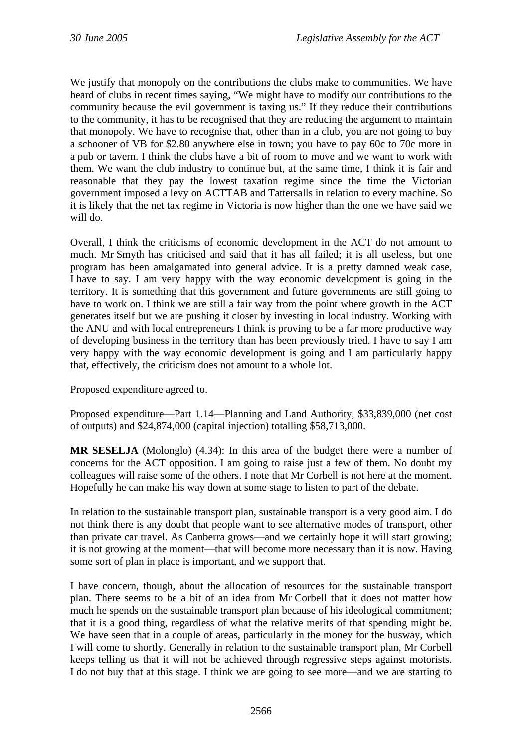We justify that monopoly on the contributions the clubs make to communities. We have heard of clubs in recent times saying, "We might have to modify our contributions to the community because the evil government is taxing us." If they reduce their contributions to the community, it has to be recognised that they are reducing the argument to maintain that monopoly. We have to recognise that, other than in a club, you are not going to buy a schooner of VB for $2.80 anywhere else in town; you have to pay 60c to 70c more in a pub or tavern. I think the clubs have a bit of room to move and we want to work with them. We want the club industry to continue but, at the same time, I think it is fair and reasonable that they pay the lowest taxation regime since the time the Victorian government imposed a levy on ACTTAB and Tattersalls in relation to every machine. So it is likely that the net tax regime in Victoria is now higher than the one we have said we will do.

Overall, I think the criticisms of economic development in the ACT do not amount to much. Mr Smyth has criticised and said that it has all failed; it is all useless, but one program has been amalgamated into general advice. It is a pretty damned weak case, I have to say. I am very happy with the way economic development is going in the territory. It is something that this government and future governments are still going to have to work on. I think we are still a fair way from the point where growth in the ACT generates itself but we are pushing it closer by investing in local industry. Working with the ANU and with local entrepreneurs I think is proving to be a far more productive way of developing business in the territory than has been previously tried. I have to say I am very happy with the way economic development is going and I am particularly happy that, effectively, the criticism does not amount to a whole lot.

Proposed expenditure agreed to.

Proposed expenditure—Part 1.14—Planning and Land Authority, $33,839,000 (net cost of outputs) and $24,874,000 (capital injection) totalling $58,713,000.

**MR SESELJA** (Molonglo) (4.34): In this area of the budget there were a number of concerns for the ACT opposition. I am going to raise just a few of them. No doubt my colleagues will raise some of the others. I note that Mr Corbell is not here at the moment. Hopefully he can make his way down at some stage to listen to part of the debate.

In relation to the sustainable transport plan, sustainable transport is a very good aim. I do not think there is any doubt that people want to see alternative modes of transport, other than private car travel. As Canberra grows—and we certainly hope it will start growing; it is not growing at the moment—that will become more necessary than it is now. Having some sort of plan in place is important, and we support that.

I have concern, though, about the allocation of resources for the sustainable transport plan. There seems to be a bit of an idea from Mr Corbell that it does not matter how much he spends on the sustainable transport plan because of his ideological commitment; that it is a good thing, regardless of what the relative merits of that spending might be. We have seen that in a couple of areas, particularly in the money for the busway, which I will come to shortly. Generally in relation to the sustainable transport plan, Mr Corbell keeps telling us that it will not be achieved through regressive steps against motorists. I do not buy that at this stage. I think we are going to see more—and we are starting to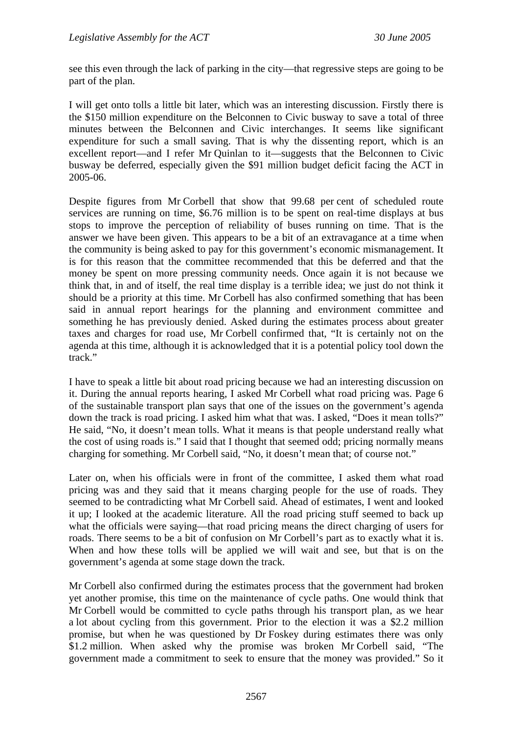see this even through the lack of parking in the city—that regressive steps are going to be part of the plan.

I will get onto tolls a little bit later, which was an interesting discussion. Firstly there is the $150 million expenditure on the Belconnen to Civic busway to save a total of three minutes between the Belconnen and Civic interchanges. It seems like significant expenditure for such a small saving. That is why the dissenting report, which is an excellent report—and I refer Mr Quinlan to it—suggests that the Belconnen to Civic busway be deferred, especially given the $91 million budget deficit facing the ACT in 2005-06.

Despite figures from Mr Corbell that show that 99.68 per cent of scheduled route services are running on time, $6.76 million is to be spent on real-time displays at bus stops to improve the perception of reliability of buses running on time. That is the answer we have been given. This appears to be a bit of an extravagance at a time when the community is being asked to pay for this government's economic mismanagement. It is for this reason that the committee recommended that this be deferred and that the money be spent on more pressing community needs. Once again it is not because we think that, in and of itself, the real time display is a terrible idea; we just do not think it should be a priority at this time. Mr Corbell has also confirmed something that has been said in annual report hearings for the planning and environment committee and something he has previously denied. Asked during the estimates process about greater taxes and charges for road use, Mr Corbell confirmed that, "It is certainly not on the agenda at this time, although it is acknowledged that it is a potential policy tool down the track."

I have to speak a little bit about road pricing because we had an interesting discussion on it. During the annual reports hearing, I asked Mr Corbell what road pricing was. Page 6 of the sustainable transport plan says that one of the issues on the government's agenda down the track is road pricing. I asked him what that was. I asked, "Does it mean tolls?" He said, "No, it doesn't mean tolls. What it means is that people understand really what the cost of using roads is." I said that I thought that seemed odd; pricing normally means charging for something. Mr Corbell said, "No, it doesn't mean that; of course not."

Later on, when his officials were in front of the committee, I asked them what road pricing was and they said that it means charging people for the use of roads. They seemed to be contradicting what Mr Corbell said. Ahead of estimates, I went and looked it up; I looked at the academic literature. All the road pricing stuff seemed to back up what the officials were saying—that road pricing means the direct charging of users for roads. There seems to be a bit of confusion on Mr Corbell's part as to exactly what it is. When and how these tolls will be applied we will wait and see, but that is on the government's agenda at some stage down the track.

Mr Corbell also confirmed during the estimates process that the government had broken yet another promise, this time on the maintenance of cycle paths. One would think that Mr Corbell would be committed to cycle paths through his transport plan, as we hear a lot about cycling from this government. Prior to the election it was a $2.2 million promise, but when he was questioned by Dr Foskey during estimates there was only $1.2 million. When asked why the promise was broken Mr Corbell said, "The government made a commitment to seek to ensure that the money was provided." So it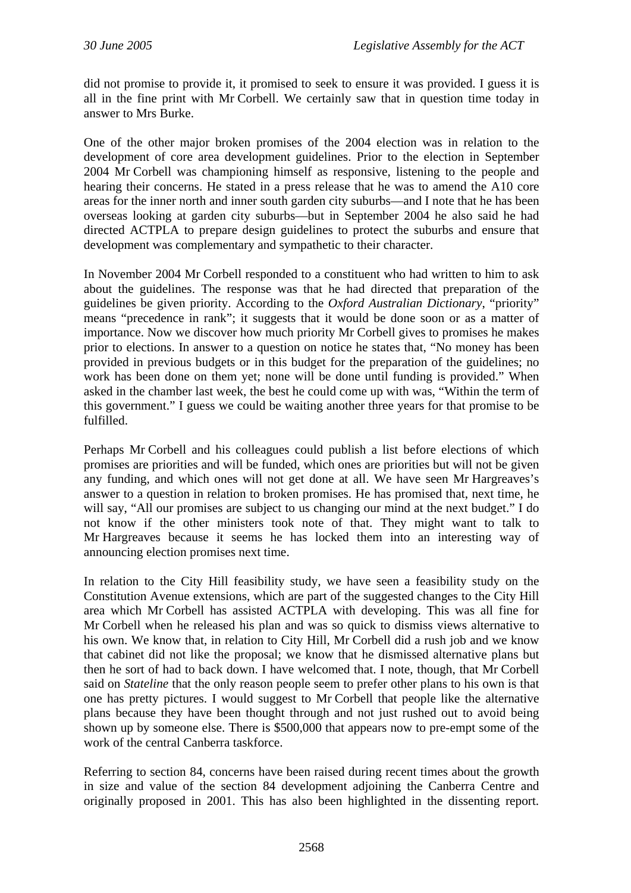did not promise to provide it, it promised to seek to ensure it was provided. I guess it is all in the fine print with Mr Corbell. We certainly saw that in question time today in answer to Mrs Burke.

One of the other major broken promises of the 2004 election was in relation to the development of core area development guidelines. Prior to the election in September 2004 Mr Corbell was championing himself as responsive, listening to the people and hearing their concerns. He stated in a press release that he was to amend the A10 core areas for the inner north and inner south garden city suburbs—and I note that he has been overseas looking at garden city suburbs—but in September 2004 he also said he had directed ACTPLA to prepare design guidelines to protect the suburbs and ensure that development was complementary and sympathetic to their character.

In November 2004 Mr Corbell responded to a constituent who had written to him to ask about the guidelines. The response was that he had directed that preparation of the guidelines be given priority. According to the *Oxford Australian Dictionary*, "priority" means "precedence in rank"; it suggests that it would be done soon or as a matter of importance. Now we discover how much priority Mr Corbell gives to promises he makes prior to elections. In answer to a question on notice he states that, "No money has been provided in previous budgets or in this budget for the preparation of the guidelines; no work has been done on them yet; none will be done until funding is provided." When asked in the chamber last week, the best he could come up with was, "Within the term of this government." I guess we could be waiting another three years for that promise to be fulfilled.

Perhaps Mr Corbell and his colleagues could publish a list before elections of which promises are priorities and will be funded, which ones are priorities but will not be given any funding, and which ones will not get done at all. We have seen Mr Hargreaves's answer to a question in relation to broken promises. He has promised that, next time, he will say, "All our promises are subject to us changing our mind at the next budget." I do not know if the other ministers took note of that. They might want to talk to Mr Hargreaves because it seems he has locked them into an interesting way of announcing election promises next time.

In relation to the City Hill feasibility study, we have seen a feasibility study on the Constitution Avenue extensions, which are part of the suggested changes to the City Hill area which Mr Corbell has assisted ACTPLA with developing. This was all fine for Mr Corbell when he released his plan and was so quick to dismiss views alternative to his own. We know that, in relation to City Hill, Mr Corbell did a rush job and we know that cabinet did not like the proposal; we know that he dismissed alternative plans but then he sort of had to back down. I have welcomed that. I note, though, that Mr Corbell said on *Stateline* that the only reason people seem to prefer other plans to his own is that one has pretty pictures. I would suggest to Mr Corbell that people like the alternative plans because they have been thought through and not just rushed out to avoid being shown up by someone else. There is $500,000 that appears now to pre-empt some of the work of the central Canberra taskforce.

Referring to section 84, concerns have been raised during recent times about the growth in size and value of the section 84 development adjoining the Canberra Centre and originally proposed in 2001. This has also been highlighted in the dissenting report.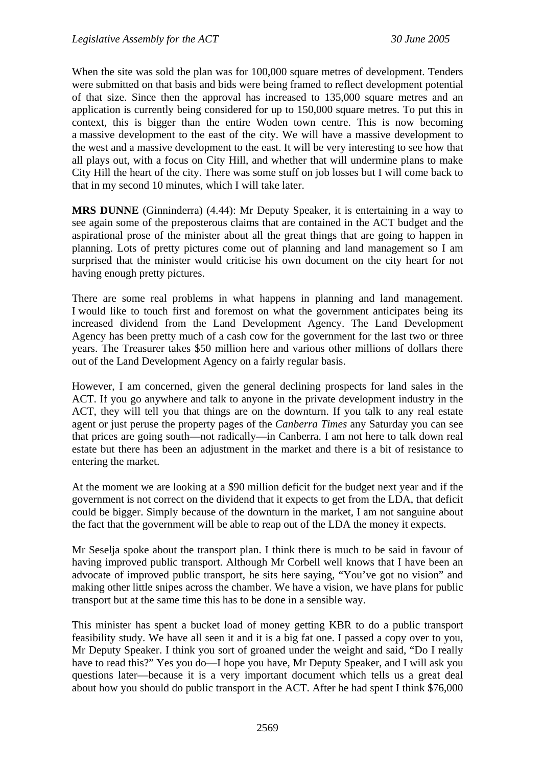When the site was sold the plan was for 100,000 square metres of development. Tenders were submitted on that basis and bids were being framed to reflect development potential of that size. Since then the approval has increased to 135,000 square metres and an application is currently being considered for up to 150,000 square metres. To put this in context, this is bigger than the entire Woden town centre. This is now becoming a massive development to the east of the city. We will have a massive development to the west and a massive development to the east. It will be very interesting to see how that all plays out, with a focus on City Hill, and whether that will undermine plans to make City Hill the heart of the city. There was some stuff on job losses but I will come back to that in my second 10 minutes, which I will take later.

**MRS DUNNE** (Ginninderra) (4.44): Mr Deputy Speaker, it is entertaining in a way to see again some of the preposterous claims that are contained in the ACT budget and the aspirational prose of the minister about all the great things that are going to happen in planning. Lots of pretty pictures come out of planning and land management so I am surprised that the minister would criticise his own document on the city heart for not having enough pretty pictures.

There are some real problems in what happens in planning and land management. I would like to touch first and foremost on what the government anticipates being its increased dividend from the Land Development Agency. The Land Development Agency has been pretty much of a cash cow for the government for the last two or three years. The Treasurer takes $50 million here and various other millions of dollars there out of the Land Development Agency on a fairly regular basis.

However, I am concerned, given the general declining prospects for land sales in the ACT. If you go anywhere and talk to anyone in the private development industry in the ACT, they will tell you that things are on the downturn. If you talk to any real estate agent or just peruse the property pages of the *Canberra Times* any Saturday you can see that prices are going south—not radically—in Canberra. I am not here to talk down real estate but there has been an adjustment in the market and there is a bit of resistance to entering the market.

At the moment we are looking at a $90 million deficit for the budget next year and if the government is not correct on the dividend that it expects to get from the LDA, that deficit could be bigger. Simply because of the downturn in the market, I am not sanguine about the fact that the government will be able to reap out of the LDA the money it expects.

Mr Seselja spoke about the transport plan. I think there is much to be said in favour of having improved public transport. Although Mr Corbell well knows that I have been an advocate of improved public transport, he sits here saying, "You've got no vision" and making other little snipes across the chamber. We have a vision, we have plans for public transport but at the same time this has to be done in a sensible way.

This minister has spent a bucket load of money getting KBR to do a public transport feasibility study. We have all seen it and it is a big fat one. I passed a copy over to you, Mr Deputy Speaker. I think you sort of groaned under the weight and said, "Do I really have to read this?" Yes you do—I hope you have, Mr Deputy Speaker, and I will ask you questions later—because it is a very important document which tells us a great deal about how you should do public transport in the ACT. After he had spent I think $76,000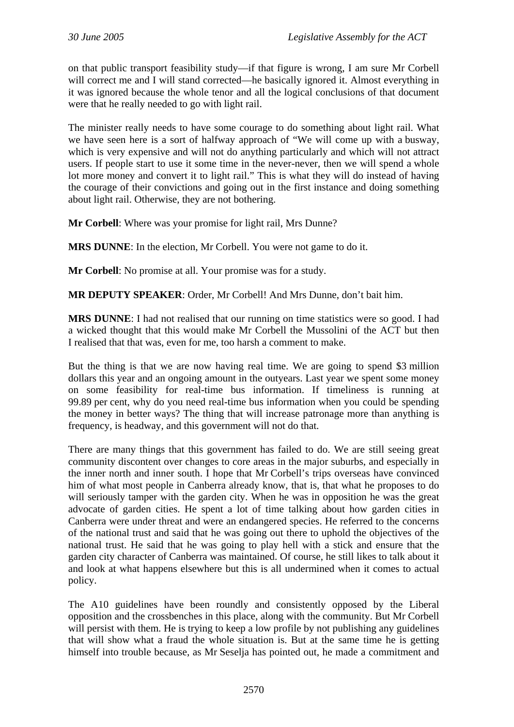on that public transport feasibility study—if that figure is wrong, I am sure Mr Corbell will correct me and I will stand corrected—he basically ignored it. Almost everything in it was ignored because the whole tenor and all the logical conclusions of that document were that he really needed to go with light rail.

The minister really needs to have some courage to do something about light rail. What we have seen here is a sort of halfway approach of "We will come up with a busway, which is very expensive and will not do anything particularly and which will not attract users. If people start to use it some time in the never-never, then we will spend a whole lot more money and convert it to light rail." This is what they will do instead of having the courage of their convictions and going out in the first instance and doing something about light rail. Otherwise, they are not bothering.

**Mr Corbell**: Where was your promise for light rail, Mrs Dunne?

**MRS DUNNE**: In the election, Mr Corbell. You were not game to do it.

**Mr Corbell**: No promise at all. Your promise was for a study.

**MR DEPUTY SPEAKER**: Order, Mr Corbell! And Mrs Dunne, don't bait him.

**MRS DUNNE**: I had not realised that our running on time statistics were so good. I had a wicked thought that this would make Mr Corbell the Mussolini of the ACT but then I realised that that was, even for me, too harsh a comment to make.

But the thing is that we are now having real time. We are going to spend $3 million dollars this year and an ongoing amount in the outyears. Last year we spent some money on some feasibility for real-time bus information. If timeliness is running at 99.89 per cent, why do you need real-time bus information when you could be spending the money in better ways? The thing that will increase patronage more than anything is frequency, is headway, and this government will not do that.

There are many things that this government has failed to do. We are still seeing great community discontent over changes to core areas in the major suburbs, and especially in the inner north and inner south. I hope that Mr Corbell's trips overseas have convinced him of what most people in Canberra already know, that is, that what he proposes to do will seriously tamper with the garden city. When he was in opposition he was the great advocate of garden cities. He spent a lot of time talking about how garden cities in Canberra were under threat and were an endangered species. He referred to the concerns of the national trust and said that he was going out there to uphold the objectives of the national trust. He said that he was going to play hell with a stick and ensure that the garden city character of Canberra was maintained. Of course, he still likes to talk about it and look at what happens elsewhere but this is all undermined when it comes to actual policy.

The A10 guidelines have been roundly and consistently opposed by the Liberal opposition and the crossbenches in this place, along with the community. But Mr Corbell will persist with them. He is trying to keep a low profile by not publishing any guidelines that will show what a fraud the whole situation is. But at the same time he is getting himself into trouble because, as Mr Seselja has pointed out, he made a commitment and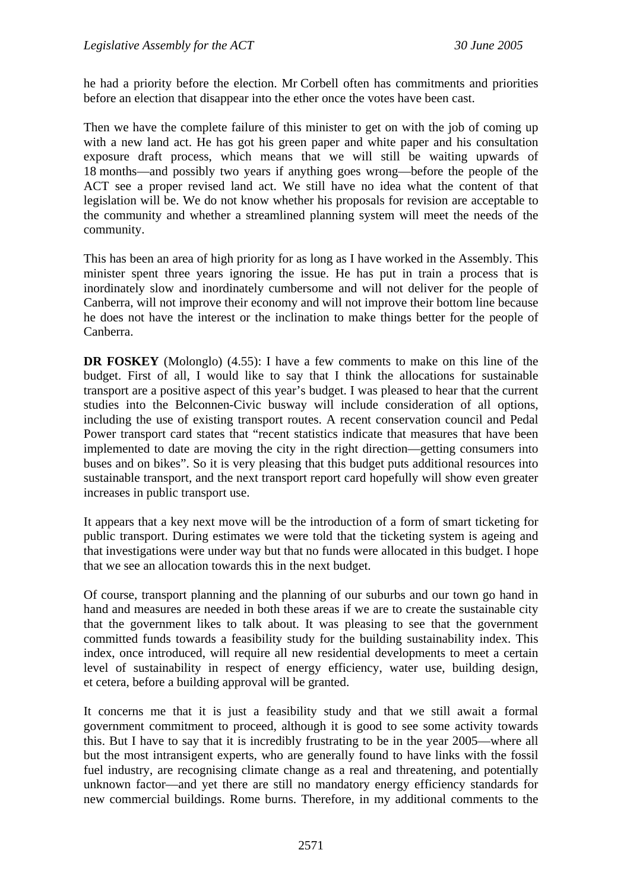he had a priority before the election. Mr Corbell often has commitments and priorities before an election that disappear into the ether once the votes have been cast.

Then we have the complete failure of this minister to get on with the job of coming up with a new land act. He has got his green paper and white paper and his consultation exposure draft process, which means that we will still be waiting upwards of 18 months—and possibly two years if anything goes wrong—before the people of the ACT see a proper revised land act. We still have no idea what the content of that legislation will be. We do not know whether his proposals for revision are acceptable to the community and whether a streamlined planning system will meet the needs of the community.

This has been an area of high priority for as long as I have worked in the Assembly. This minister spent three years ignoring the issue. He has put in train a process that is inordinately slow and inordinately cumbersome and will not deliver for the people of Canberra, will not improve their economy and will not improve their bottom line because he does not have the interest or the inclination to make things better for the people of Canberra.

**DR FOSKEY** (Molonglo) (4.55): I have a few comments to make on this line of the budget. First of all, I would like to say that I think the allocations for sustainable transport are a positive aspect of this year's budget. I was pleased to hear that the current studies into the Belconnen-Civic busway will include consideration of all options, including the use of existing transport routes. A recent conservation council and Pedal Power transport card states that "recent statistics indicate that measures that have been implemented to date are moving the city in the right direction—getting consumers into buses and on bikes". So it is very pleasing that this budget puts additional resources into sustainable transport, and the next transport report card hopefully will show even greater increases in public transport use.

It appears that a key next move will be the introduction of a form of smart ticketing for public transport. During estimates we were told that the ticketing system is ageing and that investigations were under way but that no funds were allocated in this budget. I hope that we see an allocation towards this in the next budget.

Of course, transport planning and the planning of our suburbs and our town go hand in hand and measures are needed in both these areas if we are to create the sustainable city that the government likes to talk about. It was pleasing to see that the government committed funds towards a feasibility study for the building sustainability index. This index, once introduced, will require all new residential developments to meet a certain level of sustainability in respect of energy efficiency, water use, building design, et cetera, before a building approval will be granted.

It concerns me that it is just a feasibility study and that we still await a formal government commitment to proceed, although it is good to see some activity towards this. But I have to say that it is incredibly frustrating to be in the year 2005—where all but the most intransigent experts, who are generally found to have links with the fossil fuel industry, are recognising climate change as a real and threatening, and potentially unknown factor—and yet there are still no mandatory energy efficiency standards for new commercial buildings. Rome burns. Therefore, in my additional comments to the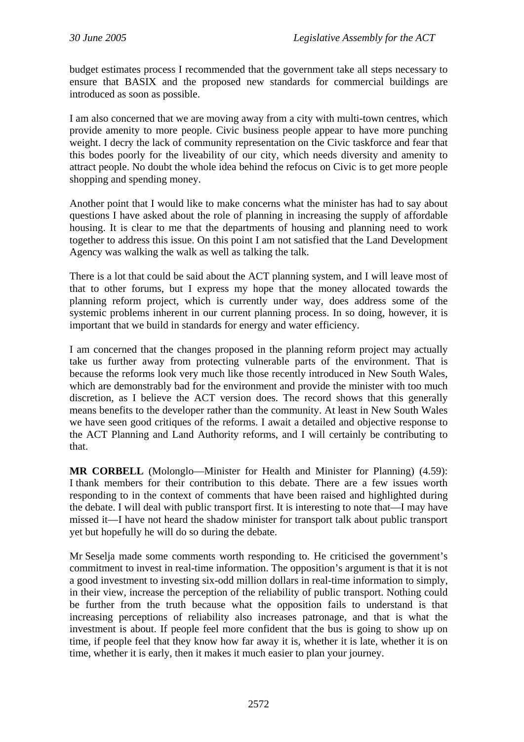budget estimates process I recommended that the government take all steps necessary to ensure that BASIX and the proposed new standards for commercial buildings are introduced as soon as possible.

I am also concerned that we are moving away from a city with multi-town centres, which provide amenity to more people. Civic business people appear to have more punching weight. I decry the lack of community representation on the Civic taskforce and fear that this bodes poorly for the liveability of our city, which needs diversity and amenity to attract people. No doubt the whole idea behind the refocus on Civic is to get more people shopping and spending money.

Another point that I would like to make concerns what the minister has had to say about questions I have asked about the role of planning in increasing the supply of affordable housing. It is clear to me that the departments of housing and planning need to work together to address this issue. On this point I am not satisfied that the Land Development Agency was walking the walk as well as talking the talk.

There is a lot that could be said about the ACT planning system, and I will leave most of that to other forums, but I express my hope that the money allocated towards the planning reform project, which is currently under way, does address some of the systemic problems inherent in our current planning process. In so doing, however, it is important that we build in standards for energy and water efficiency.

I am concerned that the changes proposed in the planning reform project may actually take us further away from protecting vulnerable parts of the environment. That is because the reforms look very much like those recently introduced in New South Wales, which are demonstrably bad for the environment and provide the minister with too much discretion, as I believe the ACT version does. The record shows that this generally means benefits to the developer rather than the community. At least in New South Wales we have seen good critiques of the reforms. I await a detailed and objective response to the ACT Planning and Land Authority reforms, and I will certainly be contributing to that.

**MR CORBELL** (Molonglo—Minister for Health and Minister for Planning) (4.59): I thank members for their contribution to this debate. There are a few issues worth responding to in the context of comments that have been raised and highlighted during the debate. I will deal with public transport first. It is interesting to note that—I may have missed it—I have not heard the shadow minister for transport talk about public transport yet but hopefully he will do so during the debate.

Mr Seselja made some comments worth responding to. He criticised the government's commitment to invest in real-time information. The opposition's argument is that it is not a good investment to investing six-odd million dollars in real-time information to simply, in their view, increase the perception of the reliability of public transport. Nothing could be further from the truth because what the opposition fails to understand is that increasing perceptions of reliability also increases patronage, and that is what the investment is about. If people feel more confident that the bus is going to show up on time, if people feel that they know how far away it is, whether it is late, whether it is on time, whether it is early, then it makes it much easier to plan your journey.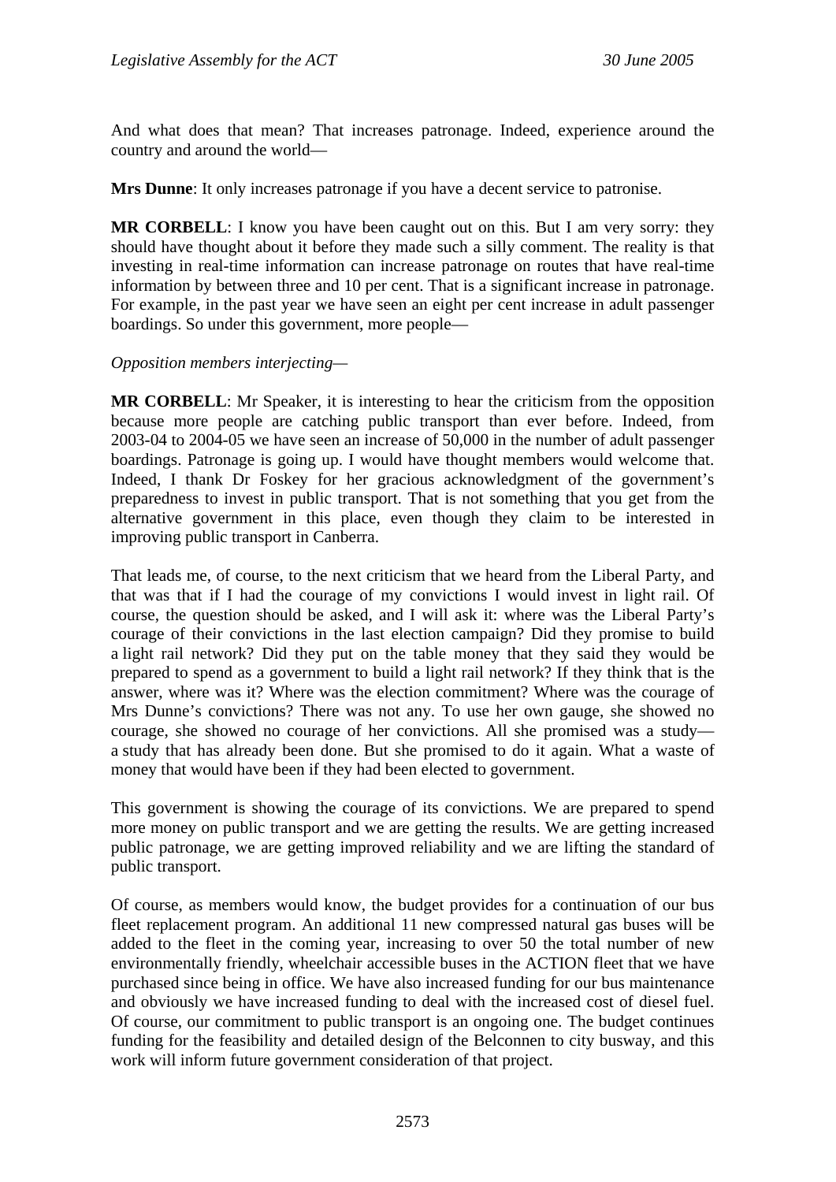And what does that mean? That increases patronage. Indeed, experience around the country and around the world—

**Mrs Dunne**: It only increases patronage if you have a decent service to patronise.

**MR CORBELL**: I know you have been caught out on this. But I am very sorry: they should have thought about it before they made such a silly comment. The reality is that investing in real-time information can increase patronage on routes that have real-time information by between three and 10 per cent. That is a significant increase in patronage. For example, in the past year we have seen an eight per cent increase in adult passenger boardings. So under this government, more people—

*Opposition members interjecting*—

**MR CORBELL**: Mr Speaker, it is interesting to hear the criticism from the opposition because more people are catching public transport than ever before. Indeed, from 2003-04 to 2004-05 we have seen an increase of 50,000 in the number of adult passenger boardings. Patronage is going up. I would have thought members would welcome that. Indeed, I thank Dr Foskey for her gracious acknowledgment of the government's preparedness to invest in public transport. That is not something that you get from the alternative government in this place, even though they claim to be interested in improving public transport in Canberra.

That leads me, of course, to the next criticism that we heard from the Liberal Party, and that was that if I had the courage of my convictions I would invest in light rail. Of course, the question should be asked, and I will ask it: where was the Liberal Party's courage of their convictions in the last election campaign? Did they promise to build a light rail network? Did they put on the table money that they said they would be prepared to spend as a government to build a light rail network? If they think that is the answer, where was it? Where was the election commitment? Where was the courage of Mrs Dunne's convictions? There was not any. To use her own gauge, she showed no courage, she showed no courage of her convictions. All she promised was a study—a study that has already been done. But she promised to do it again. What a waste of money that would have been if they had been elected to government.

This government is showing the courage of its convictions. We are prepared to spend more money on public transport and we are getting the results. We are getting increased public patronage, we are getting improved reliability and we are lifting the standard of public transport.

Of course, as members would know, the budget provides for a continuation of our bus fleet replacement program. An additional 11 new compressed natural gas buses will be added to the fleet in the coming year, increasing to over 50 the total number of new environmentally friendly, wheelchair accessible buses in the ACTION fleet that we have purchased since being in office. We have also increased funding for our bus maintenance and obviously we have increased funding to deal with the increased cost of diesel fuel. Of course, our commitment to public transport is an ongoing one. The budget continues funding for the feasibility and detailed design of the Belconnen to city busway, and this work will inform future government consideration of that project.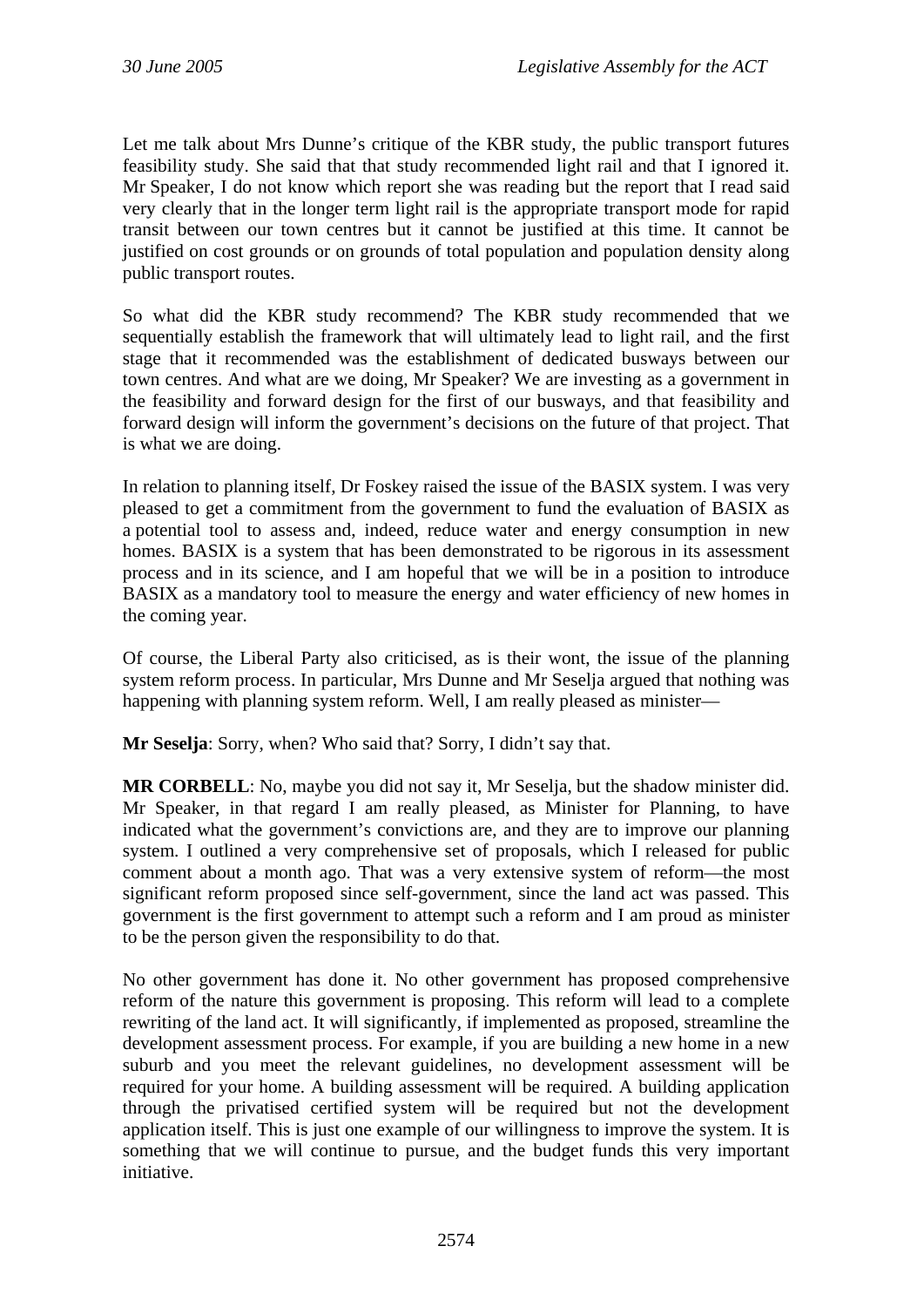Let me talk about Mrs Dunne's critique of the KBR study, the public transport futures feasibility study. She said that that study recommended light rail and that I ignored it. Mr Speaker, I do not know which report she was reading but the report that I read said very clearly that in the longer term light rail is the appropriate transport mode for rapid transit between our town centres but it cannot be justified at this time. It cannot be justified on cost grounds or on grounds of total population and population density along public transport routes.

So what did the KBR study recommend? The KBR study recommended that we sequentially establish the framework that will ultimately lead to light rail, and the first stage that it recommended was the establishment of dedicated busways between our town centres. And what are we doing, Mr Speaker? We are investing as a government in the feasibility and forward design for the first of our busways, and that feasibility and forward design will inform the government's decisions on the future of that project. That is what we are doing.

In relation to planning itself, Dr Foskey raised the issue of the BASIX system. I was very pleased to get a commitment from the government to fund the evaluation of BASIX as a potential tool to assess and, indeed, reduce water and energy consumption in new homes. BASIX is a system that has been demonstrated to be rigorous in its assessment process and in its science, and I am hopeful that we will be in a position to introduce BASIX as a mandatory tool to measure the energy and water efficiency of new homes in the coming year.

Of course, the Liberal Party also criticised, as is their wont, the issue of the planning system reform process. In particular, Mrs Dunne and Mr Seselja argued that nothing was happening with planning system reform. Well, I am really pleased as minister—

**Mr Seselja**: Sorry, when? Who said that? Sorry, I didn't say that.

**MR CORBELL**: No, maybe you did not say it, Mr Seselja, but the shadow minister did. Mr Speaker, in that regard I am really pleased, as Minister for Planning, to have indicated what the government's convictions are, and they are to improve our planning system. I outlined a very comprehensive set of proposals, which I released for public comment about a month ago. That was a very extensive system of reform—the most significant reform proposed since self-government, since the land act was passed. This government is the first government to attempt such a reform and I am proud as minister to be the person given the responsibility to do that.

No other government has done it. No other government has proposed comprehensive reform of the nature this government is proposing. This reform will lead to a complete rewriting of the land act. It will significantly, if implemented as proposed, streamline the development assessment process. For example, if you are building a new home in a new suburb and you meet the relevant guidelines, no development assessment will be required for your home. A building assessment will be required. A building application through the privatised certified system will be required but not the development application itself. This is just one example of our willingness to improve the system. It is something that we will continue to pursue, and the budget funds this very important initiative.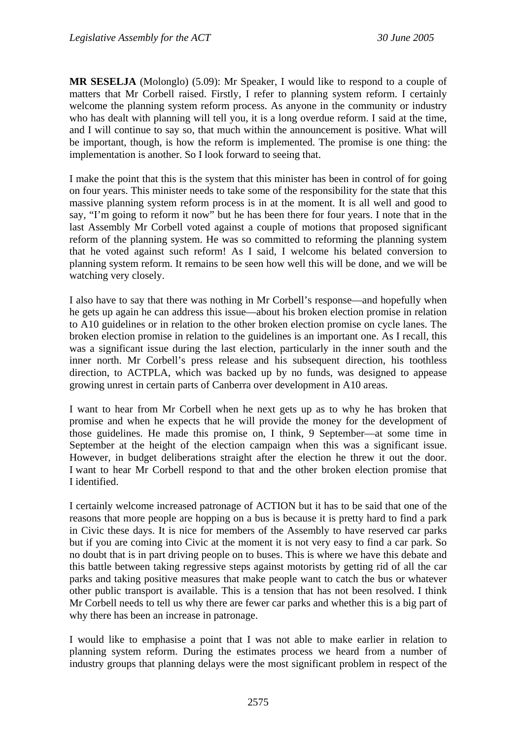**MR SESELJA** (Molonglo) (5.09): Mr Speaker, I would like to respond to a couple of matters that Mr Corbell raised. Firstly, I refer to planning system reform. I certainly welcome the planning system reform process. As anyone in the community or industry who has dealt with planning will tell you, it is a long overdue reform. I said at the time, and I will continue to say so, that much within the announcement is positive. What will be important, though, is how the reform is implemented. The promise is one thing: the implementation is another. So I look forward to seeing that.

I make the point that this is the system that this minister has been in control of for going on four years. This minister needs to take some of the responsibility for the state that this massive planning system reform process is in at the moment. It is all well and good to say, "I'm going to reform it now" but he has been there for four years. I note that in the last Assembly Mr Corbell voted against a couple of motions that proposed significant reform of the planning system. He was so committed to reforming the planning system that he voted against such reform! As I said, I welcome his belated conversion to planning system reform. It remains to be seen how well this will be done, and we will be watching very closely.

I also have to say that there was nothing in Mr Corbell's response—and hopefully when he gets up again he can address this issue—about his broken election promise in relation to A10 guidelines or in relation to the other broken election promise on cycle lanes. The broken election promise in relation to the guidelines is an important one. As I recall, this was a significant issue during the last election, particularly in the inner south and the inner north. Mr Corbell's press release and his subsequent direction, his toothless direction, to ACTPLA, which was backed up by no funds, was designed to appease growing unrest in certain parts of Canberra over development in A10 areas.

I want to hear from Mr Corbell when he next gets up as to why he has broken that promise and when he expects that he will provide the money for the development of those guidelines. He made this promise on, I think, 9 September—at some time in September at the height of the election campaign when this was a significant issue. However, in budget deliberations straight after the election he threw it out the door. I want to hear Mr Corbell respond to that and the other broken election promise that I identified.

I certainly welcome increased patronage of ACTION but it has to be said that one of the reasons that more people are hopping on a bus is because it is pretty hard to find a park in Civic these days. It is nice for members of the Assembly to have reserved car parks but if you are coming into Civic at the moment it is not very easy to find a car park. So no doubt that is in part driving people on to buses. This is where we have this debate and this battle between taking regressive steps against motorists by getting rid of all the car parks and taking positive measures that make people want to catch the bus or whatever other public transport is available. This is a tension that has not been resolved. I think Mr Corbell needs to tell us why there are fewer car parks and whether this is a big part of why there has been an increase in patronage.

I would like to emphasise a point that I was not able to make earlier in relation to planning system reform. During the estimates process we heard from a number of industry groups that planning delays were the most significant problem in respect of the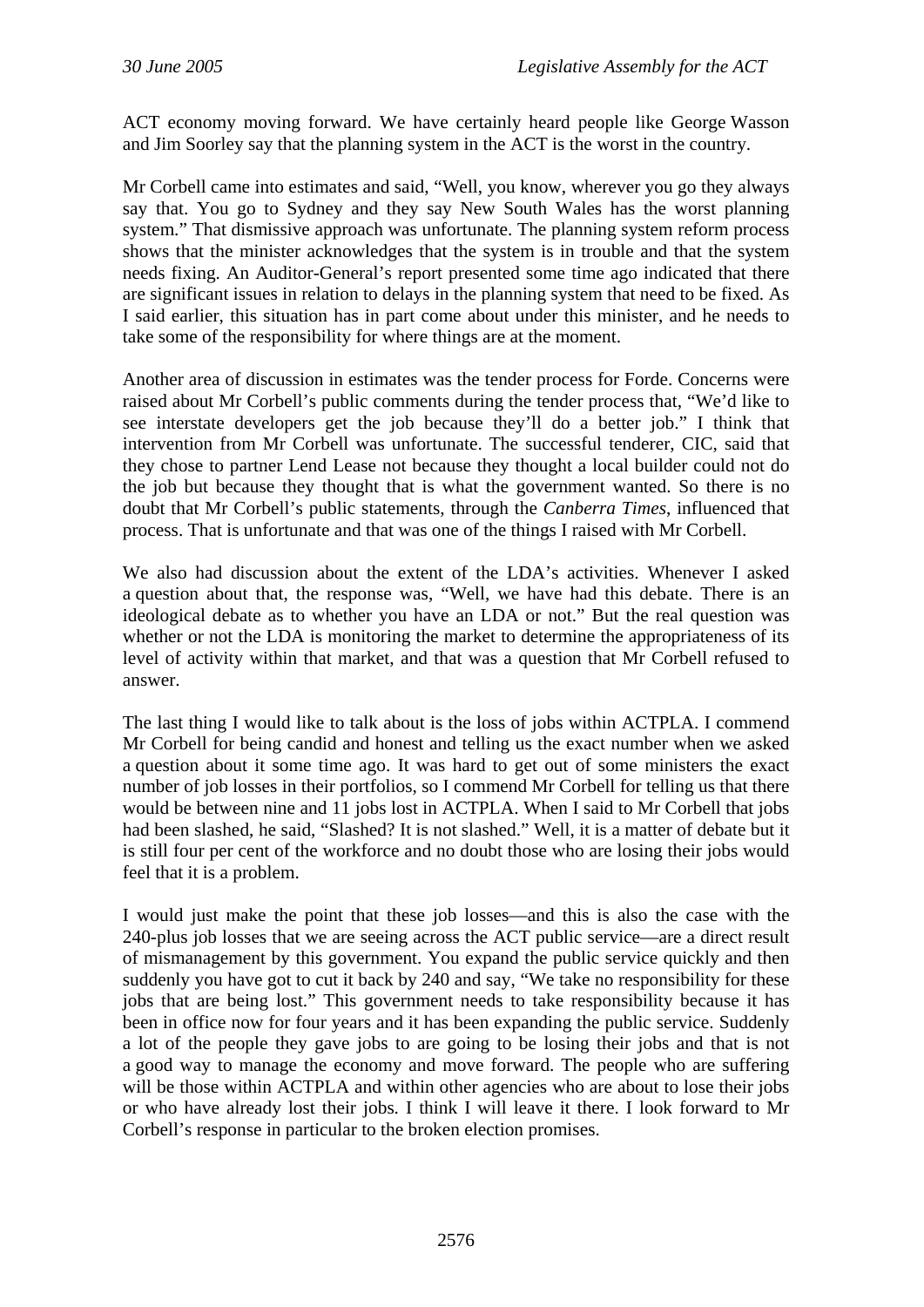ACT economy moving forward. We have certainly heard people like George Wasson and Jim Soorley say that the planning system in the ACT is the worst in the country.

Mr Corbell came into estimates and said, "Well, you know, wherever you go they always say that. You go to Sydney and they say New South Wales has the worst planning system." That dismissive approach was unfortunate. The planning system reform process shows that the minister acknowledges that the system is in trouble and that the system needs fixing. An Auditor-General's report presented some time ago indicated that there are significant issues in relation to delays in the planning system that need to be fixed. As I said earlier, this situation has in part come about under this minister, and he needs to take some of the responsibility for where things are at the moment.

Another area of discussion in estimates was the tender process for Forde. Concerns were raised about Mr Corbell's public comments during the tender process that, "We'd like to see interstate developers get the job because they'll do a better job." I think that intervention from Mr Corbell was unfortunate. The successful tenderer, CIC, said that they chose to partner Lend Lease not because they thought a local builder could not do the job but because they thought that is what the government wanted. So there is no doubt that Mr Corbell's public statements, through the *Canberra Times*, influenced that process. That is unfortunate and that was one of the things I raised with Mr Corbell.

We also had discussion about the extent of the LDA's activities. Whenever I asked a question about that, the response was, "Well, we have had this debate. There is an ideological debate as to whether you have an LDA or not." But the real question was whether or not the LDA is monitoring the market to determine the appropriateness of its level of activity within that market, and that was a question that Mr Corbell refused to answer.

The last thing I would like to talk about is the loss of jobs within ACTPLA. I commend Mr Corbell for being candid and honest and telling us the exact number when we asked a question about it some time ago. It was hard to get out of some ministers the exact number of job losses in their portfolios, so I commend Mr Corbell for telling us that there would be between nine and 11 jobs lost in ACTPLA. When I said to Mr Corbell that jobs had been slashed, he said, "Slashed? It is not slashed." Well, it is a matter of debate but it is still four per cent of the workforce and no doubt those who are losing their jobs would feel that it is a problem.

I would just make the point that these job losses—and this is also the case with the 240-plus job losses that we are seeing across the ACT public service—are a direct result of mismanagement by this government. You expand the public service quickly and then suddenly you have got to cut it back by 240 and say, "We take no responsibility for these jobs that are being lost." This government needs to take responsibility because it has been in office now for four years and it has been expanding the public service. Suddenly a lot of the people they gave jobs to are going to be losing their jobs and that is not a good way to manage the economy and move forward. The people who are suffering will be those within ACTPLA and within other agencies who are about to lose their jobs or who have already lost their jobs. I think I will leave it there. I look forward to Mr Corbell's response in particular to the broken election promises.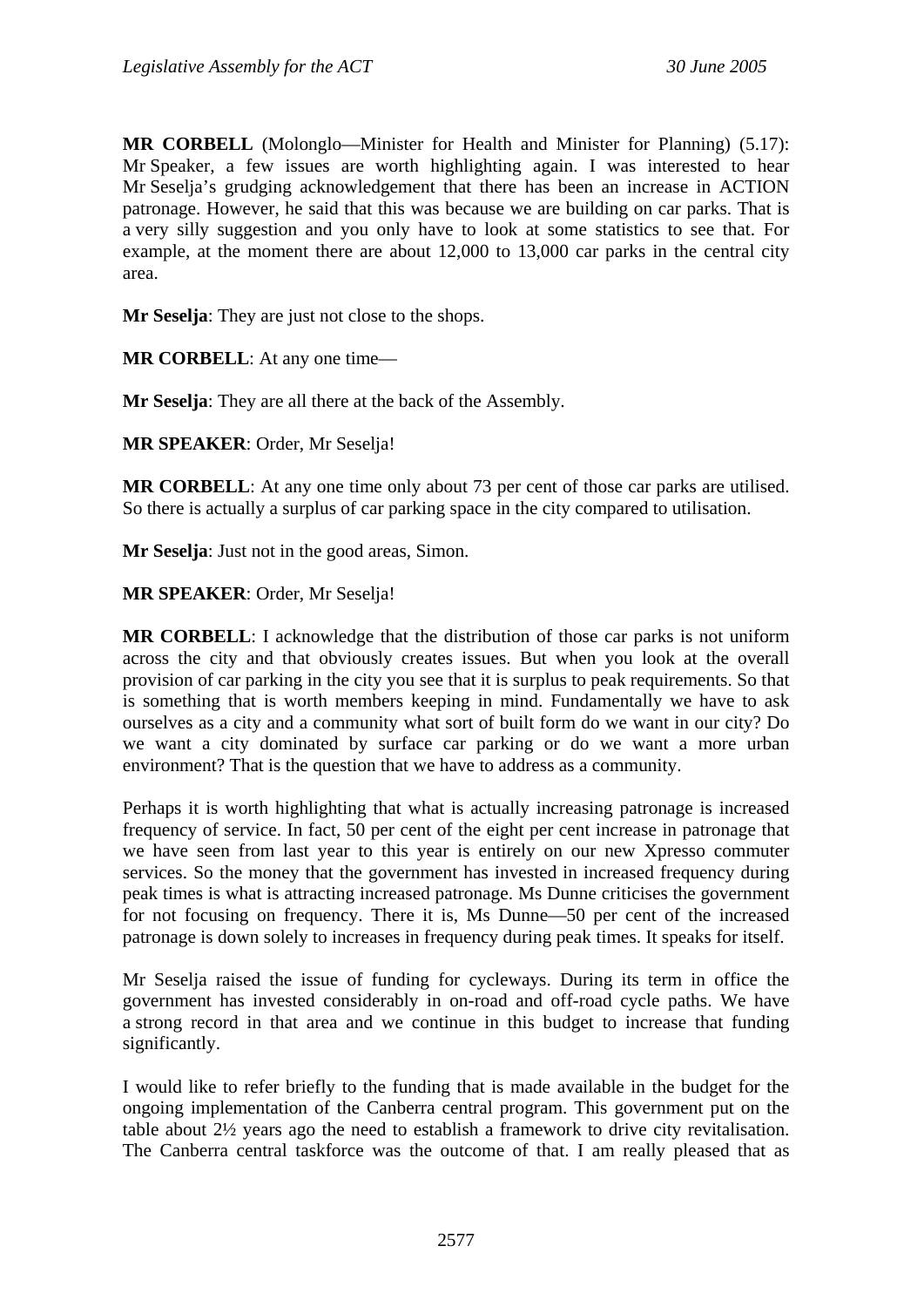**MR CORBELL** (Molonglo—Minister for Health and Minister for Planning) (5.17): Mr Speaker, a few issues are worth highlighting again. I was interested to hear Mr Seselja's grudging acknowledgement that there has been an increase in ACTION patronage. However, he said that this was because we are building on car parks. That is a very silly suggestion and you only have to look at some statistics to see that. For example, at the moment there are about 12,000 to 13,000 car parks in the central city area.

**Mr Seselja**: They are just not close to the shops.

**MR CORBELL**: At any one time—

**Mr Seselja**: They are all there at the back of the Assembly.

**MR SPEAKER**: Order, Mr Seselja!

**MR CORBELL**: At any one time only about 73 per cent of those car parks are utilised. So there is actually a surplus of car parking space in the city compared to utilisation.

**Mr Seselja**: Just not in the good areas, Simon.

**MR SPEAKER**: Order, Mr Seselja!

**MR CORBELL**: I acknowledge that the distribution of those car parks is not uniform across the city and that obviously creates issues. But when you look at the overall provision of car parking in the city you see that it is surplus to peak requirements. So that is something that is worth members keeping in mind. Fundamentally we have to ask ourselves as a city and a community what sort of built form do we want in our city? Do we want a city dominated by surface car parking or do we want a more urban environment? That is the question that we have to address as a community.

Perhaps it is worth highlighting that what is actually increasing patronage is increased frequency of service. In fact, 50 per cent of the eight per cent increase in patronage that we have seen from last year to this year is entirely on our new Xpresso commuter services. So the money that the government has invested in increased frequency during peak times is what is attracting increased patronage. Ms Dunne criticises the government for not focusing on frequency. There it is, Ms Dunne—50 per cent of the increased patronage is down solely to increases in frequency during peak times. It speaks for itself.

Mr Seselja raised the issue of funding for cycleways. During its term in office the government has invested considerably in on-road and off-road cycle paths. We have a strong record in that area and we continue in this budget to increase that funding significantly.

I would like to refer briefly to the funding that is made available in the budget for the ongoing implementation of the Canberra central program. This government put on the table about 2½ years ago the need to establish a framework to drive city revitalisation. The Canberra central taskforce was the outcome of that. I am really pleased that as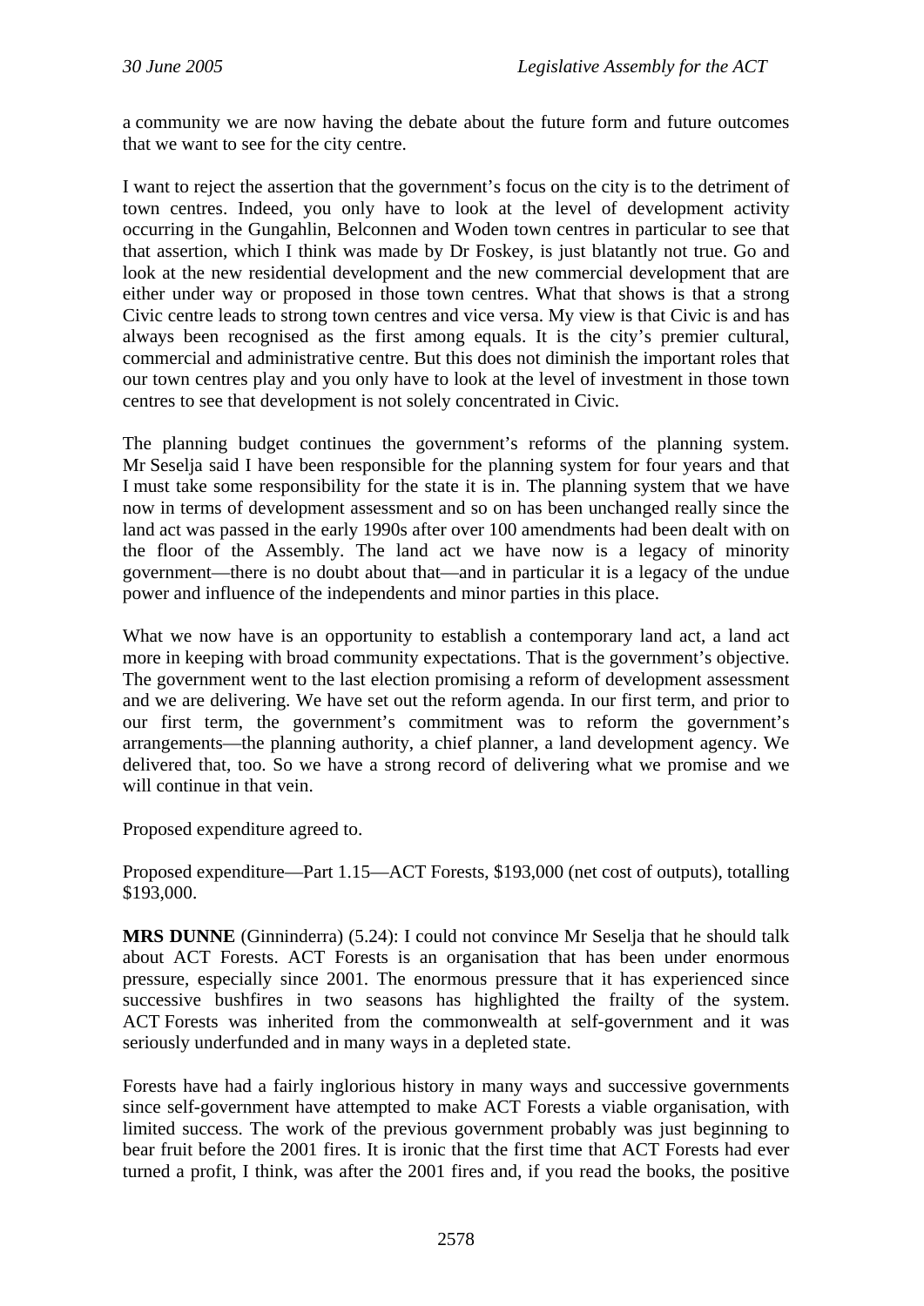a community we are now having the debate about the future form and future outcomes that we want to see for the city centre.

I want to reject the assertion that the government's focus on the city is to the detriment of town centres. Indeed, you only have to look at the level of development activity occurring in the Gungahlin, Belconnen and Woden town centres in particular to see that that assertion, which I think was made by Dr Foskey, is just blatantly not true. Go and look at the new residential development and the new commercial development that are either under way or proposed in those town centres. What that shows is that a strong Civic centre leads to strong town centres and vice versa. My view is that Civic is and has always been recognised as the first among equals. It is the city's premier cultural, commercial and administrative centre. But this does not diminish the important roles that our town centres play and you only have to look at the level of investment in those town centres to see that development is not solely concentrated in Civic.

The planning budget continues the government's reforms of the planning system. Mr Seselja said I have been responsible for the planning system for four years and that I must take some responsibility for the state it is in. The planning system that we have now in terms of development assessment and so on has been unchanged really since the land act was passed in the early 1990s after over 100 amendments had been dealt with on the floor of the Assembly. The land act we have now is a legacy of minority government—there is no doubt about that—and in particular it is a legacy of the undue power and influence of the independents and minor parties in this place.

What we now have is an opportunity to establish a contemporary land act, a land act more in keeping with broad community expectations. That is the government's objective. The government went to the last election promising a reform of development assessment and we are delivering. We have set out the reform agenda. In our first term, and prior to our first term, the government's commitment was to reform the government's arrangements—the planning authority, a chief planner, a land development agency. We delivered that, too. So we have a strong record of delivering what we promise and we will continue in that vein.

Proposed expenditure agreed to.

Proposed expenditure—Part 1.15—ACT Forests, $193,000 (net cost of outputs), totalling $193,000.

**MRS DUNNE** (Ginninderra) (5.24): I could not convince Mr Seselja that he should talk about ACT Forests. ACT Forests is an organisation that has been under enormous pressure, especially since 2001. The enormous pressure that it has experienced since successive bushfires in two seasons has highlighted the frailty of the system. ACT Forests was inherited from the commonwealth at self-government and it was seriously underfunded and in many ways in a depleted state.

Forests have had a fairly inglorious history in many ways and successive governments since self-government have attempted to make ACT Forests a viable organisation, with limited success. The work of the previous government probably was just beginning to bear fruit before the 2001 fires. It is ironic that the first time that ACT Forests had ever turned a profit, I think, was after the 2001 fires and, if you read the books, the positive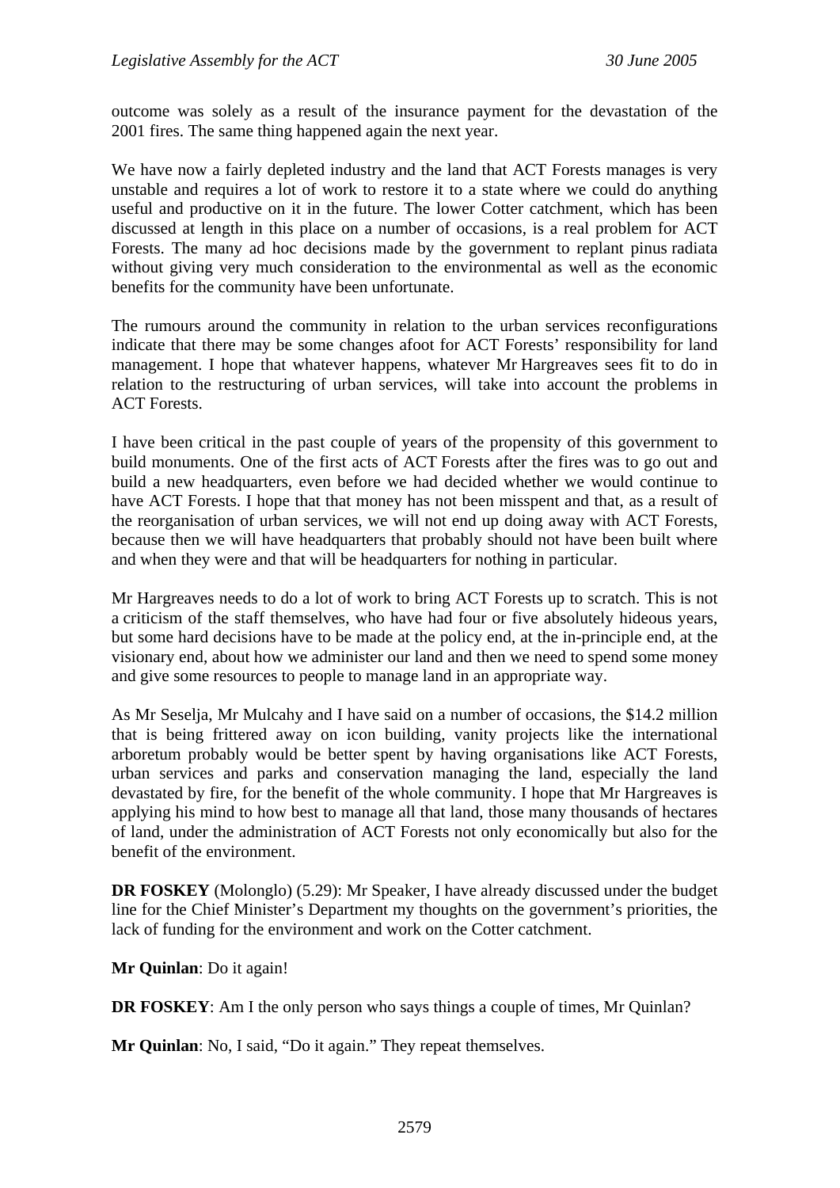outcome was solely as a result of the insurance payment for the devastation of the 2001 fires. The same thing happened again the next year.

We have now a fairly depleted industry and the land that ACT Forests manages is very unstable and requires a lot of work to restore it to a state where we could do anything useful and productive on it in the future. The lower Cotter catchment, which has been discussed at length in this place on a number of occasions, is a real problem for ACT Forests. The many ad hoc decisions made by the government to replant pinus radiata without giving very much consideration to the environmental as well as the economic benefits for the community have been unfortunate.

The rumours around the community in relation to the urban services reconfigurations indicate that there may be some changes afoot for ACT Forests' responsibility for land management. I hope that whatever happens, whatever Mr Hargreaves sees fit to do in relation to the restructuring of urban services, will take into account the problems in ACT Forests.

I have been critical in the past couple of years of the propensity of this government to build monuments. One of the first acts of ACT Forests after the fires was to go out and build a new headquarters, even before we had decided whether we would continue to have ACT Forests. I hope that that money has not been misspent and that, as a result of the reorganisation of urban services, we will not end up doing away with ACT Forests, because then we will have headquarters that probably should not have been built where and when they were and that will be headquarters for nothing in particular.

Mr Hargreaves needs to do a lot of work to bring ACT Forests up to scratch. This is not a criticism of the staff themselves, who have had four or five absolutely hideous years, but some hard decisions have to be made at the policy end, at the in-principle end, at the visionary end, about how we administer our land and then we need to spend some money and give some resources to people to manage land in an appropriate way.

As Mr Seselja, Mr Mulcahy and I have said on a number of occasions, the $14.2 million that is being frittered away on icon building, vanity projects like the international arboretum probably would be better spent by having organisations like ACT Forests, urban services and parks and conservation managing the land, especially the land devastated by fire, for the benefit of the whole community. I hope that Mr Hargreaves is applying his mind to how best to manage all that land, those many thousands of hectares of land, under the administration of ACT Forests not only economically but also for the benefit of the environment.

**DR FOSKEY** (Molonglo) (5.29): Mr Speaker, I have already discussed under the budget line for the Chief Minister's Department my thoughts on the government's priorities, the lack of funding for the environment and work on the Cotter catchment.

**Mr Quinlan**: Do it again!

**DR FOSKEY**: Am I the only person who says things a couple of times, Mr Quinlan?

**Mr Quinlan**: No, I said, "Do it again." They repeat themselves.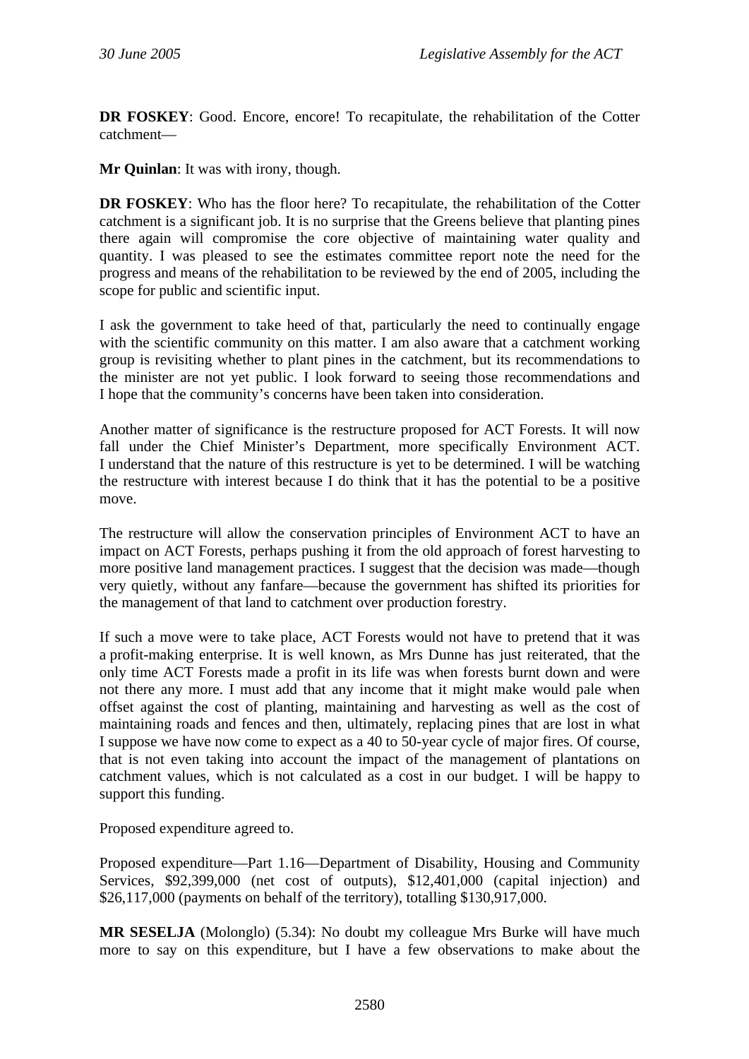**DR FOSKEY**: Good. Encore, encore! To recapitulate, the rehabilitation of the Cotter catchment—

**Mr Quinlan**: It was with irony, though.

**DR FOSKEY**: Who has the floor here? To recapitulate, the rehabilitation of the Cotter catchment is a significant job. It is no surprise that the Greens believe that planting pines there again will compromise the core objective of maintaining water quality and quantity. I was pleased to see the estimates committee report note the need for the progress and means of the rehabilitation to be reviewed by the end of 2005, including the scope for public and scientific input.

I ask the government to take heed of that, particularly the need to continually engage with the scientific community on this matter. I am also aware that a catchment working group is revisiting whether to plant pines in the catchment, but its recommendations to the minister are not yet public. I look forward to seeing those recommendations and I hope that the community's concerns have been taken into consideration.

Another matter of significance is the restructure proposed for ACT Forests. It will now fall under the Chief Minister's Department, more specifically Environment ACT. I understand that the nature of this restructure is yet to be determined. I will be watching the restructure with interest because I do think that it has the potential to be a positive move.

The restructure will allow the conservation principles of Environment ACT to have an impact on ACT Forests, perhaps pushing it from the old approach of forest harvesting to more positive land management practices. I suggest that the decision was made—though very quietly, without any fanfare—because the government has shifted its priorities for the management of that land to catchment over production forestry.

If such a move were to take place, ACT Forests would not have to pretend that it was a profit-making enterprise. It is well known, as Mrs Dunne has just reiterated, that the only time ACT Forests made a profit in its life was when forests burnt down and were not there any more. I must add that any income that it might make would pale when offset against the cost of planting, maintaining and harvesting as well as the cost of maintaining roads and fences and then, ultimately, replacing pines that are lost in what I suppose we have now come to expect as a 40 to 50-year cycle of major fires. Of course, that is not even taking into account the impact of the management of plantations on catchment values, which is not calculated as a cost in our budget. I will be happy to support this funding.

Proposed expenditure agreed to.

Proposed expenditure—Part 1.16—Department of Disability, Housing and Community Services, $92,399,000 (net cost of outputs), $12,401,000 (capital injection) and $26,117,000 (payments on behalf of the territory), totalling $130,917,000.

**MR SESELJA** (Molonglo) (5.34): No doubt my colleague Mrs Burke will have much more to say on this expenditure, but I have a few observations to make about the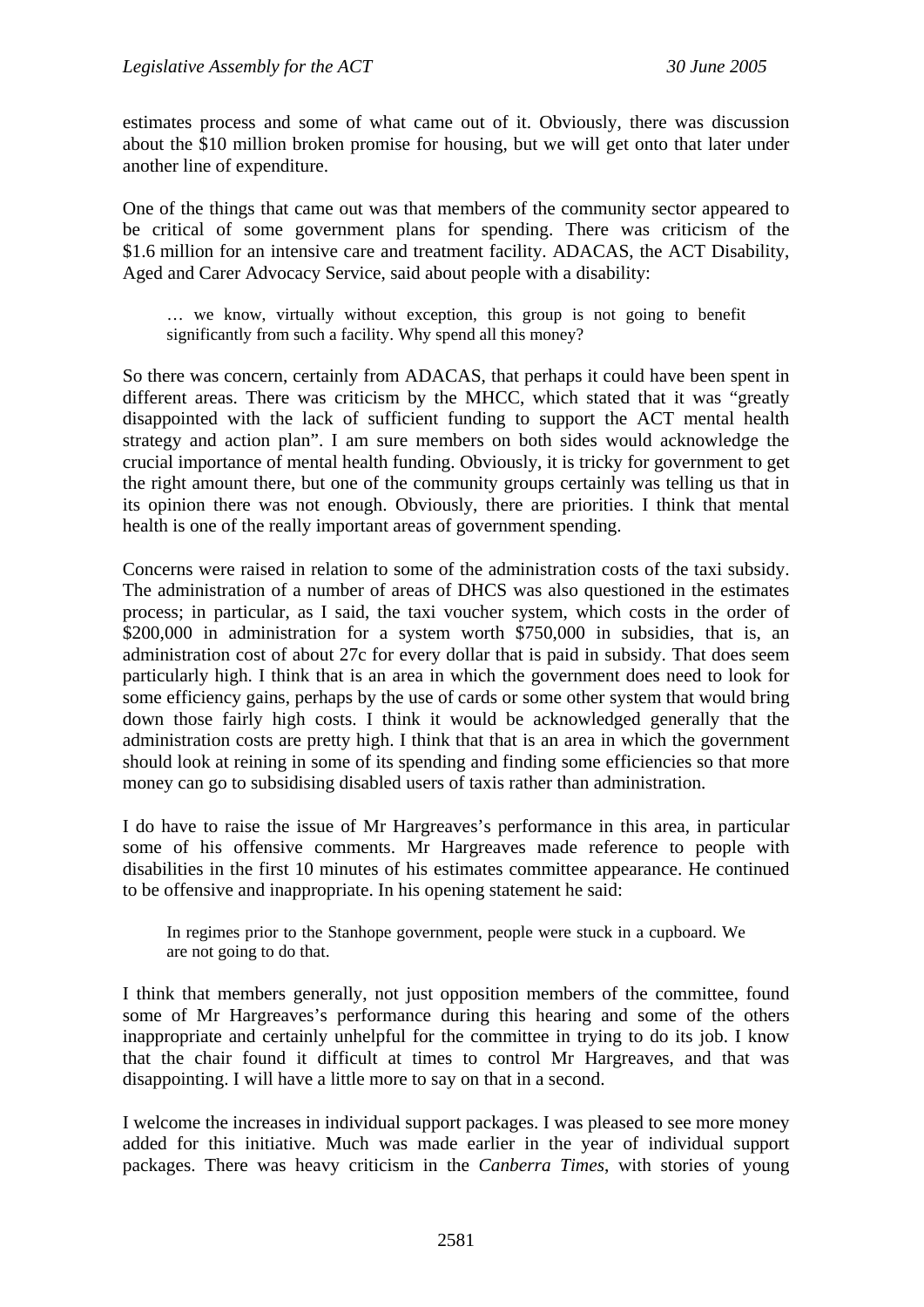estimates process and some of what came out of it. Obviously, there was discussion about the $10 million broken promise for housing, but we will get onto that later under another line of expenditure.

One of the things that came out was that members of the community sector appeared to be critical of some government plans for spending. There was criticism of the $1.6 million for an intensive care and treatment facility. ADACAS, the ACT Disability, Aged and Carer Advocacy Service, said about people with a disability:

> … we know, virtually without exception, this group is not going to benefit significantly from such a facility. Why spend all this money?

So there was concern, certainly from ADACAS, that perhaps it could have been spent in different areas. There was criticism by the MHCC, which stated that it was "greatly disappointed with the lack of sufficient funding to support the ACT mental health strategy and action plan". I am sure members on both sides would acknowledge the crucial importance of mental health funding. Obviously, it is tricky for government to get the right amount there, but one of the community groups certainly was telling us that in its opinion there was not enough. Obviously, there are priorities. I think that mental health is one of the really important areas of government spending.

Concerns were raised in relation to some of the administration costs of the taxi subsidy. The administration of a number of areas of DHCS was also questioned in the estimates process; in particular, as I said, the taxi voucher system, which costs in the order of $200,000 in administration for a system worth $750,000 in subsidies, that is, an administration cost of about 27c for every dollar that is paid in subsidy. That does seem particularly high. I think that is an area in which the government does need to look for some efficiency gains, perhaps by the use of cards or some other system that would bring down those fairly high costs. I think it would be acknowledged generally that the administration costs are pretty high. I think that that is an area in which the government should look at reining in some of its spending and finding some efficiencies so that more money can go to subsidising disabled users of taxis rather than administration.

I do have to raise the issue of Mr Hargreaves's performance in this area, in particular some of his offensive comments. Mr Hargreaves made reference to people with disabilities in the first 10 minutes of his estimates committee appearance. He continued to be offensive and inappropriate. In his opening statement he said:

> In regimes prior to the Stanhope government, people were stuck in a cupboard. We are not going to do that.

I think that members generally, not just opposition members of the committee, found some of Mr Hargreaves's performance during this hearing and some of the others inappropriate and certainly unhelpful for the committee in trying to do its job. I know that the chair found it difficult at times to control Mr Hargreaves, and that was disappointing. I will have a little more to say on that in a second.

I welcome the increases in individual support packages. I was pleased to see more money added for this initiative. Much was made earlier in the year of individual support packages. There was heavy criticism in the *Canberra Times*, with stories of young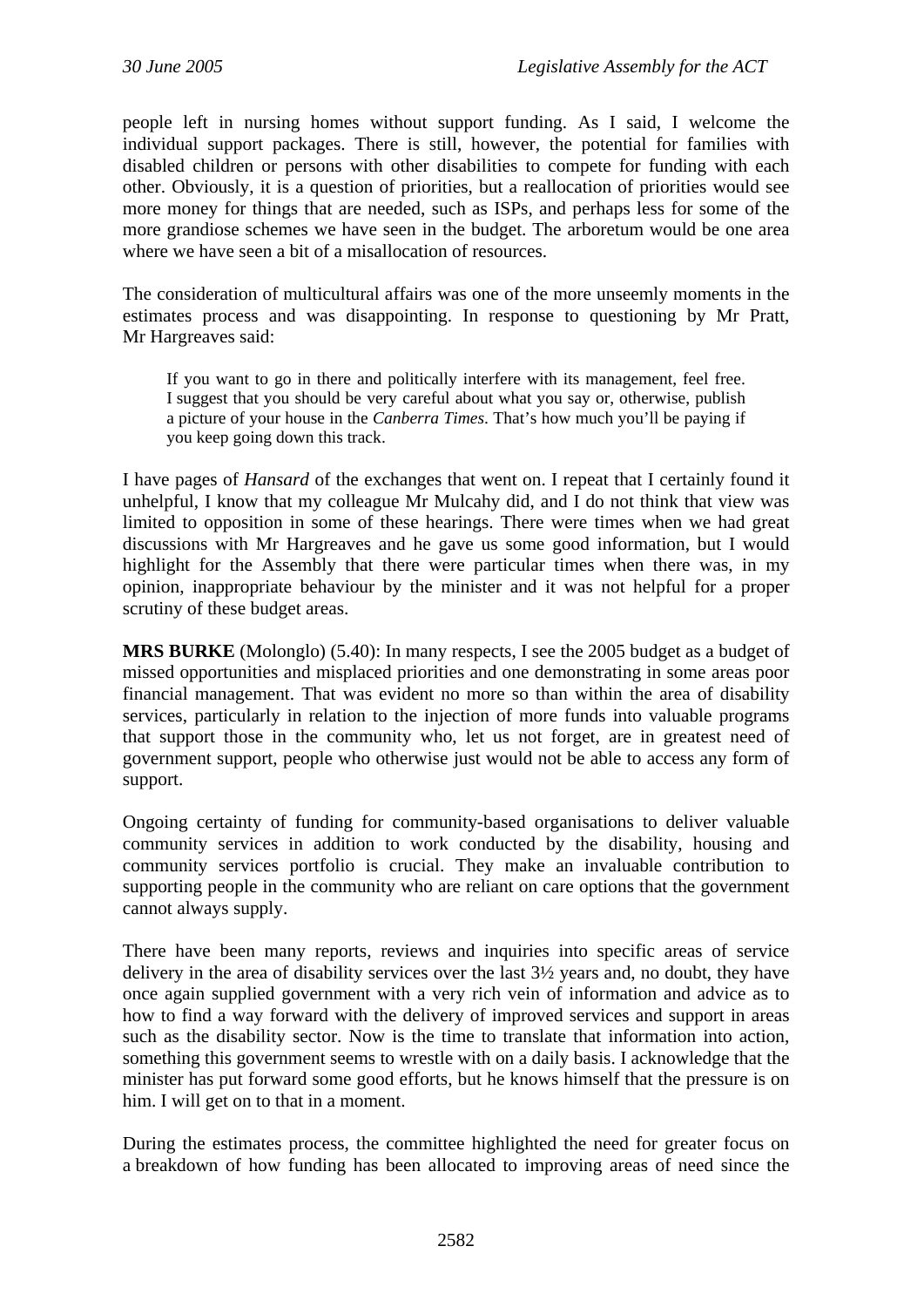people left in nursing homes without support funding. As I said, I welcome the individual support packages. There is still, however, the potential for families with disabled children or persons with other disabilities to compete for funding with each other. Obviously, it is a question of priorities, but a reallocation of priorities would see more money for things that are needed, such as ISPs, and perhaps less for some of the more grandiose schemes we have seen in the budget. The arboretum would be one area where we have seen a bit of a misallocation of resources.

The consideration of multicultural affairs was one of the more unseemly moments in the estimates process and was disappointing. In response to questioning by Mr Pratt, Mr Hargreaves said:

> If you want to go in there and politically interfere with its management, feel free. I suggest that you should be very careful about what you say or, otherwise, publish a picture of your house in the *Canberra Times*. That's how much you'll be paying if you keep going down this track.

I have pages of *Hansard* of the exchanges that went on. I repeat that I certainly found it unhelpful, I know that my colleague Mr Mulcahy did, and I do not think that view was limited to opposition in some of these hearings. There were times when we had great discussions with Mr Hargreaves and he gave us some good information, but I would highlight for the Assembly that there were particular times when there was, in my opinion, inappropriate behaviour by the minister and it was not helpful for a proper scrutiny of these budget areas.

**MRS BURKE** (Molonglo) (5.40): In many respects, I see the 2005 budget as a budget of missed opportunities and misplaced priorities and one demonstrating in some areas poor financial management. That was evident no more so than within the area of disability services, particularly in relation to the injection of more funds into valuable programs that support those in the community who, let us not forget, are in greatest need of government support, people who otherwise just would not be able to access any form of support.

Ongoing certainty of funding for community-based organisations to deliver valuable community services in addition to work conducted by the disability, housing and community services portfolio is crucial. They make an invaluable contribution to supporting people in the community who are reliant on care options that the government cannot always supply.

There have been many reports, reviews and inquiries into specific areas of service delivery in the area of disability services over the last 3½ years and, no doubt, they have once again supplied government with a very rich vein of information and advice as to how to find a way forward with the delivery of improved services and support in areas such as the disability sector. Now is the time to translate that information into action, something this government seems to wrestle with on a daily basis. I acknowledge that the minister has put forward some good efforts, but he knows himself that the pressure is on him. I will get on to that in a moment.

During the estimates process, the committee highlighted the need for greater focus on a breakdown of how funding has been allocated to improving areas of need since the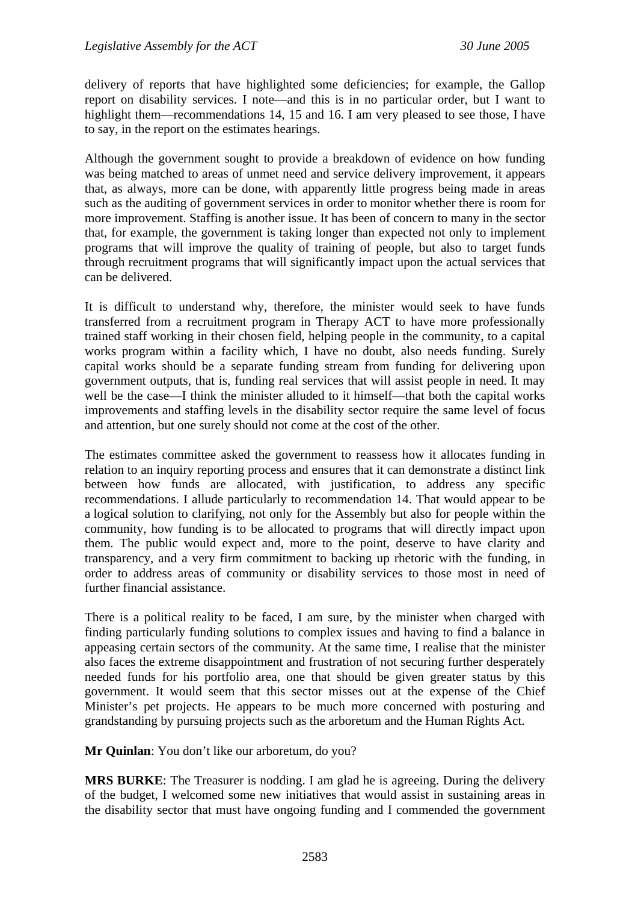delivery of reports that have highlighted some deficiencies; for example, the Gallop report on disability services. I note—and this is in no particular order, but I want to highlight them—recommendations 14, 15 and 16. I am very pleased to see those, I have to say, in the report on the estimates hearings.

Although the government sought to provide a breakdown of evidence on how funding was being matched to areas of unmet need and service delivery improvement, it appears that, as always, more can be done, with apparently little progress being made in areas such as the auditing of government services in order to monitor whether there is room for more improvement. Staffing is another issue. It has been of concern to many in the sector that, for example, the government is taking longer than expected not only to implement programs that will improve the quality of training of people, but also to target funds through recruitment programs that will significantly impact upon the actual services that can be delivered.

It is difficult to understand why, therefore, the minister would seek to have funds transferred from a recruitment program in Therapy ACT to have more professionally trained staff working in their chosen field, helping people in the community, to a capital works program within a facility which, I have no doubt, also needs funding. Surely capital works should be a separate funding stream from funding for delivering upon government outputs, that is, funding real services that will assist people in need. It may well be the case—I think the minister alluded to it himself—that both the capital works improvements and staffing levels in the disability sector require the same level of focus and attention, but one surely should not come at the cost of the other.

The estimates committee asked the government to reassess how it allocates funding in relation to an inquiry reporting process and ensures that it can demonstrate a distinct link between how funds are allocated, with justification, to address any specific recommendations. I allude particularly to recommendation 14. That would appear to be a logical solution to clarifying, not only for the Assembly but also for people within the community, how funding is to be allocated to programs that will directly impact upon them. The public would expect and, more to the point, deserve to have clarity and transparency, and a very firm commitment to backing up rhetoric with the funding, in order to address areas of community or disability services to those most in need of further financial assistance.

There is a political reality to be faced, I am sure, by the minister when charged with finding particularly funding solutions to complex issues and having to find a balance in appeasing certain sectors of the community. At the same time, I realise that the minister also faces the extreme disappointment and frustration of not securing further desperately needed funds for his portfolio area, one that should be given greater status by this government. It would seem that this sector misses out at the expense of the Chief Minister's pet projects. He appears to be much more concerned with posturing and grandstanding by pursuing projects such as the arboretum and the Human Rights Act.

**Mr Quinlan**: You don't like our arboretum, do you?

**MRS BURKE**: The Treasurer is nodding. I am glad he is agreeing. During the delivery of the budget, I welcomed some new initiatives that would assist in sustaining areas in the disability sector that must have ongoing funding and I commended the government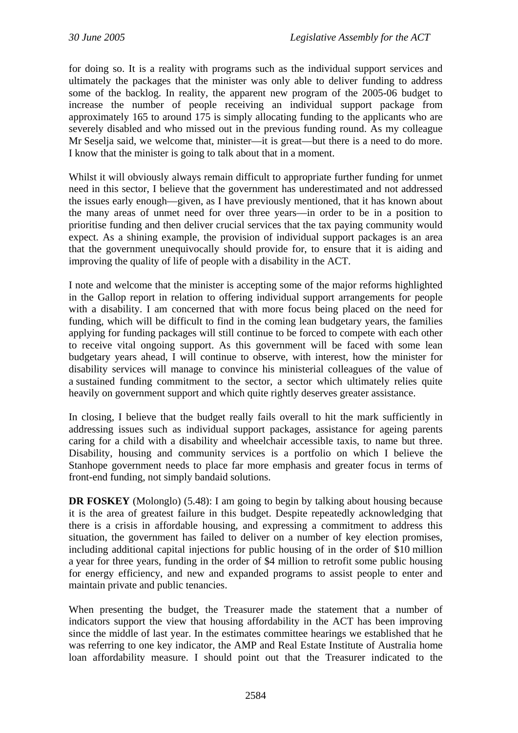for doing so. It is a reality with programs such as the individual support services and ultimately the packages that the minister was only able to deliver funding to address some of the backlog. In reality, the apparent new program of the 2005-06 budget to increase the number of people receiving an individual support package from approximately 165 to around 175 is simply allocating funding to the applicants who are severely disabled and who missed out in the previous funding round. As my colleague Mr Seselja said, we welcome that, minister—it is great—but there is a need to do more. I know that the minister is going to talk about that in a moment.

Whilst it will obviously always remain difficult to appropriate further funding for unmet need in this sector, I believe that the government has underestimated and not addressed the issues early enough—given, as I have previously mentioned, that it has known about the many areas of unmet need for over three years—in order to be in a position to prioritise funding and then deliver crucial services that the tax paying community would expect. As a shining example, the provision of individual support packages is an area that the government unequivocally should provide for, to ensure that it is aiding and improving the quality of life of people with a disability in the ACT.

I note and welcome that the minister is accepting some of the major reforms highlighted in the Gallop report in relation to offering individual support arrangements for people with a disability. I am concerned that with more focus being placed on the need for funding, which will be difficult to find in the coming lean budgetary years, the families applying for funding packages will still continue to be forced to compete with each other to receive vital ongoing support. As this government will be faced with some lean budgetary years ahead, I will continue to observe, with interest, how the minister for disability services will manage to convince his ministerial colleagues of the value of a sustained funding commitment to the sector, a sector which ultimately relies quite heavily on government support and which quite rightly deserves greater assistance.

In closing, I believe that the budget really fails overall to hit the mark sufficiently in addressing issues such as individual support packages, assistance for ageing parents caring for a child with a disability and wheelchair accessible taxis, to name but three. Disability, housing and community services is a portfolio on which I believe the Stanhope government needs to place far more emphasis and greater focus in terms of front-end funding, not simply bandaid solutions.

**DR FOSKEY** (Molonglo) (5.48): I am going to begin by talking about housing because it is the area of greatest failure in this budget. Despite repeatedly acknowledging that there is a crisis in affordable housing, and expressing a commitment to address this situation, the government has failed to deliver on a number of key election promises, including additional capital injections for public housing of in the order of $10 million a year for three years, funding in the order of $4 million to retrofit some public housing for energy efficiency, and new and expanded programs to assist people to enter and maintain private and public tenancies.

When presenting the budget, the Treasurer made the statement that a number of indicators support the view that housing affordability in the ACT has been improving since the middle of last year. In the estimates committee hearings we established that he was referring to one key indicator, the AMP and Real Estate Institute of Australia home loan affordability measure. I should point out that the Treasurer indicated to the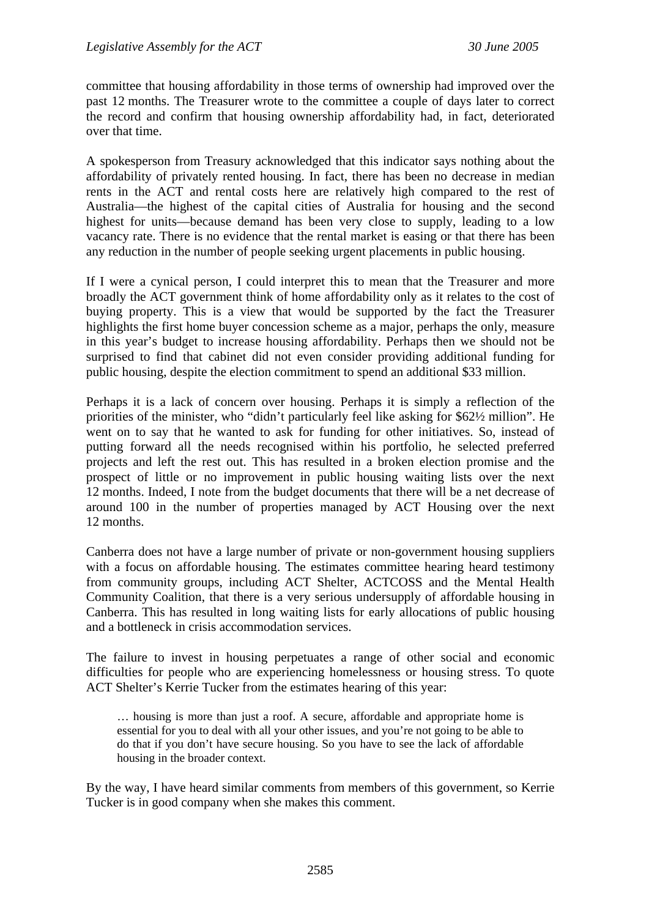committee that housing affordability in those terms of ownership had improved over the past 12 months. The Treasurer wrote to the committee a couple of days later to correct the record and confirm that housing ownership affordability had, in fact, deteriorated over that time.

A spokesperson from Treasury acknowledged that this indicator says nothing about the affordability of privately rented housing. In fact, there has been no decrease in median rents in the ACT and rental costs here are relatively high compared to the rest of Australia—the highest of the capital cities of Australia for housing and the second highest for units—because demand has been very close to supply, leading to a low vacancy rate. There is no evidence that the rental market is easing or that there has been any reduction in the number of people seeking urgent placements in public housing.

If I were a cynical person, I could interpret this to mean that the Treasurer and more broadly the ACT government think of home affordability only as it relates to the cost of buying property. This is a view that would be supported by the fact the Treasurer highlights the first home buyer concession scheme as a major, perhaps the only, measure in this year's budget to increase housing affordability. Perhaps then we should not be surprised to find that cabinet did not even consider providing additional funding for public housing, despite the election commitment to spend an additional $33 million.

Perhaps it is a lack of concern over housing. Perhaps it is simply a reflection of the priorities of the minister, who "didn't particularly feel like asking for $62½ million". He went on to say that he wanted to ask for funding for other initiatives. So, instead of putting forward all the needs recognised within his portfolio, he selected preferred projects and left the rest out. This has resulted in a broken election promise and the prospect of little or no improvement in public housing waiting lists over the next 12 months. Indeed, I note from the budget documents that there will be a net decrease of around 100 in the number of properties managed by ACT Housing over the next 12 months.

Canberra does not have a large number of private or non-government housing suppliers with a focus on affordable housing. The estimates committee hearing heard testimony from community groups, including ACT Shelter, ACTCOSS and the Mental Health Community Coalition, that there is a very serious undersupply of affordable housing in Canberra. This has resulted in long waiting lists for early allocations of public housing and a bottleneck in crisis accommodation services.

The failure to invest in housing perpetuates a range of other social and economic difficulties for people who are experiencing homelessness or housing stress. To quote ACT Shelter's Kerrie Tucker from the estimates hearing of this year:

> … housing is more than just a roof. A secure, affordable and appropriate home is essential for you to deal with all your other issues, and you're not going to be able to do that if you don't have secure housing. So you have to see the lack of affordable housing in the broader context.

By the way, I have heard similar comments from members of this government, so Kerrie Tucker is in good company when she makes this comment.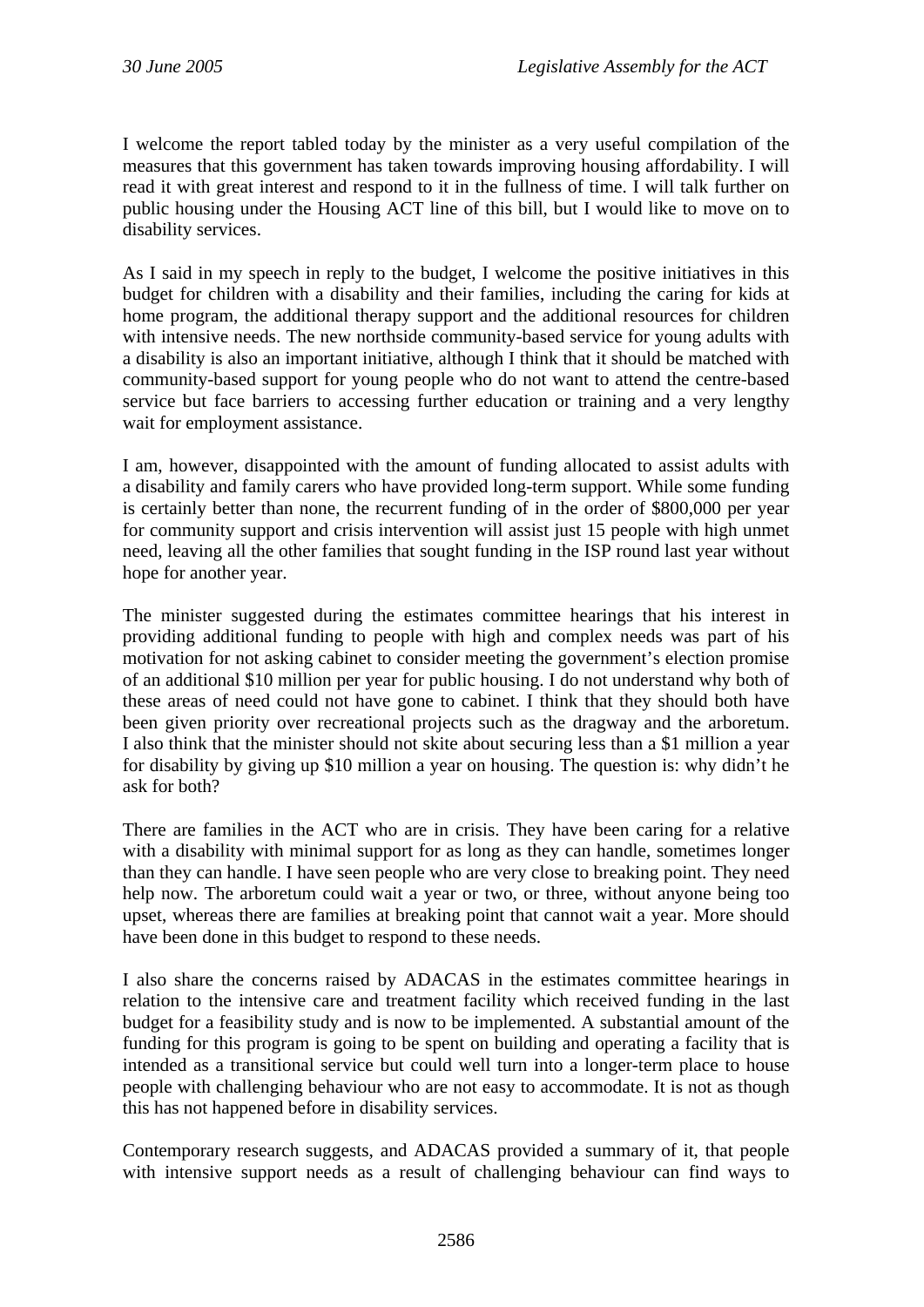I welcome the report tabled today by the minister as a very useful compilation of the measures that this government has taken towards improving housing affordability. I will read it with great interest and respond to it in the fullness of time. I will talk further on public housing under the Housing ACT line of this bill, but I would like to move on to disability services.

As I said in my speech in reply to the budget, I welcome the positive initiatives in this budget for children with a disability and their families, including the caring for kids at home program, the additional therapy support and the additional resources for children with intensive needs. The new northside community-based service for young adults with a disability is also an important initiative, although I think that it should be matched with community-based support for young people who do not want to attend the centre-based service but face barriers to accessing further education or training and a very lengthy wait for employment assistance.

I am, however, disappointed with the amount of funding allocated to assist adults with a disability and family carers who have provided long-term support. While some funding is certainly better than none, the recurrent funding of in the order of $800,000 per year for community support and crisis intervention will assist just 15 people with high unmet need, leaving all the other families that sought funding in the ISP round last year without hope for another year.

The minister suggested during the estimates committee hearings that his interest in providing additional funding to people with high and complex needs was part of his motivation for not asking cabinet to consider meeting the government's election promise of an additional $10 million per year for public housing. I do not understand why both of these areas of need could not have gone to cabinet. I think that they should both have been given priority over recreational projects such as the dragway and the arboretum. I also think that the minister should not skite about securing less than a $1 million a year for disability by giving up $10 million a year on housing. The question is: why didn't he ask for both?

There are families in the ACT who are in crisis. They have been caring for a relative with a disability with minimal support for as long as they can handle, sometimes longer than they can handle. I have seen people who are very close to breaking point. They need help now. The arboretum could wait a year or two, or three, without anyone being too upset, whereas there are families at breaking point that cannot wait a year. More should have been done in this budget to respond to these needs.

I also share the concerns raised by ADACAS in the estimates committee hearings in relation to the intensive care and treatment facility which received funding in the last budget for a feasibility study and is now to be implemented. A substantial amount of the funding for this program is going to be spent on building and operating a facility that is intended as a transitional service but could well turn into a longer-term place to house people with challenging behaviour who are not easy to accommodate. It is not as though this has not happened before in disability services.

Contemporary research suggests, and ADACAS provided a summary of it, that people with intensive support needs as a result of challenging behaviour can find ways to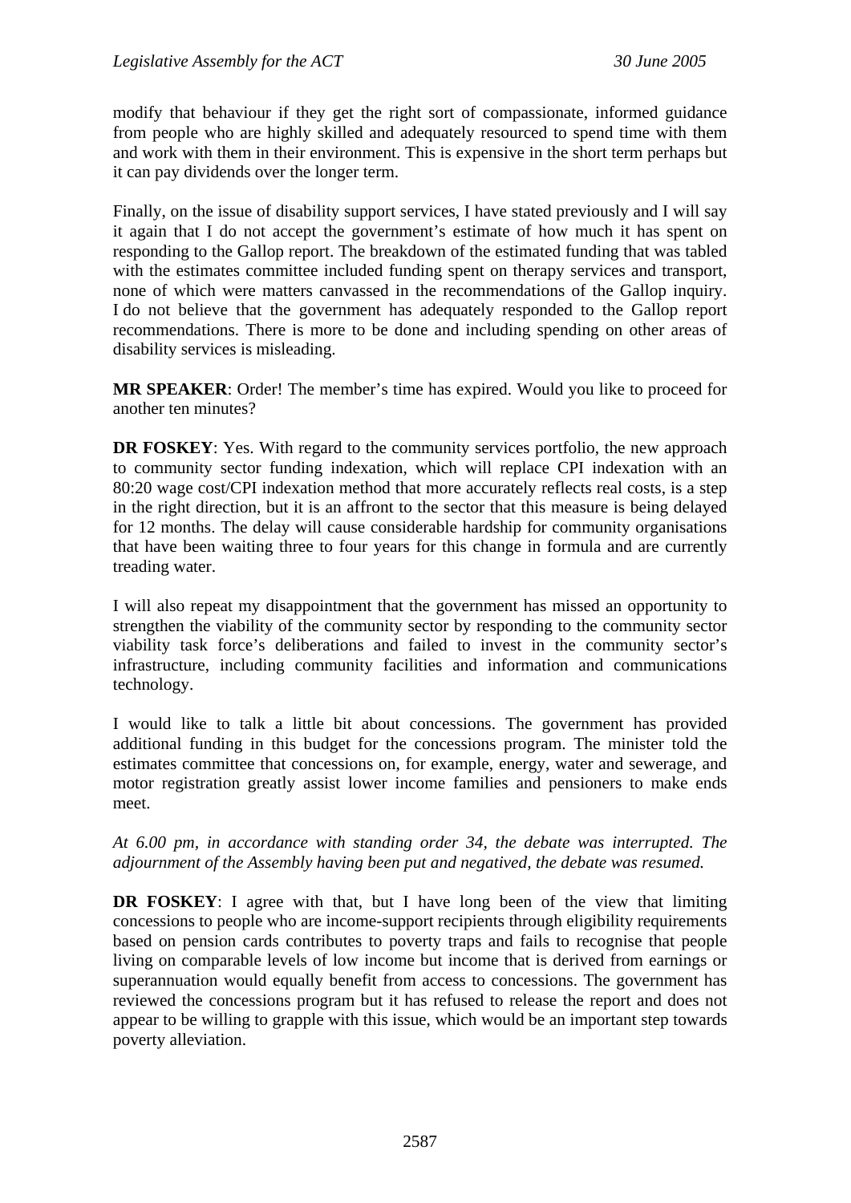modify that behaviour if they get the right sort of compassionate, informed guidance from people who are highly skilled and adequately resourced to spend time with them and work with them in their environment. This is expensive in the short term perhaps but it can pay dividends over the longer term.

Finally, on the issue of disability support services, I have stated previously and I will say it again that I do not accept the government's estimate of how much it has spent on responding to the Gallop report. The breakdown of the estimated funding that was tabled with the estimates committee included funding spent on therapy services and transport, none of which were matters canvassed in the recommendations of the Gallop inquiry. I do not believe that the government has adequately responded to the Gallop report recommendations. There is more to be done and including spending on other areas of disability services is misleading.

**MR SPEAKER**: Order! The member's time has expired. Would you like to proceed for another ten minutes?

**DR FOSKEY**: Yes. With regard to the community services portfolio, the new approach to community sector funding indexation, which will replace CPI indexation with an 80:20 wage cost/CPI indexation method that more accurately reflects real costs, is a step in the right direction, but it is an affront to the sector that this measure is being delayed for 12 months. The delay will cause considerable hardship for community organisations that have been waiting three to four years for this change in formula and are currently treading water.

I will also repeat my disappointment that the government has missed an opportunity to strengthen the viability of the community sector by responding to the community sector viability task force's deliberations and failed to invest in the community sector's infrastructure, including community facilities and information and communications technology.

I would like to talk a little bit about concessions. The government has provided additional funding in this budget for the concessions program. The minister told the estimates committee that concessions on, for example, energy, water and sewerage, and motor registration greatly assist lower income families and pensioners to make ends meet.

*At 6.00 pm, in accordance with standing order 34, the debate was interrupted. The adjournment of the Assembly having been put and negatived, the debate was resumed.*

**DR FOSKEY**: I agree with that, but I have long been of the view that limiting concessions to people who are income-support recipients through eligibility requirements based on pension cards contributes to poverty traps and fails to recognise that people living on comparable levels of low income but income that is derived from earnings or superannuation would equally benefit from access to concessions. The government has reviewed the concessions program but it has refused to release the report and does not appear to be willing to grapple with this issue, which would be an important step towards poverty alleviation.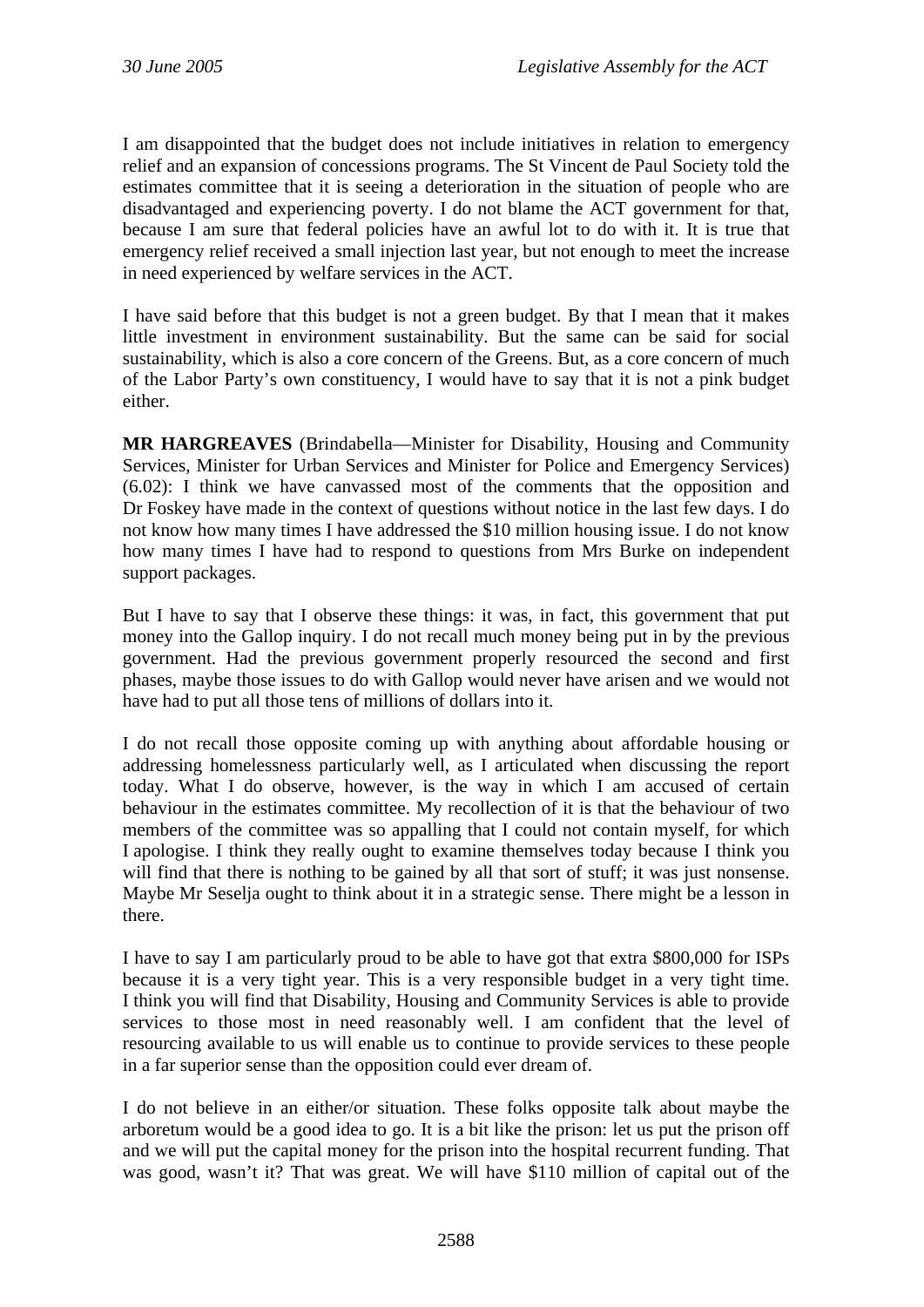I am disappointed that the budget does not include initiatives in relation to emergency relief and an expansion of concessions programs. The St Vincent de Paul Society told the estimates committee that it is seeing a deterioration in the situation of people who are disadvantaged and experiencing poverty. I do not blame the ACT government for that, because I am sure that federal policies have an awful lot to do with it. It is true that emergency relief received a small injection last year, but not enough to meet the increase in need experienced by welfare services in the ACT.

I have said before that this budget is not a green budget. By that I mean that it makes little investment in environment sustainability. But the same can be said for social sustainability, which is also a core concern of the Greens. But, as a core concern of much of the Labor Party's own constituency, I would have to say that it is not a pink budget either.

**MR HARGREAVES** (Brindabella—Minister for Disability, Housing and Community Services, Minister for Urban Services and Minister for Police and Emergency Services) (6.02): I think we have canvassed most of the comments that the opposition and Dr Foskey have made in the context of questions without notice in the last few days. I do not know how many times I have addressed the $10 million housing issue. I do not know how many times I have had to respond to questions from Mrs Burke on independent support packages.

But I have to say that I observe these things: it was, in fact, this government that put money into the Gallop inquiry. I do not recall much money being put in by the previous government. Had the previous government properly resourced the second and first phases, maybe those issues to do with Gallop would never have arisen and we would not have had to put all those tens of millions of dollars into it.

I do not recall those opposite coming up with anything about affordable housing or addressing homelessness particularly well, as I articulated when discussing the report today. What I do observe, however, is the way in which I am accused of certain behaviour in the estimates committee. My recollection of it is that the behaviour of two members of the committee was so appalling that I could not contain myself, for which I apologise. I think they really ought to examine themselves today because I think you will find that there is nothing to be gained by all that sort of stuff; it was just nonsense. Maybe Mr Seselja ought to think about it in a strategic sense. There might be a lesson in there.

I have to say I am particularly proud to be able to have got that extra $800,000 for ISPs because it is a very tight year. This is a very responsible budget in a very tight time. I think you will find that Disability, Housing and Community Services is able to provide services to those most in need reasonably well. I am confident that the level of resourcing available to us will enable us to continue to provide services to these people in a far superior sense than the opposition could ever dream of.

I do not believe in an either/or situation. These folks opposite talk about maybe the arboretum would be a good idea to go. It is a bit like the prison: let us put the prison off and we will put the capital money for the prison into the hospital recurrent funding. That was good, wasn't it? That was great. We will have $110 million of capital out of the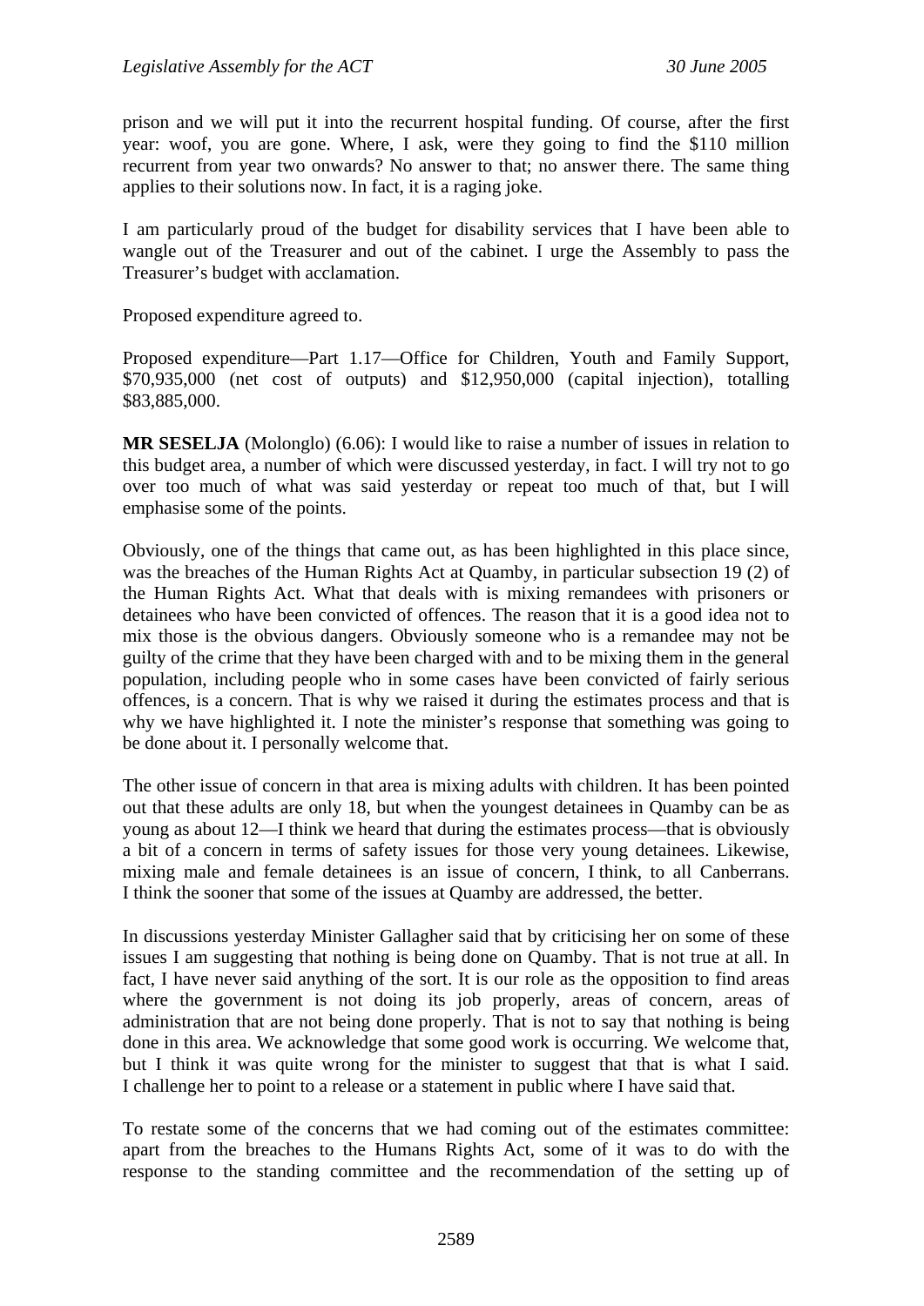prison and we will put it into the recurrent hospital funding. Of course, after the first year: woof, you are gone. Where, I ask, were they going to find the $110 million recurrent from year two onwards? No answer to that; no answer there. The same thing applies to their solutions now. In fact, it is a raging joke.

I am particularly proud of the budget for disability services that I have been able to wangle out of the Treasurer and out of the cabinet. I urge the Assembly to pass the Treasurer's budget with acclamation.

Proposed expenditure agreed to.

Proposed expenditure—Part 1.17—Office for Children, Youth and Family Support, $70,935,000 (net cost of outputs) and $12,950,000 (capital injection), totalling $83,885,000.

**MR SESELJA** (Molonglo) (6.06): I would like to raise a number of issues in relation to this budget area, a number of which were discussed yesterday, in fact. I will try not to go over too much of what was said yesterday or repeat too much of that, but I will emphasise some of the points.

Obviously, one of the things that came out, as has been highlighted in this place since, was the breaches of the Human Rights Act at Quamby, in particular subsection 19 (2) of the Human Rights Act. What that deals with is mixing remandees with prisoners or detainees who have been convicted of offences. The reason that it is a good idea not to mix those is the obvious dangers. Obviously someone who is a remandee may not be guilty of the crime that they have been charged with and to be mixing them in the general population, including people who in some cases have been convicted of fairly serious offences, is a concern. That is why we raised it during the estimates process and that is why we have highlighted it. I note the minister's response that something was going to be done about it. I personally welcome that.

The other issue of concern in that area is mixing adults with children. It has been pointed out that these adults are only 18, but when the youngest detainees in Quamby can be as young as about 12—I think we heard that during the estimates process—that is obviously a bit of a concern in terms of safety issues for those very young detainees. Likewise, mixing male and female detainees is an issue of concern, I think, to all Canberrans. I think the sooner that some of the issues at Quamby are addressed, the better.

In discussions yesterday Minister Gallagher said that by criticising her on some of these issues I am suggesting that nothing is being done on Quamby. That is not true at all. In fact, I have never said anything of the sort. It is our role as the opposition to find areas where the government is not doing its job properly, areas of concern, areas of administration that are not being done properly. That is not to say that nothing is being done in this area. We acknowledge that some good work is occurring. We welcome that, but I think it was quite wrong for the minister to suggest that that is what I said. I challenge her to point to a release or a statement in public where I have said that.

To restate some of the concerns that we had coming out of the estimates committee: apart from the breaches to the Humans Rights Act, some of it was to do with the response to the standing committee and the recommendation of the setting up of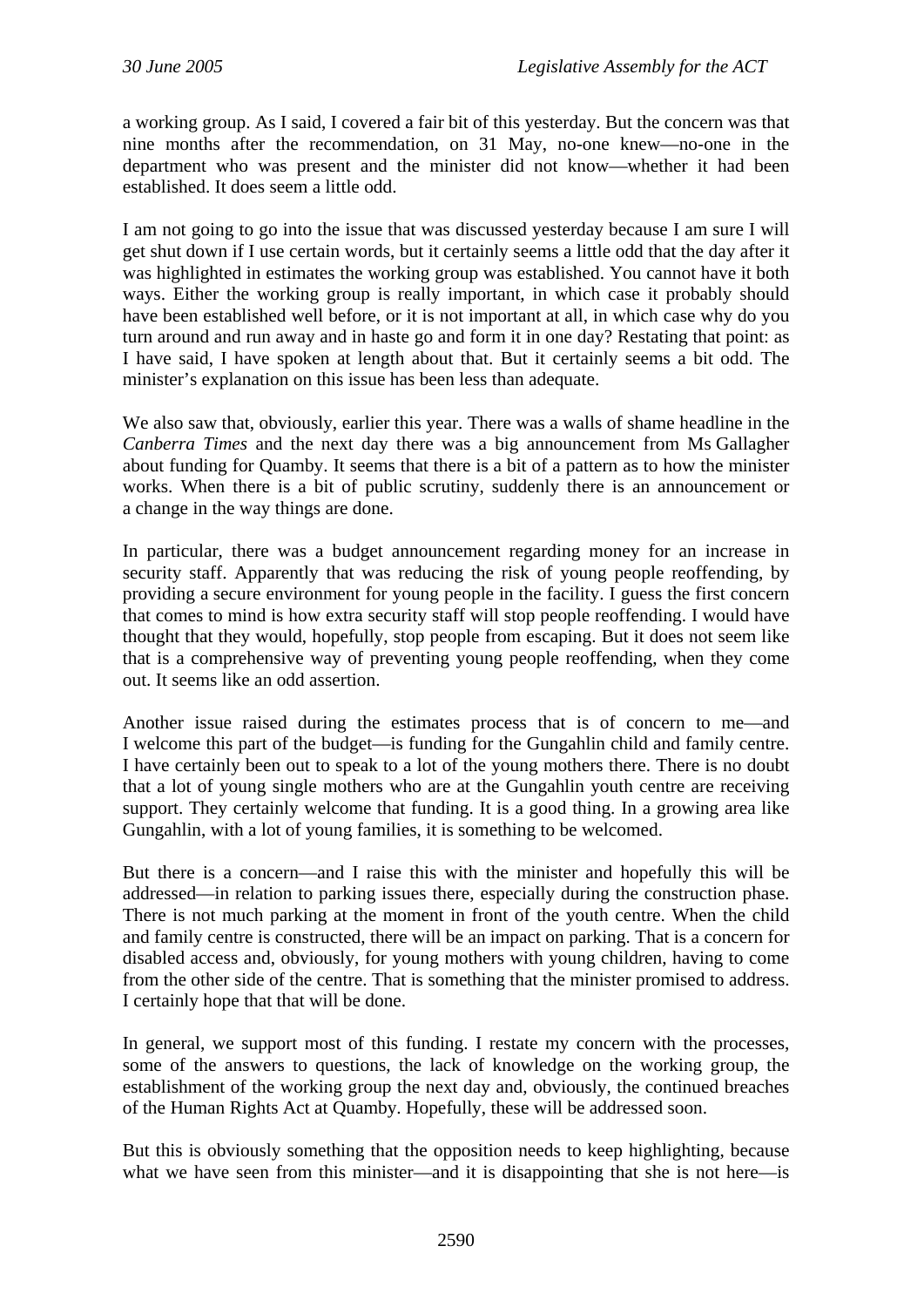a working group. As I said, I covered a fair bit of this yesterday. But the concern was that nine months after the recommendation, on 31 May, no-one knew—no-one in the department who was present and the minister did not know—whether it had been established. It does seem a little odd.

I am not going to go into the issue that was discussed yesterday because I am sure I will get shut down if I use certain words, but it certainly seems a little odd that the day after it was highlighted in estimates the working group was established. You cannot have it both ways. Either the working group is really important, in which case it probably should have been established well before, or it is not important at all, in which case why do you turn around and run away and in haste go and form it in one day? Restating that point: as I have said, I have spoken at length about that. But it certainly seems a bit odd. The minister's explanation on this issue has been less than adequate.

We also saw that, obviously, earlier this year. There was a walls of shame headline in the *Canberra Times* and the next day there was a big announcement from Ms Gallagher about funding for Quamby. It seems that there is a bit of a pattern as to how the minister works. When there is a bit of public scrutiny, suddenly there is an announcement or a change in the way things are done.

In particular, there was a budget announcement regarding money for an increase in security staff. Apparently that was reducing the risk of young people reoffending, by providing a secure environment for young people in the facility. I guess the first concern that comes to mind is how extra security staff will stop people reoffending. I would have thought that they would, hopefully, stop people from escaping. But it does not seem like that is a comprehensive way of preventing young people reoffending, when they come out. It seems like an odd assertion.

Another issue raised during the estimates process that is of concern to me—and I welcome this part of the budget—is funding for the Gungahlin child and family centre. I have certainly been out to speak to a lot of the young mothers there. There is no doubt that a lot of young single mothers who are at the Gungahlin youth centre are receiving support. They certainly welcome that funding. It is a good thing. In a growing area like Gungahlin, with a lot of young families, it is something to be welcomed.

But there is a concern—and I raise this with the minister and hopefully this will be addressed—in relation to parking issues there, especially during the construction phase. There is not much parking at the moment in front of the youth centre. When the child and family centre is constructed, there will be an impact on parking. That is a concern for disabled access and, obviously, for young mothers with young children, having to come from the other side of the centre. That is something that the minister promised to address. I certainly hope that that will be done.

In general, we support most of this funding. I restate my concern with the processes, some of the answers to questions, the lack of knowledge on the working group, the establishment of the working group the next day and, obviously, the continued breaches of the Human Rights Act at Quamby. Hopefully, these will be addressed soon.

But this is obviously something that the opposition needs to keep highlighting, because what we have seen from this minister—and it is disappointing that she is not here—is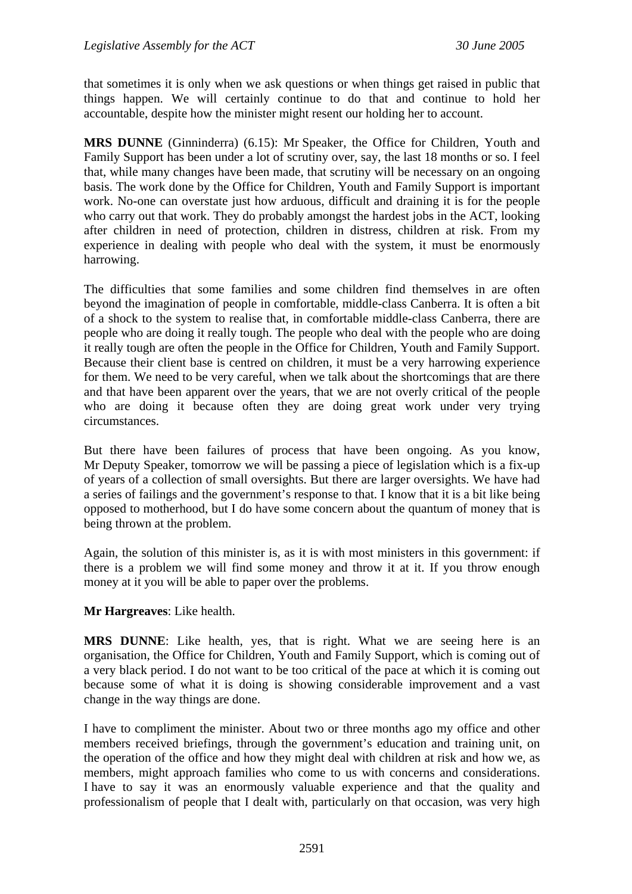that sometimes it is only when we ask questions or when things get raised in public that things happen. We will certainly continue to do that and continue to hold her accountable, despite how the minister might resent our holding her to account.

**MRS DUNNE** (Ginninderra) (6.15): Mr Speaker, the Office for Children, Youth and Family Support has been under a lot of scrutiny over, say, the last 18 months or so. I feel that, while many changes have been made, that scrutiny will be necessary on an ongoing basis. The work done by the Office for Children, Youth and Family Support is important work. No-one can overstate just how arduous, difficult and draining it is for the people who carry out that work. They do probably amongst the hardest jobs in the ACT, looking after children in need of protection, children in distress, children at risk. From my experience in dealing with people who deal with the system, it must be enormously harrowing.

The difficulties that some families and some children find themselves in are often beyond the imagination of people in comfortable, middle-class Canberra. It is often a bit of a shock to the system to realise that, in comfortable middle-class Canberra, there are people who are doing it really tough. The people who deal with the people who are doing it really tough are often the people in the Office for Children, Youth and Family Support. Because their client base is centred on children, it must be a very harrowing experience for them. We need to be very careful, when we talk about the shortcomings that are there and that have been apparent over the years, that we are not overly critical of the people who are doing it because often they are doing great work under very trying circumstances.

But there have been failures of process that have been ongoing. As you know, Mr Deputy Speaker, tomorrow we will be passing a piece of legislation which is a fix-up of years of a collection of small oversights. But there are larger oversights. We have had a series of failings and the government's response to that. I know that it is a bit like being opposed to motherhood, but I do have some concern about the quantum of money that is being thrown at the problem.

Again, the solution of this minister is, as it is with most ministers in this government: if there is a problem we will find some money and throw it at it. If you throw enough money at it you will be able to paper over the problems.

**Mr Hargreaves**: Like health.

**MRS DUNNE**: Like health, yes, that is right. What we are seeing here is an organisation, the Office for Children, Youth and Family Support, which is coming out of a very black period. I do not want to be too critical of the pace at which it is coming out because some of what it is doing is showing considerable improvement and a vast change in the way things are done.

I have to compliment the minister. About two or three months ago my office and other members received briefings, through the government's education and training unit, on the operation of the office and how they might deal with children at risk and how we, as members, might approach families who come to us with concerns and considerations. I have to say it was an enormously valuable experience and that the quality and professionalism of people that I dealt with, particularly on that occasion, was very high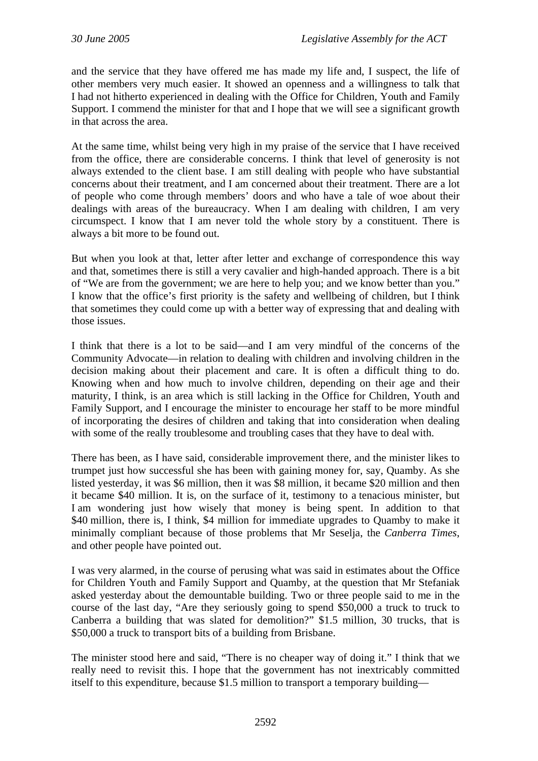and the service that they have offered me has made my life and, I suspect, the life of other members very much easier. It showed an openness and a willingness to talk that I had not hitherto experienced in dealing with the Office for Children, Youth and Family Support. I commend the minister for that and I hope that we will see a significant growth in that across the area.

At the same time, whilst being very high in my praise of the service that I have received from the office, there are considerable concerns. I think that level of generosity is not always extended to the client base. I am still dealing with people who have substantial concerns about their treatment, and I am concerned about their treatment. There are a lot of people who come through members' doors and who have a tale of woe about their dealings with areas of the bureaucracy. When I am dealing with children, I am very circumspect. I know that I am never told the whole story by a constituent. There is always a bit more to be found out.

But when you look at that, letter after letter and exchange of correspondence this way and that, sometimes there is still a very cavalier and high-handed approach. There is a bit of "We are from the government; we are here to help you; and we know better than you." I know that the office's first priority is the safety and wellbeing of children, but I think that sometimes they could come up with a better way of expressing that and dealing with those issues.

I think that there is a lot to be said—and I am very mindful of the concerns of the Community Advocate—in relation to dealing with children and involving children in the decision making about their placement and care. It is often a difficult thing to do. Knowing when and how much to involve children, depending on their age and their maturity, I think, is an area which is still lacking in the Office for Children, Youth and Family Support, and I encourage the minister to encourage her staff to be more mindful of incorporating the desires of children and taking that into consideration when dealing with some of the really troublesome and troubling cases that they have to deal with.

There has been, as I have said, considerable improvement there, and the minister likes to trumpet just how successful she has been with gaining money for, say, Quamby. As she listed yesterday, it was $6 million, then it was $8 million, it became $20 million and then it became $40 million. It is, on the surface of it, testimony to a tenacious minister, but I am wondering just how wisely that money is being spent. In addition to that $40 million, there is, I think, $4 million for immediate upgrades to Quamby to make it minimally compliant because of those problems that Mr Seselja, the *Canberra Times*, and other people have pointed out.

I was very alarmed, in the course of perusing what was said in estimates about the Office for Children Youth and Family Support and Quamby, at the question that Mr Stefaniak asked yesterday about the demountable building. Two or three people said to me in the course of the last day, "Are they seriously going to spend $50,000 a truck to truck to Canberra a building that was slated for demolition?" $1.5 million, 30 trucks, that is $50,000 a truck to transport bits of a building from Brisbane.

The minister stood here and said, "There is no cheaper way of doing it." I think that we really need to revisit this. I hope that the government has not inextricably committed itself to this expenditure, because $1.5 million to transport a temporary building—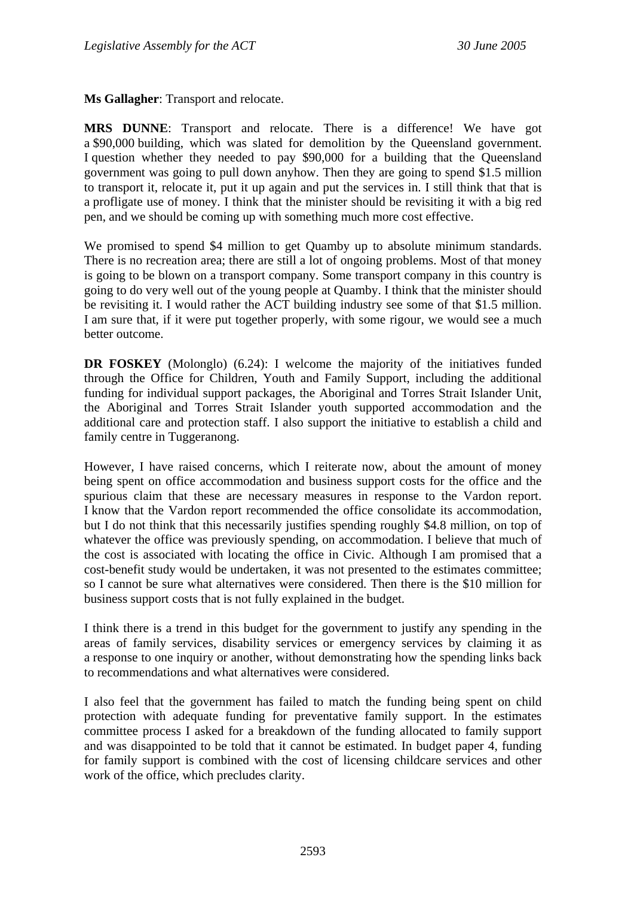**Ms Gallagher**: Transport and relocate.

**MRS DUNNE**: Transport and relocate. There is a difference! We have got a $90,000 building, which was slated for demolition by the Queensland government. I question whether they needed to pay $90,000 for a building that the Queensland government was going to pull down anyhow. Then they are going to spend $1.5 million to transport it, relocate it, put it up again and put the services in. I still think that that is a profligate use of money. I think that the minister should be revisiting it with a big red pen, and we should be coming up with something much more cost effective.

We promised to spend $4 million to get Quamby up to absolute minimum standards. There is no recreation area; there are still a lot of ongoing problems. Most of that money is going to be blown on a transport company. Some transport company in this country is going to do very well out of the young people at Quamby. I think that the minister should be revisiting it. I would rather the ACT building industry see some of that $1.5 million. I am sure that, if it were put together properly, with some rigour, we would see a much better outcome.

**DR FOSKEY** (Molonglo) (6.24): I welcome the majority of the initiatives funded through the Office for Children, Youth and Family Support, including the additional funding for individual support packages, the Aboriginal and Torres Strait Islander Unit, the Aboriginal and Torres Strait Islander youth supported accommodation and the additional care and protection staff. I also support the initiative to establish a child and family centre in Tuggeranong.

However, I have raised concerns, which I reiterate now, about the amount of money being spent on office accommodation and business support costs for the office and the spurious claim that these are necessary measures in response to the Vardon report. I know that the Vardon report recommended the office consolidate its accommodation, but I do not think that this necessarily justifies spending roughly $4.8 million, on top of whatever the office was previously spending, on accommodation. I believe that much of the cost is associated with locating the office in Civic. Although I am promised that a cost-benefit study would be undertaken, it was not presented to the estimates committee; so I cannot be sure what alternatives were considered. Then there is the $10 million for business support costs that is not fully explained in the budget.

I think there is a trend in this budget for the government to justify any spending in the areas of family services, disability services or emergency services by claiming it as a response to one inquiry or another, without demonstrating how the spending links back to recommendations and what alternatives were considered.

I also feel that the government has failed to match the funding being spent on child protection with adequate funding for preventative family support. In the estimates committee process I asked for a breakdown of the funding allocated to family support and was disappointed to be told that it cannot be estimated. In budget paper 4, funding for family support is combined with the cost of licensing childcare services and other work of the office, which precludes clarity.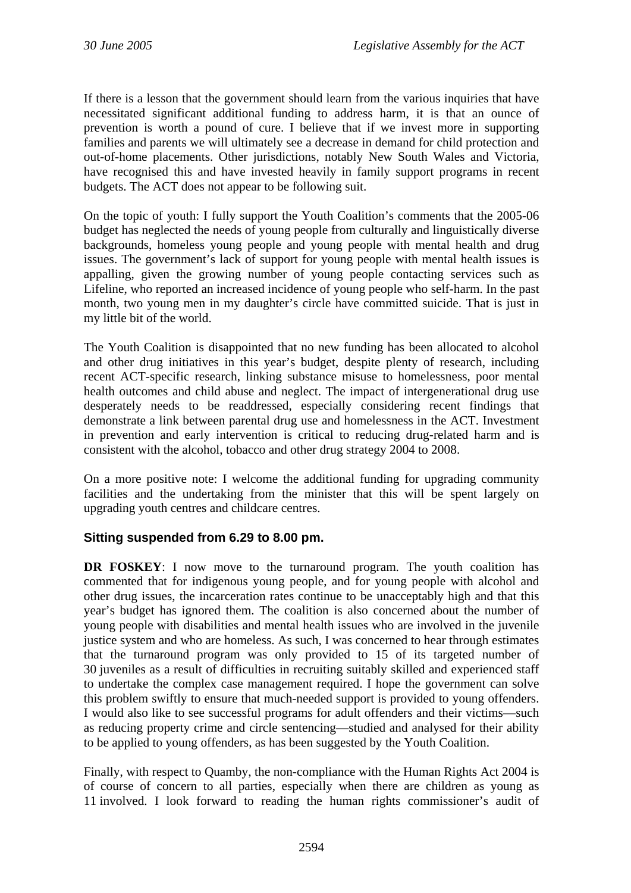If there is a lesson that the government should learn from the various inquiries that have necessitated significant additional funding to address harm, it is that an ounce of prevention is worth a pound of cure. I believe that if we invest more in supporting families and parents we will ultimately see a decrease in demand for child protection and out-of-home placements. Other jurisdictions, notably New South Wales and Victoria, have recognised this and have invested heavily in family support programs in recent budgets. The ACT does not appear to be following suit.

On the topic of youth: I fully support the Youth Coalition's comments that the 2005-06 budget has neglected the needs of young people from culturally and linguistically diverse backgrounds, homeless young people and young people with mental health and drug issues. The government's lack of support for young people with mental health issues is appalling, given the growing number of young people contacting services such as Lifeline, who reported an increased incidence of young people who self-harm. In the past month, two young men in my daughter's circle have committed suicide. That is just in my little bit of the world.

The Youth Coalition is disappointed that no new funding has been allocated to alcohol and other drug initiatives in this year's budget, despite plenty of research, including recent ACT-specific research, linking substance misuse to homelessness, poor mental health outcomes and child abuse and neglect. The impact of intergenerational drug use desperately needs to be readdressed, especially considering recent findings that demonstrate a link between parental drug use and homelessness in the ACT. Investment in prevention and early intervention is critical to reducing drug-related harm and is consistent with the alcohol, tobacco and other drug strategy 2004 to 2008.

On a more positive note: I welcome the additional funding for upgrading community facilities and the undertaking from the minister that this will be spent largely on upgrading youth centres and childcare centres.

### Sitting suspended from 6.29 to 8.00 pm.

**DR FOSKEY**: I now move to the turnaround program. The youth coalition has commented that for indigenous young people, and for young people with alcohol and other drug issues, the incarceration rates continue to be unacceptably high and that this year's budget has ignored them. The coalition is also concerned about the number of young people with disabilities and mental health issues who are involved in the juvenile justice system and who are homeless. As such, I was concerned to hear through estimates that the turnaround program was only provided to 15 of its targeted number of 30 juveniles as a result of difficulties in recruiting suitably skilled and experienced staff to undertake the complex case management required. I hope the government can solve this problem swiftly to ensure that much-needed support is provided to young offenders. I would also like to see successful programs for adult offenders and their victims—such as reducing property crime and circle sentencing—studied and analysed for their ability to be applied to young offenders, as has been suggested by the Youth Coalition.

Finally, with respect to Quamby, the non-compliance with the Human Rights Act 2004 is of course of concern to all parties, especially when there are children as young as 11 involved. I look forward to reading the human rights commissioner's audit of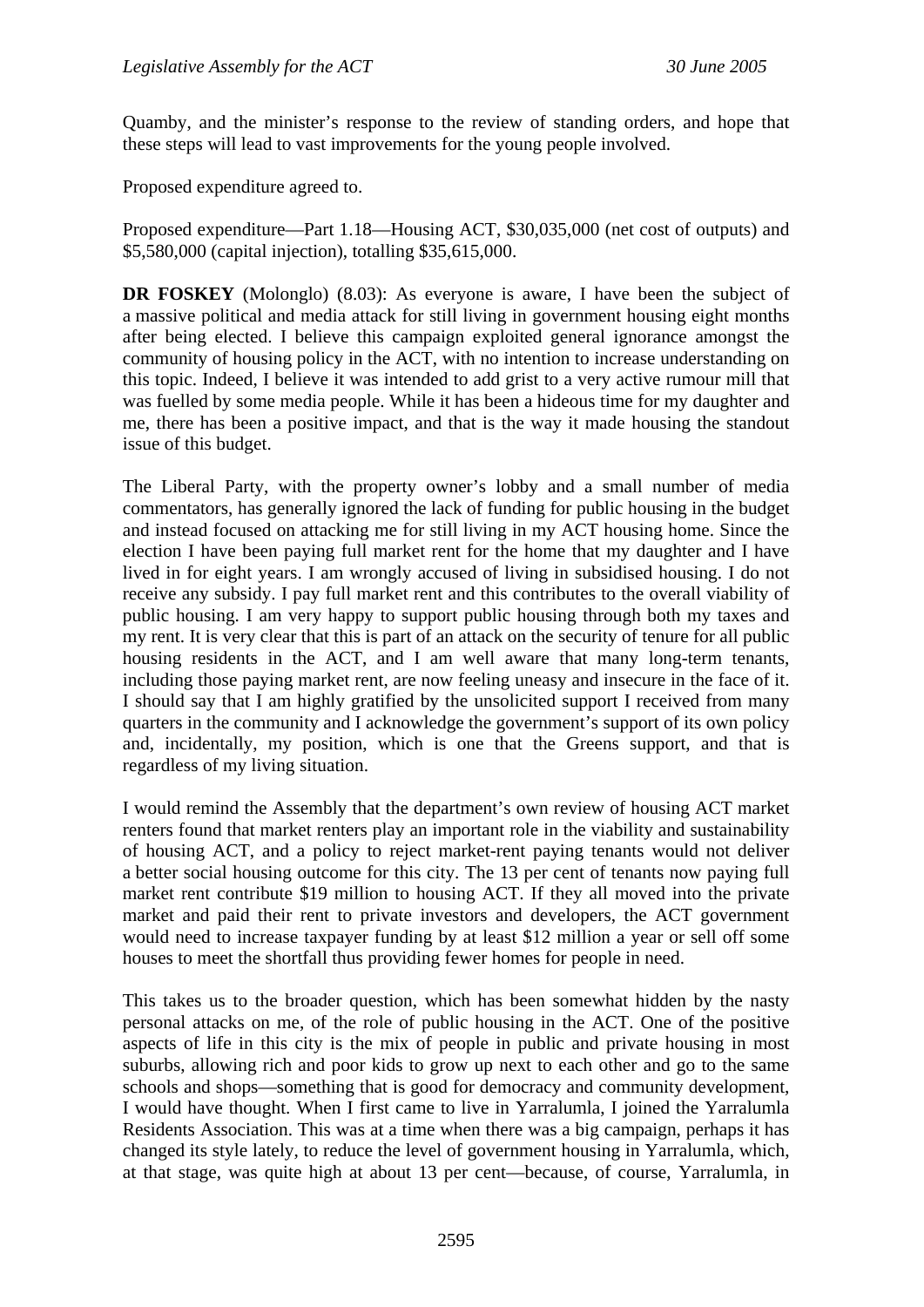Quamby, and the minister's response to the review of standing orders, and hope that these steps will lead to vast improvements for the young people involved.

Proposed expenditure agreed to.

Proposed expenditure—Part 1.18—Housing ACT, $30,035,000 (net cost of outputs) and $5,580,000 (capital injection), totalling $35,615,000.

**DR FOSKEY** (Molonglo) (8.03): As everyone is aware, I have been the subject of a massive political and media attack for still living in government housing eight months after being elected. I believe this campaign exploited general ignorance amongst the community of housing policy in the ACT, with no intention to increase understanding on this topic. Indeed, I believe it was intended to add grist to a very active rumour mill that was fuelled by some media people. While it has been a hideous time for my daughter and me, there has been a positive impact, and that is the way it made housing the standout issue of this budget.

The Liberal Party, with the property owner's lobby and a small number of media commentators, has generally ignored the lack of funding for public housing in the budget and instead focused on attacking me for still living in my ACT housing home. Since the election I have been paying full market rent for the home that my daughter and I have lived in for eight years. I am wrongly accused of living in subsidised housing. I do not receive any subsidy. I pay full market rent and this contributes to the overall viability of public housing. I am very happy to support public housing through both my taxes and my rent. It is very clear that this is part of an attack on the security of tenure for all public housing residents in the ACT, and I am well aware that many long-term tenants, including those paying market rent, are now feeling uneasy and insecure in the face of it. I should say that I am highly gratified by the unsolicited support I received from many quarters in the community and I acknowledge the government's support of its own policy and, incidentally, my position, which is one that the Greens support, and that is regardless of my living situation.

I would remind the Assembly that the department's own review of housing ACT market renters found that market renters play an important role in the viability and sustainability of housing ACT, and a policy to reject market-rent paying tenants would not deliver a better social housing outcome for this city. The 13 per cent of tenants now paying full market rent contribute $19 million to housing ACT. If they all moved into the private market and paid their rent to private investors and developers, the ACT government would need to increase taxpayer funding by at least $12 million a year or sell off some houses to meet the shortfall thus providing fewer homes for people in need.

This takes us to the broader question, which has been somewhat hidden by the nasty personal attacks on me, of the role of public housing in the ACT. One of the positive aspects of life in this city is the mix of people in public and private housing in most suburbs, allowing rich and poor kids to grow up next to each other and go to the same schools and shops—something that is good for democracy and community development, I would have thought. When I first came to live in Yarralumla, I joined the Yarralumla Residents Association. This was at a time when there was a big campaign, perhaps it has changed its style lately, to reduce the level of government housing in Yarralumla, which, at that stage, was quite high at about 13 per cent—because, of course, Yarralumla, in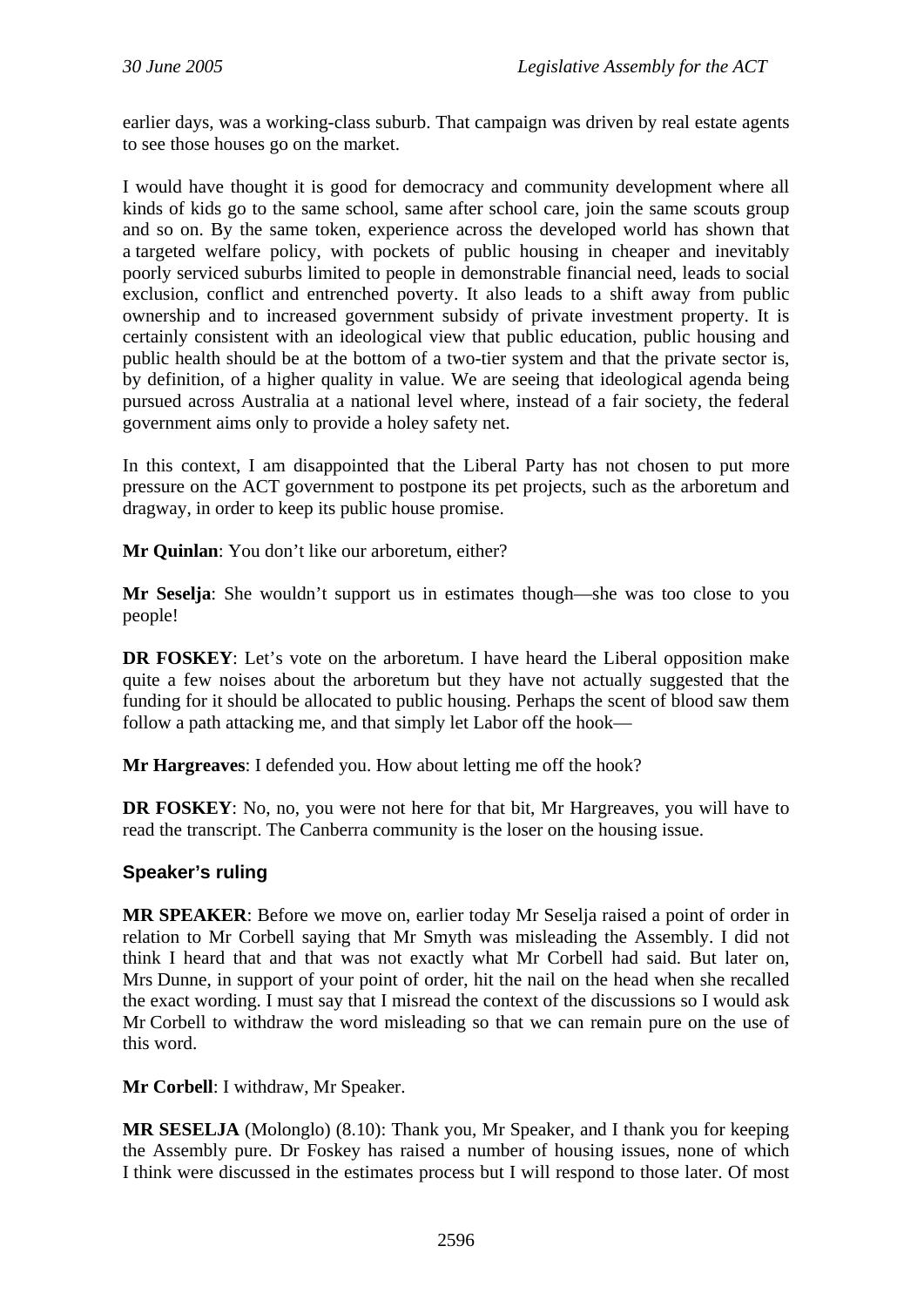earlier days, was a working-class suburb. That campaign was driven by real estate agents to see those houses go on the market.

I would have thought it is good for democracy and community development where all kinds of kids go to the same school, same after school care, join the same scouts group and so on. By the same token, experience across the developed world has shown that a targeted welfare policy, with pockets of public housing in cheaper and inevitably poorly serviced suburbs limited to people in demonstrable financial need, leads to social exclusion, conflict and entrenched poverty. It also leads to a shift away from public ownership and to increased government subsidy of private investment property. It is certainly consistent with an ideological view that public education, public housing and public health should be at the bottom of a two-tier system and that the private sector is, by definition, of a higher quality in value. We are seeing that ideological agenda being pursued across Australia at a national level where, instead of a fair society, the federal government aims only to provide a holey safety net.

In this context, I am disappointed that the Liberal Party has not chosen to put more pressure on the ACT government to postpone its pet projects, such as the arboretum and dragway, in order to keep its public house promise.

**Mr Quinlan**: You don't like our arboretum, either?

**Mr Seselja**: She wouldn't support us in estimates though—she was too close to you people!

**DR FOSKEY**: Let's vote on the arboretum. I have heard the Liberal opposition make quite a few noises about the arboretum but they have not actually suggested that the funding for it should be allocated to public housing. Perhaps the scent of blood saw them follow a path attacking me, and that simply let Labor off the hook—

**Mr Hargreaves**: I defended you. How about letting me off the hook?

**DR FOSKEY**: No, no, you were not here for that bit, Mr Hargreaves, you will have to read the transcript. The Canberra community is the loser on the housing issue.

### Speaker's ruling

**MR SPEAKER**: Before we move on, earlier today Mr Seselja raised a point of order in relation to Mr Corbell saying that Mr Smyth was misleading the Assembly. I did not think I heard that and that was not exactly what Mr Corbell had said. But later on, Mrs Dunne, in support of your point of order, hit the nail on the head when she recalled the exact wording. I must say that I misread the context of the discussions so I would ask Mr Corbell to withdraw the word misleading so that we can remain pure on the use of this word.

**Mr Corbell**: I withdraw, Mr Speaker.

**MR SESELJA** (Molonglo) (8.10): Thank you, Mr Speaker, and I thank you for keeping the Assembly pure. Dr Foskey has raised a number of housing issues, none of which I think were discussed in the estimates process but I will respond to those later. Of most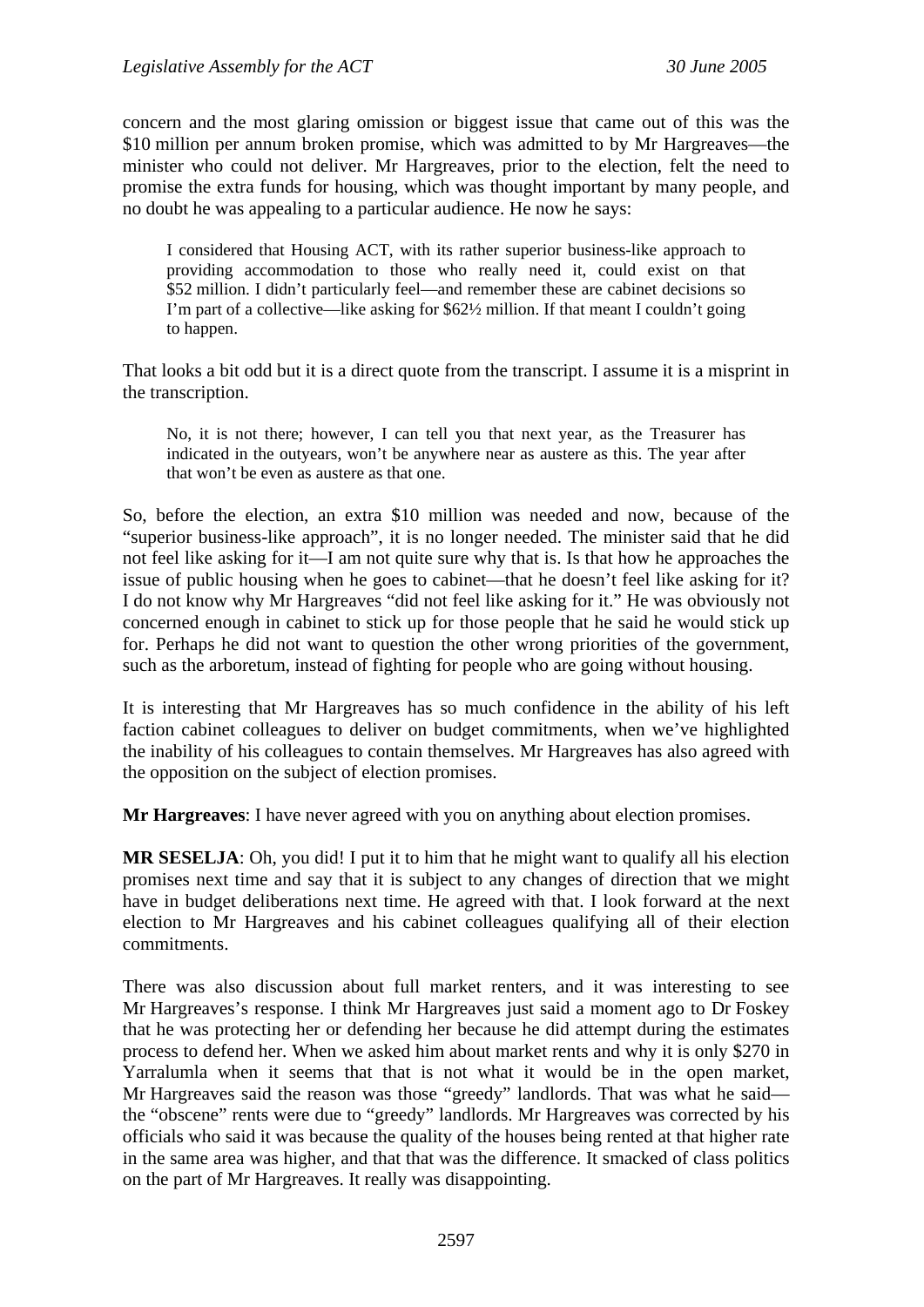concern and the most glaring omission or biggest issue that came out of this was the $10 million per annum broken promise, which was admitted to by Mr Hargreaves—the minister who could not deliver. Mr Hargreaves, prior to the election, felt the need to promise the extra funds for housing, which was thought important by many people, and no doubt he was appealing to a particular audience. He now he says:

> I considered that Housing ACT, with its rather superior business-like approach to providing accommodation to those who really need it, could exist on that $52 million. I didn't particularly feel—and remember these are cabinet decisions so I'm part of a collective—like asking for $62½ million. If that meant I couldn't going to happen.

That looks a bit odd but it is a direct quote from the transcript. I assume it is a misprint in the transcription.

> No, it is not there; however, I can tell you that next year, as the Treasurer has indicated in the outyears, won't be anywhere near as austere as this. The year after that won't be even as austere as that one.

So, before the election, an extra $10 million was needed and now, because of the "superior business-like approach", it is no longer needed. The minister said that he did not feel like asking for it—I am not quite sure why that is. Is that how he approaches the issue of public housing when he goes to cabinet—that he doesn't feel like asking for it? I do not know why Mr Hargreaves "did not feel like asking for it." He was obviously not concerned enough in cabinet to stick up for those people that he said he would stick up for. Perhaps he did not want to question the other wrong priorities of the government, such as the arboretum, instead of fighting for people who are going without housing.

It is interesting that Mr Hargreaves has so much confidence in the ability of his left faction cabinet colleagues to deliver on budget commitments, when we've highlighted the inability of his colleagues to contain themselves. Mr Hargreaves has also agreed with the opposition on the subject of election promises.

**Mr Hargreaves**: I have never agreed with you on anything about election promises.

**MR SESELJA**: Oh, you did! I put it to him that he might want to qualify all his election promises next time and say that it is subject to any changes of direction that we might have in budget deliberations next time. He agreed with that. I look forward at the next election to Mr Hargreaves and his cabinet colleagues qualifying all of their election commitments.

There was also discussion about full market renters, and it was interesting to see Mr Hargreaves's response. I think Mr Hargreaves just said a moment ago to Dr Foskey that he was protecting her or defending her because he did attempt during the estimates process to defend her. When we asked him about market rents and why it is only $270 in Yarralumla when it seems that that is not what it would be in the open market, Mr Hargreaves said the reason was those "greedy" landlords. That was what he said—the "obscene" rents were due to "greedy" landlords. Mr Hargreaves was corrected by his officials who said it was because the quality of the houses being rented at that higher rate in the same area was higher, and that that was the difference. It smacked of class politics on the part of Mr Hargreaves. It really was disappointing.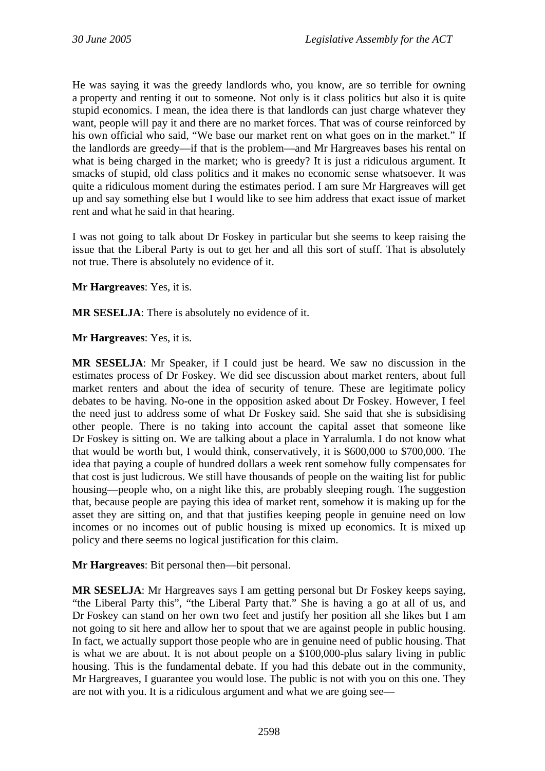He was saying it was the greedy landlords who, you know, are so terrible for owning a property and renting it out to someone. Not only is it class politics but also it is quite stupid economics. I mean, the idea there is that landlords can just charge whatever they want, people will pay it and there are no market forces. That was of course reinforced by his own official who said, "We base our market rent on what goes on in the market." If the landlords are greedy—if that is the problem—and Mr Hargreaves bases his rental on what is being charged in the market; who is greedy? It is just a ridiculous argument. It smacks of stupid, old class politics and it makes no economic sense whatsoever. It was quite a ridiculous moment during the estimates period. I am sure Mr Hargreaves will get up and say something else but I would like to see him address that exact issue of market rent and what he said in that hearing.

I was not going to talk about Dr Foskey in particular but she seems to keep raising the issue that the Liberal Party is out to get her and all this sort of stuff. That is absolutely not true. There is absolutely no evidence of it.

**Mr Hargreaves**: Yes, it is.

**MR SESELJA**: There is absolutely no evidence of it.

**Mr Hargreaves**: Yes, it is.

**MR SESELJA**: Mr Speaker, if I could just be heard. We saw no discussion in the estimates process of Dr Foskey. We did see discussion about market renters, about full market renters and about the idea of security of tenure. These are legitimate policy debates to be having. No-one in the opposition asked about Dr Foskey. However, I feel the need just to address some of what Dr Foskey said. She said that she is subsidising other people. There is no taking into account the capital asset that someone like Dr Foskey is sitting on. We are talking about a place in Yarralumla. I do not know what that would be worth but, I would think, conservatively, it is $600,000 to $700,000. The idea that paying a couple of hundred dollars a week rent somehow fully compensates for that cost is just ludicrous. We still have thousands of people on the waiting list for public housing—people who, on a night like this, are probably sleeping rough. The suggestion that, because people are paying this idea of market rent, somehow it is making up for the asset they are sitting on, and that that justifies keeping people in genuine need on low incomes or no incomes out of public housing is mixed up economics. It is mixed up policy and there seems no logical justification for this claim.

**Mr Hargreaves**: Bit personal then—bit personal.

**MR SESELJA**: Mr Hargreaves says I am getting personal but Dr Foskey keeps saying, "the Liberal Party this", "the Liberal Party that." She is having a go at all of us, and Dr Foskey can stand on her own two feet and justify her position all she likes but I am not going to sit here and allow her to spout that we are against people in public housing. In fact, we actually support those people who are in genuine need of public housing. That is what we are about. It is not about people on a $100,000-plus salary living in public housing. This is the fundamental debate. If you had this debate out in the community, Mr Hargreaves, I guarantee you would lose. The public is not with you on this one. They are not with you. It is a ridiculous argument and what we are going see—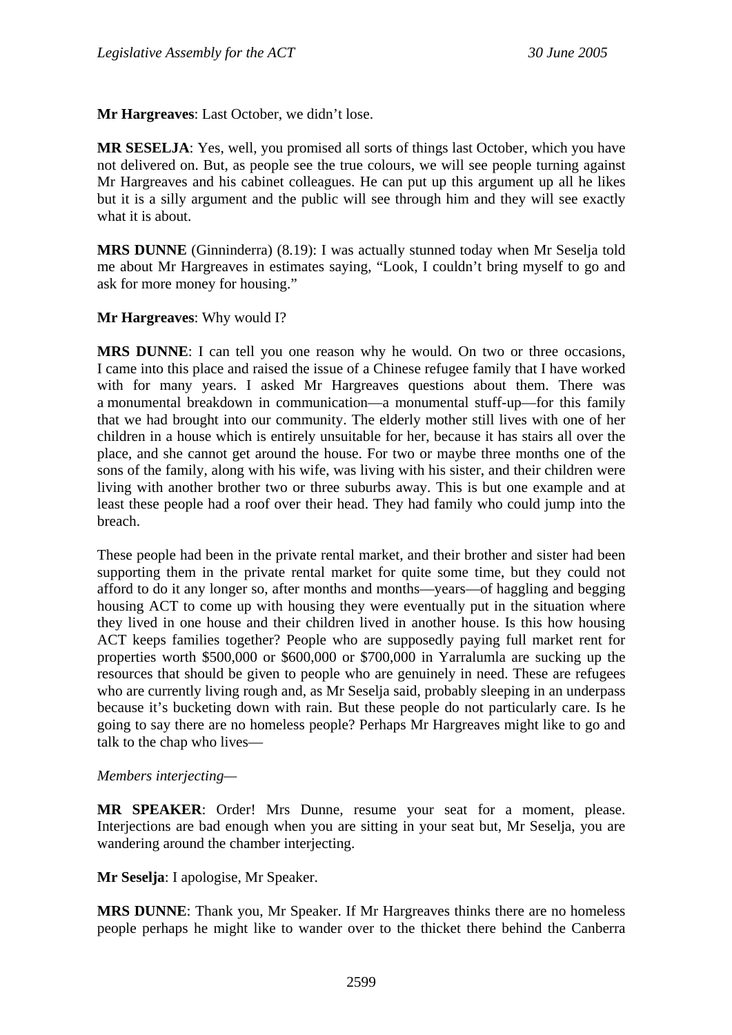**Mr Hargreaves**: Last October, we didn’t lose.

**MR SESELJA**: Yes, well, you promised all sorts of things last October, which you have not delivered on. But, as people see the true colours, we will see people turning against Mr Hargreaves and his cabinet colleagues. He can put up this argument up all he likes but it is a silly argument and the public will see through him and they will see exactly what it is about.

**MRS DUNNE** (Ginninderra) (8.19): I was actually stunned today when Mr Seselja told me about Mr Hargreaves in estimates saying, “Look, I couldn’t bring myself to go and ask for more money for housing.”

**Mr Hargreaves**: Why would I?

**MRS DUNNE**: I can tell you one reason why he would. On two or three occasions, I came into this place and raised the issue of a Chinese refugee family that I have worked with for many years. I asked Mr Hargreaves questions about them. There was a monumental breakdown in communication—a monumental stuff-up—for this family that we had brought into our community. The elderly mother still lives with one of her children in a house which is entirely unsuitable for her, because it has stairs all over the place, and she cannot get around the house. For two or maybe three months one of the sons of the family, along with his wife, was living with his sister, and their children were living with another brother two or three suburbs away. This is but one example and at least these people had a roof over their head. They had family who could jump into the breach.

These people had been in the private rental market, and their brother and sister had been supporting them in the private rental market for quite some time, but they could not afford to do it any longer so, after months and months—years—of haggling and begging housing ACT to come up with housing they were eventually put in the situation where they lived in one house and their children lived in another house. Is this how housing ACT keeps families together? People who are supposedly paying full market rent for properties worth $500,000 or $600,000 or $700,000 in Yarralumla are sucking up the resources that should be given to people who are genuinely in need. These are refugees who are currently living rough and, as Mr Seselja said, probably sleeping in an underpass because it’s bucketing down with rain. But these people do not particularly care. Is he going to say there are no homeless people? Perhaps Mr Hargreaves might like to go and talk to the chap who lives—

*Members interjecting*—

**MR SPEAKER**: Order! Mrs Dunne, resume your seat for a moment, please. Interjections are bad enough when you are sitting in your seat but, Mr Seselja, you are wandering around the chamber interjecting.

**Mr Seselja**: I apologise, Mr Speaker.

**MRS DUNNE**: Thank you, Mr Speaker. If Mr Hargreaves thinks there are no homeless people perhaps he might like to wander over to the thicket there behind the Canberra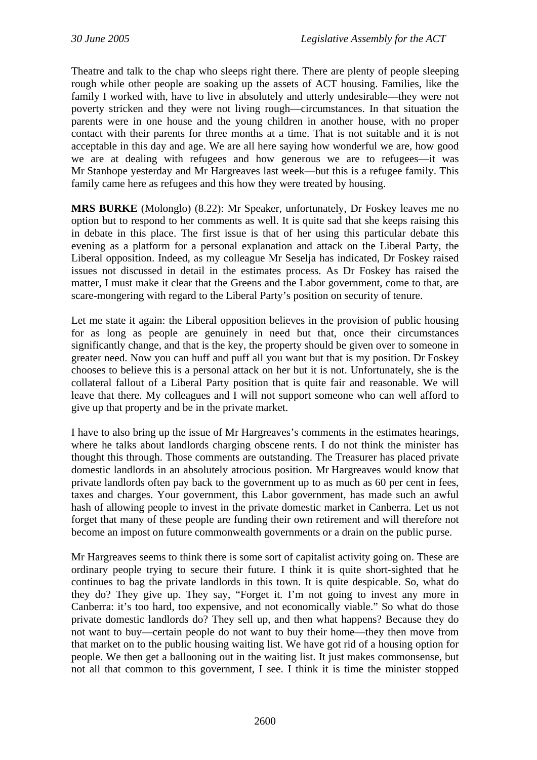Theatre and talk to the chap who sleeps right there. There are plenty of people sleeping rough while other people are soaking up the assets of ACT housing. Families, like the family I worked with, have to live in absolutely and utterly undesirable—they were not poverty stricken and they were not living rough—circumstances. In that situation the parents were in one house and the young children in another house, with no proper contact with their parents for three months at a time. That is not suitable and it is not acceptable in this day and age. We are all here saying how wonderful we are, how good we are at dealing with refugees and how generous we are to refugees—it was Mr Stanhope yesterday and Mr Hargreaves last week—but this is a refugee family. This family came here as refugees and this how they were treated by housing.

**MRS BURKE** (Molonglo) (8.22): Mr Speaker, unfortunately, Dr Foskey leaves me no option but to respond to her comments as well. It is quite sad that she keeps raising this in debate in this place. The first issue is that of her using this particular debate this evening as a platform for a personal explanation and attack on the Liberal Party, the Liberal opposition. Indeed, as my colleague Mr Seselja has indicated, Dr Foskey raised issues not discussed in detail in the estimates process. As Dr Foskey has raised the matter, I must make it clear that the Greens and the Labor government, come to that, are scare-mongering with regard to the Liberal Party's position on security of tenure.

Let me state it again: the Liberal opposition believes in the provision of public housing for as long as people are genuinely in need but that, once their circumstances significantly change, and that is the key, the property should be given over to someone in greater need. Now you can huff and puff all you want but that is my position. Dr Foskey chooses to believe this is a personal attack on her but it is not. Unfortunately, she is the collateral fallout of a Liberal Party position that is quite fair and reasonable. We will leave that there. My colleagues and I will not support someone who can well afford to give up that property and be in the private market.

I have to also bring up the issue of Mr Hargreaves's comments in the estimates hearings, where he talks about landlords charging obscene rents. I do not think the minister has thought this through. Those comments are outstanding. The Treasurer has placed private domestic landlords in an absolutely atrocious position. Mr Hargreaves would know that private landlords often pay back to the government up to as much as 60 per cent in fees, taxes and charges. Your government, this Labor government, has made such an awful hash of allowing people to invest in the private domestic market in Canberra. Let us not forget that many of these people are funding their own retirement and will therefore not become an impost on future commonwealth governments or a drain on the public purse.

Mr Hargreaves seems to think there is some sort of capitalist activity going on. These are ordinary people trying to secure their future. I think it is quite short-sighted that he continues to bag the private landlords in this town. It is quite despicable. So, what do they do? They give up. They say, "Forget it. I'm not going to invest any more in Canberra: it's too hard, too expensive, and not economically viable." So what do those private domestic landlords do? They sell up, and then what happens? Because they do not want to buy—certain people do not want to buy their home—they then move from that market on to the public housing waiting list. We have got rid of a housing option for people. We then get a ballooning out in the waiting list. It just makes commonsense, but not all that common to this government, I see. I think it is time the minister stopped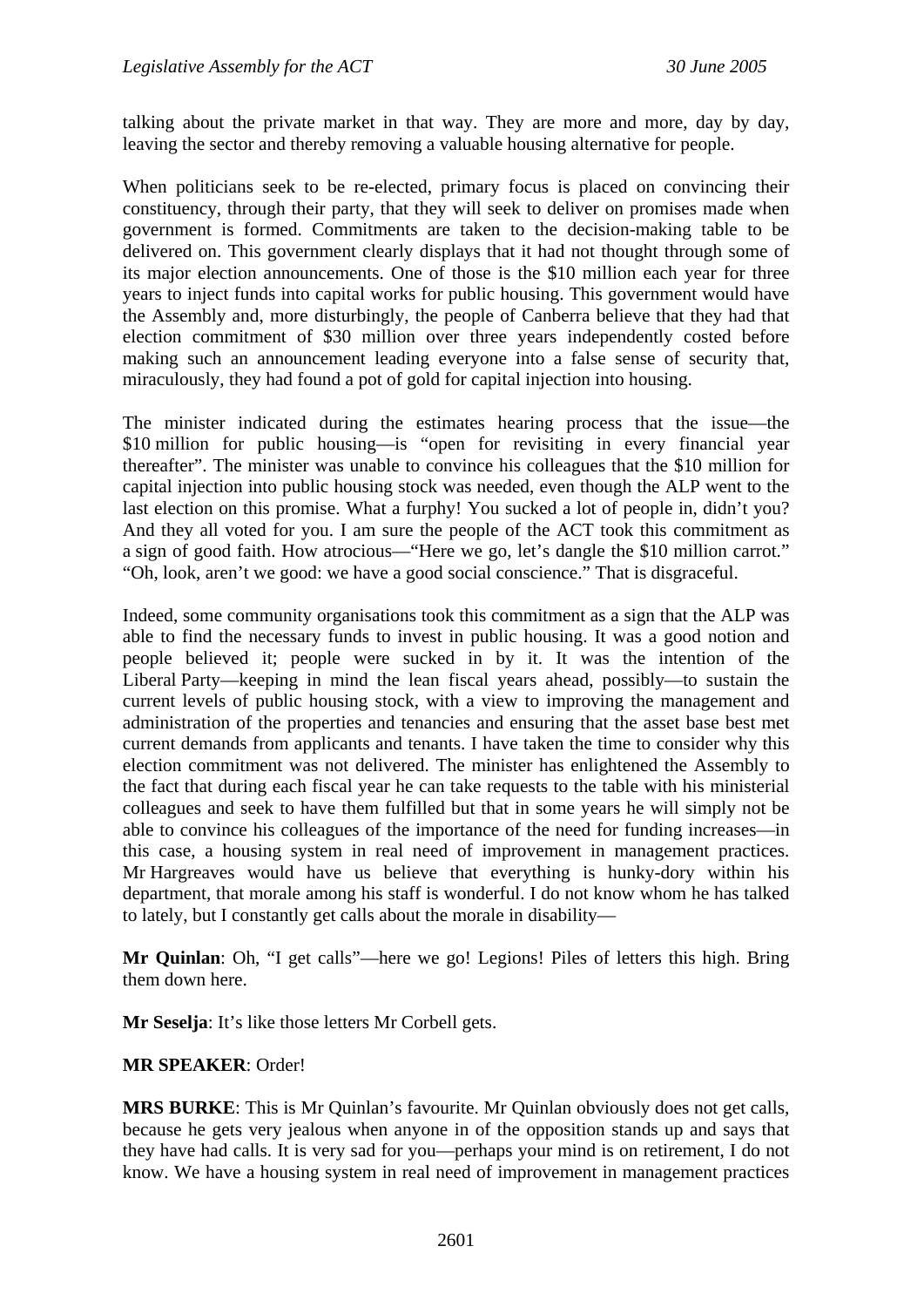talking about the private market in that way. They are more and more, day by day, leaving the sector and thereby removing a valuable housing alternative for people.

When politicians seek to be re-elected, primary focus is placed on convincing their constituency, through their party, that they will seek to deliver on promises made when government is formed. Commitments are taken to the decision-making table to be delivered on. This government clearly displays that it had not thought through some of its major election announcements. One of those is the $10 million each year for three years to inject funds into capital works for public housing. This government would have the Assembly and, more disturbingly, the people of Canberra believe that they had that election commitment of $30 million over three years independently costed before making such an announcement leading everyone into a false sense of security that, miraculously, they had found a pot of gold for capital injection into housing.

The minister indicated during the estimates hearing process that the issue—the $10 million for public housing—is "open for revisiting in every financial year thereafter". The minister was unable to convince his colleagues that the $10 million for capital injection into public housing stock was needed, even though the ALP went to the last election on this promise. What a furphy! You sucked a lot of people in, didn't you? And they all voted for you. I am sure the people of the ACT took this commitment as a sign of good faith. How atrocious—"Here we go, let's dangle the $10 million carrot." "Oh, look, aren't we good: we have a good social conscience." That is disgraceful.

Indeed, some community organisations took this commitment as a sign that the ALP was able to find the necessary funds to invest in public housing. It was a good notion and people believed it; people were sucked in by it. It was the intention of the Liberal Party—keeping in mind the lean fiscal years ahead, possibly—to sustain the current levels of public housing stock, with a view to improving the management and administration of the properties and tenancies and ensuring that the asset base best met current demands from applicants and tenants. I have taken the time to consider why this election commitment was not delivered. The minister has enlightened the Assembly to the fact that during each fiscal year he can take requests to the table with his ministerial colleagues and seek to have them fulfilled but that in some years he will simply not be able to convince his colleagues of the importance of the need for funding increases—in this case, a housing system in real need of improvement in management practices. Mr Hargreaves would have us believe that everything is hunky-dory within his department, that morale among his staff is wonderful. I do not know whom he has talked to lately, but I constantly get calls about the morale in disability—

**Mr Quinlan**: Oh, "I get calls"—here we go! Legions! Piles of letters this high. Bring them down here.

**Mr Seselja**: It's like those letters Mr Corbell gets.

**MR SPEAKER**: Order!

**MRS BURKE**: This is Mr Quinlan's favourite. Mr Quinlan obviously does not get calls, because he gets very jealous when anyone in of the opposition stands up and says that they have had calls. It is very sad for you—perhaps your mind is on retirement, I do not know. We have a housing system in real need of improvement in management practices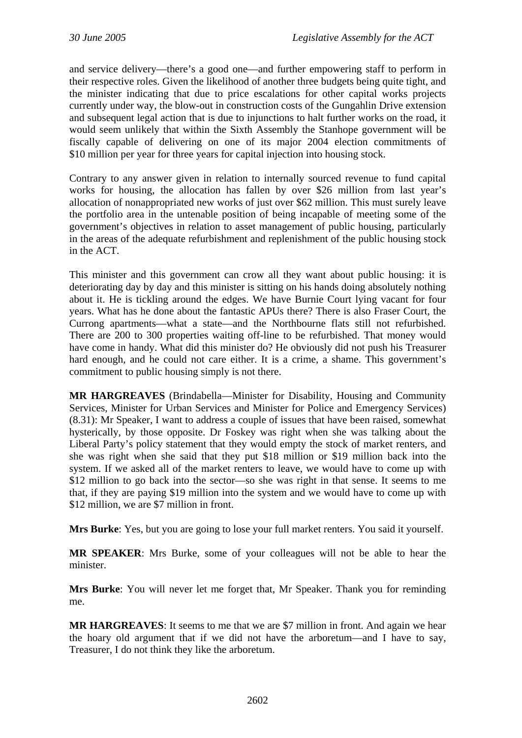and service delivery—there's a good one—and further empowering staff to perform in their respective roles. Given the likelihood of another three budgets being quite tight, and the minister indicating that due to price escalations for other capital works projects currently under way, the blow-out in construction costs of the Gungahlin Drive extension and subsequent legal action that is due to injunctions to halt further works on the road, it would seem unlikely that within the Sixth Assembly the Stanhope government will be fiscally capable of delivering on one of its major 2004 election commitments of $10 million per year for three years for capital injection into housing stock.

Contrary to any answer given in relation to internally sourced revenue to fund capital works for housing, the allocation has fallen by over $26 million from last year's allocation of nonappropriated new works of just over $62 million. This must surely leave the portfolio area in the untenable position of being incapable of meeting some of the government's objectives in relation to asset management of public housing, particularly in the areas of the adequate refurbishment and replenishment of the public housing stock in the ACT.

This minister and this government can crow all they want about public housing: it is deteriorating day by day and this minister is sitting on his hands doing absolutely nothing about it. He is tickling around the edges. We have Burnie Court lying vacant for four years. What has he done about the fantastic APUs there? There is also Fraser Court, the Currong apartments—what a state—and the Northbourne flats still not refurbished. There are 200 to 300 properties waiting off-line to be refurbished. That money would have come in handy. What did this minister do? He obviously did not push his Treasurer hard enough, and he could not care either. It is a crime, a shame. This government's commitment to public housing simply is not there.

**MR HARGREAVES** (Brindabella—Minister for Disability, Housing and Community Services, Minister for Urban Services and Minister for Police and Emergency Services) (8.31): Mr Speaker, I want to address a couple of issues that have been raised, somewhat hysterically, by those opposite. Dr Foskey was right when she was talking about the Liberal Party's policy statement that they would empty the stock of market renters, and she was right when she said that they put $18 million or $19 million back into the system. If we asked all of the market renters to leave, we would have to come up with $12 million to go back into the sector—so she was right in that sense. It seems to me that, if they are paying $19 million into the system and we would have to come up with $12 million, we are $7 million in front.

**Mrs Burke**: Yes, but you are going to lose your full market renters. You said it yourself.

**MR SPEAKER**: Mrs Burke, some of your colleagues will not be able to hear the minister.

**Mrs Burke**: You will never let me forget that, Mr Speaker. Thank you for reminding me.

**MR HARGREAVES**: It seems to me that we are $7 million in front. And again we hear the hoary old argument that if we did not have the arboretum—and I have to say, Treasurer, I do not think they like the arboretum.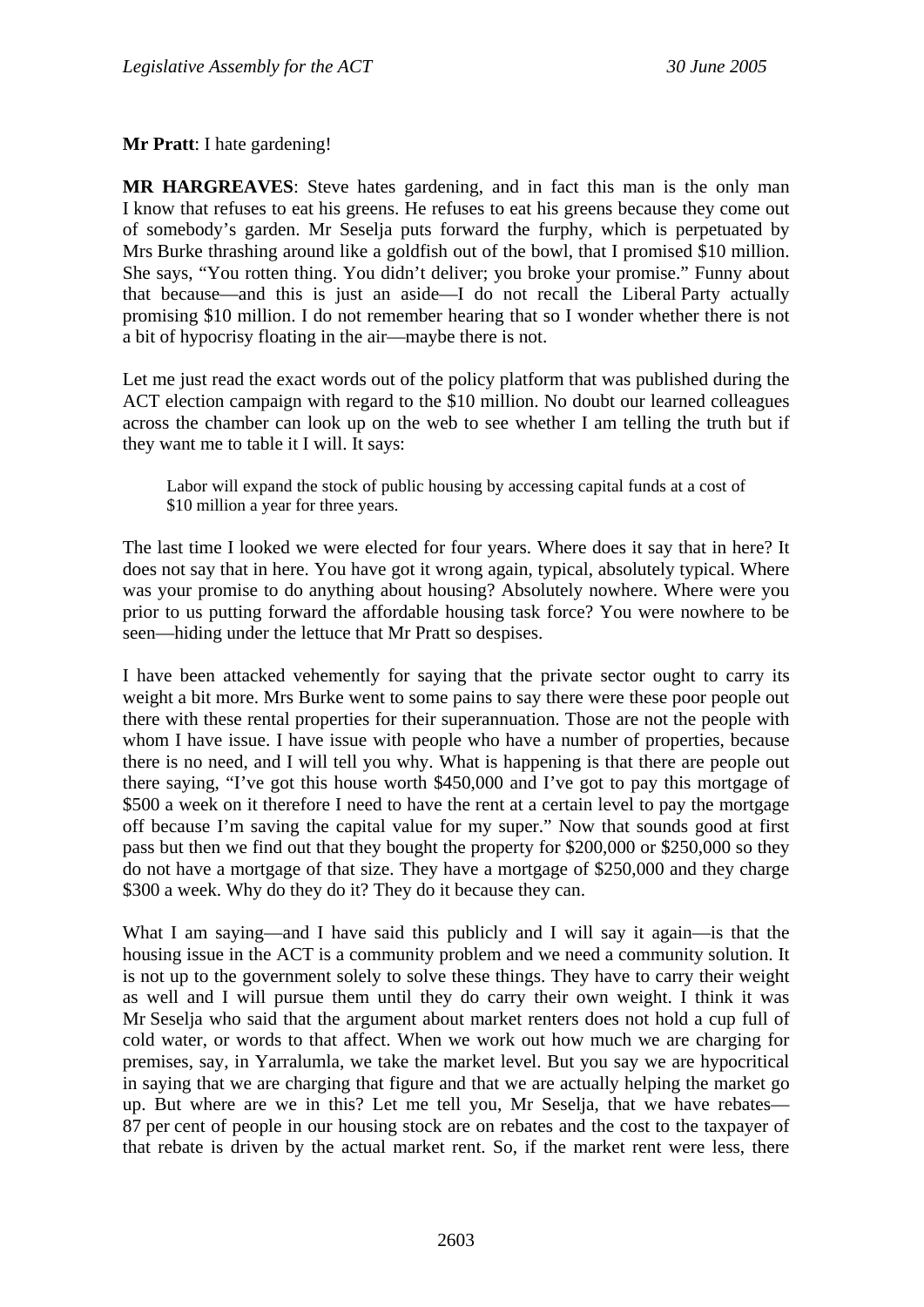**Mr Pratt**: I hate gardening!

**MR HARGREAVES**: Steve hates gardening, and in fact this man is the only man I know that refuses to eat his greens. He refuses to eat his greens because they come out of somebody's garden. Mr Seselja puts forward the furphy, which is perpetuated by Mrs Burke thrashing around like a goldfish out of the bowl, that I promised $10 million. She says, "You rotten thing. You didn't deliver; you broke your promise." Funny about that because—and this is just an aside—I do not recall the Liberal Party actually promising $10 million. I do not remember hearing that so I wonder whether there is not a bit of hypocrisy floating in the air—maybe there is not.

Let me just read the exact words out of the policy platform that was published during the ACT election campaign with regard to the $10 million. No doubt our learned colleagues across the chamber can look up on the web to see whether I am telling the truth but if they want me to table it I will. It says:

> Labor will expand the stock of public housing by accessing capital funds at a cost of $10 million a year for three years.

The last time I looked we were elected for four years. Where does it say that in here? It does not say that in here. You have got it wrong again, typical, absolutely typical. Where was your promise to do anything about housing? Absolutely nowhere. Where were you prior to us putting forward the affordable housing task force? You were nowhere to be seen—hiding under the lettuce that Mr Pratt so despises.

I have been attacked vehemently for saying that the private sector ought to carry its weight a bit more. Mrs Burke went to some pains to say there were these poor people out there with these rental properties for their superannuation. Those are not the people with whom I have issue. I have issue with people who have a number of properties, because there is no need, and I will tell you why. What is happening is that there are people out there saying, "I've got this house worth $450,000 and I've got to pay this mortgage of $500 a week on it therefore I need to have the rent at a certain level to pay the mortgage off because I'm saving the capital value for my super." Now that sounds good at first pass but then we find out that they bought the property for $200,000 or $250,000 so they do not have a mortgage of that size. They have a mortgage of $250,000 and they charge $300 a week. Why do they do it? They do it because they can.

What I am saying—and I have said this publicly and I will say it again—is that the housing issue in the ACT is a community problem and we need a community solution. It is not up to the government solely to solve these things. They have to carry their weight as well and I will pursue them until they do carry their own weight. I think it was Mr Seselja who said that the argument about market renters does not hold a cup full of cold water, or words to that affect. When we work out how much we are charging for premises, say, in Yarralumla, we take the market level. But you say we are hypocritical in saying that we are charging that figure and that we are actually helping the market go up. But where are we in this? Let me tell you, Mr Seselja, that we have rebates—87 per cent of people in our housing stock are on rebates and the cost to the taxpayer of that rebate is driven by the actual market rent. So, if the market rent were less, there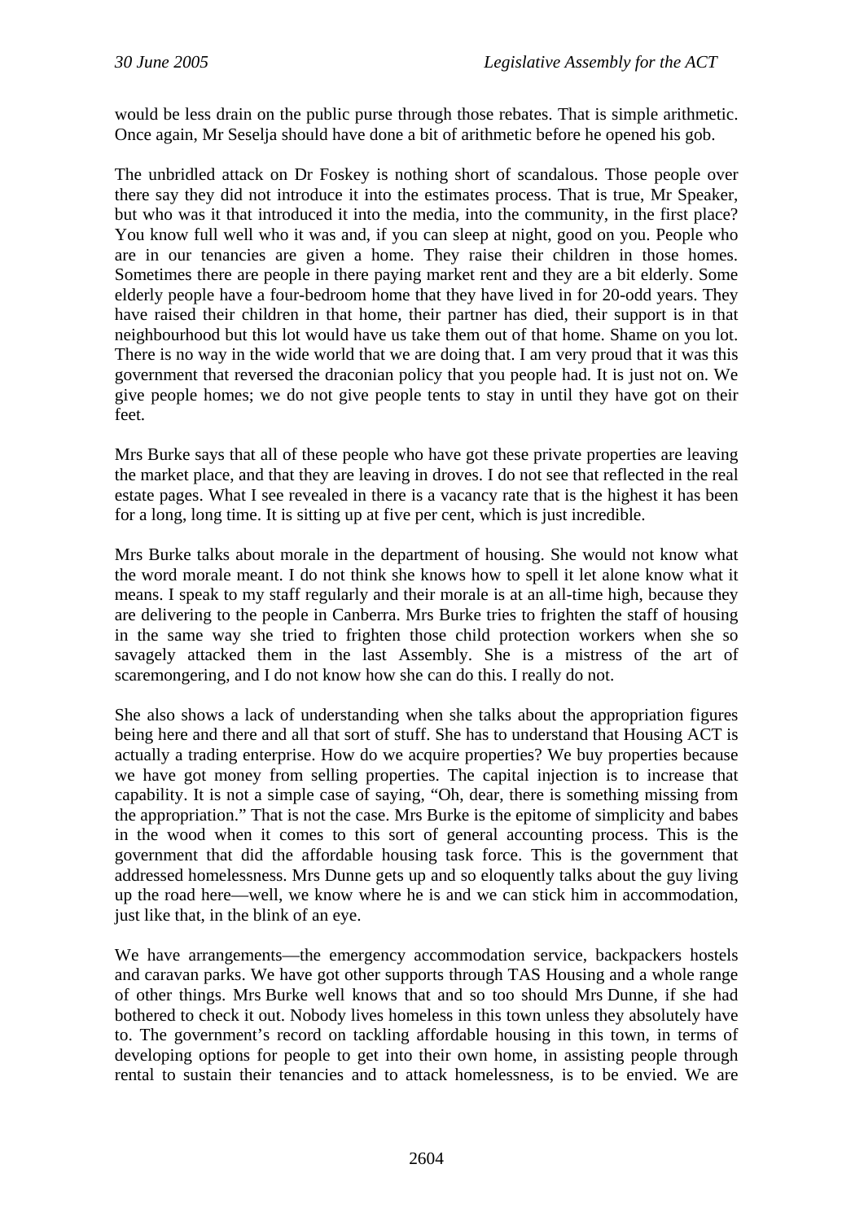would be less drain on the public purse through those rebates. That is simple arithmetic. Once again, Mr Seselja should have done a bit of arithmetic before he opened his gob.

The unbridled attack on Dr Foskey is nothing short of scandalous. Those people over there say they did not introduce it into the estimates process. That is true, Mr Speaker, but who was it that introduced it into the media, into the community, in the first place? You know full well who it was and, if you can sleep at night, good on you. People who are in our tenancies are given a home. They raise their children in those homes. Sometimes there are people in there paying market rent and they are a bit elderly. Some elderly people have a four-bedroom home that they have lived in for 20-odd years. They have raised their children in that home, their partner has died, their support is in that neighbourhood but this lot would have us take them out of that home. Shame on you lot. There is no way in the wide world that we are doing that. I am very proud that it was this government that reversed the draconian policy that you people had. It is just not on. We give people homes; we do not give people tents to stay in until they have got on their feet.

Mrs Burke says that all of these people who have got these private properties are leaving the market place, and that they are leaving in droves. I do not see that reflected in the real estate pages. What I see revealed in there is a vacancy rate that is the highest it has been for a long, long time. It is sitting up at five per cent, which is just incredible.

Mrs Burke talks about morale in the department of housing. She would not know what the word morale meant. I do not think she knows how to spell it let alone know what it means. I speak to my staff regularly and their morale is at an all-time high, because they are delivering to the people in Canberra. Mrs Burke tries to frighten the staff of housing in the same way she tried to frighten those child protection workers when she so savagely attacked them in the last Assembly. She is a mistress of the art of scaremongering, and I do not know how she can do this. I really do not.

She also shows a lack of understanding when she talks about the appropriation figures being here and there and all that sort of stuff. She has to understand that Housing ACT is actually a trading enterprise. How do we acquire properties? We buy properties because we have got money from selling properties. The capital injection is to increase that capability. It is not a simple case of saying, "Oh, dear, there is something missing from the appropriation." That is not the case. Mrs Burke is the epitome of simplicity and babes in the wood when it comes to this sort of general accounting process. This is the government that did the affordable housing task force. This is the government that addressed homelessness. Mrs Dunne gets up and so eloquently talks about the guy living up the road here—well, we know where he is and we can stick him in accommodation, just like that, in the blink of an eye.

We have arrangements—the emergency accommodation service, backpackers hostels and caravan parks. We have got other supports through TAS Housing and a whole range of other things. Mrs Burke well knows that and so too should Mrs Dunne, if she had bothered to check it out. Nobody lives homeless in this town unless they absolutely have to. The government's record on tackling affordable housing in this town, in terms of developing options for people to get into their own home, in assisting people through rental to sustain their tenancies and to attack homelessness, is to be envied. We are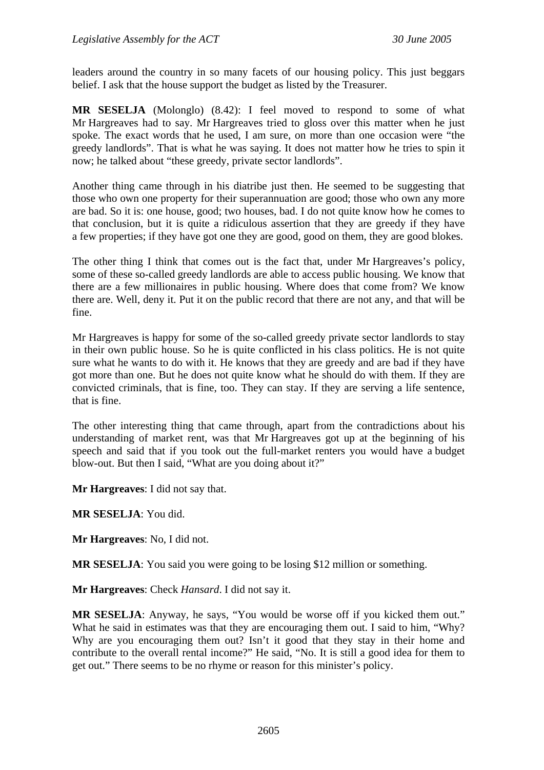leaders around the country in so many facets of our housing policy. This just beggars belief. I ask that the house support the budget as listed by the Treasurer.

**MR SESELJA** (Molonglo) (8.42): I feel moved to respond to some of what Mr Hargreaves had to say. Mr Hargreaves tried to gloss over this matter when he just spoke. The exact words that he used, I am sure, on more than one occasion were "the greedy landlords". That is what he was saying. It does not matter how he tries to spin it now; he talked about "these greedy, private sector landlords".

Another thing came through in his diatribe just then. He seemed to be suggesting that those who own one property for their superannuation are good; those who own any more are bad. So it is: one house, good; two houses, bad. I do not quite know how he comes to that conclusion, but it is quite a ridiculous assertion that they are greedy if they have a few properties; if they have got one they are good, good on them, they are good blokes.

The other thing I think that comes out is the fact that, under Mr Hargreaves's policy, some of these so-called greedy landlords are able to access public housing. We know that there are a few millionaires in public housing. Where does that come from? We know there are. Well, deny it. Put it on the public record that there are not any, and that will be fine.

Mr Hargreaves is happy for some of the so-called greedy private sector landlords to stay in their own public house. So he is quite conflicted in his class politics. He is not quite sure what he wants to do with it. He knows that they are greedy and are bad if they have got more than one. But he does not quite know what he should do with them. If they are convicted criminals, that is fine, too. They can stay. If they are serving a life sentence, that is fine.

The other interesting thing that came through, apart from the contradictions about his understanding of market rent, was that Mr Hargreaves got up at the beginning of his speech and said that if you took out the full-market renters you would have a budget blow-out. But then I said, "What are you doing about it?"

**Mr Hargreaves**: I did not say that.

**MR SESELJA**: You did.

**Mr Hargreaves**: No, I did not.

**MR SESELJA**: You said you were going to be losing $12 million or something.

**Mr Hargreaves**: Check *Hansard*. I did not say it.

**MR SESELJA**: Anyway, he says, "You would be worse off if you kicked them out." What he said in estimates was that they are encouraging them out. I said to him, "Why? Why are you encouraging them out? Isn't it good that they stay in their home and contribute to the overall rental income?" He said, "No. It is still a good idea for them to get out." There seems to be no rhyme or reason for this minister's policy.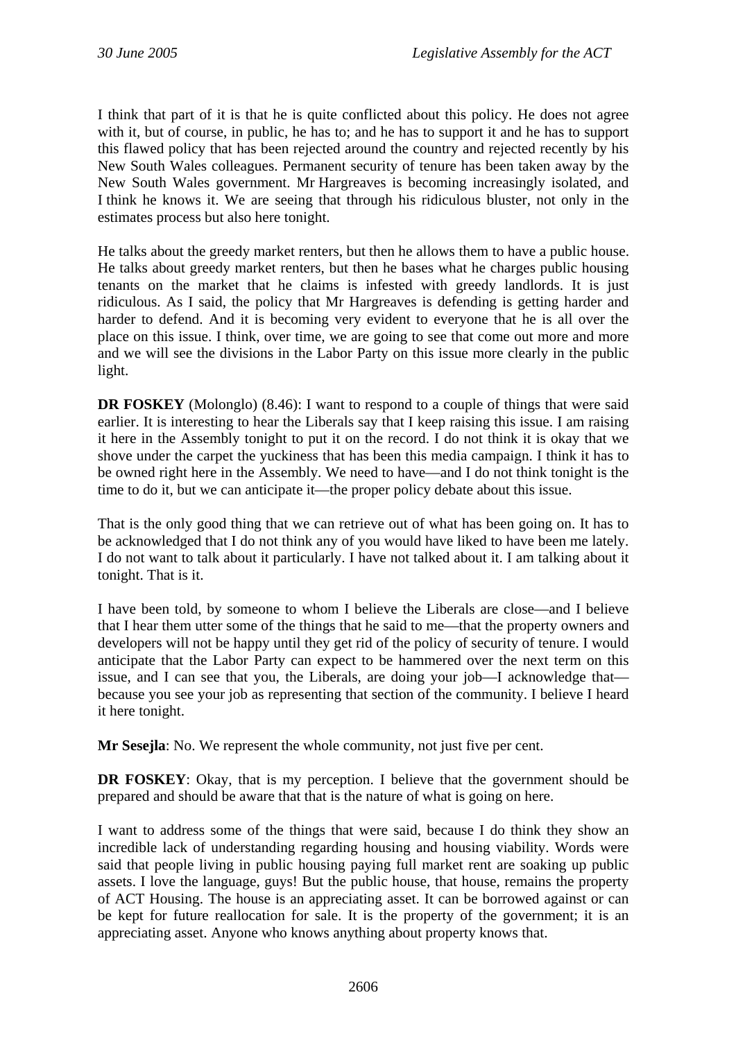I think that part of it is that he is quite conflicted about this policy. He does not agree with it, but of course, in public, he has to; and he has to support it and he has to support this flawed policy that has been rejected around the country and rejected recently by his New South Wales colleagues. Permanent security of tenure has been taken away by the New South Wales government. Mr Hargreaves is becoming increasingly isolated, and I think he knows it. We are seeing that through his ridiculous bluster, not only in the estimates process but also here tonight.

He talks about the greedy market renters, but then he allows them to have a public house. He talks about greedy market renters, but then he bases what he charges public housing tenants on the market that he claims is infested with greedy landlords. It is just ridiculous. As I said, the policy that Mr Hargreaves is defending is getting harder and harder to defend. And it is becoming very evident to everyone that he is all over the place on this issue. I think, over time, we are going to see that come out more and more and we will see the divisions in the Labor Party on this issue more clearly in the public light.

**DR FOSKEY** (Molonglo) (8.46): I want to respond to a couple of things that were said earlier. It is interesting to hear the Liberals say that I keep raising this issue. I am raising it here in the Assembly tonight to put it on the record. I do not think it is okay that we shove under the carpet the yuckiness that has been this media campaign. I think it has to be owned right here in the Assembly. We need to have—and I do not think tonight is the time to do it, but we can anticipate it—the proper policy debate about this issue.

That is the only good thing that we can retrieve out of what has been going on. It has to be acknowledged that I do not think any of you would have liked to have been me lately. I do not want to talk about it particularly. I have not talked about it. I am talking about it tonight. That is it.

I have been told, by someone to whom I believe the Liberals are close—and I believe that I hear them utter some of the things that he said to me—that the property owners and developers will not be happy until they get rid of the policy of security of tenure. I would anticipate that the Labor Party can expect to be hammered over the next term on this issue, and I can see that you, the Liberals, are doing your job—I acknowledge that—because you see your job as representing that section of the community. I believe I heard it here tonight.

**Mr Sesejla**: No. We represent the whole community, not just five per cent.

**DR FOSKEY**: Okay, that is my perception. I believe that the government should be prepared and should be aware that that is the nature of what is going on here.

I want to address some of the things that were said, because I do think they show an incredible lack of understanding regarding housing and housing viability. Words were said that people living in public housing paying full market rent are soaking up public assets. I love the language, guys! But the public house, that house, remains the property of ACT Housing. The house is an appreciating asset. It can be borrowed against or can be kept for future reallocation for sale. It is the property of the government; it is an appreciating asset. Anyone who knows anything about property knows that.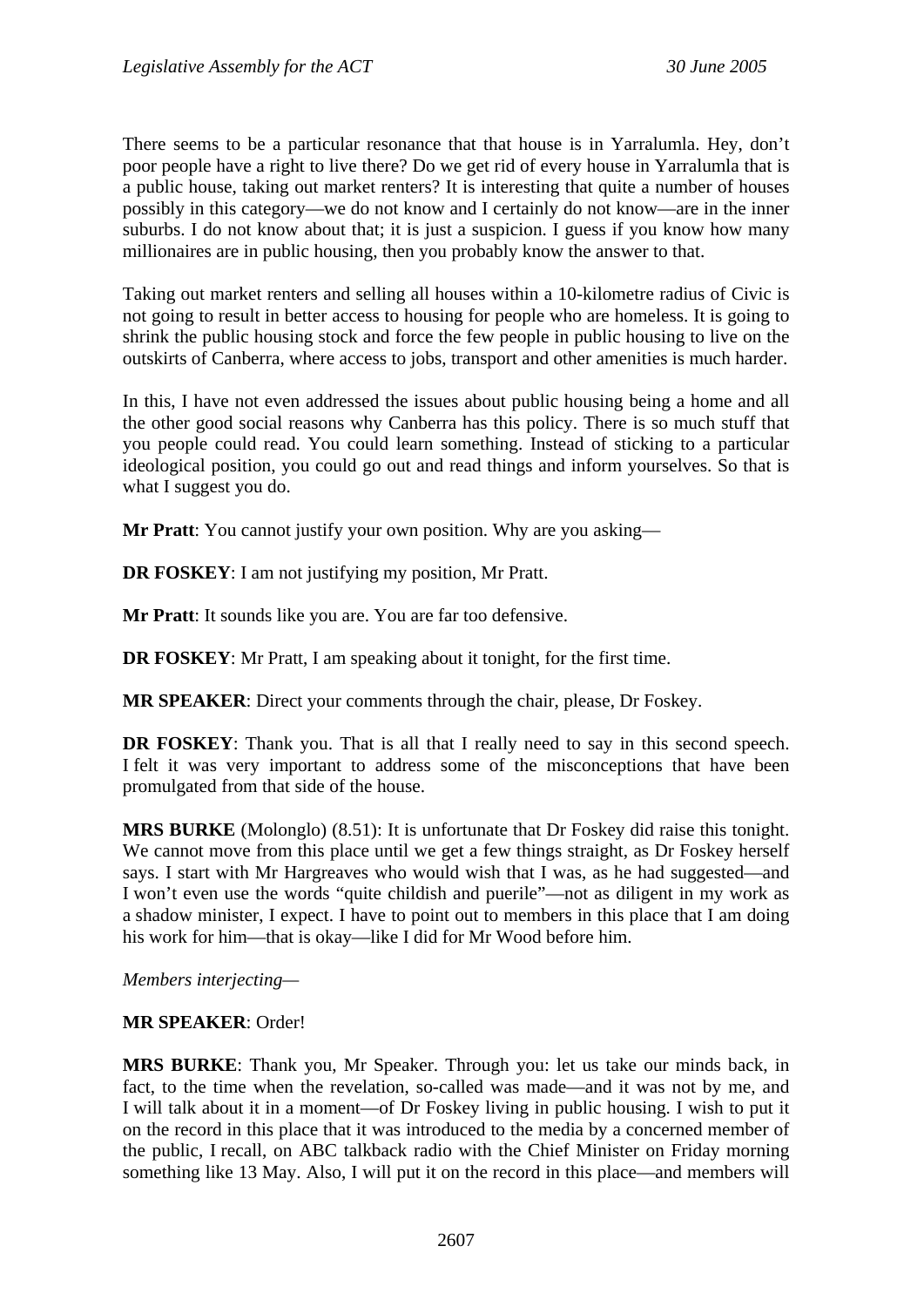There seems to be a particular resonance that that house is in Yarralumla. Hey, don't poor people have a right to live there? Do we get rid of every house in Yarralumla that is a public house, taking out market renters? It is interesting that quite a number of houses possibly in this category—we do not know and I certainly do not know—are in the inner suburbs. I do not know about that; it is just a suspicion. I guess if you know how many millionaires are in public housing, then you probably know the answer to that.

Taking out market renters and selling all houses within a 10-kilometre radius of Civic is not going to result in better access to housing for people who are homeless. It is going to shrink the public housing stock and force the few people in public housing to live on the outskirts of Canberra, where access to jobs, transport and other amenities is much harder.

In this, I have not even addressed the issues about public housing being a home and all the other good social reasons why Canberra has this policy. There is so much stuff that you people could read. You could learn something. Instead of sticking to a particular ideological position, you could go out and read things and inform yourselves. So that is what I suggest you do.

**Mr Pratt**: You cannot justify your own position. Why are you asking—

**DR FOSKEY**: I am not justifying my position, Mr Pratt.

**Mr Pratt**: It sounds like you are. You are far too defensive.

**DR FOSKEY**: Mr Pratt, I am speaking about it tonight, for the first time.

**MR SPEAKER**: Direct your comments through the chair, please, Dr Foskey.

**DR FOSKEY**: Thank you. That is all that I really need to say in this second speech. I felt it was very important to address some of the misconceptions that have been promulgated from that side of the house.

**MRS BURKE** (Molonglo) (8.51): It is unfortunate that Dr Foskey did raise this tonight. We cannot move from this place until we get a few things straight, as Dr Foskey herself says. I start with Mr Hargreaves who would wish that I was, as he had suggested—and I won't even use the words "quite childish and puerile"—not as diligent in my work as a shadow minister, I expect. I have to point out to members in this place that I am doing his work for him—that is okay—like I did for Mr Wood before him.

*Members interjecting*—

**MR SPEAKER**: Order!

**MRS BURKE**: Thank you, Mr Speaker. Through you: let us take our minds back, in fact, to the time when the revelation, so-called was made—and it was not by me, and I will talk about it in a moment—of Dr Foskey living in public housing. I wish to put it on the record in this place that it was introduced to the media by a concerned member of the public, I recall, on ABC talkback radio with the Chief Minister on Friday morning something like 13 May. Also, I will put it on the record in this place—and members will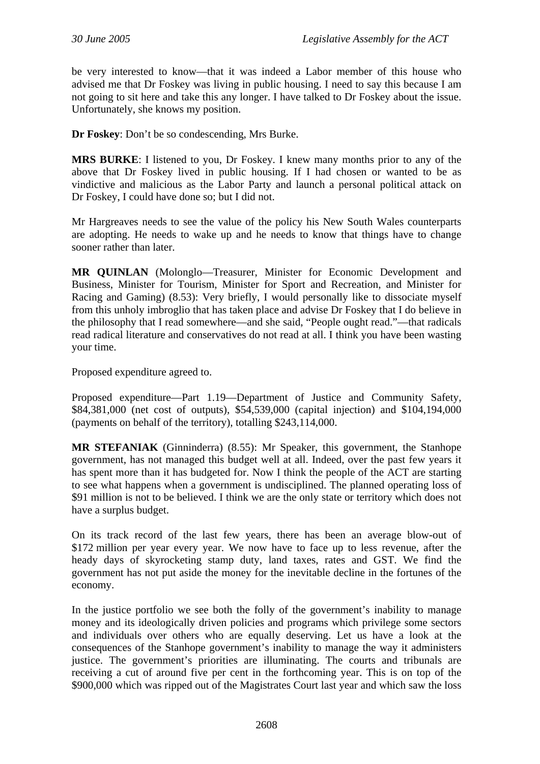be very interested to know—that it was indeed a Labor member of this house who advised me that Dr Foskey was living in public housing. I need to say this because I am not going to sit here and take this any longer. I have talked to Dr Foskey about the issue. Unfortunately, she knows my position.

**Dr Foskey**: Don't be so condescending, Mrs Burke.

**MRS BURKE**: I listened to you, Dr Foskey. I knew many months prior to any of the above that Dr Foskey lived in public housing. If I had chosen or wanted to be as vindictive and malicious as the Labor Party and launch a personal political attack on Dr Foskey, I could have done so; but I did not.

Mr Hargreaves needs to see the value of the policy his New South Wales counterparts are adopting. He needs to wake up and he needs to know that things have to change sooner rather than later.

**MR QUINLAN** (Molonglo—Treasurer, Minister for Economic Development and Business, Minister for Tourism, Minister for Sport and Recreation, and Minister for Racing and Gaming) (8.53): Very briefly, I would personally like to dissociate myself from this unholy imbroglio that has taken place and advise Dr Foskey that I do believe in the philosophy that I read somewhere—and she said, "People ought read."—that radicals read radical literature and conservatives do not read at all. I think you have been wasting your time.

Proposed expenditure agreed to.

Proposed expenditure—Part 1.19—Department of Justice and Community Safety, $84,381,000 (net cost of outputs), $54,539,000 (capital injection) and $104,194,000 (payments on behalf of the territory), totalling $243,114,000.

**MR STEFANIAK** (Ginninderra) (8.55): Mr Speaker, this government, the Stanhope government, has not managed this budget well at all. Indeed, over the past few years it has spent more than it has budgeted for. Now I think the people of the ACT are starting to see what happens when a government is undisciplined. The planned operating loss of $91 million is not to be believed. I think we are the only state or territory which does not have a surplus budget.

On its track record of the last few years, there has been an average blow-out of $172 million per year every year. We now have to face up to less revenue, after the heady days of skyrocketing stamp duty, land taxes, rates and GST. We find the government has not put aside the money for the inevitable decline in the fortunes of the economy.

In the justice portfolio we see both the folly of the government's inability to manage money and its ideologically driven policies and programs which privilege some sectors and individuals over others who are equally deserving. Let us have a look at the consequences of the Stanhope government's inability to manage the way it administers justice. The government's priorities are illuminating. The courts and tribunals are receiving a cut of around five per cent in the forthcoming year. This is on top of the $900,000 which was ripped out of the Magistrates Court last year and which saw the loss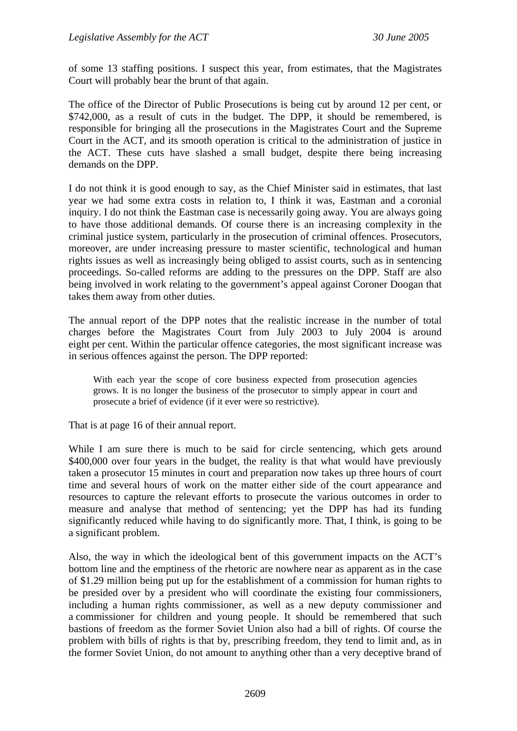of some 13 staffing positions. I suspect this year, from estimates, that the Magistrates Court will probably bear the brunt of that again.

The office of the Director of Public Prosecutions is being cut by around 12 per cent, or $742,000, as a result of cuts in the budget. The DPP, it should be remembered, is responsible for bringing all the prosecutions in the Magistrates Court and the Supreme Court in the ACT, and its smooth operation is critical to the administration of justice in the ACT. These cuts have slashed a small budget, despite there being increasing demands on the DPP.

I do not think it is good enough to say, as the Chief Minister said in estimates, that last year we had some extra costs in relation to, I think it was, Eastman and a coronial inquiry. I do not think the Eastman case is necessarily going away. You are always going to have those additional demands. Of course there is an increasing complexity in the criminal justice system, particularly in the prosecution of criminal offences. Prosecutors, moreover, are under increasing pressure to master scientific, technological and human rights issues as well as increasingly being obliged to assist courts, such as in sentencing proceedings. So-called reforms are adding to the pressures on the DPP. Staff are also being involved in work relating to the government's appeal against Coroner Doogan that takes them away from other duties.

The annual report of the DPP notes that the realistic increase in the number of total charges before the Magistrates Court from July 2003 to July 2004 is around eight per cent. Within the particular offence categories, the most significant increase was in serious offences against the person. The DPP reported:

> With each year the scope of core business expected from prosecution agencies grows. It is no longer the business of the prosecutor to simply appear in court and prosecute a brief of evidence (if it ever were so restrictive).

That is at page 16 of their annual report.

While I am sure there is much to be said for circle sentencing, which gets around $400,000 over four years in the budget, the reality is that what would have previously taken a prosecutor 15 minutes in court and preparation now takes up three hours of court time and several hours of work on the matter either side of the court appearance and resources to capture the relevant efforts to prosecute the various outcomes in order to measure and analyse that method of sentencing; yet the DPP has had its funding significantly reduced while having to do significantly more. That, I think, is going to be a significant problem.

Also, the way in which the ideological bent of this government impacts on the ACT's bottom line and the emptiness of the rhetoric are nowhere near as apparent as in the case of $1.29 million being put up for the establishment of a commission for human rights to be presided over by a president who will coordinate the existing four commissioners, including a human rights commissioner, as well as a new deputy commissioner and a commissioner for children and young people. It should be remembered that such bastions of freedom as the former Soviet Union also had a bill of rights. Of course the problem with bills of rights is that by, prescribing freedom, they tend to limit and, as in the former Soviet Union, do not amount to anything other than a very deceptive brand of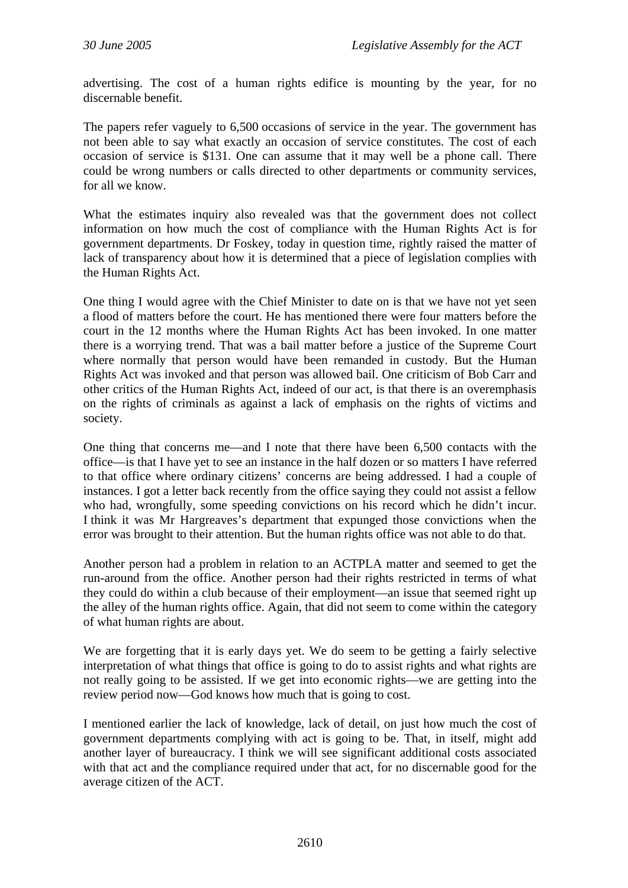advertising. The cost of a human rights edifice is mounting by the year, for no discernable benefit.

The papers refer vaguely to 6,500 occasions of service in the year. The government has not been able to say what exactly an occasion of service constitutes. The cost of each occasion of service is $131. One can assume that it may well be a phone call. There could be wrong numbers or calls directed to other departments or community services, for all we know.

What the estimates inquiry also revealed was that the government does not collect information on how much the cost of compliance with the Human Rights Act is for government departments. Dr Foskey, today in question time, rightly raised the matter of lack of transparency about how it is determined that a piece of legislation complies with the Human Rights Act.

One thing I would agree with the Chief Minister to date on is that we have not yet seen a flood of matters before the court. He has mentioned there were four matters before the court in the 12 months where the Human Rights Act has been invoked. In one matter there is a worrying trend. That was a bail matter before a justice of the Supreme Court where normally that person would have been remanded in custody. But the Human Rights Act was invoked and that person was allowed bail. One criticism of Bob Carr and other critics of the Human Rights Act, indeed of our act, is that there is an overemphasis on the rights of criminals as against a lack of emphasis on the rights of victims and society.

One thing that concerns me—and I note that there have been 6,500 contacts with the office—is that I have yet to see an instance in the half dozen or so matters I have referred to that office where ordinary citizens' concerns are being addressed. I had a couple of instances. I got a letter back recently from the office saying they could not assist a fellow who had, wrongfully, some speeding convictions on his record which he didn't incur. I think it was Mr Hargreaves's department that expunged those convictions when the error was brought to their attention. But the human rights office was not able to do that.

Another person had a problem in relation to an ACTPLA matter and seemed to get the run-around from the office. Another person had their rights restricted in terms of what they could do within a club because of their employment—an issue that seemed right up the alley of the human rights office. Again, that did not seem to come within the category of what human rights are about.

We are forgetting that it is early days yet. We do seem to be getting a fairly selective interpretation of what things that office is going to do to assist rights and what rights are not really going to be assisted. If we get into economic rights—we are getting into the review period now—God knows how much that is going to cost.

I mentioned earlier the lack of knowledge, lack of detail, on just how much the cost of government departments complying with act is going to be. That, in itself, might add another layer of bureaucracy. I think we will see significant additional costs associated with that act and the compliance required under that act, for no discernable good for the average citizen of the ACT.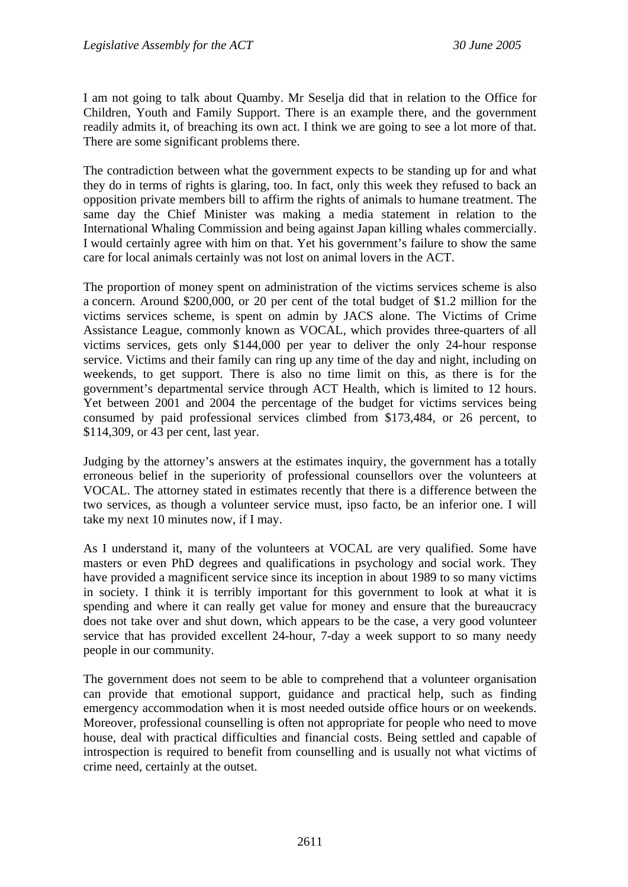I am not going to talk about Quamby. Mr Seselja did that in relation to the Office for Children, Youth and Family Support. There is an example there, and the government readily admits it, of breaching its own act. I think we are going to see a lot more of that. There are some significant problems there.

The contradiction between what the government expects to be standing up for and what they do in terms of rights is glaring, too. In fact, only this week they refused to back an opposition private members bill to affirm the rights of animals to humane treatment. The same day the Chief Minister was making a media statement in relation to the International Whaling Commission and being against Japan killing whales commercially. I would certainly agree with him on that. Yet his government's failure to show the same care for local animals certainly was not lost on animal lovers in the ACT.

The proportion of money spent on administration of the victims services scheme is also a concern. Around $200,000, or 20 per cent of the total budget of $1.2 million for the victims services scheme, is spent on admin by JACS alone. The Victims of Crime Assistance League, commonly known as VOCAL, which provides three-quarters of all victims services, gets only $144,000 per year to deliver the only 24-hour response service. Victims and their family can ring up any time of the day and night, including on weekends, to get support. There is also no time limit on this, as there is for the government's departmental service through ACT Health, which is limited to 12 hours. Yet between 2001 and 2004 the percentage of the budget for victims services being consumed by paid professional services climbed from $173,484, or 26 percent, to $114,309, or 43 per cent, last year.

Judging by the attorney's answers at the estimates inquiry, the government has a totally erroneous belief in the superiority of professional counsellors over the volunteers at VOCAL. The attorney stated in estimates recently that there is a difference between the two services, as though a volunteer service must, ipso facto, be an inferior one. I will take my next 10 minutes now, if I may.

As I understand it, many of the volunteers at VOCAL are very qualified. Some have masters or even PhD degrees and qualifications in psychology and social work. They have provided a magnificent service since its inception in about 1989 to so many victims in society. I think it is terribly important for this government to look at what it is spending and where it can really get value for money and ensure that the bureaucracy does not take over and shut down, which appears to be the case, a very good volunteer service that has provided excellent 24-hour, 7-day a week support to so many needy people in our community.

The government does not seem to be able to comprehend that a volunteer organisation can provide that emotional support, guidance and practical help, such as finding emergency accommodation when it is most needed outside office hours or on weekends. Moreover, professional counselling is often not appropriate for people who need to move house, deal with practical difficulties and financial costs. Being settled and capable of introspection is required to benefit from counselling and is usually not what victims of crime need, certainly at the outset.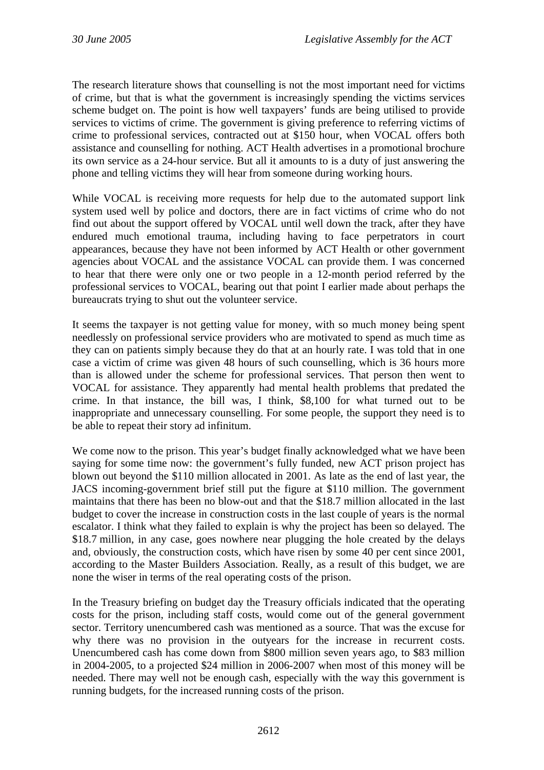The research literature shows that counselling is not the most important need for victims of crime, but that is what the government is increasingly spending the victims services scheme budget on. The point is how well taxpayers' funds are being utilised to provide services to victims of crime. The government is giving preference to referring victims of crime to professional services, contracted out at $150 hour, when VOCAL offers both assistance and counselling for nothing. ACT Health advertises in a promotional brochure its own service as a 24-hour service. But all it amounts to is a duty of just answering the phone and telling victims they will hear from someone during working hours.

While VOCAL is receiving more requests for help due to the automated support link system used well by police and doctors, there are in fact victims of crime who do not find out about the support offered by VOCAL until well down the track, after they have endured much emotional trauma, including having to face perpetrators in court appearances, because they have not been informed by ACT Health or other government agencies about VOCAL and the assistance VOCAL can provide them. I was concerned to hear that there were only one or two people in a 12-month period referred by the professional services to VOCAL, bearing out that point I earlier made about perhaps the bureaucrats trying to shut out the volunteer service.

It seems the taxpayer is not getting value for money, with so much money being spent needlessly on professional service providers who are motivated to spend as much time as they can on patients simply because they do that at an hourly rate. I was told that in one case a victim of crime was given 48 hours of such counselling, which is 36 hours more than is allowed under the scheme for professional services. That person then went to VOCAL for assistance. They apparently had mental health problems that predated the crime. In that instance, the bill was, I think, $8,100 for what turned out to be inappropriate and unnecessary counselling. For some people, the support they need is to be able to repeat their story ad infinitum.

We come now to the prison. This year's budget finally acknowledged what we have been saying for some time now: the government's fully funded, new ACT prison project has blown out beyond the $110 million allocated in 2001. As late as the end of last year, the JACS incoming-government brief still put the figure at $110 million. The government maintains that there has been no blow-out and that the $18.7 million allocated in the last budget to cover the increase in construction costs in the last couple of years is the normal escalator. I think what they failed to explain is why the project has been so delayed. The $18.7 million, in any case, goes nowhere near plugging the hole created by the delays and, obviously, the construction costs, which have risen by some 40 per cent since 2001, according to the Master Builders Association. Really, as a result of this budget, we are none the wiser in terms of the real operating costs of the prison.

In the Treasury briefing on budget day the Treasury officials indicated that the operating costs for the prison, including staff costs, would come out of the general government sector. Territory unencumbered cash was mentioned as a source. That was the excuse for why there was no provision in the outyears for the increase in recurrent costs. Unencumbered cash has come down from $800 million seven years ago, to $83 million in 2004-2005, to a projected $24 million in 2006-2007 when most of this money will be needed. There may well not be enough cash, especially with the way this government is running budgets, for the increased running costs of the prison.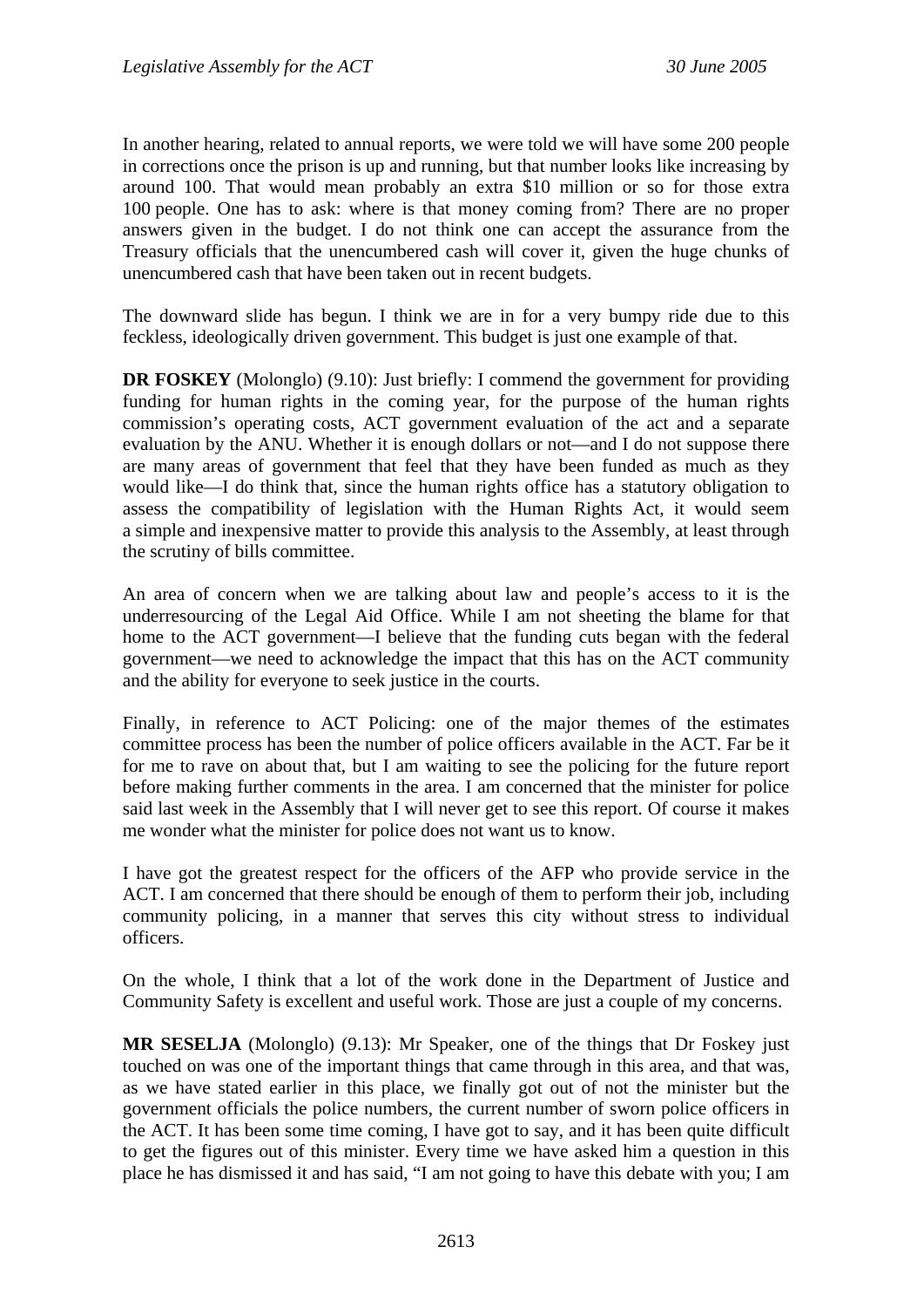In another hearing, related to annual reports, we were told we will have some 200 people in corrections once the prison is up and running, but that number looks like increasing by around 100. That would mean probably an extra $10 million or so for those extra 100 people. One has to ask: where is that money coming from? There are no proper answers given in the budget. I do not think one can accept the assurance from the Treasury officials that the unencumbered cash will cover it, given the huge chunks of unencumbered cash that have been taken out in recent budgets.

The downward slide has begun. I think we are in for a very bumpy ride due to this feckless, ideologically driven government. This budget is just one example of that.

**DR FOSKEY** (Molonglo) (9.10): Just briefly: I commend the government for providing funding for human rights in the coming year, for the purpose of the human rights commission's operating costs, ACT government evaluation of the act and a separate evaluation by the ANU. Whether it is enough dollars or not—and I do not suppose there are many areas of government that feel that they have been funded as much as they would like—I do think that, since the human rights office has a statutory obligation to assess the compatibility of legislation with the Human Rights Act, it would seem a simple and inexpensive matter to provide this analysis to the Assembly, at least through the scrutiny of bills committee.

An area of concern when we are talking about law and people's access to it is the underresourcing of the Legal Aid Office. While I am not sheeting the blame for that home to the ACT government—I believe that the funding cuts began with the federal government—we need to acknowledge the impact that this has on the ACT community and the ability for everyone to seek justice in the courts.

Finally, in reference to ACT Policing: one of the major themes of the estimates committee process has been the number of police officers available in the ACT. Far be it for me to rave on about that, but I am waiting to see the policing for the future report before making further comments in the area. I am concerned that the minister for police said last week in the Assembly that I will never get to see this report. Of course it makes me wonder what the minister for police does not want us to know.

I have got the greatest respect for the officers of the AFP who provide service in the ACT. I am concerned that there should be enough of them to perform their job, including community policing, in a manner that serves this city without stress to individual officers.

On the whole, I think that a lot of the work done in the Department of Justice and Community Safety is excellent and useful work. Those are just a couple of my concerns.

**MR SESELJA** (Molonglo) (9.13): Mr Speaker, one of the things that Dr Foskey just touched on was one of the important things that came through in this area, and that was, as we have stated earlier in this place, we finally got out of not the minister but the government officials the police numbers, the current number of sworn police officers in the ACT. It has been some time coming, I have got to say, and it has been quite difficult to get the figures out of this minister. Every time we have asked him a question in this place he has dismissed it and has said, "I am not going to have this debate with you; I am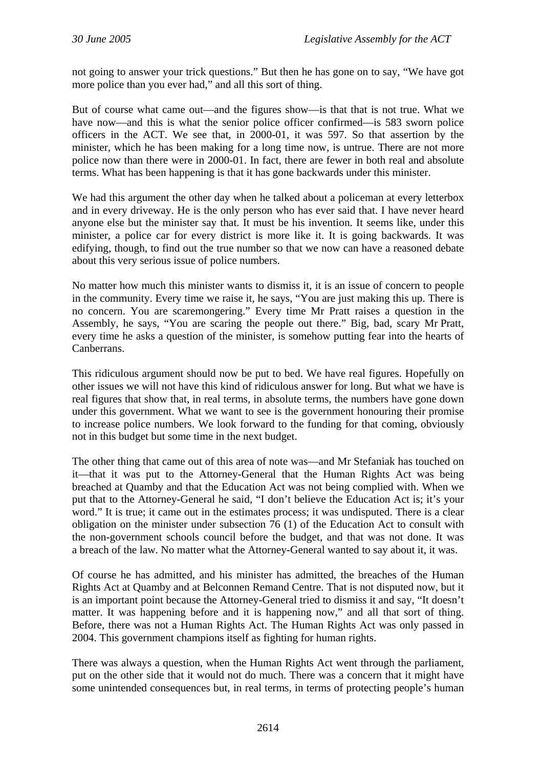not going to answer your trick questions." But then he has gone on to say, "We have got more police than you ever had," and all this sort of thing.

But of course what came out—and the figures show—is that that is not true. What we have now—and this is what the senior police officer confirmed—is 583 sworn police officers in the ACT. We see that, in 2000-01, it was 597. So that assertion by the minister, which he has been making for a long time now, is untrue. There are not more police now than there were in 2000-01. In fact, there are fewer in both real and absolute terms. What has been happening is that it has gone backwards under this minister.

We had this argument the other day when he talked about a policeman at every letterbox and in every driveway. He is the only person who has ever said that. I have never heard anyone else but the minister say that. It must be his invention. It seems like, under this minister, a police car for every district is more like it. It is going backwards. It was edifying, though, to find out the true number so that we now can have a reasoned debate about this very serious issue of police numbers.

No matter how much this minister wants to dismiss it, it is an issue of concern to people in the community. Every time we raise it, he says, "You are just making this up. There is no concern. You are scaremongering." Every time Mr Pratt raises a question in the Assembly, he says, "You are scaring the people out there." Big, bad, scary Mr Pratt, every time he asks a question of the minister, is somehow putting fear into the hearts of Canberrans.

This ridiculous argument should now be put to bed. We have real figures. Hopefully on other issues we will not have this kind of ridiculous answer for long. But what we have is real figures that show that, in real terms, in absolute terms, the numbers have gone down under this government. What we want to see is the government honouring their promise to increase police numbers. We look forward to the funding for that coming, obviously not in this budget but some time in the next budget.

The other thing that came out of this area of note was—and Mr Stefaniak has touched on it—that it was put to the Attorney-General that the Human Rights Act was being breached at Quamby and that the Education Act was not being complied with. When we put that to the Attorney-General he said, "I don't believe the Education Act is; it's your word." It is true; it came out in the estimates process; it was undisputed. There is a clear obligation on the minister under subsection 76 (1) of the Education Act to consult with the non-government schools council before the budget, and that was not done. It was a breach of the law. No matter what the Attorney-General wanted to say about it, it was.

Of course he has admitted, and his minister has admitted, the breaches of the Human Rights Act at Quamby and at Belconnen Remand Centre. That is not disputed now, but it is an important point because the Attorney-General tried to dismiss it and say, "It doesn't matter. It was happening before and it is happening now," and all that sort of thing. Before, there was not a Human Rights Act. The Human Rights Act was only passed in 2004. This government champions itself as fighting for human rights.

There was always a question, when the Human Rights Act went through the parliament, put on the other side that it would not do much. There was a concern that it might have some unintended consequences but, in real terms, in terms of protecting people's human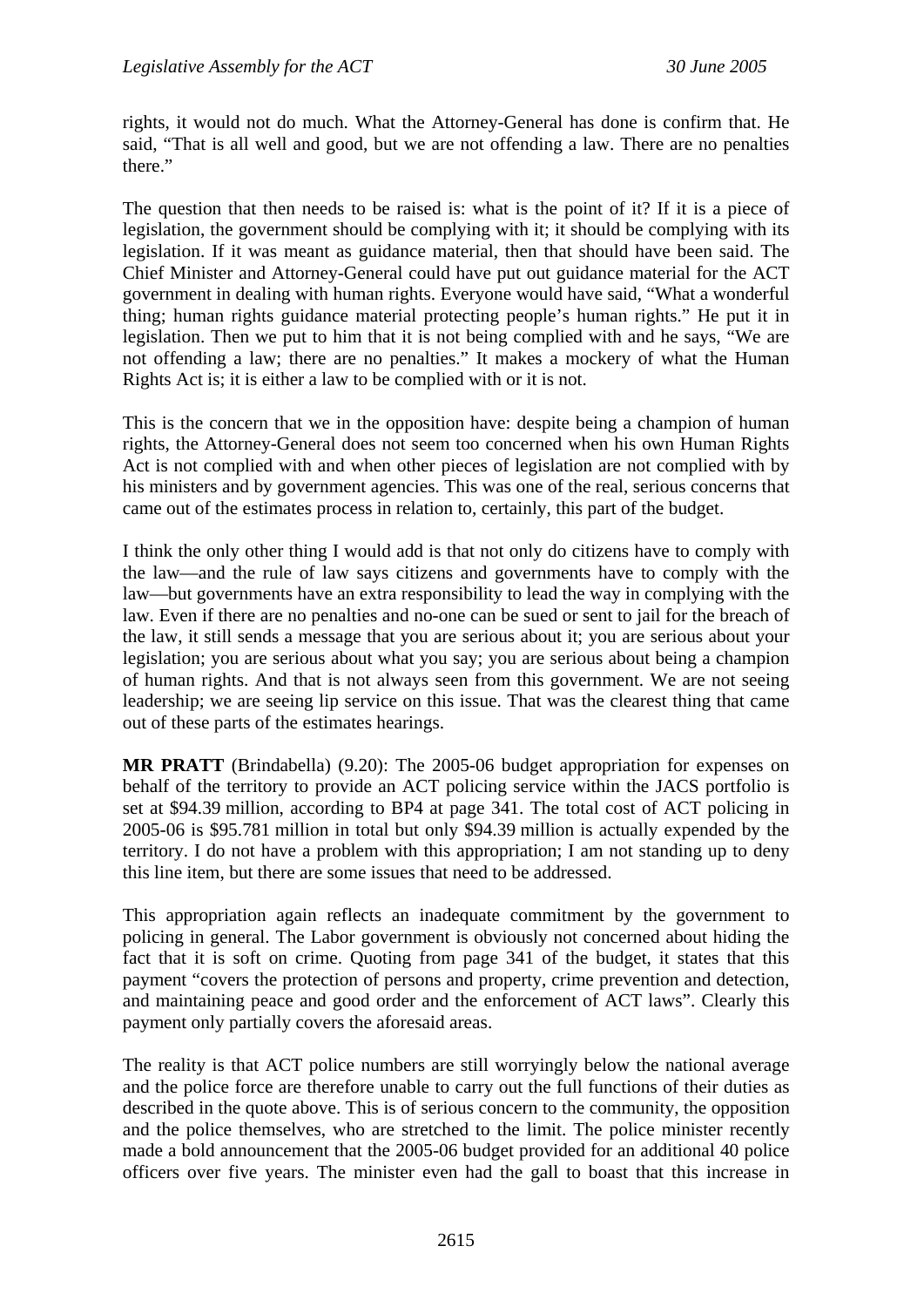rights, it would not do much. What the Attorney-General has done is confirm that. He said, "That is all well and good, but we are not offending a law. There are no penalties there."

The question that then needs to be raised is: what is the point of it? If it is a piece of legislation, the government should be complying with it; it should be complying with its legislation. If it was meant as guidance material, then that should have been said. The Chief Minister and Attorney-General could have put out guidance material for the ACT government in dealing with human rights. Everyone would have said, "What a wonderful thing; human rights guidance material protecting people's human rights." He put it in legislation. Then we put to him that it is not being complied with and he says, "We are not offending a law; there are no penalties." It makes a mockery of what the Human Rights Act is; it is either a law to be complied with or it is not.

This is the concern that we in the opposition have: despite being a champion of human rights, the Attorney-General does not seem too concerned when his own Human Rights Act is not complied with and when other pieces of legislation are not complied with by his ministers and by government agencies. This was one of the real, serious concerns that came out of the estimates process in relation to, certainly, this part of the budget.

I think the only other thing I would add is that not only do citizens have to comply with the law—and the rule of law says citizens and governments have to comply with the law—but governments have an extra responsibility to lead the way in complying with the law. Even if there are no penalties and no-one can be sued or sent to jail for the breach of the law, it still sends a message that you are serious about it; you are serious about your legislation; you are serious about what you say; you are serious about being a champion of human rights. And that is not always seen from this government. We are not seeing leadership; we are seeing lip service on this issue. That was the clearest thing that came out of these parts of the estimates hearings.

**MR PRATT** (Brindabella) (9.20): The 2005-06 budget appropriation for expenses on behalf of the territory to provide an ACT policing service within the JACS portfolio is set at $94.39 million, according to BP4 at page 341. The total cost of ACT policing in 2005-06 is $95.781 million in total but only $94.39 million is actually expended by the territory. I do not have a problem with this appropriation; I am not standing up to deny this line item, but there are some issues that need to be addressed.

This appropriation again reflects an inadequate commitment by the government to policing in general. The Labor government is obviously not concerned about hiding the fact that it is soft on crime. Quoting from page 341 of the budget, it states that this payment "covers the protection of persons and property, crime prevention and detection, and maintaining peace and good order and the enforcement of ACT laws". Clearly this payment only partially covers the aforesaid areas.

The reality is that ACT police numbers are still worryingly below the national average and the police force are therefore unable to carry out the full functions of their duties as described in the quote above. This is of serious concern to the community, the opposition and the police themselves, who are stretched to the limit. The police minister recently made a bold announcement that the 2005-06 budget provided for an additional 40 police officers over five years. The minister even had the gall to boast that this increase in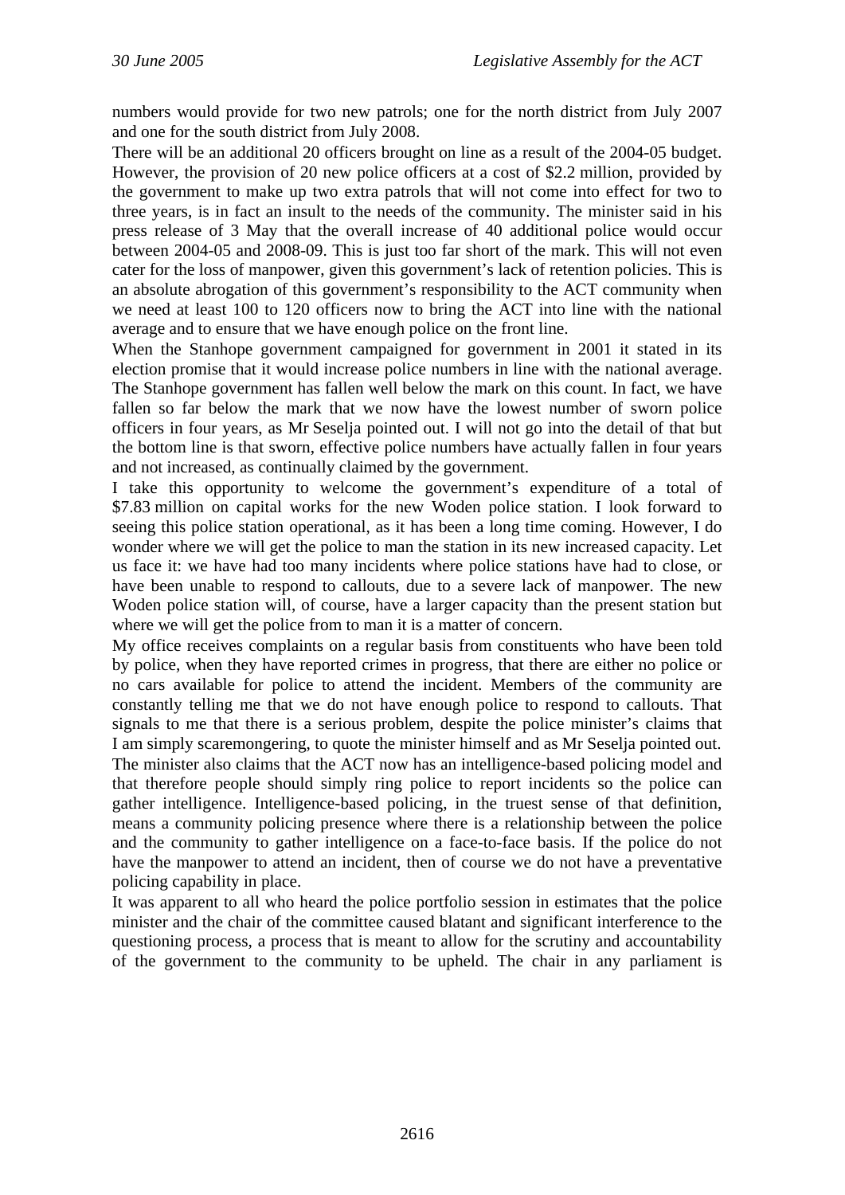numbers would provide for two new patrols; one for the north district from July 2007 and one for the south district from July 2008.

There will be an additional 20 officers brought on line as a result of the 2004-05 budget. However, the provision of 20 new police officers at a cost of $2.2 million, provided by the government to make up two extra patrols that will not come into effect for two to three years, is in fact an insult to the needs of the community. The minister said in his press release of 3 May that the overall increase of 40 additional police would occur between 2004-05 and 2008-09. This is just too far short of the mark. This will not even cater for the loss of manpower, given this government's lack of retention policies. This is an absolute abrogation of this government's responsibility to the ACT community when we need at least 100 to 120 officers now to bring the ACT into line with the national average and to ensure that we have enough police on the front line.

When the Stanhope government campaigned for government in 2001 it stated in its election promise that it would increase police numbers in line with the national average. The Stanhope government has fallen well below the mark on this count. In fact, we have fallen so far below the mark that we now have the lowest number of sworn police officers in four years, as Mr Seselja pointed out. I will not go into the detail of that but the bottom line is that sworn, effective police numbers have actually fallen in four years and not increased, as continually claimed by the government.

I take this opportunity to welcome the government's expenditure of a total of $7.83 million on capital works for the new Woden police station. I look forward to seeing this police station operational, as it has been a long time coming. However, I do wonder where we will get the police to man the station in its new increased capacity. Let us face it: we have had too many incidents where police stations have had to close, or have been unable to respond to callouts, due to a severe lack of manpower. The new Woden police station will, of course, have a larger capacity than the present station but where we will get the police from to man it is a matter of concern.

My office receives complaints on a regular basis from constituents who have been told by police, when they have reported crimes in progress, that there are either no police or no cars available for police to attend the incident. Members of the community are constantly telling me that we do not have enough police to respond to callouts. That signals to me that there is a serious problem, despite the police minister's claims that I am simply scaremongering, to quote the minister himself and as Mr Seselja pointed out.

The minister also claims that the ACT now has an intelligence-based policing model and that therefore people should simply ring police to report incidents so the police can gather intelligence. Intelligence-based policing, in the truest sense of that definition, means a community policing presence where there is a relationship between the police and the community to gather intelligence on a face-to-face basis. If the police do not have the manpower to attend an incident, then of course we do not have a preventative policing capability in place.

It was apparent to all who heard the police portfolio session in estimates that the police minister and the chair of the committee caused blatant and significant interference to the questioning process, a process that is meant to allow for the scrutiny and accountability of the government to the community to be upheld. The chair in any parliament is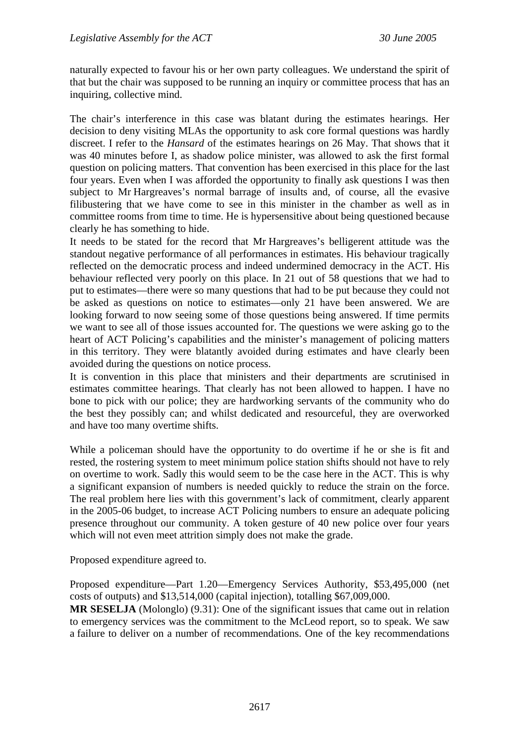naturally expected to favour his or her own party colleagues. We understand the spirit of that but the chair was supposed to be running an inquiry or committee process that has an inquiring, collective mind.

The chair's interference in this case was blatant during the estimates hearings. Her decision to deny visiting MLAs the opportunity to ask core formal questions was hardly discreet. I refer to the *Hansard* of the estimates hearings on 26 May. That shows that it was 40 minutes before I, as shadow police minister, was allowed to ask the first formal question on policing matters. That convention has been exercised in this place for the last four years. Even when I was afforded the opportunity to finally ask questions I was then subject to Mr Hargreaves's normal barrage of insults and, of course, all the evasive filibustering that we have come to see in this minister in the chamber as well as in committee rooms from time to time. He is hypersensitive about being questioned because clearly he has something to hide.

It needs to be stated for the record that Mr Hargreaves's belligerent attitude was the standout negative performance of all performances in estimates. His behaviour tragically reflected on the democratic process and indeed undermined democracy in the ACT. His behaviour reflected very poorly on this place. In 21 out of 58 questions that we had to put to estimates—there were so many questions that had to be put because they could not be asked as questions on notice to estimates—only 21 have been answered. We are looking forward to now seeing some of those questions being answered. If time permits we want to see all of those issues accounted for. The questions we were asking go to the heart of ACT Policing's capabilities and the minister's management of policing matters in this territory. They were blatantly avoided during estimates and have clearly been avoided during the questions on notice process.

It is convention in this place that ministers and their departments are scrutinised in estimates committee hearings. That clearly has not been allowed to happen. I have no bone to pick with our police; they are hardworking servants of the community who do the best they possibly can; and whilst dedicated and resourceful, they are overworked and have too many overtime shifts.

While a policeman should have the opportunity to do overtime if he or she is fit and rested, the rostering system to meet minimum police station shifts should not have to rely on overtime to work. Sadly this would seem to be the case here in the ACT. This is why a significant expansion of numbers is needed quickly to reduce the strain on the force. The real problem here lies with this government's lack of commitment, clearly apparent in the 2005-06 budget, to increase ACT Policing numbers to ensure an adequate policing presence throughout our community. A token gesture of 40 new police over four years which will not even meet attrition simply does not make the grade.

Proposed expenditure agreed to.

Proposed expenditure—Part 1.20—Emergency Services Authority, $53,495,000 (net costs of outputs) and $13,514,000 (capital injection), totalling $67,009,000.

**MR SESELJA** (Molonglo) (9.31): One of the significant issues that came out in relation to emergency services was the commitment to the McLeod report, so to speak. We saw a failure to deliver on a number of recommendations. One of the key recommendations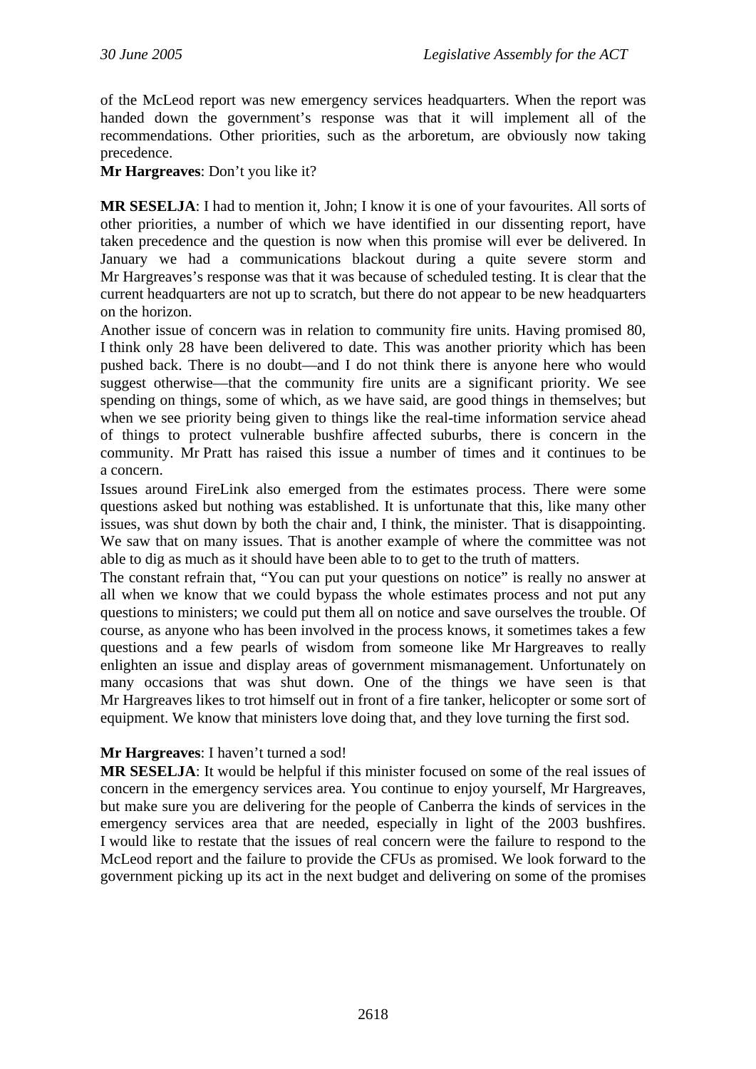of the McLeod report was new emergency services headquarters. When the report was handed down the government's response was that it will implement all of the recommendations. Other priorities, such as the arboretum, are obviously now taking precedence.

**Mr Hargreaves**: Don't you like it?

**MR SESELJA**: I had to mention it, John; I know it is one of your favourites. All sorts of other priorities, a number of which we have identified in our dissenting report, have taken precedence and the question is now when this promise will ever be delivered. In January we had a communications blackout during a quite severe storm and Mr Hargreaves's response was that it was because of scheduled testing. It is clear that the current headquarters are not up to scratch, but there do not appear to be new headquarters on the horizon.

Another issue of concern was in relation to community fire units. Having promised 80, I think only 28 have been delivered to date. This was another priority which has been pushed back. There is no doubt—and I do not think there is anyone here who would suggest otherwise—that the community fire units are a significant priority. We see spending on things, some of which, as we have said, are good things in themselves; but when we see priority being given to things like the real-time information service ahead of things to protect vulnerable bushfire affected suburbs, there is concern in the community. Mr Pratt has raised this issue a number of times and it continues to be a concern.

Issues around FireLink also emerged from the estimates process. There were some questions asked but nothing was established. It is unfortunate that this, like many other issues, was shut down by both the chair and, I think, the minister. That is disappointing. We saw that on many issues. That is another example of where the committee was not able to dig as much as it should have been able to to get to the truth of matters.

The constant refrain that, "You can put your questions on notice" is really no answer at all when we know that we could bypass the whole estimates process and not put any questions to ministers; we could put them all on notice and save ourselves the trouble. Of course, as anyone who has been involved in the process knows, it sometimes takes a few questions and a few pearls of wisdom from someone like Mr Hargreaves to really enlighten an issue and display areas of government mismanagement. Unfortunately on many occasions that was shut down. One of the things we have seen is that Mr Hargreaves likes to trot himself out in front of a fire tanker, helicopter or some sort of equipment. We know that ministers love doing that, and they love turning the first sod.

**Mr Hargreaves**: I haven't turned a sod!

**MR SESELJA**: It would be helpful if this minister focused on some of the real issues of concern in the emergency services area. You continue to enjoy yourself, Mr Hargreaves, but make sure you are delivering for the people of Canberra the kinds of services in the emergency services area that are needed, especially in light of the 2003 bushfires. I would like to restate that the issues of real concern were the failure to respond to the McLeod report and the failure to provide the CFUs as promised. We look forward to the government picking up its act in the next budget and delivering on some of the promises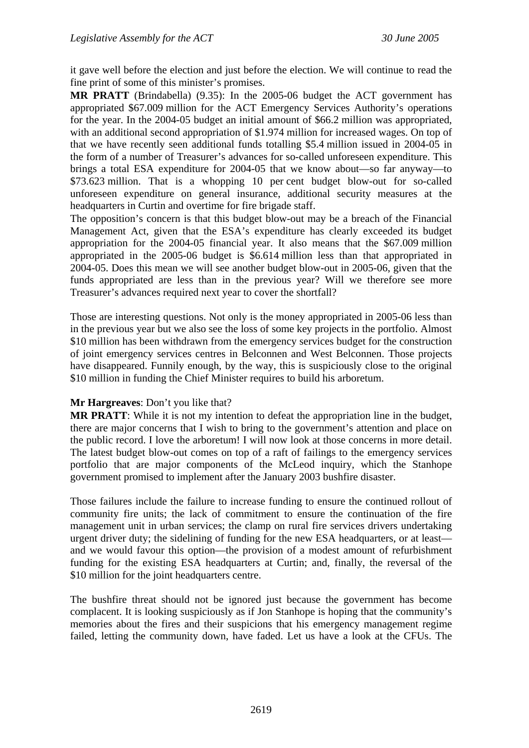it gave well before the election and just before the election. We will continue to read the fine print of some of this minister's promises.

**MR PRATT** (Brindabella) (9.35): In the 2005-06 budget the ACT government has appropriated $67.009 million for the ACT Emergency Services Authority's operations for the year. In the 2004-05 budget an initial amount of $66.2 million was appropriated, with an additional second appropriation of $1.974 million for increased wages. On top of that we have recently seen additional funds totalling $5.4 million issued in 2004-05 in the form of a number of Treasurer's advances for so-called unforeseen expenditure. This brings a total ESA expenditure for 2004-05 that we know about—so far anyway—to $73.623 million. That is a whopping 10 per cent budget blow-out for so-called unforeseen expenditure on general insurance, additional security measures at the headquarters in Curtin and overtime for fire brigade staff.

The opposition's concern is that this budget blow-out may be a breach of the Financial Management Act, given that the ESA's expenditure has clearly exceeded its budget appropriation for the 2004-05 financial year. It also means that the $67.009 million appropriated in the 2005-06 budget is $6.614 million less than that appropriated in 2004-05. Does this mean we will see another budget blow-out in 2005-06, given that the funds appropriated are less than in the previous year? Will we therefore see more Treasurer's advances required next year to cover the shortfall?

Those are interesting questions. Not only is the money appropriated in 2005-06 less than in the previous year but we also see the loss of some key projects in the portfolio. Almost $10 million has been withdrawn from the emergency services budget for the construction of joint emergency services centres in Belconnen and West Belconnen. Those projects have disappeared. Funnily enough, by the way, this is suspiciously close to the original $10 million in funding the Chief Minister requires to build his arboretum.

**Mr Hargreaves**: Don't you like that?

**MR PRATT**: While it is not my intention to defeat the appropriation line in the budget, there are major concerns that I wish to bring to the government's attention and place on the public record. I love the arboretum! I will now look at those concerns in more detail. The latest budget blow-out comes on top of a raft of failings to the emergency services portfolio that are major components of the McLeod inquiry, which the Stanhope government promised to implement after the January 2003 bushfire disaster.

Those failures include the failure to increase funding to ensure the continued rollout of community fire units; the lack of commitment to ensure the continuation of the fire management unit in urban services; the clamp on rural fire services drivers undertaking urgent driver duty; the sidelining of funding for the new ESA headquarters, or at least—and we would favour this option—the provision of a modest amount of refurbishment funding for the existing ESA headquarters at Curtin; and, finally, the reversal of the $10 million for the joint headquarters centre.

The bushfire threat should not be ignored just because the government has become complacent. It is looking suspiciously as if Jon Stanhope is hoping that the community's memories about the fires and their suspicions that his emergency management regime failed, letting the community down, have faded. Let us have a look at the CFUs. The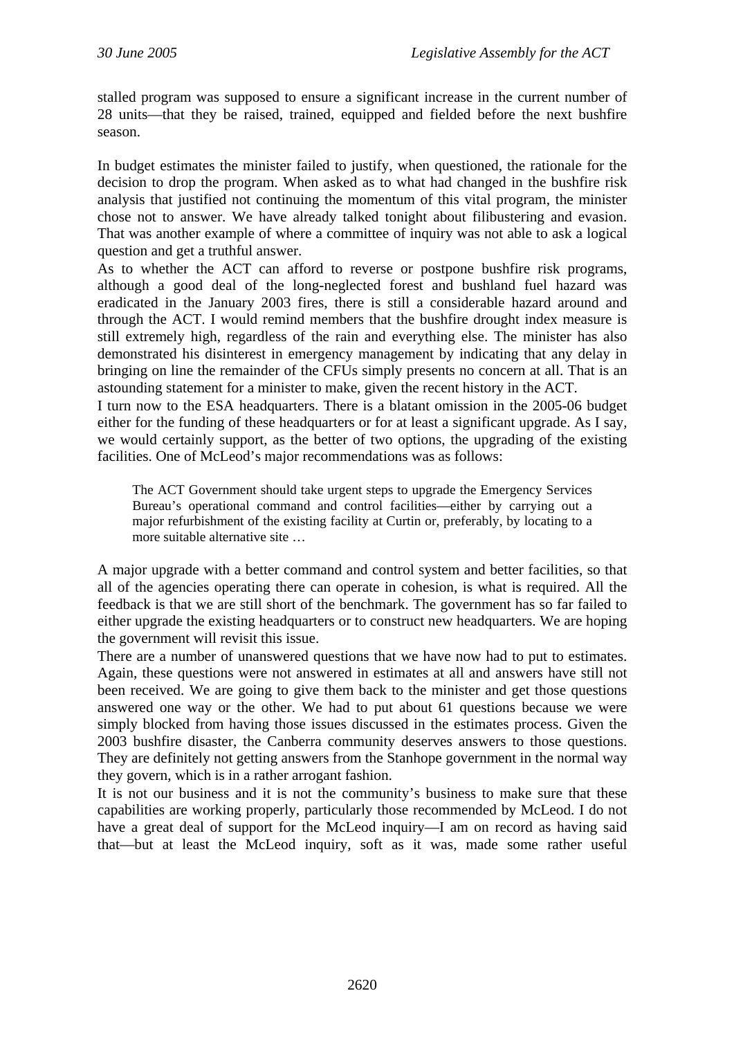stalled program was supposed to ensure a significant increase in the current number of 28 units—that they be raised, trained, equipped and fielded before the next bushfire season.

In budget estimates the minister failed to justify, when questioned, the rationale for the decision to drop the program. When asked as to what had changed in the bushfire risk analysis that justified not continuing the momentum of this vital program, the minister chose not to answer. We have already talked tonight about filibustering and evasion. That was another example of where a committee of inquiry was not able to ask a logical question and get a truthful answer.

As to whether the ACT can afford to reverse or postpone bushfire risk programs, although a good deal of the long-neglected forest and bushland fuel hazard was eradicated in the January 2003 fires, there is still a considerable hazard around and through the ACT. I would remind members that the bushfire drought index measure is still extremely high, regardless of the rain and everything else. The minister has also demonstrated his disinterest in emergency management by indicating that any delay in bringing on line the remainder of the CFUs simply presents no concern at all. That is an astounding statement for a minister to make, given the recent history in the ACT.

I turn now to the ESA headquarters. There is a blatant omission in the 2005-06 budget either for the funding of these headquarters or for at least a significant upgrade. As I say, we would certainly support, as the better of two options, the upgrading of the existing facilities. One of McLeod's major recommendations was as follows:

> The ACT Government should take urgent steps to upgrade the Emergency Services Bureau's operational command and control facilities—either by carrying out a major refurbishment of the existing facility at Curtin or, preferably, by locating to a more suitable alternative site …

A major upgrade with a better command and control system and better facilities, so that all of the agencies operating there can operate in cohesion, is what is required. All the feedback is that we are still short of the benchmark. The government has so far failed to either upgrade the existing headquarters or to construct new headquarters. We are hoping the government will revisit this issue.

There are a number of unanswered questions that we have now had to put to estimates. Again, these questions were not answered in estimates at all and answers have still not been received. We are going to give them back to the minister and get those questions answered one way or the other. We had to put about 61 questions because we were simply blocked from having those issues discussed in the estimates process. Given the 2003 bushfire disaster, the Canberra community deserves answers to those questions. They are definitely not getting answers from the Stanhope government in the normal way they govern, which is in a rather arrogant fashion.

It is not our business and it is not the community's business to make sure that these capabilities are working properly, particularly those recommended by McLeod. I do not have a great deal of support for the McLeod inquiry—I am on record as having said that—but at least the McLeod inquiry, soft as it was, made some rather useful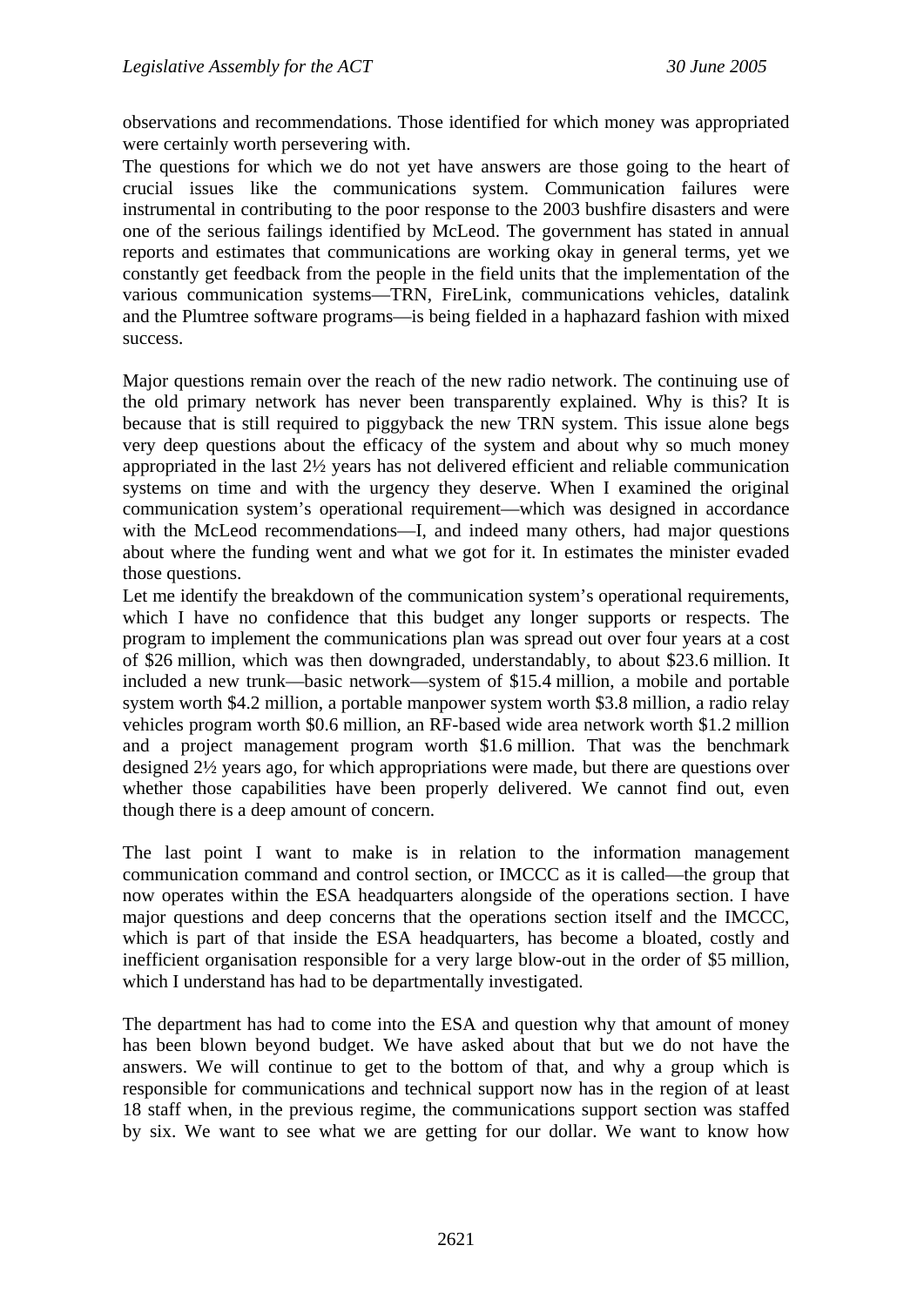observations and recommendations. Those identified for which money was appropriated were certainly worth persevering with.

The questions for which we do not yet have answers are those going to the heart of crucial issues like the communications system. Communication failures were instrumental in contributing to the poor response to the 2003 bushfire disasters and were one of the serious failings identified by McLeod. The government has stated in annual reports and estimates that communications are working okay in general terms, yet we constantly get feedback from the people in the field units that the implementation of the various communication systems—TRN, FireLink, communications vehicles, datalink and the Plumtree software programs—is being fielded in a haphazard fashion with mixed success.

Major questions remain over the reach of the new radio network. The continuing use of the old primary network has never been transparently explained. Why is this? It is because that is still required to piggyback the new TRN system. This issue alone begs very deep questions about the efficacy of the system and about why so much money appropriated in the last 2½ years has not delivered efficient and reliable communication systems on time and with the urgency they deserve. When I examined the original communication system's operational requirement—which was designed in accordance with the McLeod recommendations—I, and indeed many others, had major questions about where the funding went and what we got for it. In estimates the minister evaded those questions.

Let me identify the breakdown of the communication system's operational requirements, which I have no confidence that this budget any longer supports or respects. The program to implement the communications plan was spread out over four years at a cost of \$26 million, which was then downgraded, understandably, to about \$23.6 million. It included a new trunk—basic network—system of \$15.4 million, a mobile and portable system worth \$4.2 million, a portable manpower system worth \$3.8 million, a radio relay vehicles program worth \$0.6 million, an RF-based wide area network worth \$1.2 million and a project management program worth \$1.6 million. That was the benchmark designed 2½ years ago, for which appropriations were made, but there are questions over whether those capabilities have been properly delivered. We cannot find out, even though there is a deep amount of concern.

The last point I want to make is in relation to the information management communication command and control section, or IMCCC as it is called—the group that now operates within the ESA headquarters alongside of the operations section. I have major questions and deep concerns that the operations section itself and the IMCCC, which is part of that inside the ESA headquarters, has become a bloated, costly and inefficient organisation responsible for a very large blow-out in the order of \$5 million, which I understand has had to be departmentally investigated.

The department has had to come into the ESA and question why that amount of money has been blown beyond budget. We have asked about that but we do not have the answers. We will continue to get to the bottom of that, and why a group which is responsible for communications and technical support now has in the region of at least 18 staff when, in the previous regime, the communications support section was staffed by six. We want to see what we are getting for our dollar. We want to know how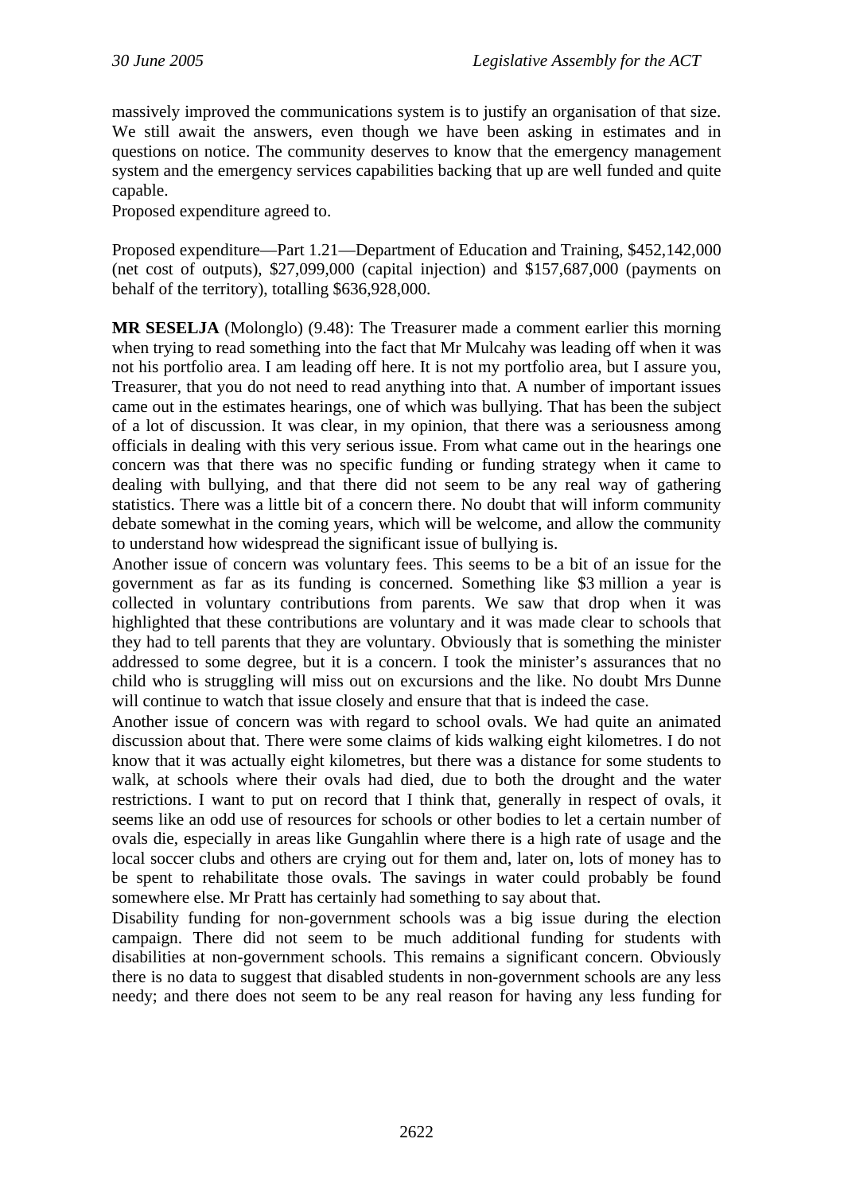massively improved the communications system is to justify an organisation of that size. We still await the answers, even though we have been asking in estimates and in questions on notice. The community deserves to know that the emergency management system and the emergency services capabilities backing that up are well funded and quite capable.

Proposed expenditure agreed to.

Proposed expenditure—Part 1.21—Department of Education and Training, $452,142,000 (net cost of outputs), $27,099,000 (capital injection) and $157,687,000 (payments on behalf of the territory), totalling $636,928,000.

**MR SESELJA** (Molonglo) (9.48): The Treasurer made a comment earlier this morning when trying to read something into the fact that Mr Mulcahy was leading off when it was not his portfolio area. I am leading off here. It is not my portfolio area, but I assure you, Treasurer, that you do not need to read anything into that. A number of important issues came out in the estimates hearings, one of which was bullying. That has been the subject of a lot of discussion. It was clear, in my opinion, that there was a seriousness among officials in dealing with this very serious issue. From what came out in the hearings one concern was that there was no specific funding or funding strategy when it came to dealing with bullying, and that there did not seem to be any real way of gathering statistics. There was a little bit of a concern there. No doubt that will inform community debate somewhat in the coming years, which will be welcome, and allow the community to understand how widespread the significant issue of bullying is.

Another issue of concern was voluntary fees. This seems to be a bit of an issue for the government as far as its funding is concerned. Something like $3 million a year is collected in voluntary contributions from parents. We saw that drop when it was highlighted that these contributions are voluntary and it was made clear to schools that they had to tell parents that they are voluntary. Obviously that is something the minister addressed to some degree, but it is a concern. I took the minister's assurances that no child who is struggling will miss out on excursions and the like. No doubt Mrs Dunne will continue to watch that issue closely and ensure that that is indeed the case.

Another issue of concern was with regard to school ovals. We had quite an animated discussion about that. There were some claims of kids walking eight kilometres. I do not know that it was actually eight kilometres, but there was a distance for some students to walk, at schools where their ovals had died, due to both the drought and the water restrictions. I want to put on record that I think that, generally in respect of ovals, it seems like an odd use of resources for schools or other bodies to let a certain number of ovals die, especially in areas like Gungahlin where there is a high rate of usage and the local soccer clubs and others are crying out for them and, later on, lots of money has to be spent to rehabilitate those ovals. The savings in water could probably be found somewhere else. Mr Pratt has certainly had something to say about that.

Disability funding for non-government schools was a big issue during the election campaign. There did not seem to be much additional funding for students with disabilities at non-government schools. This remains a significant concern. Obviously there is no data to suggest that disabled students in non-government schools are any less needy; and there does not seem to be any real reason for having any less funding for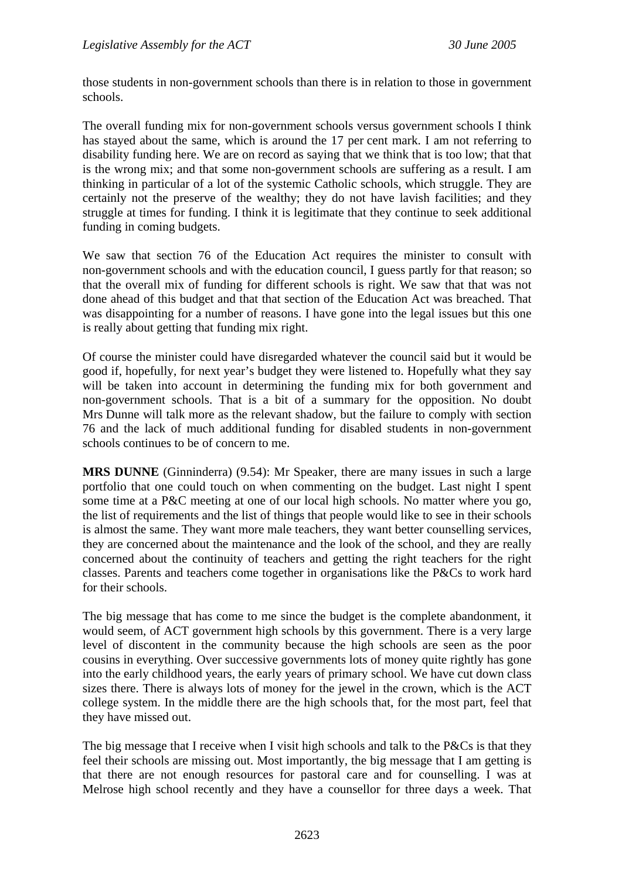those students in non-government schools than there is in relation to those in government schools.

The overall funding mix for non-government schools versus government schools I think has stayed about the same, which is around the 17 per cent mark. I am not referring to disability funding here. We are on record as saying that we think that is too low; that that is the wrong mix; and that some non-government schools are suffering as a result. I am thinking in particular of a lot of the systemic Catholic schools, which struggle. They are certainly not the preserve of the wealthy; they do not have lavish facilities; and they struggle at times for funding. I think it is legitimate that they continue to seek additional funding in coming budgets.

We saw that section 76 of the Education Act requires the minister to consult with non-government schools and with the education council, I guess partly for that reason; so that the overall mix of funding for different schools is right. We saw that that was not done ahead of this budget and that that section of the Education Act was breached. That was disappointing for a number of reasons. I have gone into the legal issues but this one is really about getting that funding mix right.

Of course the minister could have disregarded whatever the council said but it would be good if, hopefully, for next year's budget they were listened to. Hopefully what they say will be taken into account in determining the funding mix for both government and non-government schools. That is a bit of a summary for the opposition. No doubt Mrs Dunne will talk more as the relevant shadow, but the failure to comply with section 76 and the lack of much additional funding for disabled students in non-government schools continues to be of concern to me.

**MRS DUNNE** (Ginninderra) (9.54): Mr Speaker, there are many issues in such a large portfolio that one could touch on when commenting on the budget. Last night I spent some time at a P&C meeting at one of our local high schools. No matter where you go, the list of requirements and the list of things that people would like to see in their schools is almost the same. They want more male teachers, they want better counselling services, they are concerned about the maintenance and the look of the school, and they are really concerned about the continuity of teachers and getting the right teachers for the right classes. Parents and teachers come together in organisations like the P&Cs to work hard for their schools.

The big message that has come to me since the budget is the complete abandonment, it would seem, of ACT government high schools by this government. There is a very large level of discontent in the community because the high schools are seen as the poor cousins in everything. Over successive governments lots of money quite rightly has gone into the early childhood years, the early years of primary school. We have cut down class sizes there. There is always lots of money for the jewel in the crown, which is the ACT college system. In the middle there are the high schools that, for the most part, feel that they have missed out.

The big message that I receive when I visit high schools and talk to the P&Cs is that they feel their schools are missing out. Most importantly, the big message that I am getting is that there are not enough resources for pastoral care and for counselling. I was at Melrose high school recently and they have a counsellor for three days a week. That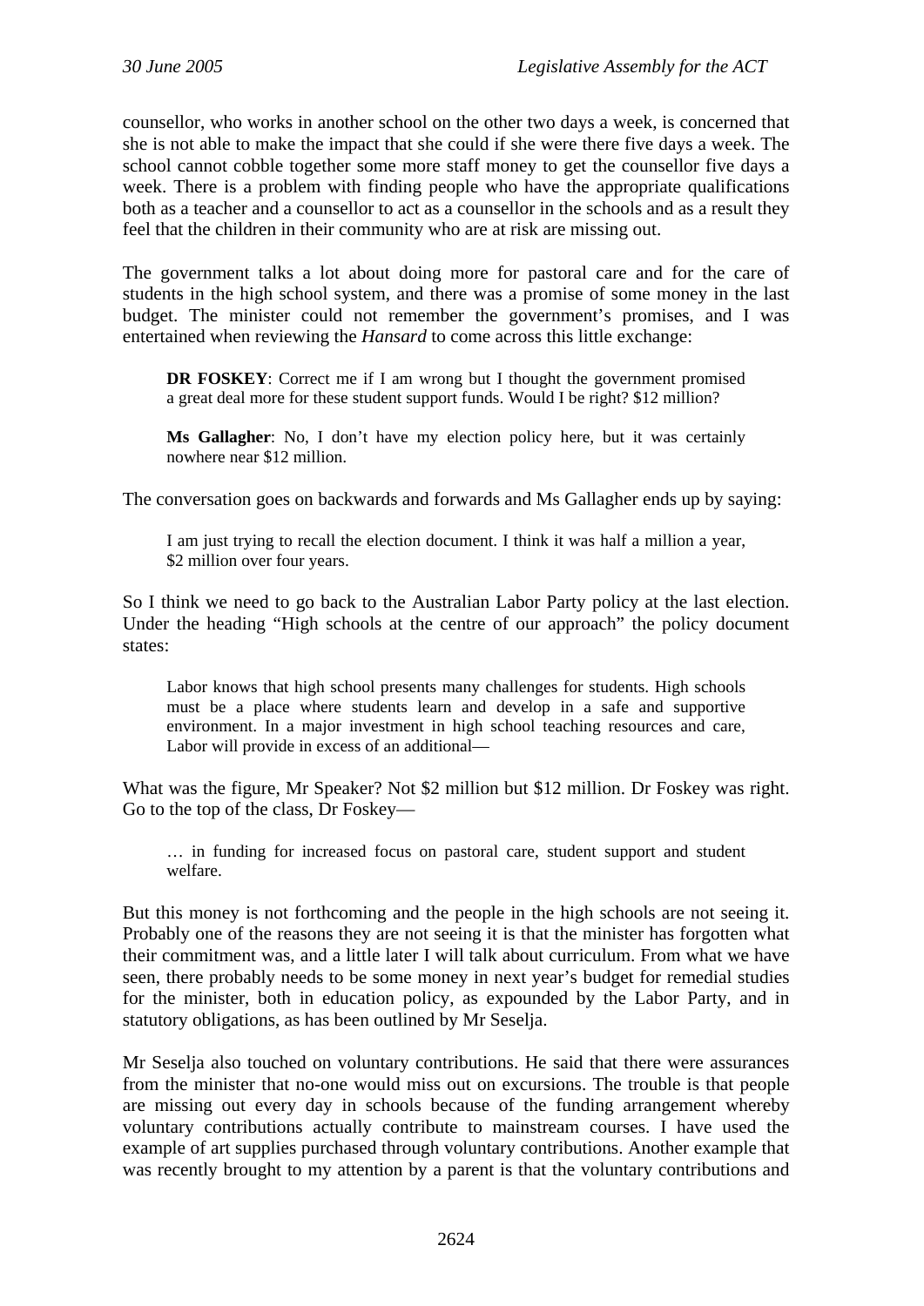counsellor, who works in another school on the other two days a week, is concerned that she is not able to make the impact that she could if she were there five days a week. The school cannot cobble together some more staff money to get the counsellor five days a week. There is a problem with finding people who have the appropriate qualifications both as a teacher and a counsellor to act as a counsellor in the schools and as a result they feel that the children in their community who are at risk are missing out.

The government talks a lot about doing more for pastoral care and for the care of students in the high school system, and there was a promise of some money in the last budget. The minister could not remember the government's promises, and I was entertained when reviewing the *Hansard* to come across this little exchange:

> **DR FOSKEY**: Correct me if I am wrong but I thought the government promised a great deal more for these student support funds. Would I be right? $12 million?
>
> **Ms Gallagher**: No, I don't have my election policy here, but it was certainly nowhere near $12 million.

The conversation goes on backwards and forwards and Ms Gallagher ends up by saying:

> I am just trying to recall the election document. I think it was half a million a year, $2 million over four years.

So I think we need to go back to the Australian Labor Party policy at the last election. Under the heading "High schools at the centre of our approach" the policy document states:

> Labor knows that high school presents many challenges for students. High schools must be a place where students learn and develop in a safe and supportive environment. In a major investment in high school teaching resources and care, Labor will provide in excess of an additional—

What was the figure, Mr Speaker? Not $2 million but $12 million. Dr Foskey was right. Go to the top of the class, Dr Foskey—

> … in funding for increased focus on pastoral care, student support and student welfare.

But this money is not forthcoming and the people in the high schools are not seeing it. Probably one of the reasons they are not seeing it is that the minister has forgotten what their commitment was, and a little later I will talk about curriculum. From what we have seen, there probably needs to be some money in next year's budget for remedial studies for the minister, both in education policy, as expounded by the Labor Party, and in statutory obligations, as has been outlined by Mr Seselja.

Mr Seselja also touched on voluntary contributions. He said that there were assurances from the minister that no-one would miss out on excursions. The trouble is that people are missing out every day in schools because of the funding arrangement whereby voluntary contributions actually contribute to mainstream courses. I have used the example of art supplies purchased through voluntary contributions. Another example that was recently brought to my attention by a parent is that the voluntary contributions and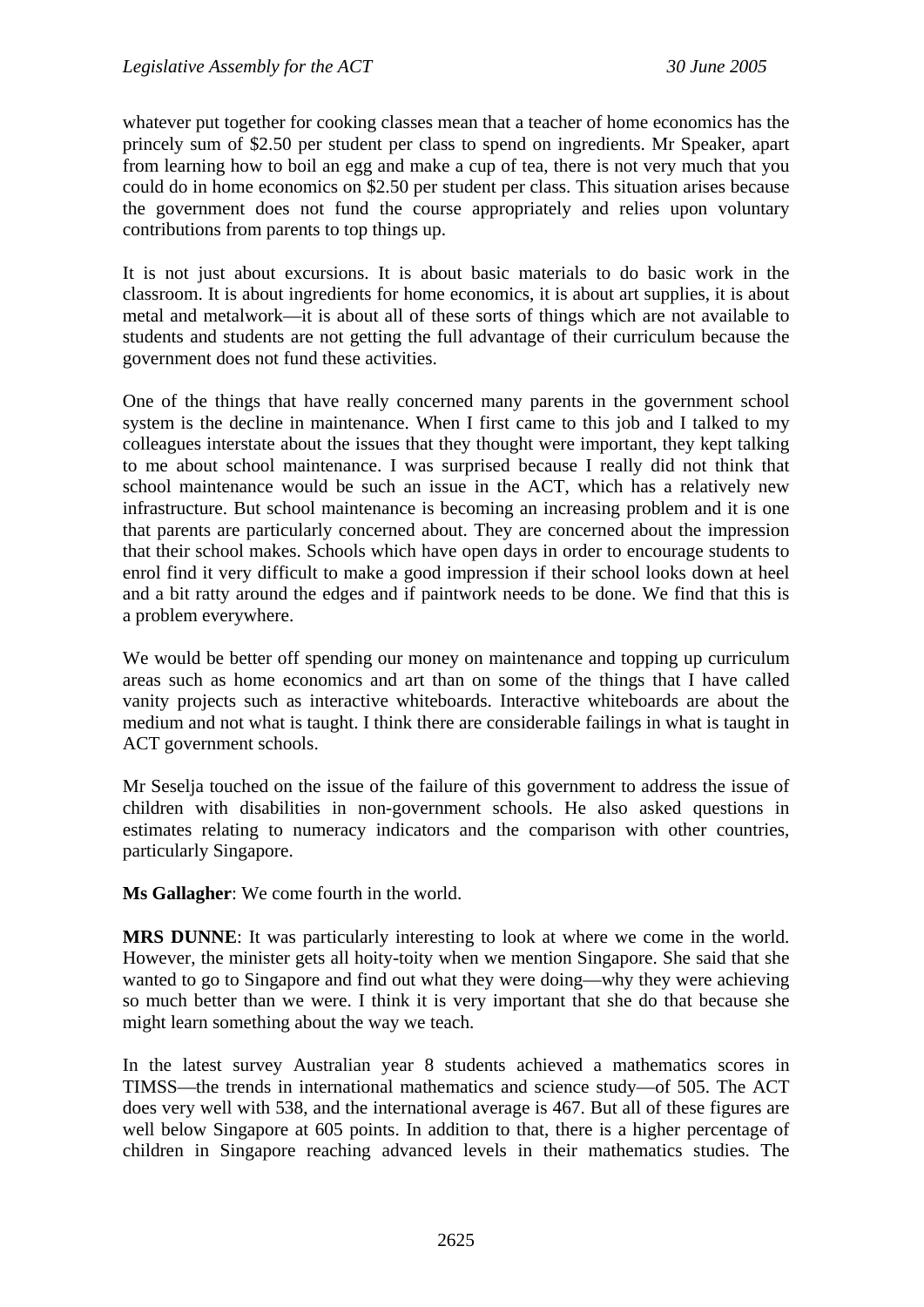whatever put together for cooking classes mean that a teacher of home economics has the princely sum of $2.50 per student per class to spend on ingredients. Mr Speaker, apart from learning how to boil an egg and make a cup of tea, there is not very much that you could do in home economics on $2.50 per student per class. This situation arises because the government does not fund the course appropriately and relies upon voluntary contributions from parents to top things up.

It is not just about excursions. It is about basic materials to do basic work in the classroom. It is about ingredients for home economics, it is about art supplies, it is about metal and metalwork—it is about all of these sorts of things which are not available to students and students are not getting the full advantage of their curriculum because the government does not fund these activities.

One of the things that have really concerned many parents in the government school system is the decline in maintenance. When I first came to this job and I talked to my colleagues interstate about the issues that they thought were important, they kept talking to me about school maintenance. I was surprised because I really did not think that school maintenance would be such an issue in the ACT, which has a relatively new infrastructure. But school maintenance is becoming an increasing problem and it is one that parents are particularly concerned about. They are concerned about the impression that their school makes. Schools which have open days in order to encourage students to enrol find it very difficult to make a good impression if their school looks down at heel and a bit ratty around the edges and if paintwork needs to be done. We find that this is a problem everywhere.

We would be better off spending our money on maintenance and topping up curriculum areas such as home economics and art than on some of the things that I have called vanity projects such as interactive whiteboards. Interactive whiteboards are about the medium and not what is taught. I think there are considerable failings in what is taught in ACT government schools.

Mr Seselja touched on the issue of the failure of this government to address the issue of children with disabilities in non-government schools. He also asked questions in estimates relating to numeracy indicators and the comparison with other countries, particularly Singapore.

**Ms Gallagher**: We come fourth in the world.

**MRS DUNNE**: It was particularly interesting to look at where we come in the world. However, the minister gets all hoity-toity when we mention Singapore. She said that she wanted to go to Singapore and find out what they were doing—why they were achieving so much better than we were. I think it is very important that she do that because she might learn something about the way we teach.

In the latest survey Australian year 8 students achieved a mathematics scores in TIMSS—the trends in international mathematics and science study—of 505. The ACT does very well with 538, and the international average is 467. But all of these figures are well below Singapore at 605 points. In addition to that, there is a higher percentage of children in Singapore reaching advanced levels in their mathematics studies. The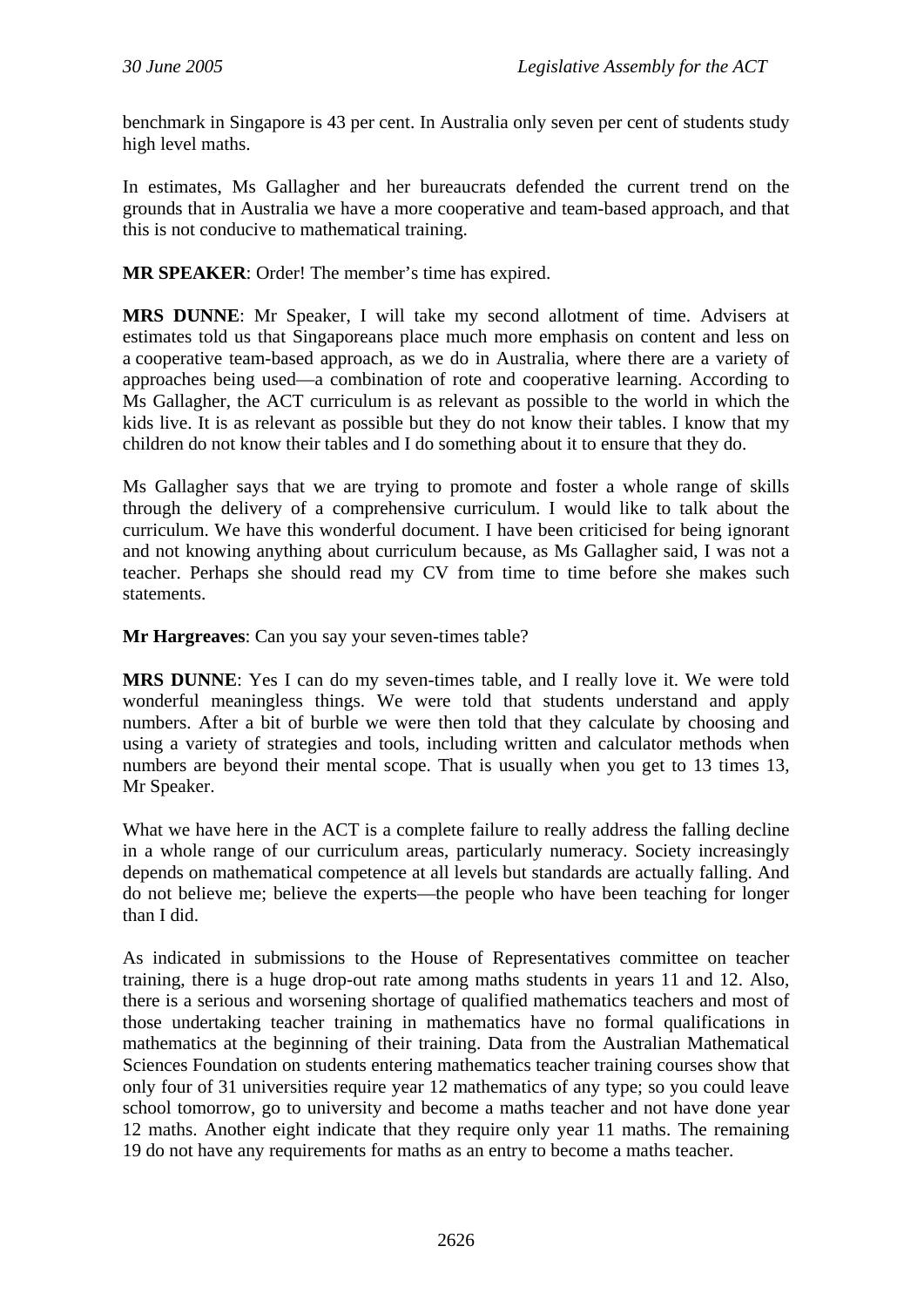benchmark in Singapore is 43 per cent. In Australia only seven per cent of students study high level maths.

In estimates, Ms Gallagher and her bureaucrats defended the current trend on the grounds that in Australia we have a more cooperative and team-based approach, and that this is not conducive to mathematical training.

**MR SPEAKER**: Order! The member's time has expired.

**MRS DUNNE**: Mr Speaker, I will take my second allotment of time. Advisers at estimates told us that Singaporeans place much more emphasis on content and less on a cooperative team-based approach, as we do in Australia, where there are a variety of approaches being used—a combination of rote and cooperative learning. According to Ms Gallagher, the ACT curriculum is as relevant as possible to the world in which the kids live. It is as relevant as possible but they do not know their tables. I know that my children do not know their tables and I do something about it to ensure that they do.

Ms Gallagher says that we are trying to promote and foster a whole range of skills through the delivery of a comprehensive curriculum. I would like to talk about the curriculum. We have this wonderful document. I have been criticised for being ignorant and not knowing anything about curriculum because, as Ms Gallagher said, I was not a teacher. Perhaps she should read my CV from time to time before she makes such statements.

**Mr Hargreaves**: Can you say your seven-times table?

**MRS DUNNE**: Yes I can do my seven-times table, and I really love it. We were told wonderful meaningless things. We were told that students understand and apply numbers. After a bit of burble we were then told that they calculate by choosing and using a variety of strategies and tools, including written and calculator methods when numbers are beyond their mental scope. That is usually when you get to 13 times 13, Mr Speaker.

What we have here in the ACT is a complete failure to really address the falling decline in a whole range of our curriculum areas, particularly numeracy. Society increasingly depends on mathematical competence at all levels but standards are actually falling. And do not believe me; believe the experts—the people who have been teaching for longer than I did.

As indicated in submissions to the House of Representatives committee on teacher training, there is a huge drop-out rate among maths students in years 11 and 12. Also, there is a serious and worsening shortage of qualified mathematics teachers and most of those undertaking teacher training in mathematics have no formal qualifications in mathematics at the beginning of their training. Data from the Australian Mathematical Sciences Foundation on students entering mathematics teacher training courses show that only four of 31 universities require year 12 mathematics of any type; so you could leave school tomorrow, go to university and become a maths teacher and not have done year 12 maths. Another eight indicate that they require only year 11 maths. The remaining 19 do not have any requirements for maths as an entry to become a maths teacher.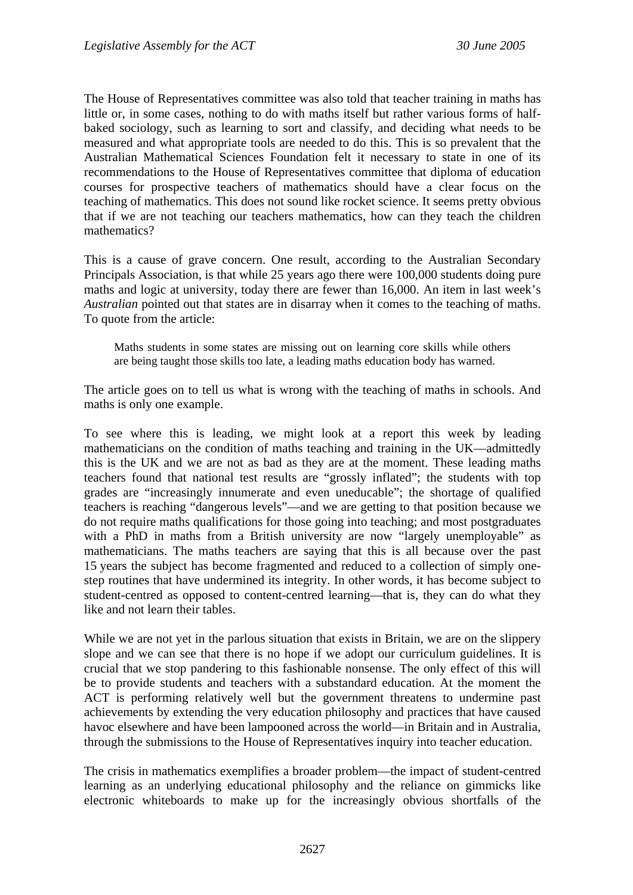The House of Representatives committee was also told that teacher training in maths has little or, in some cases, nothing to do with maths itself but rather various forms of half-baked sociology, such as learning to sort and classify, and deciding what needs to be measured and what appropriate tools are needed to do this. This is so prevalent that the Australian Mathematical Sciences Foundation felt it necessary to state in one of its recommendations to the House of Representatives committee that diploma of education courses for prospective teachers of mathematics should have a clear focus on the teaching of mathematics. This does not sound like rocket science. It seems pretty obvious that if we are not teaching our teachers mathematics, how can they teach the children mathematics?

This is a cause of grave concern. One result, according to the Australian Secondary Principals Association, is that while 25 years ago there were 100,000 students doing pure maths and logic at university, today there are fewer than 16,000. An item in last week's *Australian* pointed out that states are in disarray when it comes to the teaching of maths. To quote from the article:

> Maths students in some states are missing out on learning core skills while others are being taught those skills too late, a leading maths education body has warned.

The article goes on to tell us what is wrong with the teaching of maths in schools. And maths is only one example.

To see where this is leading, we might look at a report this week by leading mathematicians on the condition of maths teaching and training in the UK—admittedly this is the UK and we are not as bad as they are at the moment. These leading maths teachers found that national test results are "grossly inflated"; the students with top grades are "increasingly innumerate and even uneducable"; the shortage of qualified teachers is reaching "dangerous levels"—and we are getting to that position because we do not require maths qualifications for those going into teaching; and most postgraduates with a PhD in maths from a British university are now "largely unemployable" as mathematicians. The maths teachers are saying that this is all because over the past 15 years the subject has become fragmented and reduced to a collection of simply one-step routines that have undermined its integrity. In other words, it has become subject to student-centred as opposed to content-centred learning—that is, they can do what they like and not learn their tables.

While we are not yet in the parlous situation that exists in Britain, we are on the slippery slope and we can see that there is no hope if we adopt our curriculum guidelines. It is crucial that we stop pandering to this fashionable nonsense. The only effect of this will be to provide students and teachers with a substandard education. At the moment the ACT is performing relatively well but the government threatens to undermine past achievements by extending the very education philosophy and practices that have caused havoc elsewhere and have been lampooned across the world—in Britain and in Australia, through the submissions to the House of Representatives inquiry into teacher education.

The crisis in mathematics exemplifies a broader problem—the impact of student-centred learning as an underlying educational philosophy and the reliance on gimmicks like electronic whiteboards to make up for the increasingly obvious shortfalls of the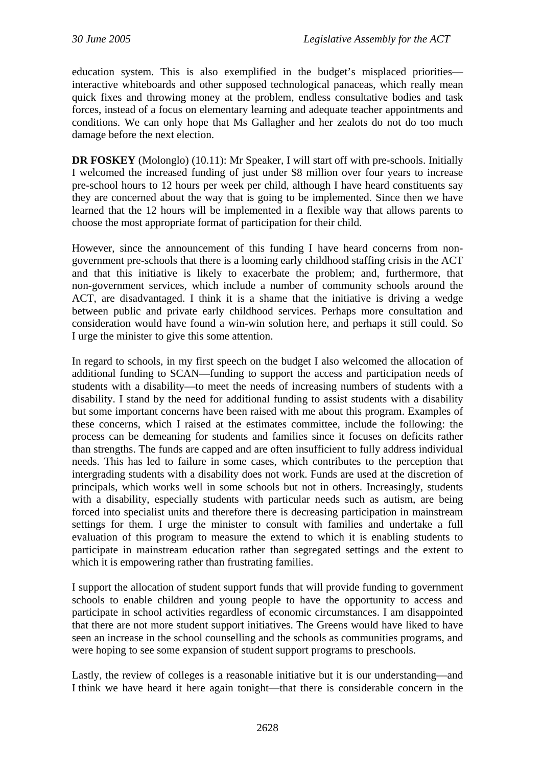education system. This is also exemplified in the budget's misplaced priorities—interactive whiteboards and other supposed technological panaceas, which really mean quick fixes and throwing money at the problem, endless consultative bodies and task forces, instead of a focus on elementary learning and adequate teacher appointments and conditions. We can only hope that Ms Gallagher and her zealots do not do too much damage before the next election.

**DR FOSKEY** (Molonglo) (10.11): Mr Speaker, I will start off with pre-schools. Initially I welcomed the increased funding of just under $8 million over four years to increase pre-school hours to 12 hours per week per child, although I have heard constituents say they are concerned about the way that is going to be implemented. Since then we have learned that the 12 hours will be implemented in a flexible way that allows parents to choose the most appropriate format of participation for their child.

However, since the announcement of this funding I have heard concerns from non-government pre-schools that there is a looming early childhood staffing crisis in the ACT and that this initiative is likely to exacerbate the problem; and, furthermore, that non-government services, which include a number of community schools around the ACT, are disadvantaged. I think it is a shame that the initiative is driving a wedge between public and private early childhood services. Perhaps more consultation and consideration would have found a win-win solution here, and perhaps it still could. So I urge the minister to give this some attention.

In regard to schools, in my first speech on the budget I also welcomed the allocation of additional funding to SCAN—funding to support the access and participation needs of students with a disability—to meet the needs of increasing numbers of students with a disability. I stand by the need for additional funding to assist students with a disability but some important concerns have been raised with me about this program. Examples of these concerns, which I raised at the estimates committee, include the following: the process can be demeaning for students and families since it focuses on deficits rather than strengths. The funds are capped and are often insufficient to fully address individual needs. This has led to failure in some cases, which contributes to the perception that intergrading students with a disability does not work. Funds are used at the discretion of principals, which works well in some schools but not in others. Increasingly, students with a disability, especially students with particular needs such as autism, are being forced into specialist units and therefore there is decreasing participation in mainstream settings for them. I urge the minister to consult with families and undertake a full evaluation of this program to measure the extend to which it is enabling students to participate in mainstream education rather than segregated settings and the extent to which it is empowering rather than frustrating families.

I support the allocation of student support funds that will provide funding to government schools to enable children and young people to have the opportunity to access and participate in school activities regardless of economic circumstances. I am disappointed that there are not more student support initiatives. The Greens would have liked to have seen an increase in the school counselling and the schools as communities programs, and were hoping to see some expansion of student support programs to preschools.

Lastly, the review of colleges is a reasonable initiative but it is our understanding—and I think we have heard it here again tonight—that there is considerable concern in the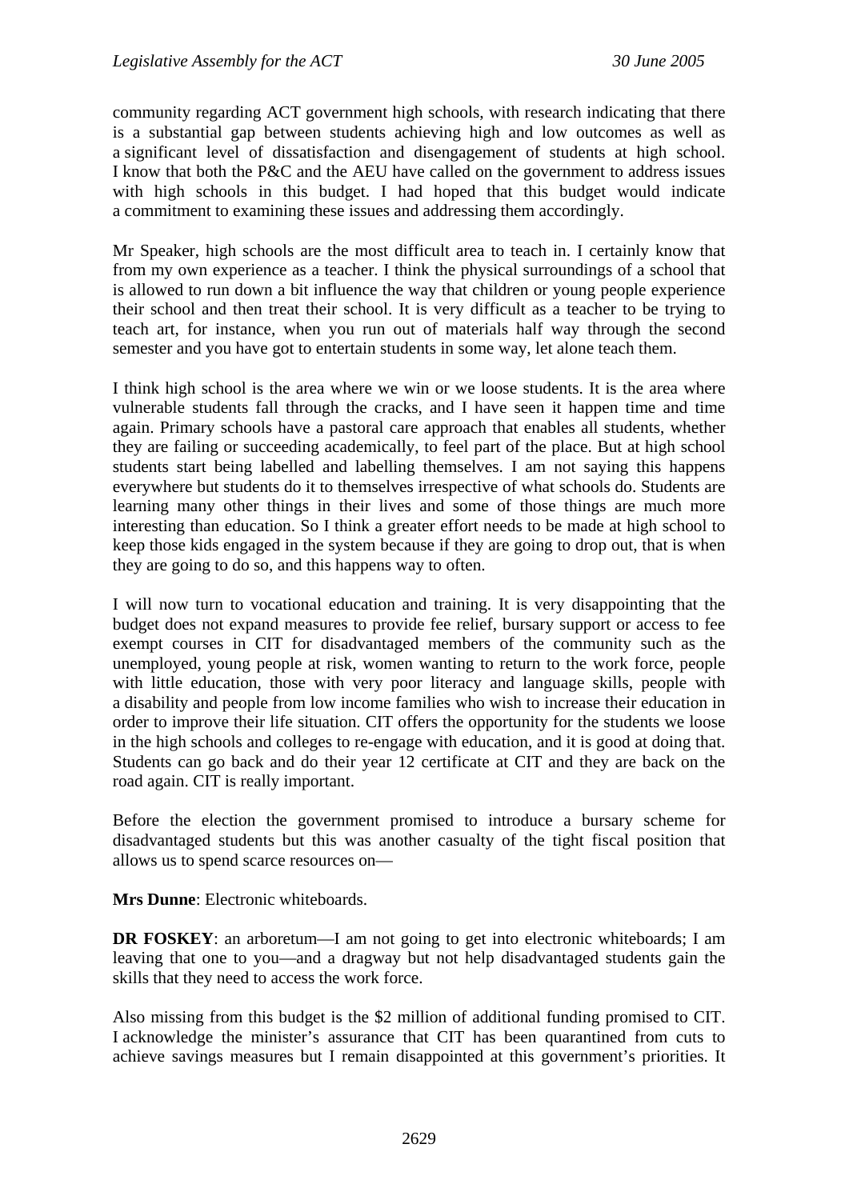community regarding ACT government high schools, with research indicating that there is a substantial gap between students achieving high and low outcomes as well as a significant level of dissatisfaction and disengagement of students at high school. I know that both the P&C and the AEU have called on the government to address issues with high schools in this budget. I had hoped that this budget would indicate a commitment to examining these issues and addressing them accordingly.

Mr Speaker, high schools are the most difficult area to teach in. I certainly know that from my own experience as a teacher. I think the physical surroundings of a school that is allowed to run down a bit influence the way that children or young people experience their school and then treat their school. It is very difficult as a teacher to be trying to teach art, for instance, when you run out of materials half way through the second semester and you have got to entertain students in some way, let alone teach them.

I think high school is the area where we win or we loose students. It is the area where vulnerable students fall through the cracks, and I have seen it happen time and time again. Primary schools have a pastoral care approach that enables all students, whether they are failing or succeeding academically, to feel part of the place. But at high school students start being labelled and labelling themselves. I am not saying this happens everywhere but students do it to themselves irrespective of what schools do. Students are learning many other things in their lives and some of those things are much more interesting than education. So I think a greater effort needs to be made at high school to keep those kids engaged in the system because if they are going to drop out, that is when they are going to do so, and this happens way to often.

I will now turn to vocational education and training. It is very disappointing that the budget does not expand measures to provide fee relief, bursary support or access to fee exempt courses in CIT for disadvantaged members of the community such as the unemployed, young people at risk, women wanting to return to the work force, people with little education, those with very poor literacy and language skills, people with a disability and people from low income families who wish to increase their education in order to improve their life situation. CIT offers the opportunity for the students we loose in the high schools and colleges to re-engage with education, and it is good at doing that. Students can go back and do their year 12 certificate at CIT and they are back on the road again. CIT is really important.

Before the election the government promised to introduce a bursary scheme for disadvantaged students but this was another casualty of the tight fiscal position that allows us to spend scarce resources on—

**Mrs Dunne**: Electronic whiteboards.

**DR FOSKEY**: an arboretum—I am not going to get into electronic whiteboards; I am leaving that one to you—and a dragway but not help disadvantaged students gain the skills that they need to access the work force.

Also missing from this budget is the $2 million of additional funding promised to CIT. I acknowledge the minister's assurance that CIT has been quarantined from cuts to achieve savings measures but I remain disappointed at this government's priorities. It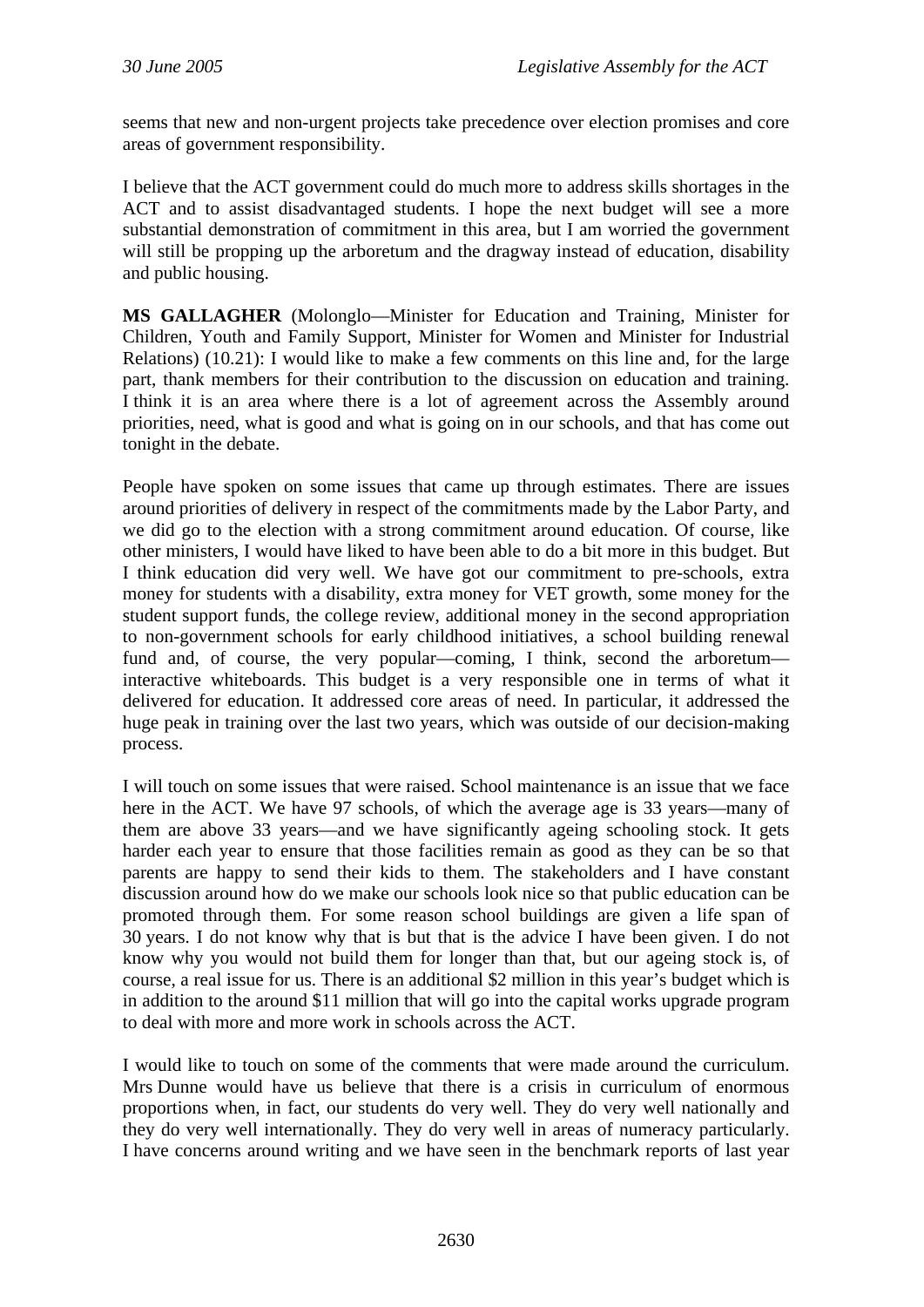seems that new and non-urgent projects take precedence over election promises and core areas of government responsibility.

I believe that the ACT government could do much more to address skills shortages in the ACT and to assist disadvantaged students. I hope the next budget will see a more substantial demonstration of commitment in this area, but I am worried the government will still be propping up the arboretum and the dragway instead of education, disability and public housing.

**MS GALLAGHER** (Molonglo—Minister for Education and Training, Minister for Children, Youth and Family Support, Minister for Women and Minister for Industrial Relations) (10.21): I would like to make a few comments on this line and, for the large part, thank members for their contribution to the discussion on education and training. I think it is an area where there is a lot of agreement across the Assembly around priorities, need, what is good and what is going on in our schools, and that has come out tonight in the debate.

People have spoken on some issues that came up through estimates. There are issues around priorities of delivery in respect of the commitments made by the Labor Party, and we did go to the election with a strong commitment around education. Of course, like other ministers, I would have liked to have been able to do a bit more in this budget. But I think education did very well. We have got our commitment to pre-schools, extra money for students with a disability, extra money for VET growth, some money for the student support funds, the college review, additional money in the second appropriation to non-government schools for early childhood initiatives, a school building renewal fund and, of course, the very popular—coming, I think, second the arboretum—interactive whiteboards. This budget is a very responsible one in terms of what it delivered for education. It addressed core areas of need. In particular, it addressed the huge peak in training over the last two years, which was outside of our decision-making process.

I will touch on some issues that were raised. School maintenance is an issue that we face here in the ACT. We have 97 schools, of which the average age is 33 years—many of them are above 33 years—and we have significantly ageing schooling stock. It gets harder each year to ensure that those facilities remain as good as they can be so that parents are happy to send their kids to them. The stakeholders and I have constant discussion around how do we make our schools look nice so that public education can be promoted through them. For some reason school buildings are given a life span of 30 years. I do not know why that is but that is the advice I have been given. I do not know why you would not build them for longer than that, but our ageing stock is, of course, a real issue for us. There is an additional $2 million in this year's budget which is in addition to the around $11 million that will go into the capital works upgrade program to deal with more and more work in schools across the ACT.

I would like to touch on some of the comments that were made around the curriculum. Mrs Dunne would have us believe that there is a crisis in curriculum of enormous proportions when, in fact, our students do very well. They do very well nationally and they do very well internationally. They do very well in areas of numeracy particularly. I have concerns around writing and we have seen in the benchmark reports of last year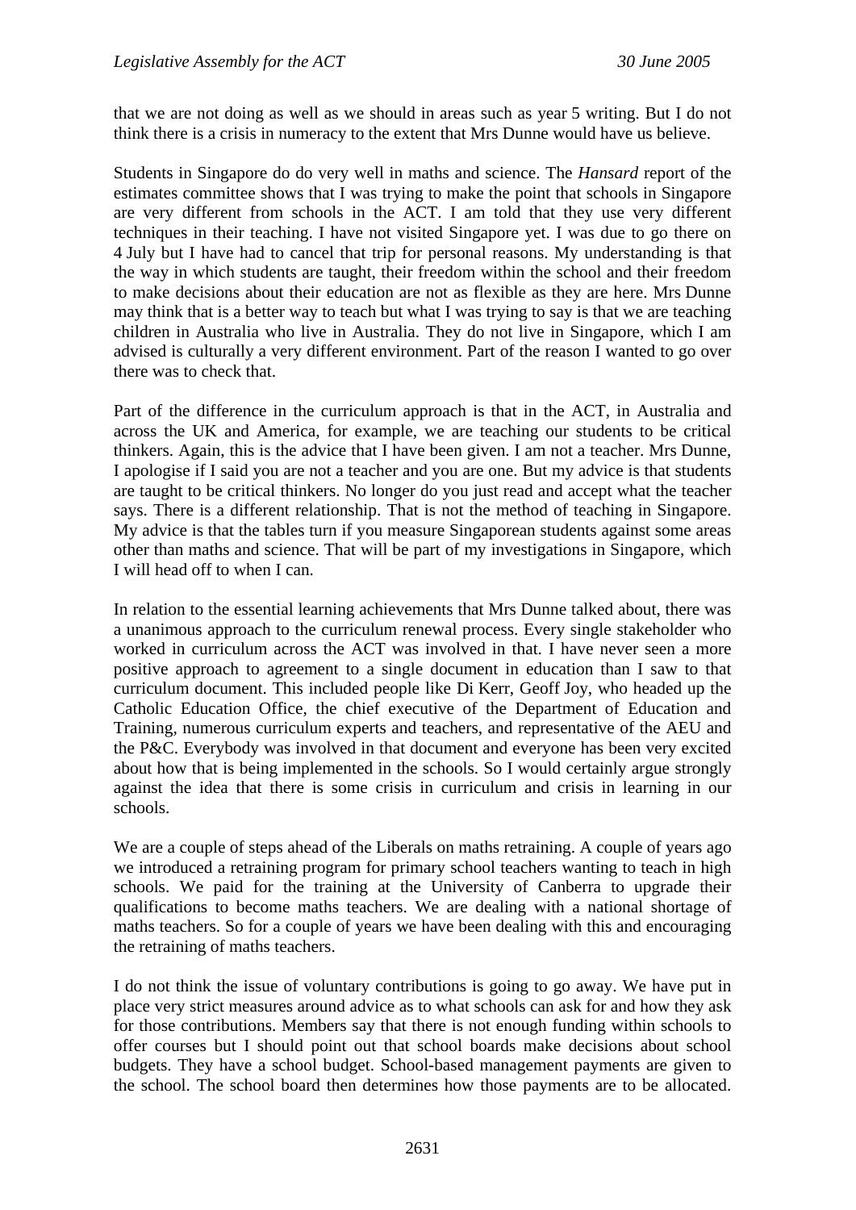that we are not doing as well as we should in areas such as year 5 writing. But I do not think there is a crisis in numeracy to the extent that Mrs Dunne would have us believe.

Students in Singapore do do very well in maths and science. The *Hansard* report of the estimates committee shows that I was trying to make the point that schools in Singapore are very different from schools in the ACT. I am told that they use very different techniques in their teaching. I have not visited Singapore yet. I was due to go there on 4 July but I have had to cancel that trip for personal reasons. My understanding is that the way in which students are taught, their freedom within the school and their freedom to make decisions about their education are not as flexible as they are here. Mrs Dunne may think that is a better way to teach but what I was trying to say is that we are teaching children in Australia who live in Australia. They do not live in Singapore, which I am advised is culturally a very different environment. Part of the reason I wanted to go over there was to check that.

Part of the difference in the curriculum approach is that in the ACT, in Australia and across the UK and America, for example, we are teaching our students to be critical thinkers. Again, this is the advice that I have been given. I am not a teacher. Mrs Dunne, I apologise if I said you are not a teacher and you are one. But my advice is that students are taught to be critical thinkers. No longer do you just read and accept what the teacher says. There is a different relationship. That is not the method of teaching in Singapore. My advice is that the tables turn if you measure Singaporean students against some areas other than maths and science. That will be part of my investigations in Singapore, which I will head off to when I can.

In relation to the essential learning achievements that Mrs Dunne talked about, there was a unanimous approach to the curriculum renewal process. Every single stakeholder who worked in curriculum across the ACT was involved in that. I have never seen a more positive approach to agreement to a single document in education than I saw to that curriculum document. This included people like Di Kerr, Geoff Joy, who headed up the Catholic Education Office, the chief executive of the Department of Education and Training, numerous curriculum experts and teachers, and representative of the AEU and the P&C. Everybody was involved in that document and everyone has been very excited about how that is being implemented in the schools. So I would certainly argue strongly against the idea that there is some crisis in curriculum and crisis in learning in our schools.

We are a couple of steps ahead of the Liberals on maths retraining. A couple of years ago we introduced a retraining program for primary school teachers wanting to teach in high schools. We paid for the training at the University of Canberra to upgrade their qualifications to become maths teachers. We are dealing with a national shortage of maths teachers. So for a couple of years we have been dealing with this and encouraging the retraining of maths teachers.

I do not think the issue of voluntary contributions is going to go away. We have put in place very strict measures around advice as to what schools can ask for and how they ask for those contributions. Members say that there is not enough funding within schools to offer courses but I should point out that school boards make decisions about school budgets. They have a school budget. School-based management payments are given to the school. The school board then determines how those payments are to be allocated.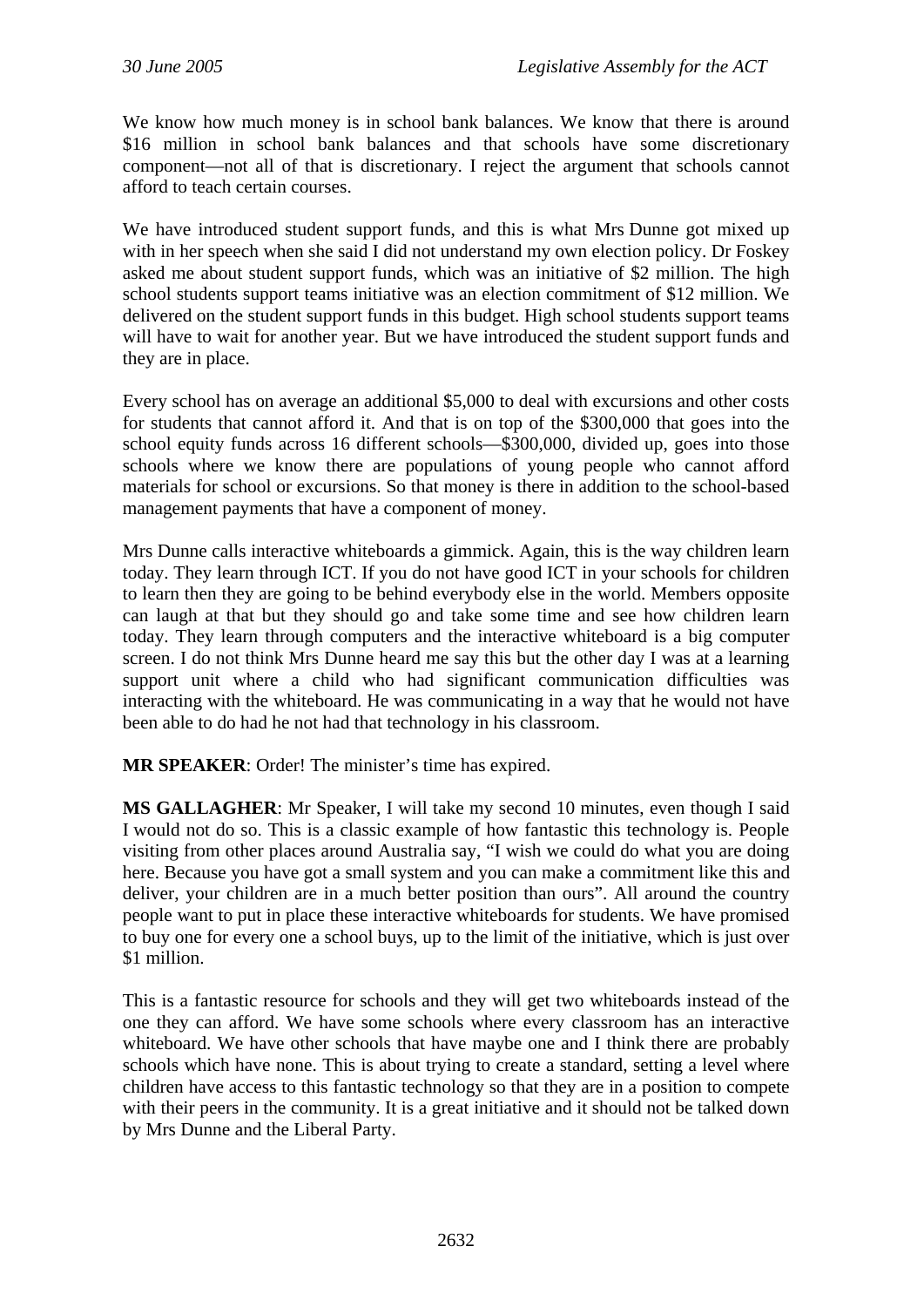We know how much money is in school bank balances. We know that there is around $16 million in school bank balances and that schools have some discretionary component—not all of that is discretionary. I reject the argument that schools cannot afford to teach certain courses.

We have introduced student support funds, and this is what Mrs Dunne got mixed up with in her speech when she said I did not understand my own election policy. Dr Foskey asked me about student support funds, which was an initiative of $2 million. The high school students support teams initiative was an election commitment of $12 million. We delivered on the student support funds in this budget. High school students support teams will have to wait for another year. But we have introduced the student support funds and they are in place.

Every school has on average an additional $5,000 to deal with excursions and other costs for students that cannot afford it. And that is on top of the $300,000 that goes into the school equity funds across 16 different schools—$300,000, divided up, goes into those schools where we know there are populations of young people who cannot afford materials for school or excursions. So that money is there in addition to the school-based management payments that have a component of money.

Mrs Dunne calls interactive whiteboards a gimmick. Again, this is the way children learn today. They learn through ICT. If you do not have good ICT in your schools for children to learn then they are going to be behind everybody else in the world. Members opposite can laugh at that but they should go and take some time and see how children learn today. They learn through computers and the interactive whiteboard is a big computer screen. I do not think Mrs Dunne heard me say this but the other day I was at a learning support unit where a child who had significant communication difficulties was interacting with the whiteboard. He was communicating in a way that he would not have been able to do had he not had that technology in his classroom.

**MR SPEAKER**: Order! The minister's time has expired.

**MS GALLAGHER**: Mr Speaker, I will take my second 10 minutes, even though I said I would not do so. This is a classic example of how fantastic this technology is. People visiting from other places around Australia say, "I wish we could do what you are doing here. Because you have got a small system and you can make a commitment like this and deliver, your children are in a much better position than ours". All around the country people want to put in place these interactive whiteboards for students. We have promised to buy one for every one a school buys, up to the limit of the initiative, which is just over $1 million.

This is a fantastic resource for schools and they will get two whiteboards instead of the one they can afford. We have some schools where every classroom has an interactive whiteboard. We have other schools that have maybe one and I think there are probably schools which have none. This is about trying to create a standard, setting a level where children have access to this fantastic technology so that they are in a position to compete with their peers in the community. It is a great initiative and it should not be talked down by Mrs Dunne and the Liberal Party.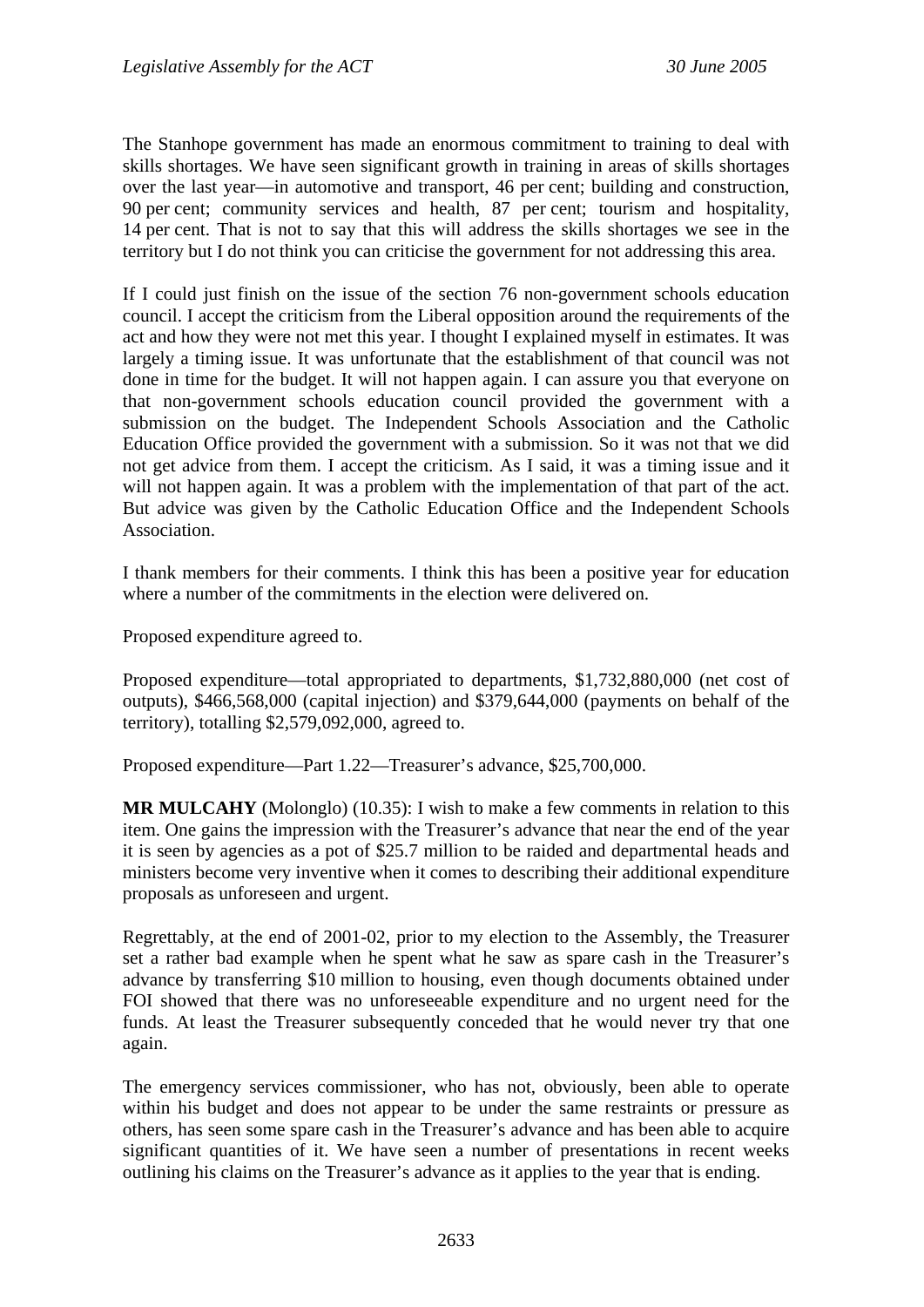The Stanhope government has made an enormous commitment to training to deal with skills shortages. We have seen significant growth in training in areas of skills shortages over the last year—in automotive and transport, 46 per cent; building and construction, 90 per cent; community services and health, 87 per cent; tourism and hospitality, 14 per cent. That is not to say that this will address the skills shortages we see in the territory but I do not think you can criticise the government for not addressing this area.

If I could just finish on the issue of the section 76 non-government schools education council. I accept the criticism from the Liberal opposition around the requirements of the act and how they were not met this year. I thought I explained myself in estimates. It was largely a timing issue. It was unfortunate that the establishment of that council was not done in time for the budget. It will not happen again. I can assure you that everyone on that non-government schools education council provided the government with a submission on the budget. The Independent Schools Association and the Catholic Education Office provided the government with a submission. So it was not that we did not get advice from them. I accept the criticism. As I said, it was a timing issue and it will not happen again. It was a problem with the implementation of that part of the act. But advice was given by the Catholic Education Office and the Independent Schools Association.

I thank members for their comments. I think this has been a positive year for education where a number of the commitments in the election were delivered on.

Proposed expenditure agreed to.

Proposed expenditure—total appropriated to departments, $1,732,880,000 (net cost of outputs), $466,568,000 (capital injection) and $379,644,000 (payments on behalf of the territory), totalling $2,579,092,000, agreed to.

Proposed expenditure—Part 1.22—Treasurer's advance, $25,700,000.

**MR MULCAHY** (Molonglo) (10.35): I wish to make a few comments in relation to this item. One gains the impression with the Treasurer's advance that near the end of the year it is seen by agencies as a pot of $25.7 million to be raided and departmental heads and ministers become very inventive when it comes to describing their additional expenditure proposals as unforeseen and urgent.

Regrettably, at the end of 2001-02, prior to my election to the Assembly, the Treasurer set a rather bad example when he spent what he saw as spare cash in the Treasurer's advance by transferring $10 million to housing, even though documents obtained under FOI showed that there was no unforeseeable expenditure and no urgent need for the funds. At least the Treasurer subsequently conceded that he would never try that one again.

The emergency services commissioner, who has not, obviously, been able to operate within his budget and does not appear to be under the same restraints or pressure as others, has seen some spare cash in the Treasurer's advance and has been able to acquire significant quantities of it. We have seen a number of presentations in recent weeks outlining his claims on the Treasurer's advance as it applies to the year that is ending.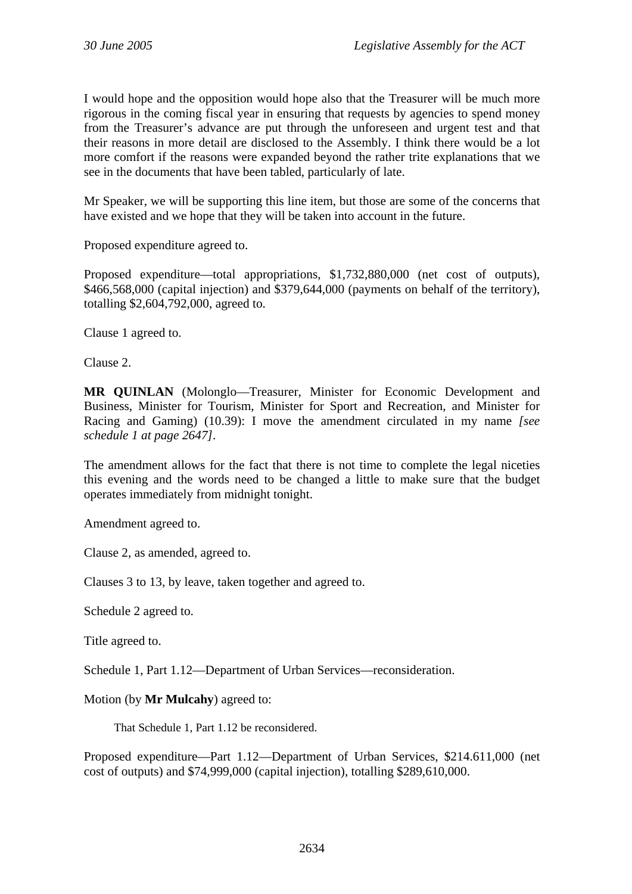I would hope and the opposition would hope also that the Treasurer will be much more rigorous in the coming fiscal year in ensuring that requests by agencies to spend money from the Treasurer's advance are put through the unforeseen and urgent test and that their reasons in more detail are disclosed to the Assembly. I think there would be a lot more comfort if the reasons were expanded beyond the rather trite explanations that we see in the documents that have been tabled, particularly of late.

Mr Speaker, we will be supporting this line item, but those are some of the concerns that have existed and we hope that they will be taken into account in the future.

Proposed expenditure agreed to.

Proposed expenditure—total appropriations, $1,732,880,000 (net cost of outputs), $466,568,000 (capital injection) and $379,644,000 (payments on behalf of the territory), totalling $2,604,792,000, agreed to.

Clause 1 agreed to.

Clause 2.

**MR QUINLAN** (Molonglo—Treasurer, Minister for Economic Development and Business, Minister for Tourism, Minister for Sport and Recreation, and Minister for Racing and Gaming) (10.39): I move the amendment circulated in my name *[see schedule 1 at page 2647]*.

The amendment allows for the fact that there is not time to complete the legal niceties this evening and the words need to be changed a little to make sure that the budget operates immediately from midnight tonight.

Amendment agreed to.

Clause 2, as amended, agreed to.

Clauses 3 to 13, by leave, taken together and agreed to.

Schedule 2 agreed to.

Title agreed to.

Schedule 1, Part 1.12—Department of Urban Services—reconsideration.

Motion (by **Mr Mulcahy**) agreed to:

> That Schedule 1, Part 1.12 be reconsidered.

Proposed expenditure—Part 1.12—Department of Urban Services, $214.611,000 (net cost of outputs) and $74,999,000 (capital injection), totalling $289,610,000.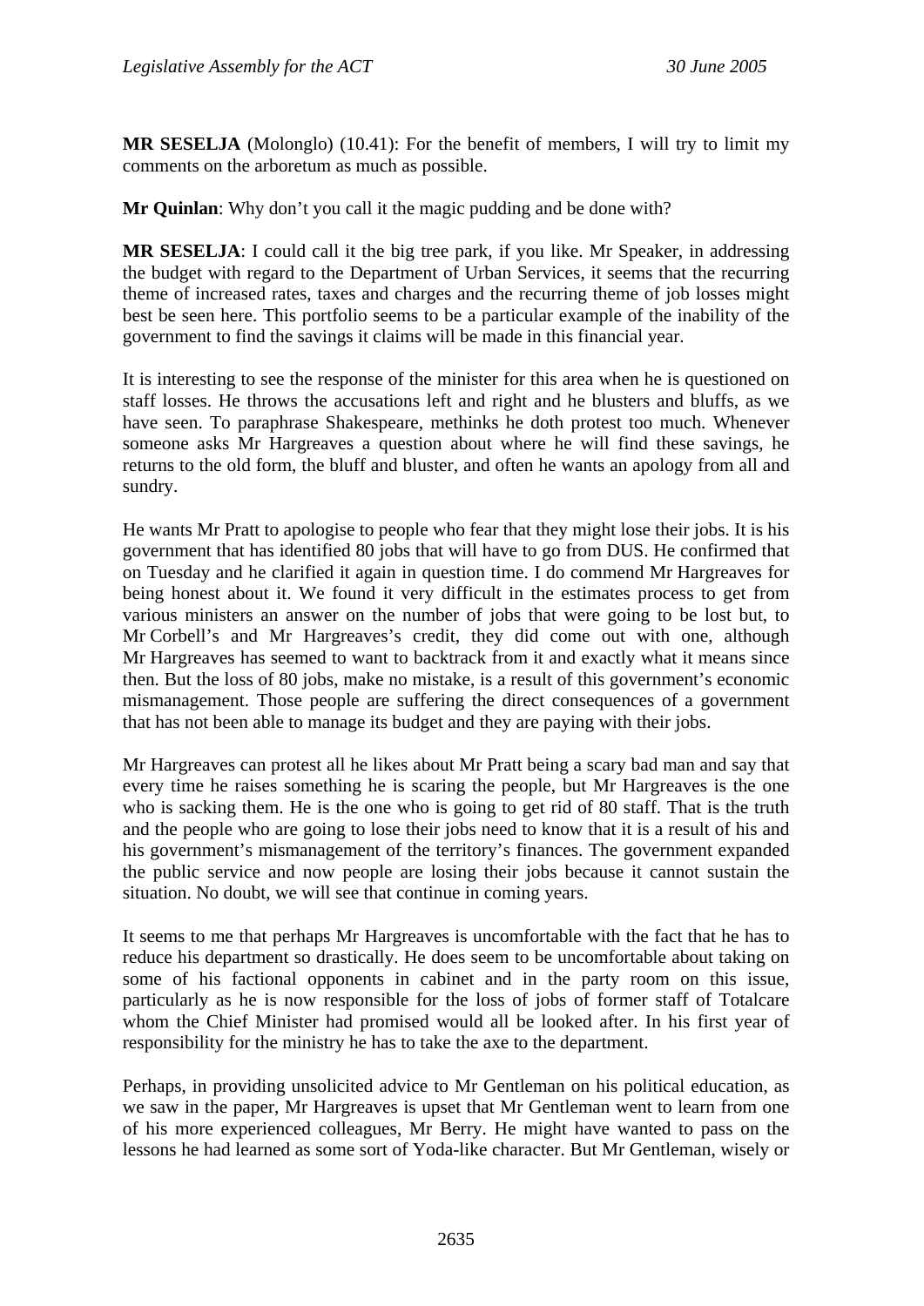**MR SESELJA** (Molonglo) (10.41): For the benefit of members, I will try to limit my comments on the arboretum as much as possible.

**Mr Quinlan**: Why don't you call it the magic pudding and be done with?

**MR SESELJA**: I could call it the big tree park, if you like. Mr Speaker, in addressing the budget with regard to the Department of Urban Services, it seems that the recurring theme of increased rates, taxes and charges and the recurring theme of job losses might best be seen here. This portfolio seems to be a particular example of the inability of the government to find the savings it claims will be made in this financial year.

It is interesting to see the response of the minister for this area when he is questioned on staff losses. He throws the accusations left and right and he blusters and bluffs, as we have seen. To paraphrase Shakespeare, methinks he doth protest too much. Whenever someone asks Mr Hargreaves a question about where he will find these savings, he returns to the old form, the bluff and bluster, and often he wants an apology from all and sundry.

He wants Mr Pratt to apologise to people who fear that they might lose their jobs. It is his government that has identified 80 jobs that will have to go from DUS. He confirmed that on Tuesday and he clarified it again in question time. I do commend Mr Hargreaves for being honest about it. We found it very difficult in the estimates process to get from various ministers an answer on the number of jobs that were going to be lost but, to Mr Corbell's and Mr Hargreaves's credit, they did come out with one, although Mr Hargreaves has seemed to want to backtrack from it and exactly what it means since then. But the loss of 80 jobs, make no mistake, is a result of this government's economic mismanagement. Those people are suffering the direct consequences of a government that has not been able to manage its budget and they are paying with their jobs.

Mr Hargreaves can protest all he likes about Mr Pratt being a scary bad man and say that every time he raises something he is scaring the people, but Mr Hargreaves is the one who is sacking them. He is the one who is going to get rid of 80 staff. That is the truth and the people who are going to lose their jobs need to know that it is a result of his and his government's mismanagement of the territory's finances. The government expanded the public service and now people are losing their jobs because it cannot sustain the situation. No doubt, we will see that continue in coming years.

It seems to me that perhaps Mr Hargreaves is uncomfortable with the fact that he has to reduce his department so drastically. He does seem to be uncomfortable about taking on some of his factional opponents in cabinet and in the party room on this issue, particularly as he is now responsible for the loss of jobs of former staff of Totalcare whom the Chief Minister had promised would all be looked after. In his first year of responsibility for the ministry he has to take the axe to the department.

Perhaps, in providing unsolicited advice to Mr Gentleman on his political education, as we saw in the paper, Mr Hargreaves is upset that Mr Gentleman went to learn from one of his more experienced colleagues, Mr Berry. He might have wanted to pass on the lessons he had learned as some sort of Yoda-like character. But Mr Gentleman, wisely or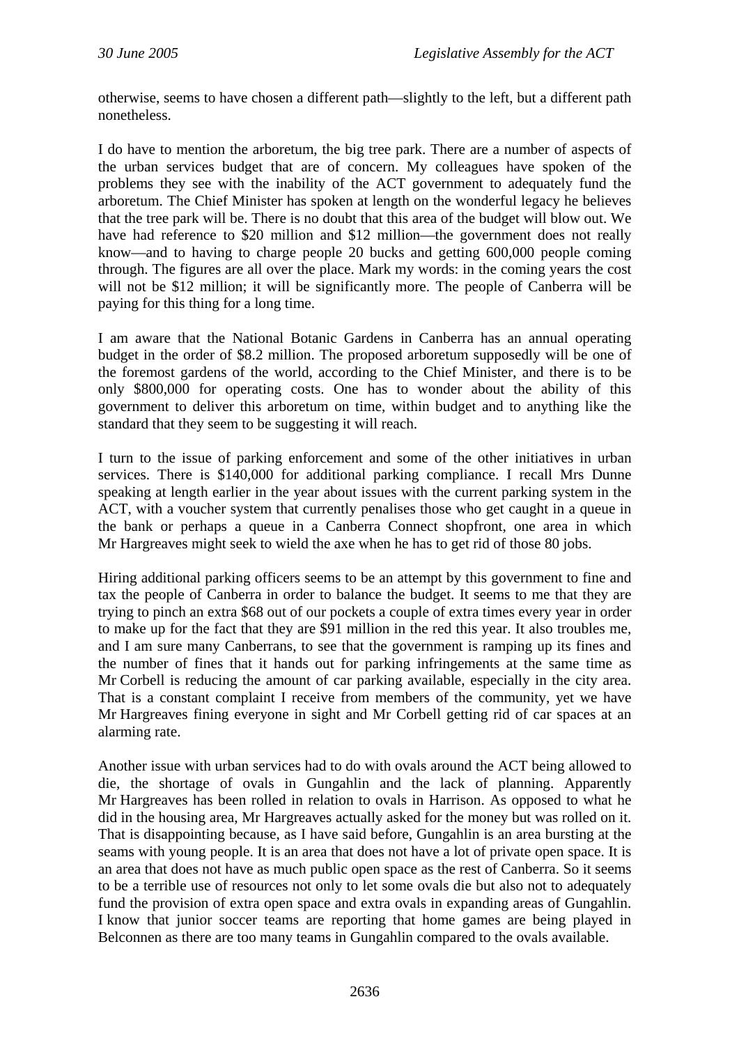otherwise, seems to have chosen a different path—slightly to the left, but a different path nonetheless.

I do have to mention the arboretum, the big tree park. There are a number of aspects of the urban services budget that are of concern. My colleagues have spoken of the problems they see with the inability of the ACT government to adequately fund the arboretum. The Chief Minister has spoken at length on the wonderful legacy he believes that the tree park will be. There is no doubt that this area of the budget will blow out. We have had reference to $20 million and $12 million—the government does not really know—and to having to charge people 20 bucks and getting 600,000 people coming through. The figures are all over the place. Mark my words: in the coming years the cost will not be $12 million; it will be significantly more. The people of Canberra will be paying for this thing for a long time.

I am aware that the National Botanic Gardens in Canberra has an annual operating budget in the order of $8.2 million. The proposed arboretum supposedly will be one of the foremost gardens of the world, according to the Chief Minister, and there is to be only $800,000 for operating costs. One has to wonder about the ability of this government to deliver this arboretum on time, within budget and to anything like the standard that they seem to be suggesting it will reach.

I turn to the issue of parking enforcement and some of the other initiatives in urban services. There is $140,000 for additional parking compliance. I recall Mrs Dunne speaking at length earlier in the year about issues with the current parking system in the ACT, with a voucher system that currently penalises those who get caught in a queue in the bank or perhaps a queue in a Canberra Connect shopfront, one area in which Mr Hargreaves might seek to wield the axe when he has to get rid of those 80 jobs.

Hiring additional parking officers seems to be an attempt by this government to fine and tax the people of Canberra in order to balance the budget. It seems to me that they are trying to pinch an extra $68 out of our pockets a couple of extra times every year in order to make up for the fact that they are $91 million in the red this year. It also troubles me, and I am sure many Canberrans, to see that the government is ramping up its fines and the number of fines that it hands out for parking infringements at the same time as Mr Corbell is reducing the amount of car parking available, especially in the city area. That is a constant complaint I receive from members of the community, yet we have Mr Hargreaves fining everyone in sight and Mr Corbell getting rid of car spaces at an alarming rate.

Another issue with urban services had to do with ovals around the ACT being allowed to die, the shortage of ovals in Gungahlin and the lack of planning. Apparently Mr Hargreaves has been rolled in relation to ovals in Harrison. As opposed to what he did in the housing area, Mr Hargreaves actually asked for the money but was rolled on it. That is disappointing because, as I have said before, Gungahlin is an area bursting at the seams with young people. It is an area that does not have a lot of private open space. It is an area that does not have as much public open space as the rest of Canberra. So it seems to be a terrible use of resources not only to let some ovals die but also not to adequately fund the provision of extra open space and extra ovals in expanding areas of Gungahlin. I know that junior soccer teams are reporting that home games are being played in Belconnen as there are too many teams in Gungahlin compared to the ovals available.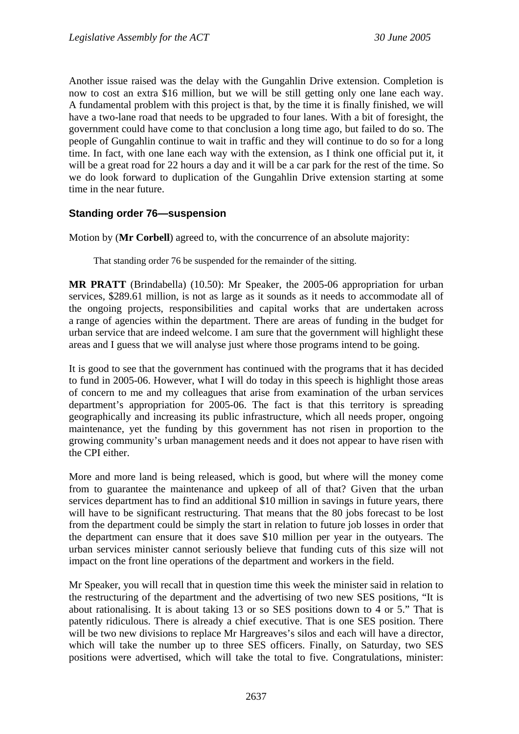Another issue raised was the delay with the Gungahlin Drive extension. Completion is now to cost an extra $16 million, but we will be still getting only one lane each way. A fundamental problem with this project is that, by the time it is finally finished, we will have a two-lane road that needs to be upgraded to four lanes. With a bit of foresight, the government could have come to that conclusion a long time ago, but failed to do so. The people of Gungahlin continue to wait in traffic and they will continue to do so for a long time. In fact, with one lane each way with the extension, as I think one official put it, it will be a great road for 22 hours a day and it will be a car park for the rest of the time. So we do look forward to duplication of the Gungahlin Drive extension starting at some time in the near future.

### Standing order 76—suspension

Motion by (**Mr Corbell**) agreed to, with the concurrence of an absolute majority:

> That standing order 76 be suspended for the remainder of the sitting.

**MR PRATT** (Brindabella) (10.50): Mr Speaker, the 2005-06 appropriation for urban services, $289.61 million, is not as large as it sounds as it needs to accommodate all of the ongoing projects, responsibilities and capital works that are undertaken across a range of agencies within the department. There are areas of funding in the budget for urban service that are indeed welcome. I am sure that the government will highlight these areas and I guess that we will analyse just where those programs intend to be going.

It is good to see that the government has continued with the programs that it has decided to fund in 2005-06. However, what I will do today in this speech is highlight those areas of concern to me and my colleagues that arise from examination of the urban services department's appropriation for 2005-06. The fact is that this territory is spreading geographically and increasing its public infrastructure, which all needs proper, ongoing maintenance, yet the funding by this government has not risen in proportion to the growing community's urban management needs and it does not appear to have risen with the CPI either.

More and more land is being released, which is good, but where will the money come from to guarantee the maintenance and upkeep of all of that? Given that the urban services department has to find an additional $10 million in savings in future years, there will have to be significant restructuring. That means that the 80 jobs forecast to be lost from the department could be simply the start in relation to future job losses in order that the department can ensure that it does save $10 million per year in the outyears. The urban services minister cannot seriously believe that funding cuts of this size will not impact on the front line operations of the department and workers in the field.

Mr Speaker, you will recall that in question time this week the minister said in relation to the restructuring of the department and the advertising of two new SES positions, "It is about rationalising. It is about taking 13 or so SES positions down to 4 or 5." That is patently ridiculous. There is already a chief executive. That is one SES position. There will be two new divisions to replace Mr Hargreaves's silos and each will have a director, which will take the number up to three SES officers. Finally, on Saturday, two SES positions were advertised, which will take the total to five. Congratulations, minister: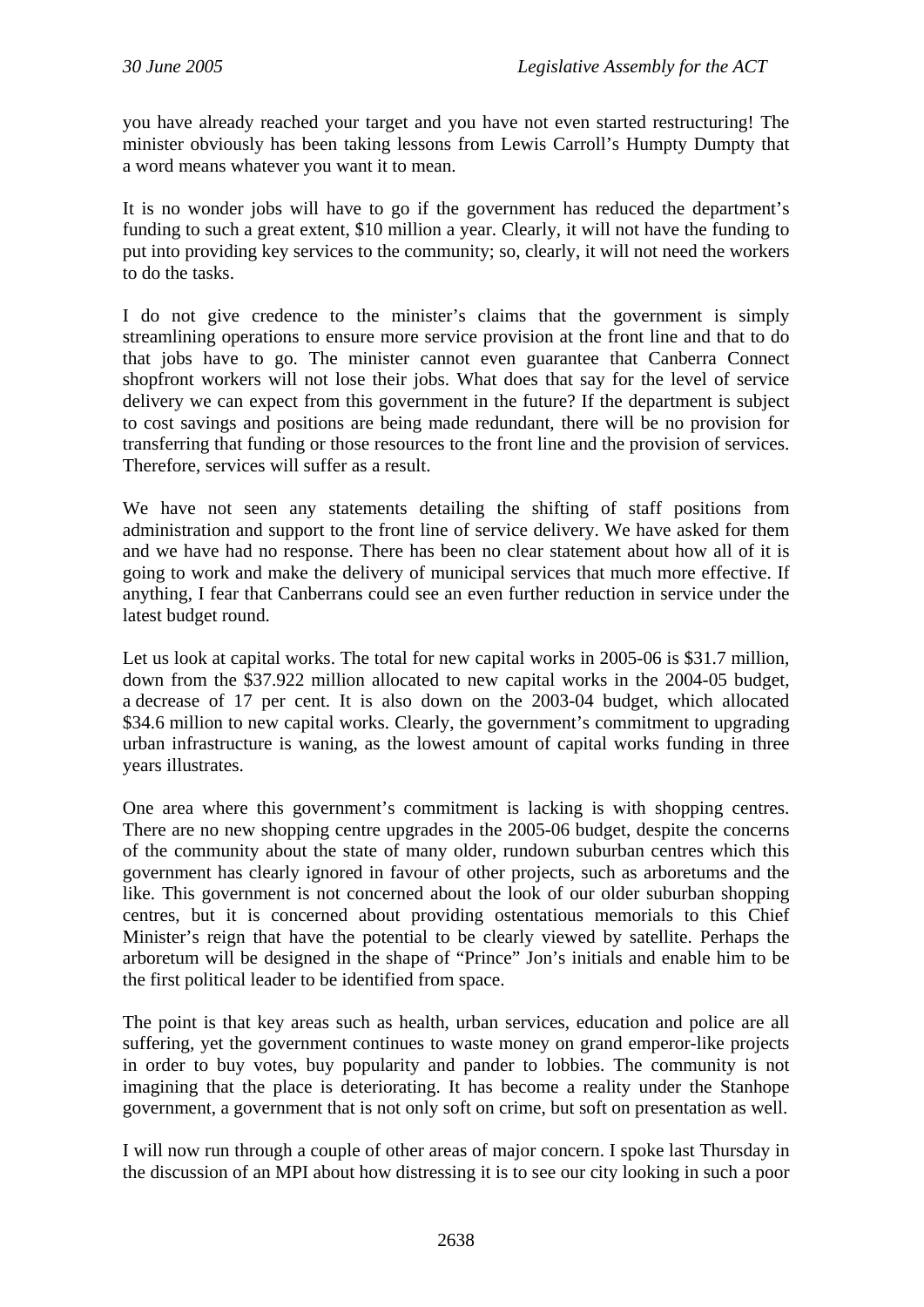you have already reached your target and you have not even started restructuring! The minister obviously has been taking lessons from Lewis Carroll's Humpty Dumpty that a word means whatever you want it to mean.

It is no wonder jobs will have to go if the government has reduced the department's funding to such a great extent, $10 million a year. Clearly, it will not have the funding to put into providing key services to the community; so, clearly, it will not need the workers to do the tasks.

I do not give credence to the minister's claims that the government is simply streamlining operations to ensure more service provision at the front line and that to do that jobs have to go. The minister cannot even guarantee that Canberra Connect shopfront workers will not lose their jobs. What does that say for the level of service delivery we can expect from this government in the future? If the department is subject to cost savings and positions are being made redundant, there will be no provision for transferring that funding or those resources to the front line and the provision of services. Therefore, services will suffer as a result.

We have not seen any statements detailing the shifting of staff positions from administration and support to the front line of service delivery. We have asked for them and we have had no response. There has been no clear statement about how all of it is going to work and make the delivery of municipal services that much more effective. If anything, I fear that Canberrans could see an even further reduction in service under the latest budget round.

Let us look at capital works. The total for new capital works in 2005-06 is $31.7 million, down from the $37.922 million allocated to new capital works in the 2004-05 budget, a decrease of 17 per cent. It is also down on the 2003-04 budget, which allocated $34.6 million to new capital works. Clearly, the government's commitment to upgrading urban infrastructure is waning, as the lowest amount of capital works funding in three years illustrates.

One area where this government's commitment is lacking is with shopping centres. There are no new shopping centre upgrades in the 2005-06 budget, despite the concerns of the community about the state of many older, rundown suburban centres which this government has clearly ignored in favour of other projects, such as arboretums and the like. This government is not concerned about the look of our older suburban shopping centres, but it is concerned about providing ostentatious memorials to this Chief Minister's reign that have the potential to be clearly viewed by satellite. Perhaps the arboretum will be designed in the shape of "Prince" Jon's initials and enable him to be the first political leader to be identified from space.

The point is that key areas such as health, urban services, education and police are all suffering, yet the government continues to waste money on grand emperor-like projects in order to buy votes, buy popularity and pander to lobbies. The community is not imagining that the place is deteriorating. It has become a reality under the Stanhope government, a government that is not only soft on crime, but soft on presentation as well.

I will now run through a couple of other areas of major concern. I spoke last Thursday in the discussion of an MPI about how distressing it is to see our city looking in such a poor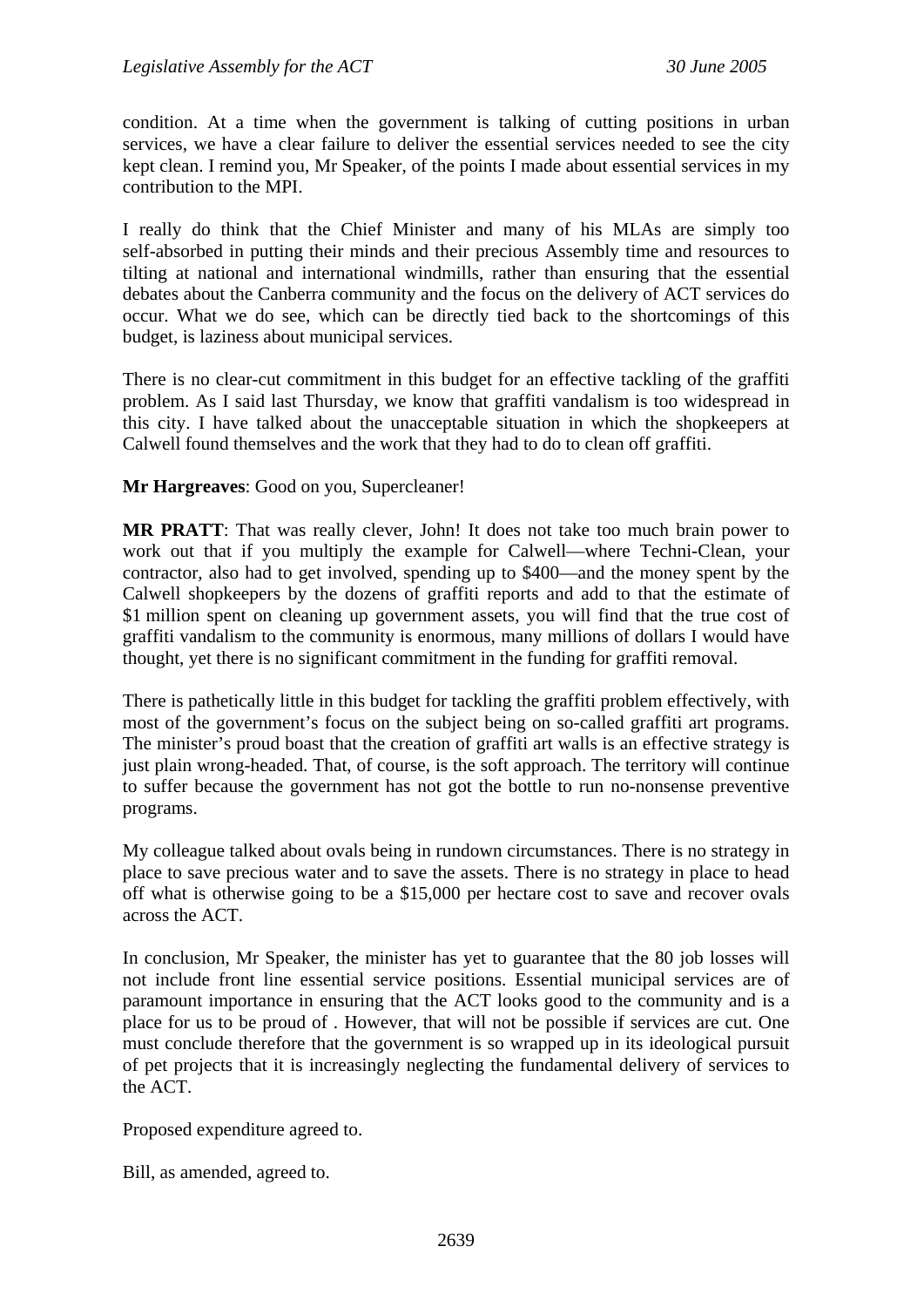condition. At a time when the government is talking of cutting positions in urban services, we have a clear failure to deliver the essential services needed to see the city kept clean. I remind you, Mr Speaker, of the points I made about essential services in my contribution to the MPI.

I really do think that the Chief Minister and many of his MLAs are simply too self-absorbed in putting their minds and their precious Assembly time and resources to tilting at national and international windmills, rather than ensuring that the essential debates about the Canberra community and the focus on the delivery of ACT services do occur. What we do see, which can be directly tied back to the shortcomings of this budget, is laziness about municipal services.

There is no clear-cut commitment in this budget for an effective tackling of the graffiti problem. As I said last Thursday, we know that graffiti vandalism is too widespread in this city. I have talked about the unacceptable situation in which the shopkeepers at Calwell found themselves and the work that they had to do to clean off graffiti.

**Mr Hargreaves**: Good on you, Supercleaner!

**MR PRATT**: That was really clever, John! It does not take too much brain power to work out that if you multiply the example for Calwell—where Techni-Clean, your contractor, also had to get involved, spending up to $400—and the money spent by the Calwell shopkeepers by the dozens of graffiti reports and add to that the estimate of $1 million spent on cleaning up government assets, you will find that the true cost of graffiti vandalism to the community is enormous, many millions of dollars I would have thought, yet there is no significant commitment in the funding for graffiti removal.

There is pathetically little in this budget for tackling the graffiti problem effectively, with most of the government's focus on the subject being on so-called graffiti art programs. The minister's proud boast that the creation of graffiti art walls is an effective strategy is just plain wrong-headed. That, of course, is the soft approach. The territory will continue to suffer because the government has not got the bottle to run no-nonsense preventive programs.

My colleague talked about ovals being in rundown circumstances. There is no strategy in place to save precious water and to save the assets. There is no strategy in place to head off what is otherwise going to be a $15,000 per hectare cost to save and recover ovals across the ACT.

In conclusion, Mr Speaker, the minister has yet to guarantee that the 80 job losses will not include front line essential service positions. Essential municipal services are of paramount importance in ensuring that the ACT looks good to the community and is a place for us to be proud of . However, that will not be possible if services are cut. One must conclude therefore that the government is so wrapped up in its ideological pursuit of pet projects that it is increasingly neglecting the fundamental delivery of services to the ACT.

Proposed expenditure agreed to.

Bill, as amended, agreed to.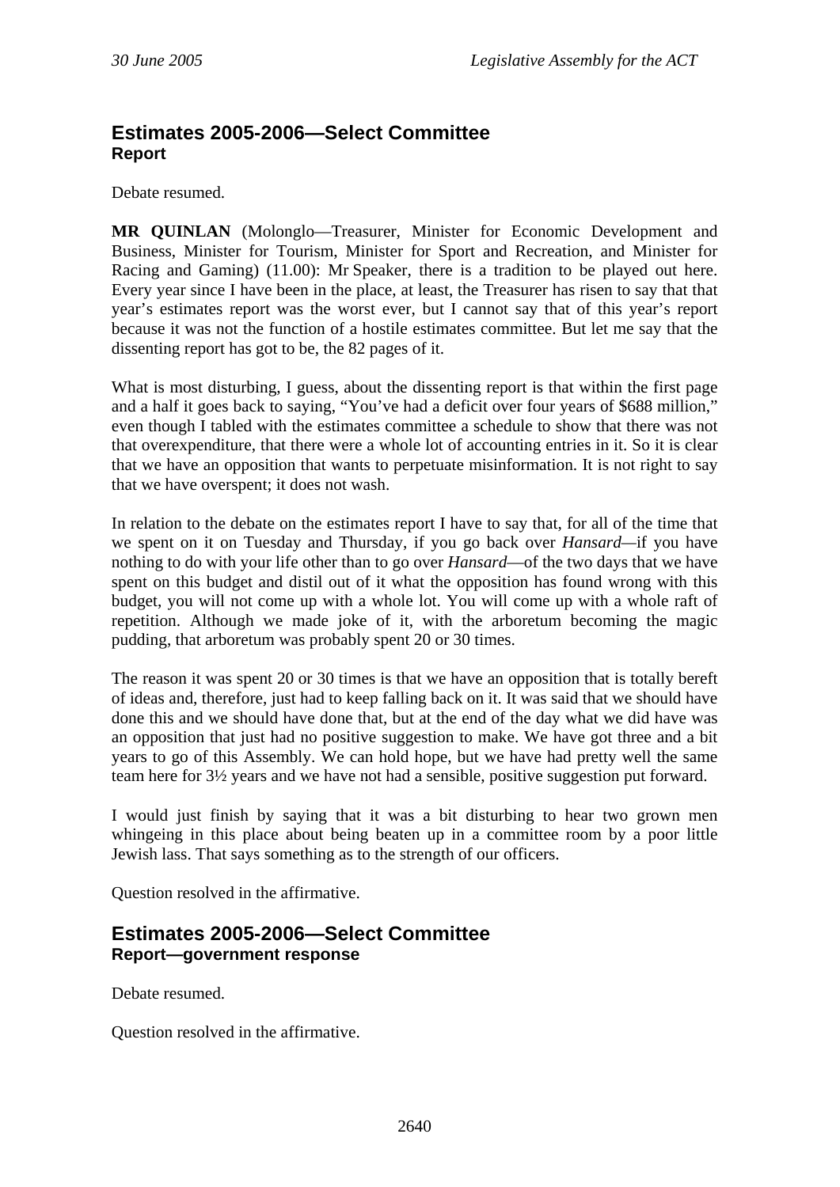## Estimates 2005-2006—Select Committee

### Report

Debate resumed.

**MR QUINLAN** (Molonglo—Treasurer, Minister for Economic Development and Business, Minister for Tourism, Minister for Sport and Recreation, and Minister for Racing and Gaming) (11.00): Mr Speaker, there is a tradition to be played out here. Every year since I have been in the place, at least, the Treasurer has risen to say that that year's estimates report was the worst ever, but I cannot say that of this year's report because it was not the function of a hostile estimates committee. But let me say that the dissenting report has got to be, the 82 pages of it.

What is most disturbing, I guess, about the dissenting report is that within the first page and a half it goes back to saying, "You've had a deficit over four years of $688 million," even though I tabled with the estimates committee a schedule to show that there was not that overexpenditure, that there were a whole lot of accounting entries in it. So it is clear that we have an opposition that wants to perpetuate misinformation. It is not right to say that we have overspent; it does not wash.

In relation to the debate on the estimates report I have to say that, for all of the time that we spent on it on Tuesday and Thursday, if you go back over *Hansard*—if you have nothing to do with your life other than to go over *Hansard*—of the two days that we have spent on this budget and distil out of it what the opposition has found wrong with this budget, you will not come up with a whole lot. You will come up with a whole raft of repetition. Although we made joke of it, with the arboretum becoming the magic pudding, that arboretum was probably spent 20 or 30 times.

The reason it was spent 20 or 30 times is that we have an opposition that is totally bereft of ideas and, therefore, just had to keep falling back on it. It was said that we should have done this and we should have done that, but at the end of the day what we did have was an opposition that just had no positive suggestion to make. We have got three and a bit years to go of this Assembly. We can hold hope, but we have had pretty well the same team here for 3½ years and we have not had a sensible, positive suggestion put forward.

I would just finish by saying that it was a bit disturbing to hear two grown men whingeing in this place about being beaten up in a committee room by a poor little Jewish lass. That says something as to the strength of our officers.

Question resolved in the affirmative.

## Estimates 2005-2006—Select Committee

### Report—government response

Debate resumed.

Question resolved in the affirmative.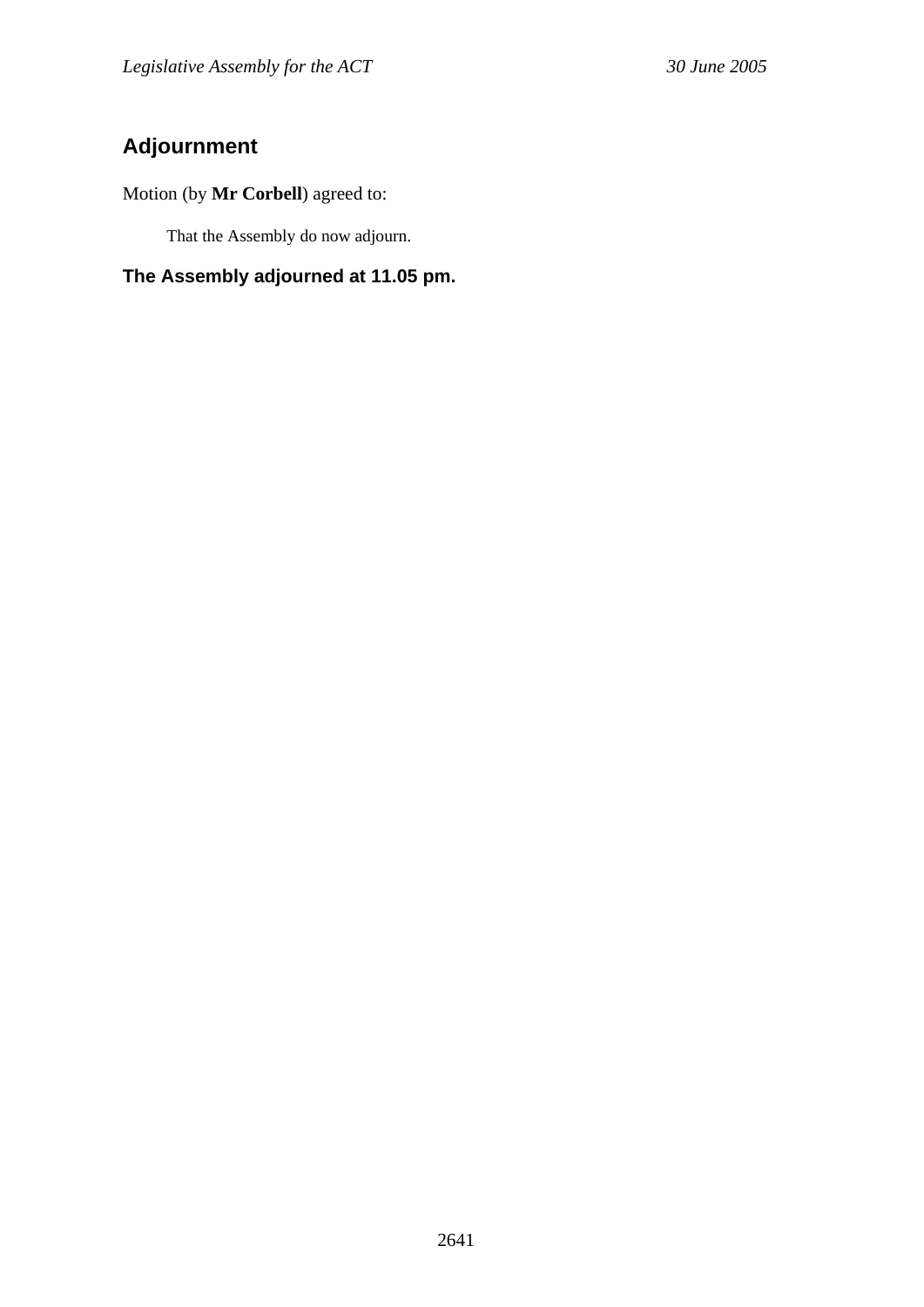## Adjournment

Motion (by **Mr Corbell**) agreed to:

> That the Assembly do now adjourn.

### The Assembly adjourned at 11.05 pm.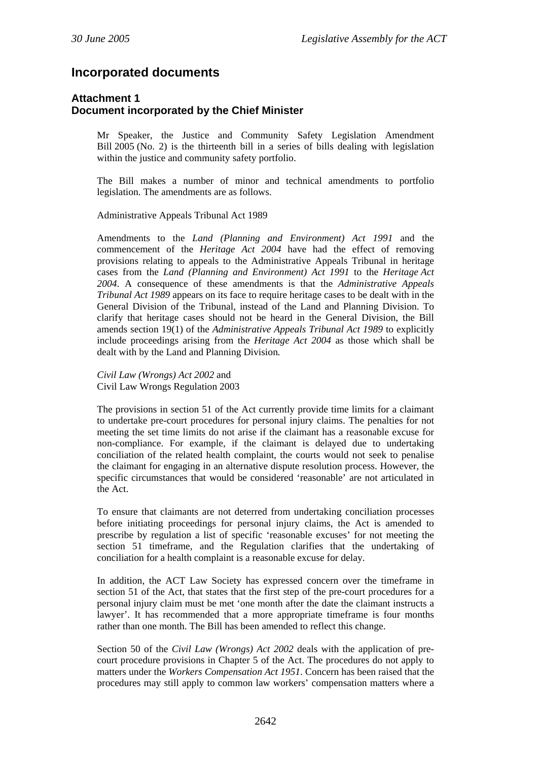## Incorporated documents

### Attachment 1
### Document incorporated by the Chief Minister

Mr Speaker, the Justice and Community Safety Legislation Amendment Bill 2005 (No. 2) is the thirteenth bill in a series of bills dealing with legislation within the justice and community safety portfolio.

The Bill makes a number of minor and technical amendments to portfolio legislation. The amendments are as follows.

Administrative Appeals Tribunal Act 1989

Amendments to the *Land (Planning and Environment) Act 1991* and the commencement of the *Heritage Act 2004* have had the effect of removing provisions relating to appeals to the Administrative Appeals Tribunal in heritage cases from the *Land (Planning and Environment) Act 1991* to the *Heritage Act 2004*. A consequence of these amendments is that the *Administrative Appeals Tribunal Act 1989* appears on its face to require heritage cases to be dealt with in the General Division of the Tribunal, instead of the Land and Planning Division. To clarify that heritage cases should not be heard in the General Division, the Bill amends section 19(1) of the *Administrative Appeals Tribunal Act 1989* to explicitly include proceedings arising from the *Heritage Act 2004* as those which shall be dealt with by the Land and Planning Division.

*Civil Law (Wrongs) Act 2002* and
Civil Law Wrongs Regulation 2003

The provisions in section 51 of the Act currently provide time limits for a claimant to undertake pre-court procedures for personal injury claims. The penalties for not meeting the set time limits do not arise if the claimant has a reasonable excuse for non-compliance. For example, if the claimant is delayed due to undertaking conciliation of the related health complaint, the courts would not seek to penalise the claimant for engaging in an alternative dispute resolution process. However, the specific circumstances that would be considered 'reasonable' are not articulated in the Act.

To ensure that claimants are not deterred from undertaking conciliation processes before initiating proceedings for personal injury claims, the Act is amended to prescribe by regulation a list of specific 'reasonable excuses' for not meeting the section 51 timeframe, and the Regulation clarifies that the undertaking of conciliation for a health complaint is a reasonable excuse for delay.

In addition, the ACT Law Society has expressed concern over the timeframe in section 51 of the Act, that states that the first step of the pre-court procedures for a personal injury claim must be met 'one month after the date the claimant instructs a lawyer'. It has recommended that a more appropriate timeframe is four months rather than one month. The Bill has been amended to reflect this change.

Section 50 of the *Civil Law (Wrongs) Act 2002* deals with the application of pre-court procedure provisions in Chapter 5 of the Act. The procedures do not apply to matters under the *Workers Compensation Act 1951*. Concern has been raised that the procedures may still apply to common law workers' compensation matters where a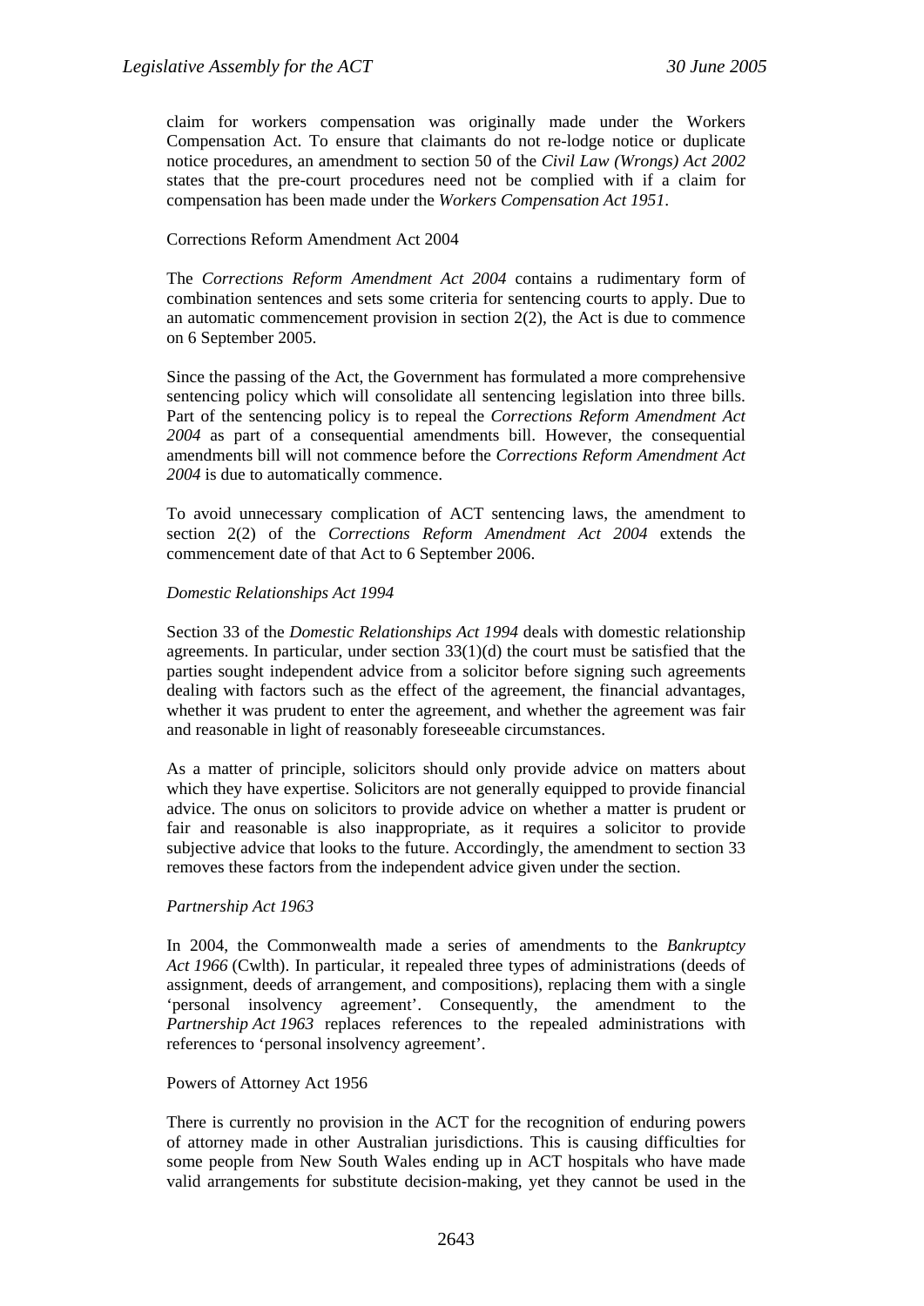claim for workers compensation was originally made under the Workers Compensation Act. To ensure that claimants do not re-lodge notice or duplicate notice procedures, an amendment to section 50 of the *Civil Law (Wrongs) Act 2002* states that the pre-court procedures need not be complied with if a claim for compensation has been made under the *Workers Compensation Act 1951*.

Corrections Reform Amendment Act 2004

The *Corrections Reform Amendment Act 2004* contains a rudimentary form of combination sentences and sets some criteria for sentencing courts to apply. Due to an automatic commencement provision in section 2(2), the Act is due to commence on 6 September 2005.

Since the passing of the Act, the Government has formulated a more comprehensive sentencing policy which will consolidate all sentencing legislation into three bills. Part of the sentencing policy is to repeal the *Corrections Reform Amendment Act 2004* as part of a consequential amendments bill. However, the consequential amendments bill will not commence before the *Corrections Reform Amendment Act 2004* is due to automatically commence.

To avoid unnecessary complication of ACT sentencing laws, the amendment to section 2(2) of the *Corrections Reform Amendment Act 2004* extends the commencement date of that Act to 6 September 2006.

*Domestic Relationships Act 1994*

Section 33 of the *Domestic Relationships Act 1994* deals with domestic relationship agreements. In particular, under section 33(1)(d) the court must be satisfied that the parties sought independent advice from a solicitor before signing such agreements dealing with factors such as the effect of the agreement, the financial advantages, whether it was prudent to enter the agreement, and whether the agreement was fair and reasonable in light of reasonably foreseeable circumstances.

As a matter of principle, solicitors should only provide advice on matters about which they have expertise. Solicitors are not generally equipped to provide financial advice. The onus on solicitors to provide advice on whether a matter is prudent or fair and reasonable is also inappropriate, as it requires a solicitor to provide subjective advice that looks to the future. Accordingly, the amendment to section 33 removes these factors from the independent advice given under the section.

*Partnership Act 1963*

In 2004, the Commonwealth made a series of amendments to the *Bankruptcy Act 1966* (Cwlth). In particular, it repealed three types of administrations (deeds of assignment, deeds of arrangement, and compositions), replacing them with a single 'personal insolvency agreement'. Consequently, the amendment to the *Partnership Act 1963* replaces references to the repealed administrations with references to 'personal insolvency agreement'.

Powers of Attorney Act 1956

There is currently no provision in the ACT for the recognition of enduring powers of attorney made in other Australian jurisdictions. This is causing difficulties for some people from New South Wales ending up in ACT hospitals who have made valid arrangements for substitute decision-making, yet they cannot be used in the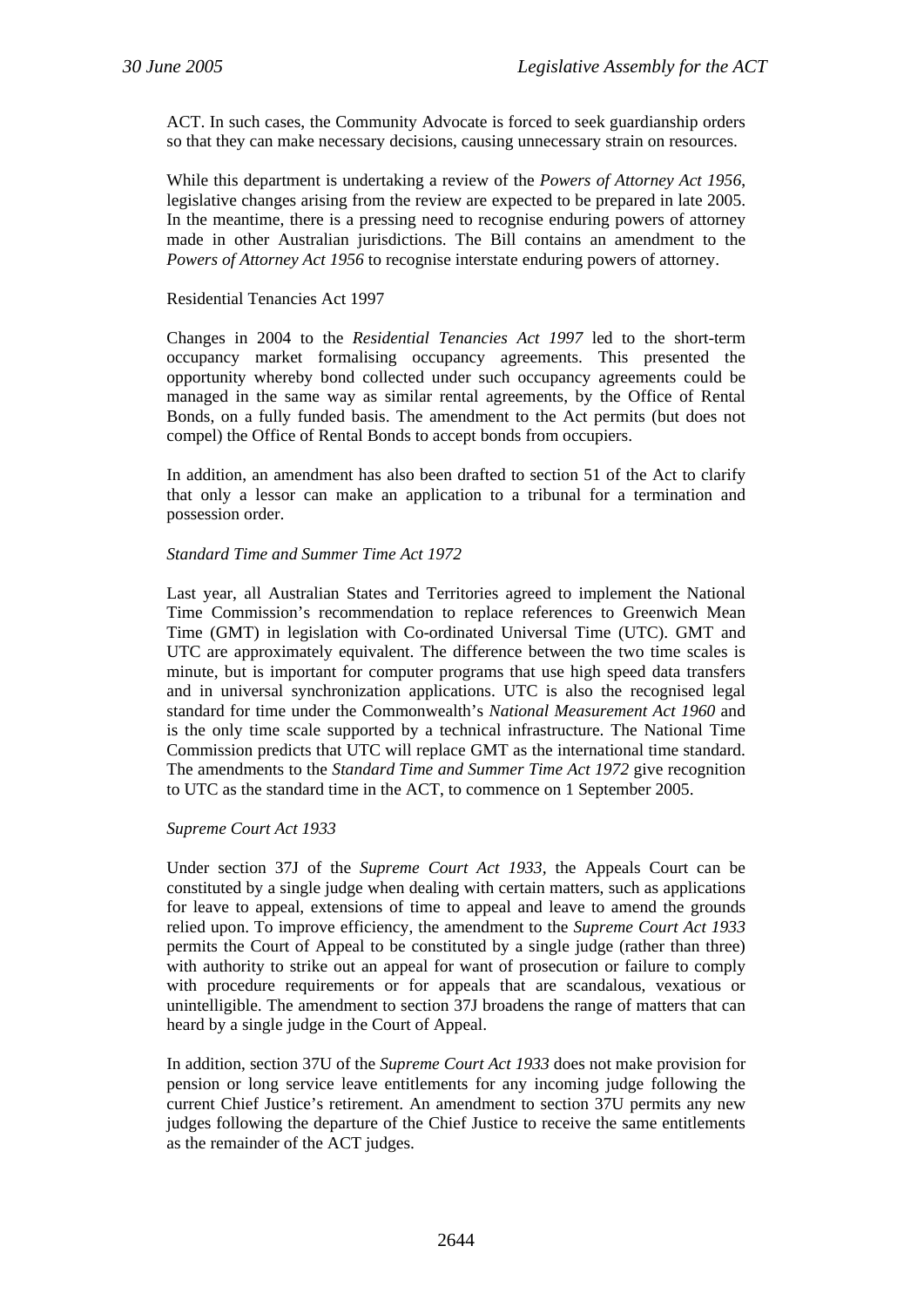ACT. In such cases, the Community Advocate is forced to seek guardianship orders so that they can make necessary decisions, causing unnecessary strain on resources.

While this department is undertaking a review of the *Powers of Attorney Act 1956*, legislative changes arising from the review are expected to be prepared in late 2005. In the meantime, there is a pressing need to recognise enduring powers of attorney made in other Australian jurisdictions. The Bill contains an amendment to the *Powers of Attorney Act 1956* to recognise interstate enduring powers of attorney.

Residential Tenancies Act 1997

Changes in 2004 to the *Residential Tenancies Act 1997* led to the short-term occupancy market formalising occupancy agreements. This presented the opportunity whereby bond collected under such occupancy agreements could be managed in the same way as similar rental agreements, by the Office of Rental Bonds, on a fully funded basis. The amendment to the Act permits (but does not compel) the Office of Rental Bonds to accept bonds from occupiers.

In addition, an amendment has also been drafted to section 51 of the Act to clarify that only a lessor can make an application to a tribunal for a termination and possession order.

*Standard Time and Summer Time Act 1972*

Last year, all Australian States and Territories agreed to implement the National Time Commission's recommendation to replace references to Greenwich Mean Time (GMT) in legislation with Co-ordinated Universal Time (UTC). GMT and UTC are approximately equivalent. The difference between the two time scales is minute, but is important for computer programs that use high speed data transfers and in universal synchronization applications. UTC is also the recognised legal standard for time under the Commonwealth's *National Measurement Act 1960* and is the only time scale supported by a technical infrastructure. The National Time Commission predicts that UTC will replace GMT as the international time standard. The amendments to the *Standard Time and Summer Time Act 1972* give recognition to UTC as the standard time in the ACT, to commence on 1 September 2005.

*Supreme Court Act 1933*

Under section 37J of the *Supreme Court Act 1933*, the Appeals Court can be constituted by a single judge when dealing with certain matters, such as applications for leave to appeal, extensions of time to appeal and leave to amend the grounds relied upon. To improve efficiency, the amendment to the *Supreme Court Act 1933* permits the Court of Appeal to be constituted by a single judge (rather than three) with authority to strike out an appeal for want of prosecution or failure to comply with procedure requirements or for appeals that are scandalous, vexatious or unintelligible. The amendment to section 37J broadens the range of matters that can heard by a single judge in the Court of Appeal.

In addition, section 37U of the *Supreme Court Act 1933* does not make provision for pension or long service leave entitlements for any incoming judge following the current Chief Justice's retirement. An amendment to section 37U permits any new judges following the departure of the Chief Justice to receive the same entitlements as the remainder of the ACT judges.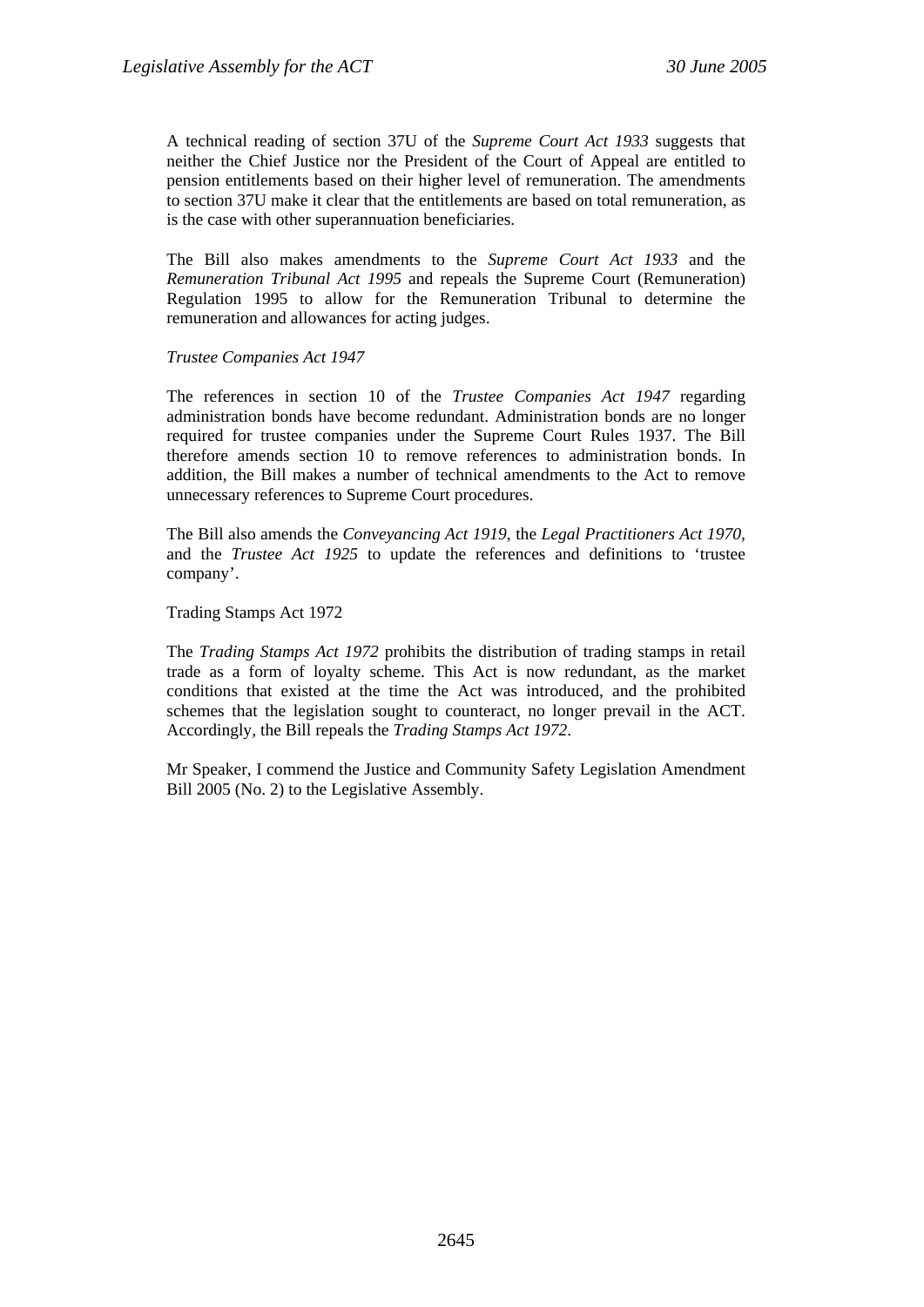A technical reading of section 37U of the *Supreme Court Act 1933* suggests that neither the Chief Justice nor the President of the Court of Appeal are entitled to pension entitlements based on their higher level of remuneration. The amendments to section 37U make it clear that the entitlements are based on total remuneration, as is the case with other superannuation beneficiaries.

The Bill also makes amendments to the *Supreme Court Act 1933* and the *Remuneration Tribunal Act 1995* and repeals the Supreme Court (Remuneration) Regulation 1995 to allow for the Remuneration Tribunal to determine the remuneration and allowances for acting judges.

*Trustee Companies Act 1947*

The references in section 10 of the *Trustee Companies Act 1947* regarding administration bonds have become redundant. Administration bonds are no longer required for trustee companies under the Supreme Court Rules 1937. The Bill therefore amends section 10 to remove references to administration bonds. In addition, the Bill makes a number of technical amendments to the Act to remove unnecessary references to Supreme Court procedures.

The Bill also amends the *Conveyancing Act 1919*, the *Legal Practitioners Act 1970*, and the *Trustee Act 1925* to update the references and definitions to 'trustee company'.

Trading Stamps Act 1972

The *Trading Stamps Act 1972* prohibits the distribution of trading stamps in retail trade as a form of loyalty scheme. This Act is now redundant, as the market conditions that existed at the time the Act was introduced, and the prohibited schemes that the legislation sought to counteract, no longer prevail in the ACT. Accordingly, the Bill repeals the *Trading Stamps Act 1972*.

Mr Speaker, I commend the Justice and Community Safety Legislation Amendment Bill 2005 (No. 2) to the Legislative Assembly.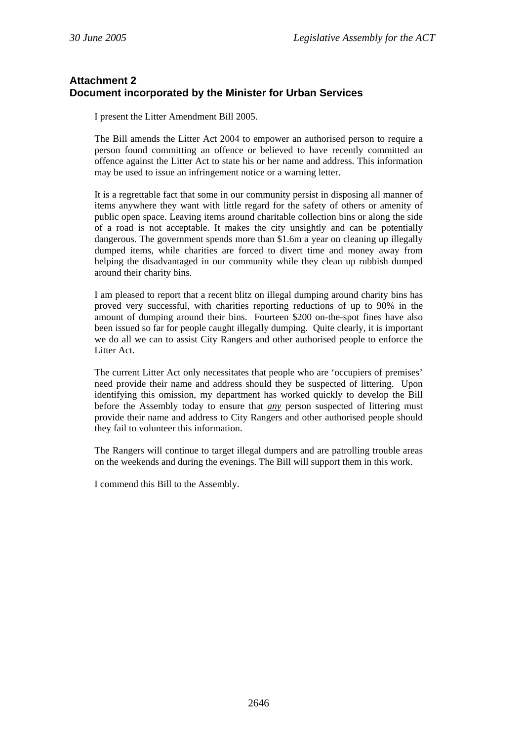## Attachment 2
## Document incorporated by the Minister for Urban Services

I present the Litter Amendment Bill 2005.

The Bill amends the Litter Act 2004 to empower an authorised person to require a person found committing an offence or believed to have recently committed an offence against the Litter Act to state his or her name and address. This information may be used to issue an infringement notice or a warning letter.

It is a regrettable fact that some in our community persist in disposing all manner of items anywhere they want with little regard for the safety of others or amenity of public open space. Leaving items around charitable collection bins or along the side of a road is not acceptable. It makes the city unsightly and can be potentially dangerous. The government spends more than $1.6m a year on cleaning up illegally dumped items, while charities are forced to divert time and money away from helping the disadvantaged in our community while they clean up rubbish dumped around their charity bins.

I am pleased to report that a recent blitz on illegal dumping around charity bins has proved very successful, with charities reporting reductions of up to 90% in the amount of dumping around their bins. Fourteen $200 on-the-spot fines have also been issued so far for people caught illegally dumping. Quite clearly, it is important we do all we can to assist City Rangers and other authorised people to enforce the Litter Act.

The current Litter Act only necessitates that people who are 'occupiers of premises' need provide their name and address should they be suspected of littering. Upon identifying this omission, my department has worked quickly to develop the Bill before the Assembly today to ensure that ***any*** person suspected of littering must provide their name and address to City Rangers and other authorised people should they fail to volunteer this information.

The Rangers will continue to target illegal dumpers and are patrolling trouble areas on the weekends and during the evenings. The Bill will support them in this work.

I commend this Bill to the Assembly.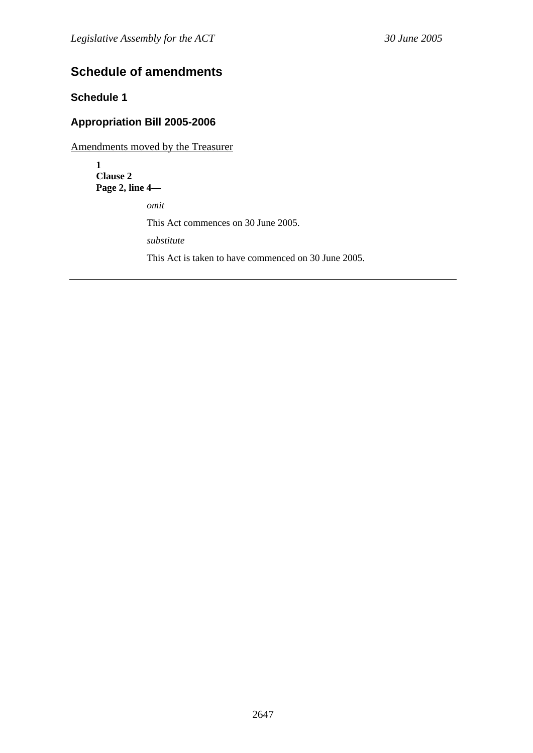## Schedule of amendments

### Schedule 1

### Appropriation Bill 2005-2006

Amendments moved by the Treasurer

**1**
**Clause 2**
**Page 2, line 4—**

*omit*

This Act commences on 30 June 2005.

*substitute*

This Act is taken to have commenced on 30 June 2005.